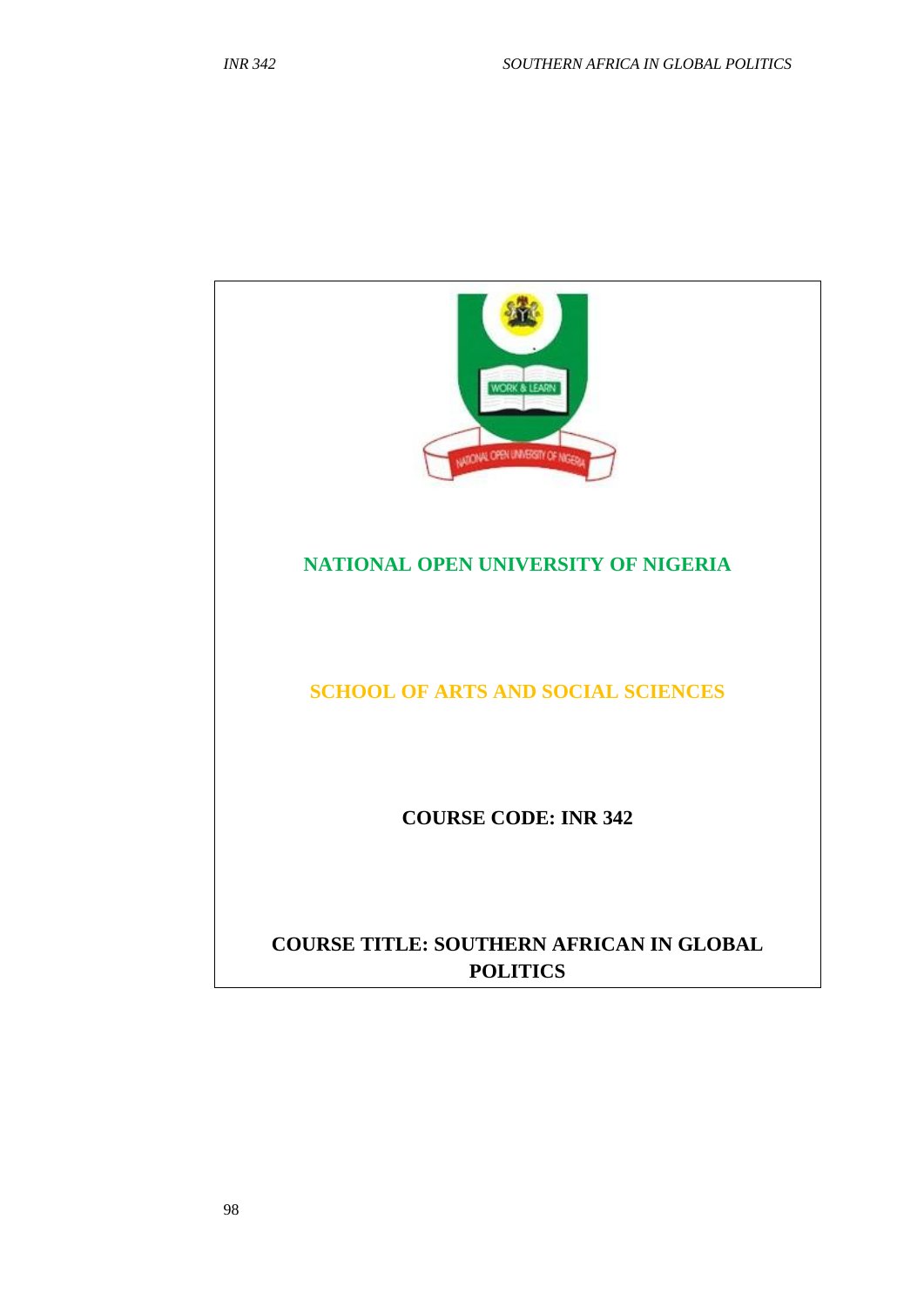# NATIONAL OPEN UNIVERSITY OF NIGERIA

## SCHOOL OF ARTS AND SOCIAL SCIENCES

**COURSE CODE: INR 342**

**COURSE TITLE: SOUTHERN AFRICAN IN GLOBAL POLITICS**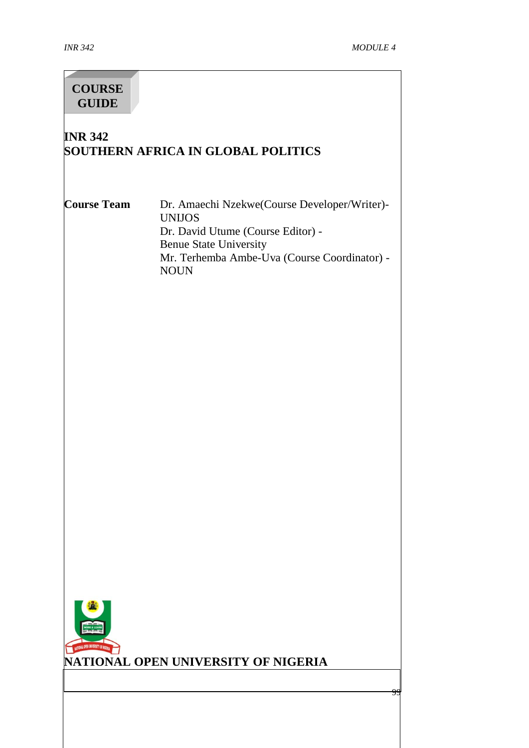**COURSE GUIDE**

# INR 342
# SOUTHERN AFRICA IN GLOBAL POLITICS

| **Course Team** | Dr. Amaechi Nzekwe(Course Developer/Writer)- UNIJOS<br>Dr. David Utume (Course Editor) - Benue State University<br>Mr. Terhemba Ambe-Uva (Course Coordinator) - NOUN |
|---|---|

**NATIONAL OPEN UNIVERSITY OF NIGERIA**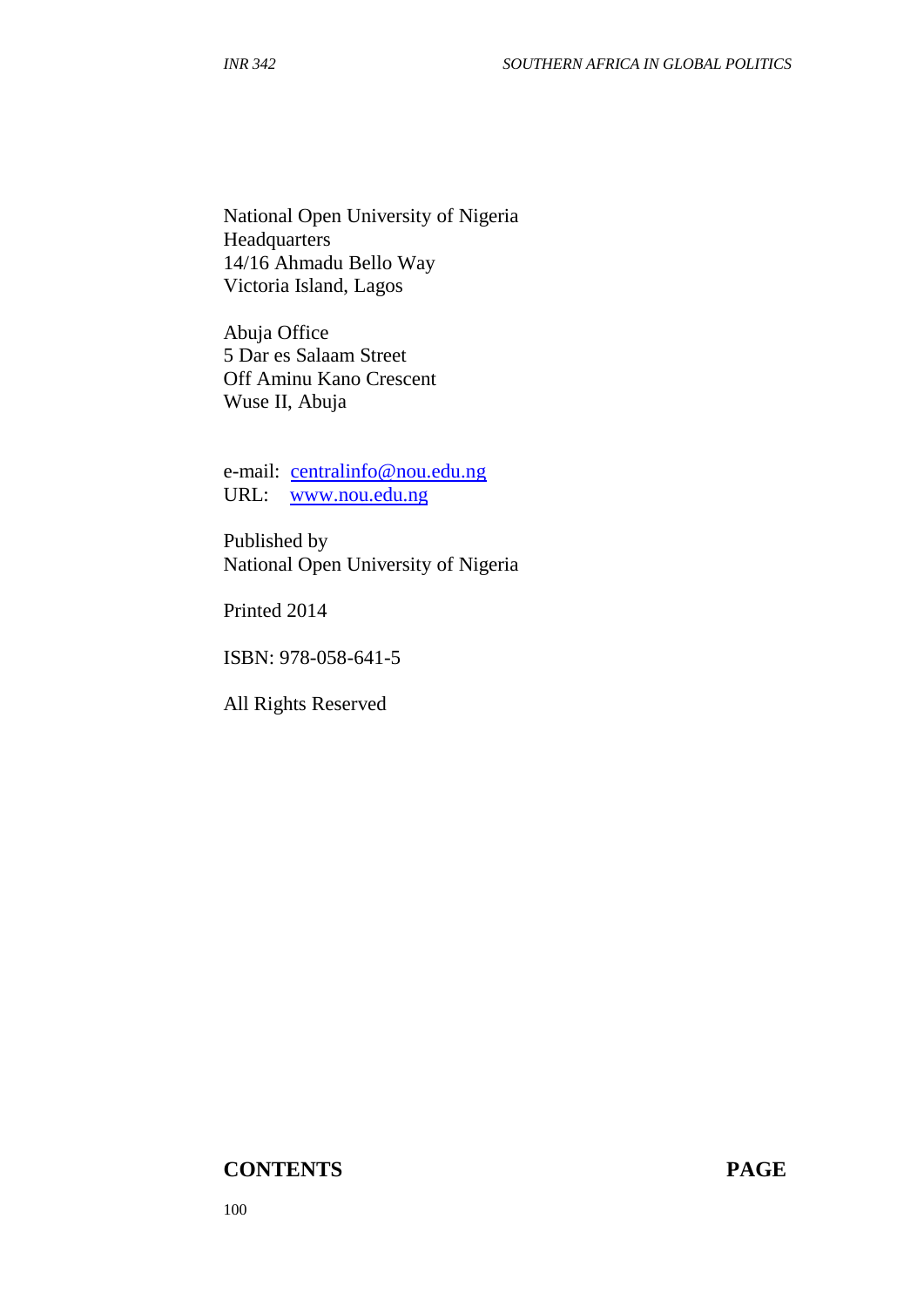National Open University of Nigeria
Headquarters
14/16 Ahmadu Bello Way
Victoria Island, Lagos

Abuja Office
5 Dar es Salaam Street
Off Aminu Kano Crescent
Wuse II, Abuja

e-mail: centralinfo@nou.edu.ng
URL: www.nou.edu.ng

Published by
National Open University of Nigeria

Printed 2014

ISBN: 978-058-641-5

All Rights Reserved

**CONTENTS** **PAGE**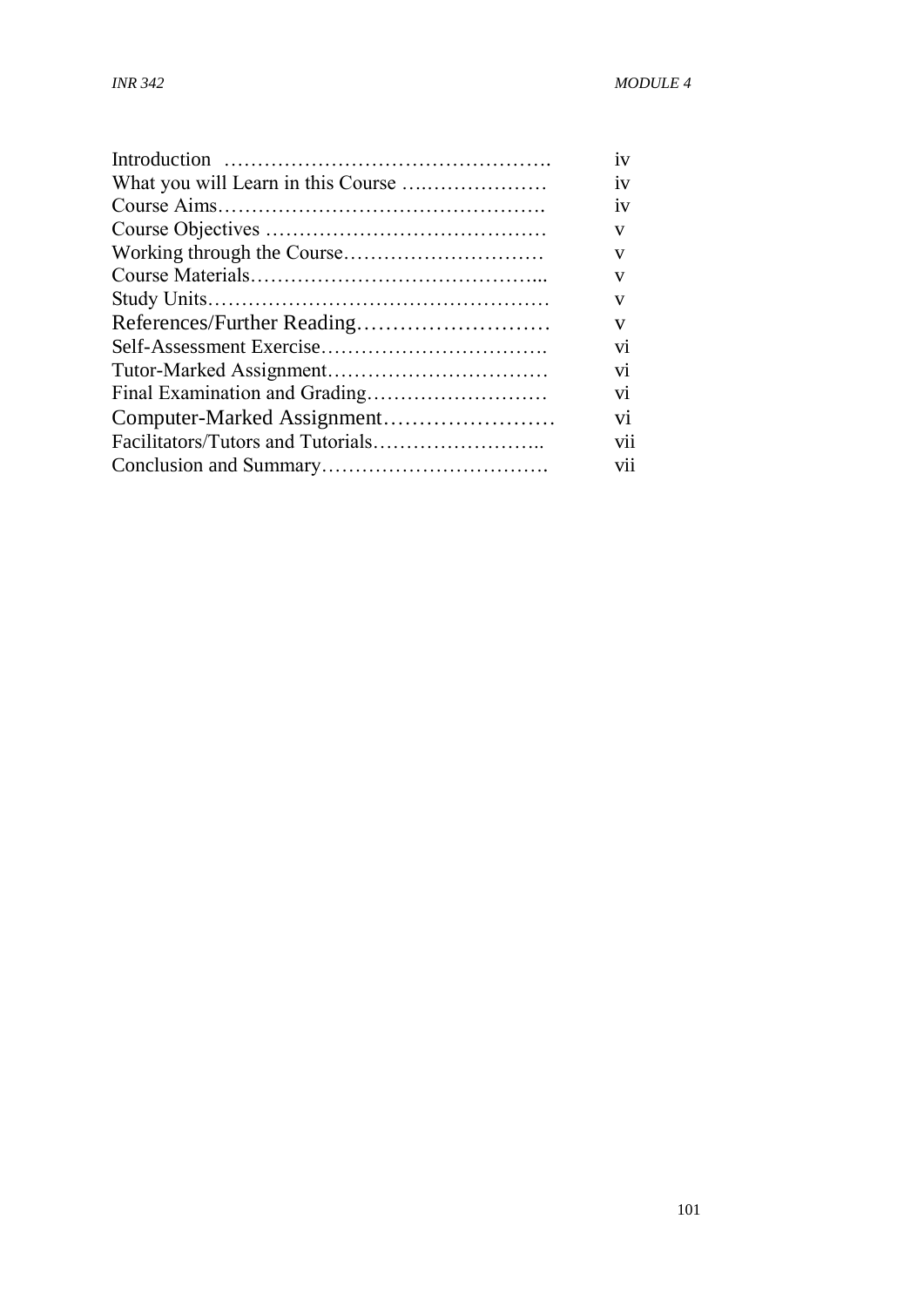| | |
|---|---|
| Introduction | iv |
| What you will Learn in this Course | iv |
| Course Aims | iv |
| Course Objectives | v |
| Working through the Course | v |
| Course Materials | v |
| Study Units | v |
| References/Further Reading | v |
| Self-Assessment Exercise | vi |
| Tutor-Marked Assignment | vi |
| Final Examination and Grading | vi |
| Computer-Marked Assignment | vi |
| Facilitators/Tutors and Tutorials | vii |
| Conclusion and Summary | vii |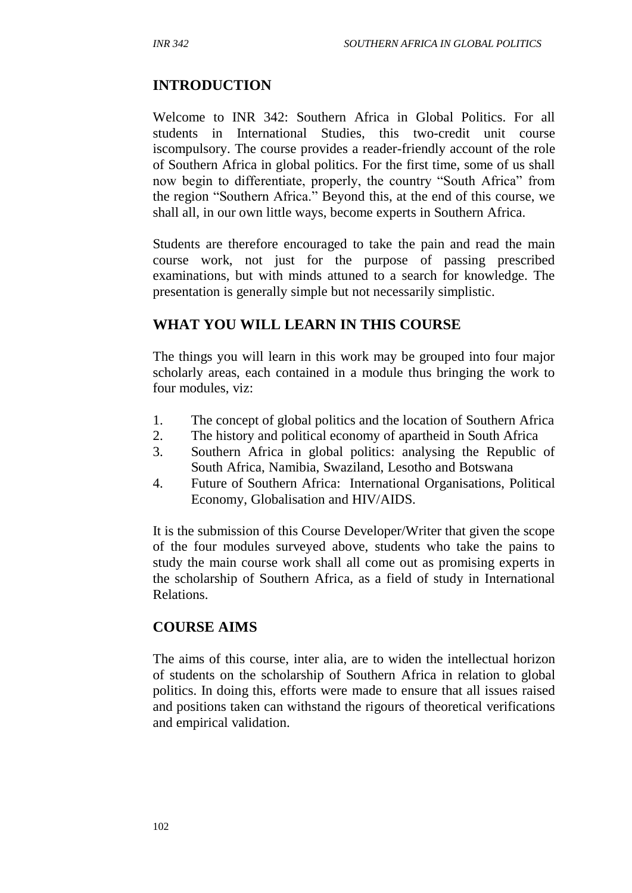## INTRODUCTION

Welcome to INR 342: Southern Africa in Global Politics. For all students in International Studies, this two-credit unit course iscompulsory. The course provides a reader-friendly account of the role of Southern Africa in global politics. For the first time, some of us shall now begin to differentiate, properly, the country "South Africa" from the region "Southern Africa." Beyond this, at the end of this course, we shall all, in our own little ways, become experts in Southern Africa.

Students are therefore encouraged to take the pain and read the main course work, not just for the purpose of passing prescribed examinations, but with minds attuned to a search for knowledge. The presentation is generally simple but not necessarily simplistic.

## WHAT YOU WILL LEARN IN THIS COURSE

The things you will learn in this work may be grouped into four major scholarly areas, each contained in a module thus bringing the work to four modules, viz:

1. The concept of global politics and the location of Southern Africa
2. The history and political economy of apartheid in South Africa
3. Southern Africa in global politics: analysing the Republic of South Africa, Namibia, Swaziland, Lesotho and Botswana
4. Future of Southern Africa: International Organisations, Political Economy, Globalisation and HIV/AIDS.

It is the submission of this Course Developer/Writer that given the scope of the four modules surveyed above, students who take the pains to study the main course work shall all come out as promising experts in the scholarship of Southern Africa, as a field of study in International Relations.

## COURSE AIMS

The aims of this course, inter alia, are to widen the intellectual horizon of students on the scholarship of Southern Africa in relation to global politics. In doing this, efforts were made to ensure that all issues raised and positions taken can withstand the rigours of theoretical verifications and empirical validation.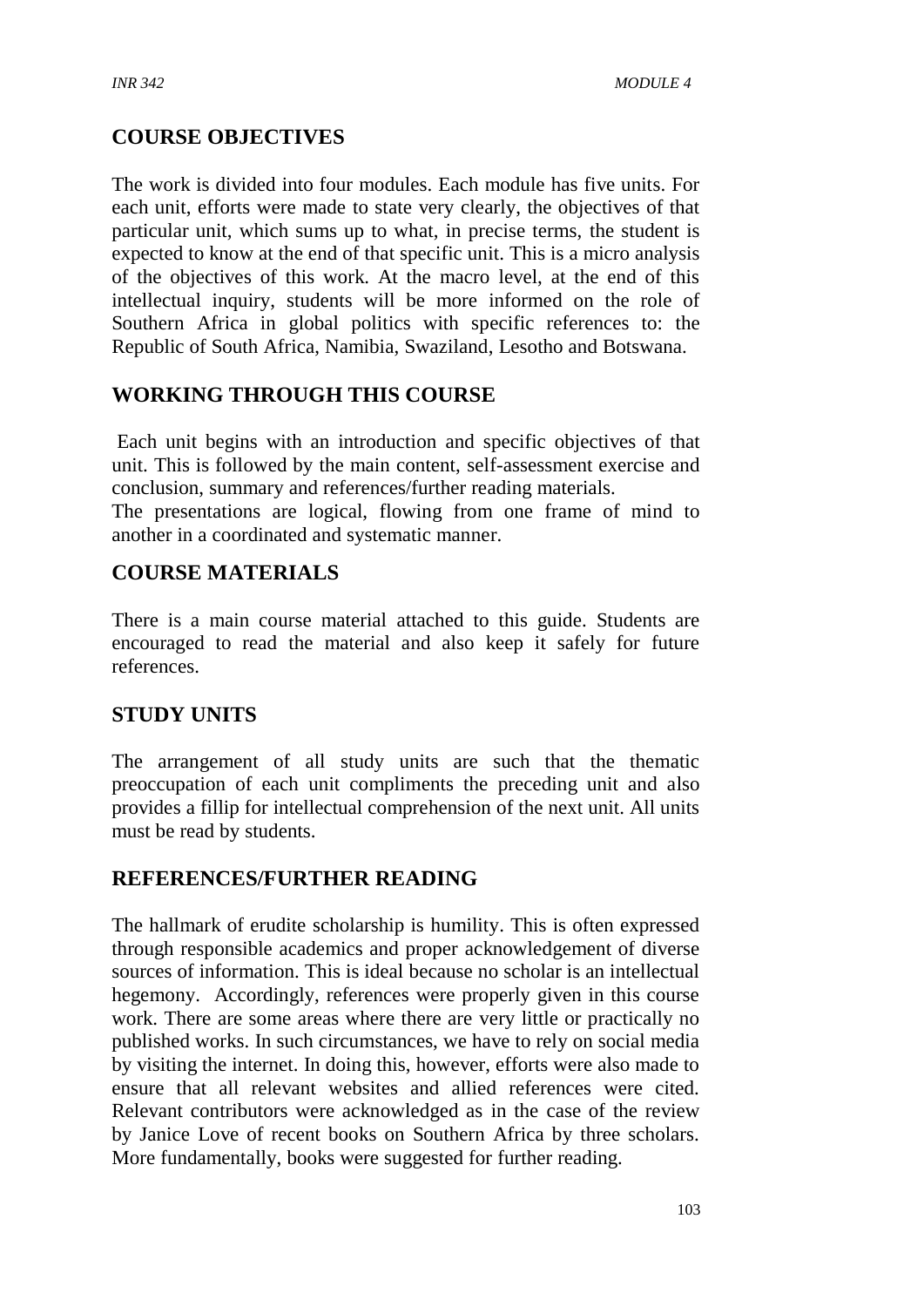## COURSE OBJECTIVES

The work is divided into four modules. Each module has five units. For each unit, efforts were made to state very clearly, the objectives of that particular unit, which sums up to what, in precise terms, the student is expected to know at the end of that specific unit. This is a micro analysis of the objectives of this work. At the macro level, at the end of this intellectual inquiry, students will be more informed on the role of Southern Africa in global politics with specific references to: the Republic of South Africa, Namibia, Swaziland, Lesotho and Botswana.

## WORKING THROUGH THIS COURSE

Each unit begins with an introduction and specific objectives of that unit. This is followed by the main content, self-assessment exercise and conclusion, summary and references/further reading materials.
The presentations are logical, flowing from one frame of mind to another in a coordinated and systematic manner.

## COURSE MATERIALS

There is a main course material attached to this guide. Students are encouraged to read the material and also keep it safely for future references.

## STUDY UNITS

The arrangement of all study units are such that the thematic preoccupation of each unit compliments the preceding unit and also provides a fillip for intellectual comprehension of the next unit. All units must be read by students.

## REFERENCES/FURTHER READING

The hallmark of erudite scholarship is humility. This is often expressed through responsible academics and proper acknowledgement of diverse sources of information. This is ideal because no scholar is an intellectual hegemony. Accordingly, references were properly given in this course work. There are some areas where there are very little or practically no published works. In such circumstances, we have to rely on social media by visiting the internet. In doing this, however, efforts were also made to ensure that all relevant websites and allied references were cited. Relevant contributors were acknowledged as in the case of the review by Janice Love of recent books on Southern Africa by three scholars. More fundamentally, books were suggested for further reading.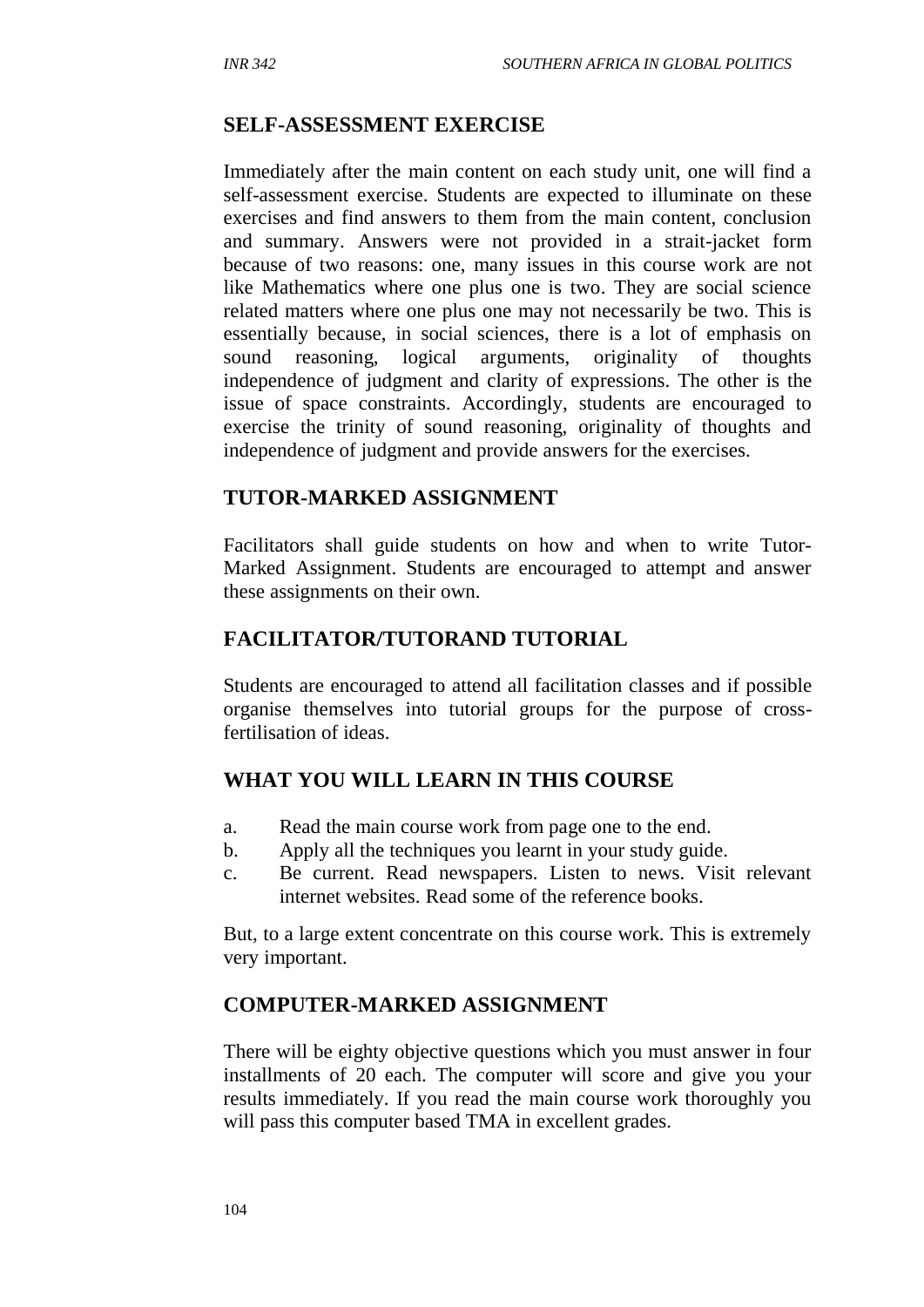## SELF-ASSESSMENT EXERCISE

Immediately after the main content on each study unit, one will find a self-assessment exercise. Students are expected to illuminate on these exercises and find answers to them from the main content, conclusion and summary. Answers were not provided in a strait-jacket form because of two reasons: one, many issues in this course work are not like Mathematics where one plus one is two. They are social science related matters where one plus one may not necessarily be two. This is essentially because, in social sciences, there is a lot of emphasis on sound reasoning, logical arguments, originality of thoughts independence of judgment and clarity of expressions. The other is the issue of space constraints. Accordingly, students are encouraged to exercise the trinity of sound reasoning, originality of thoughts and independence of judgment and provide answers for the exercises.

## TUTOR-MARKED ASSIGNMENT

Facilitators shall guide students on how and when to write Tutor-Marked Assignment. Students are encouraged to attempt and answer these assignments on their own.

## FACILITATOR/TUTORAND TUTORIAL

Students are encouraged to attend all facilitation classes and if possible organise themselves into tutorial groups for the purpose of cross-fertilisation of ideas.

## WHAT YOU WILL LEARN IN THIS COURSE

a. Read the main course work from page one to the end.
b. Apply all the techniques you learnt in your study guide.
c. Be current. Read newspapers. Listen to news. Visit relevant internet websites. Read some of the reference books.

But, to a large extent concentrate on this course work. This is extremely very important.

## COMPUTER-MARKED ASSIGNMENT

There will be eighty objective questions which you must answer in four installments of 20 each. The computer will score and give you your results immediately. If you read the main course work thoroughly you will pass this computer based TMA in excellent grades.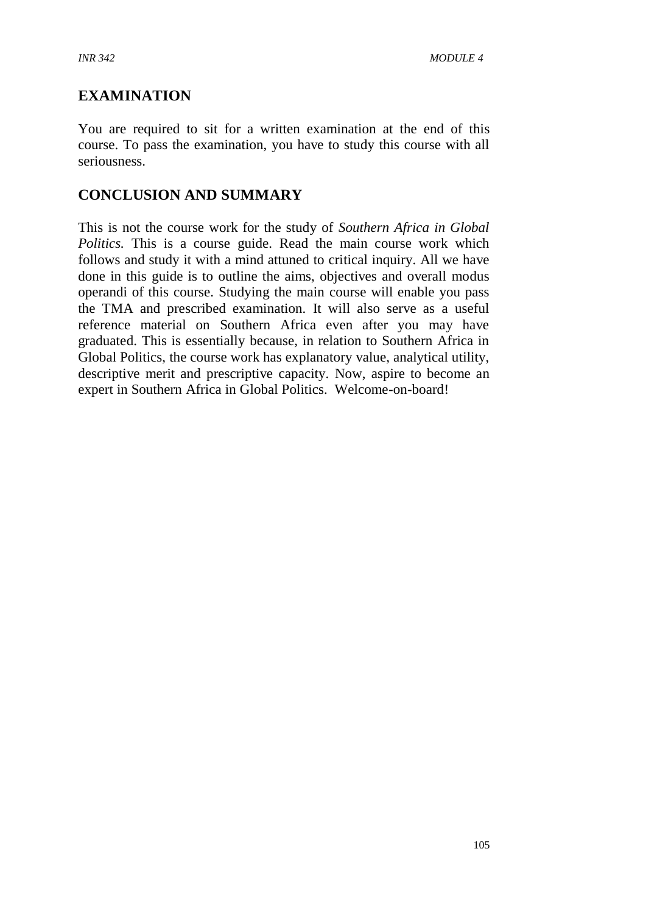## EXAMINATION

You are required to sit for a written examination at the end of this course. To pass the examination, you have to study this course with all seriousness.

## CONCLUSION AND SUMMARY

This is not the course work for the study of *Southern Africa in Global Politics.* This is a course guide. Read the main course work which follows and study it with a mind attuned to critical inquiry. All we have done in this guide is to outline the aims, objectives and overall modus operandi of this course. Studying the main course will enable you pass the TMA and prescribed examination. It will also serve as a useful reference material on Southern Africa even after you may have graduated. This is essentially because, in relation to Southern Africa in Global Politics, the course work has explanatory value, analytical utility, descriptive merit and prescriptive capacity. Now, aspire to become an expert in Southern Africa in Global Politics. Welcome-on-board!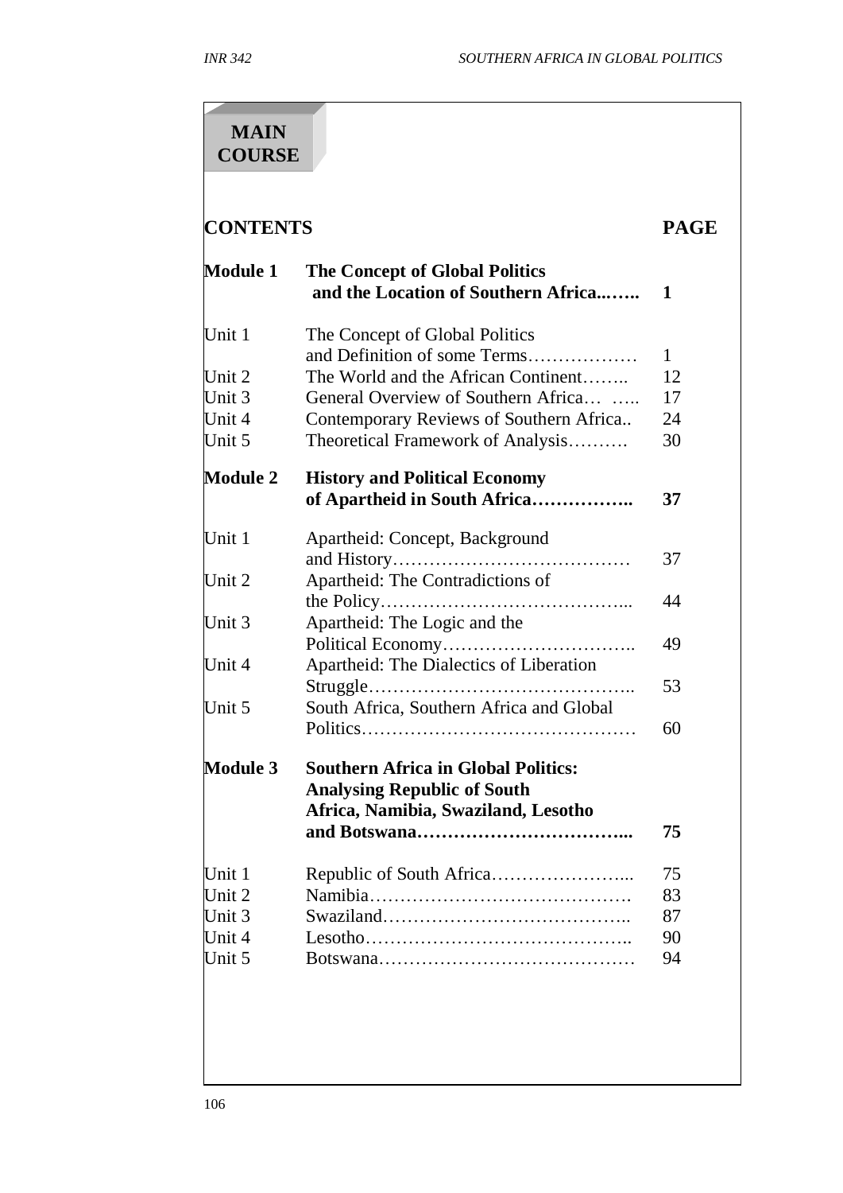# MAIN COURSE

| CONTENTS | | PAGE |
|---|---|---|
| **Module 1** | **The Concept of Global Politics and the Location of Southern Africa...….** | **1** |
| Unit 1 | The Concept of Global Politics and Definition of some Terms……………… | 1 |
| Unit 2 | The World and the African Continent…….. | 12 |
| Unit 3 | General Overview of Southern Africa… ….. | 17 |
| Unit 4 | Contemporary Reviews of Southern Africa.. | 24 |
| Unit 5 | Theoretical Framework of Analysis………. | 30 |
| **Module 2** | **History and Political Economy of Apartheid in South Africa……………..** | **37** |
| Unit 1 | Apartheid: Concept, Background and History………………………………… | 37 |
| Unit 2 | Apartheid: The Contradictions of the Policy…………………………………... | 44 |
| Unit 3 | Apartheid: The Logic and the Political Economy………………………….. | 49 |
| Unit 4 | Apartheid: The Dialectics of Liberation Struggle…………………………………….. | 53 |
| Unit 5 | South Africa, Southern Africa and Global Politics……………………………………… | 60 |
| **Module 3** | **Southern Africa in Global Politics: Analysing Republic of South Africa, Namibia, Swaziland, Lesotho and Botswana……………………………...** | **75** |
| Unit 1 | Republic of South Africa…………………... | 75 |
| Unit 2 | Namibia……………………………………. | 83 |
| Unit 3 | Swaziland………………………………….. | 87 |
| Unit 4 | Lesotho…………………………………….. | 90 |
| Unit 5 | Botswana…………………………………… | 94 |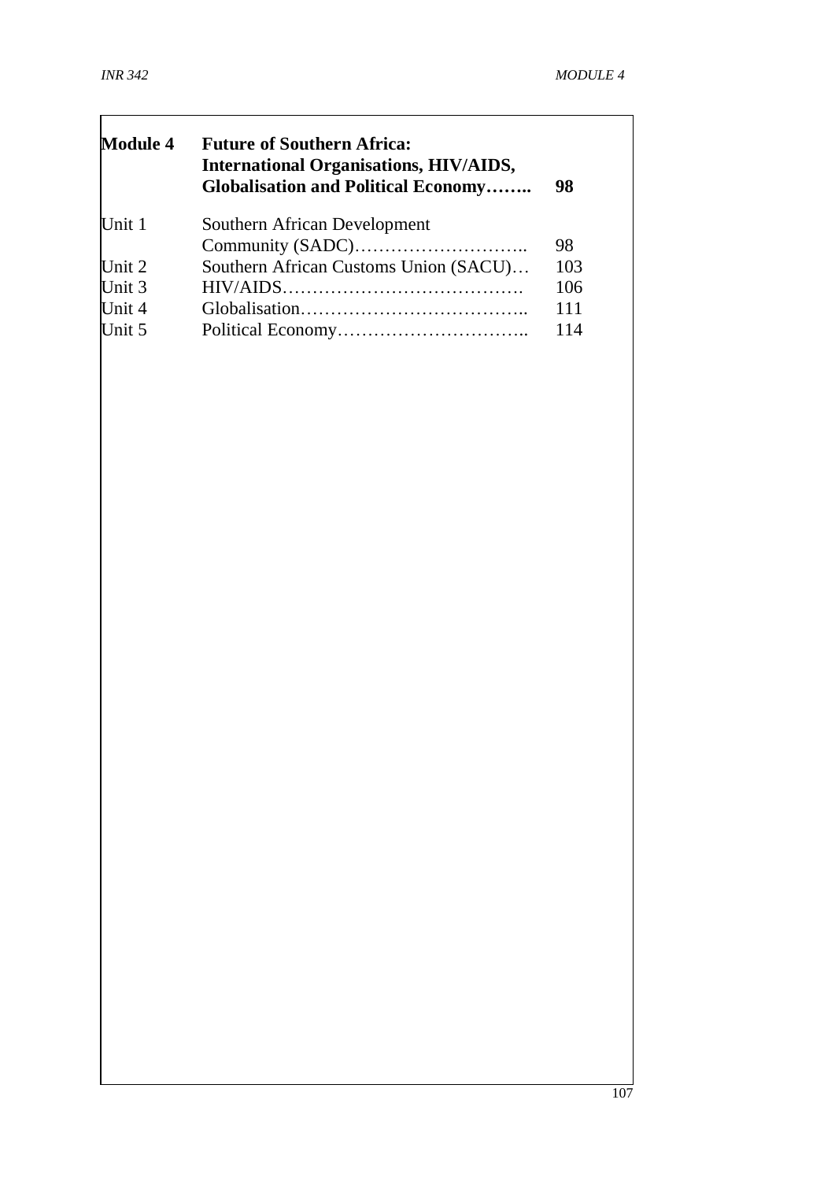| Module 4 | Future of Southern Africa: International Organisations, HIV/AIDS, Globalisation and Political Economy…….. | 98 |
|---|---|---|
| Unit 1 | Southern African Development Community (SADC)……………………….. | 98 |
| Unit 2 | Southern African Customs Union (SACU)… | 103 |
| Unit 3 | HIV/AIDS…………………………………. | 106 |
| Unit 4 | Globalisation……………………………….. | 111 |
| Unit 5 | Political Economy………………………….. | 114 |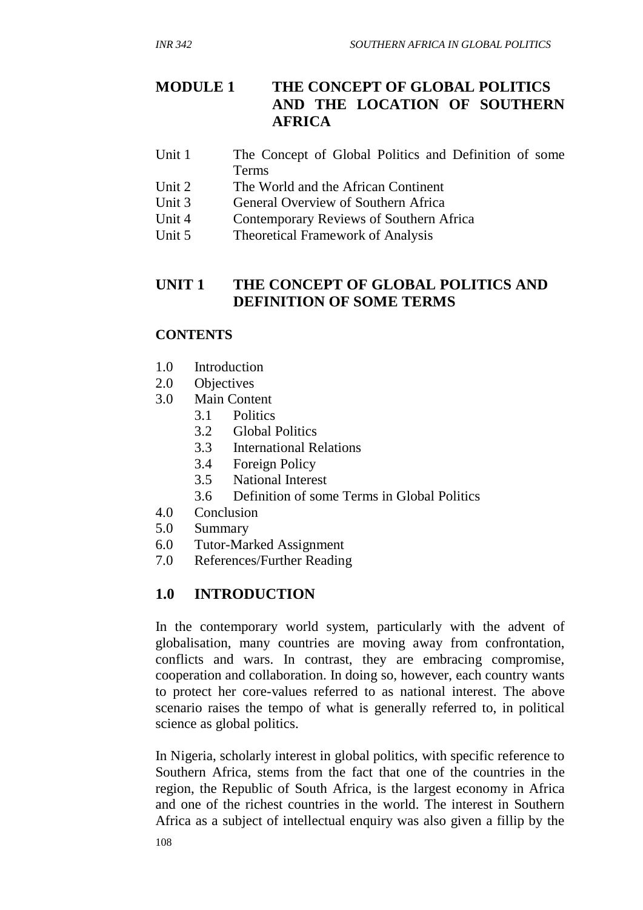# MODULE 1 THE CONCEPT OF GLOBAL POLITICS AND THE LOCATION OF SOUTHERN AFRICA

Unit 1 The Concept of Global Politics and Definition of some Terms
Unit 2 The World and the African Continent
Unit 3 General Overview of Southern Africa
Unit 4 Contemporary Reviews of Southern Africa
Unit 5 Theoretical Framework of Analysis

## UNIT 1 THE CONCEPT OF GLOBAL POLITICS AND DEFINITION OF SOME TERMS

### CONTENTS

1.0 Introduction
2.0 Objectives
3.0 Main Content
  3.1 Politics
  3.2 Global Politics
  3.3 International Relations
  3.4 Foreign Policy
  3.5 National Interest
  3.6 Definition of some Terms in Global Politics
4.0 Conclusion
5.0 Summary
6.0 Tutor-Marked Assignment
7.0 References/Further Reading

## 1.0 INTRODUCTION

In the contemporary world system, particularly with the advent of globalisation, many countries are moving away from confrontation, conflicts and wars. In contrast, they are embracing compromise, cooperation and collaboration. In doing so, however, each country wants to protect her core-values referred to as national interest. The above scenario raises the tempo of what is generally referred to, in political science as global politics.

In Nigeria, scholarly interest in global politics, with specific reference to Southern Africa, stems from the fact that one of the countries in the region, the Republic of South Africa, is the largest economy in Africa and one of the richest countries in the world. The interest in Southern Africa as a subject of intellectual enquiry was also given a fillip by the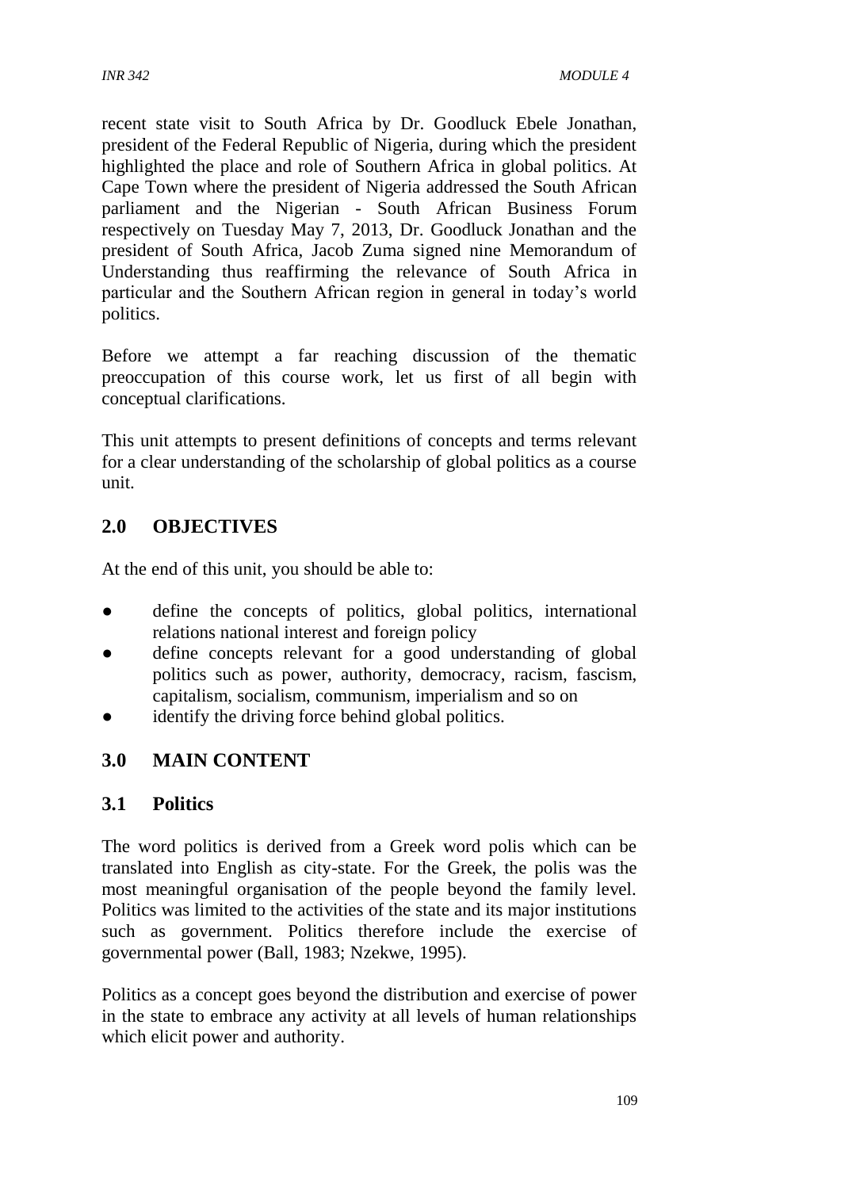recent state visit to South Africa by Dr. Goodluck Ebele Jonathan, president of the Federal Republic of Nigeria, during which the president highlighted the place and role of Southern Africa in global politics. At Cape Town where the president of Nigeria addressed the South African parliament and the Nigerian - South African Business Forum respectively on Tuesday May 7, 2013, Dr. Goodluck Jonathan and the president of South Africa, Jacob Zuma signed nine Memorandum of Understanding thus reaffirming the relevance of South Africa in particular and the Southern African region in general in today's world politics.

Before we attempt a far reaching discussion of the thematic preoccupation of this course work, let us first of all begin with conceptual clarifications.

This unit attempts to present definitions of concepts and terms relevant for a clear understanding of the scholarship of global politics as a course unit.

## 2.0 OBJECTIVES

At the end of this unit, you should be able to:

- define the concepts of politics, global politics, international relations national interest and foreign policy
- define concepts relevant for a good understanding of global politics such as power, authority, democracy, racism, fascism, capitalism, socialism, communism, imperialism and so on
- identify the driving force behind global politics.

## 3.0 MAIN CONTENT

### 3.1 Politics

The word politics is derived from a Greek word polis which can be translated into English as city-state. For the Greek, the polis was the most meaningful organisation of the people beyond the family level. Politics was limited to the activities of the state and its major institutions such as government. Politics therefore include the exercise of governmental power (Ball, 1983; Nzekwe, 1995).

Politics as a concept goes beyond the distribution and exercise of power in the state to embrace any activity at all levels of human relationships which elicit power and authority.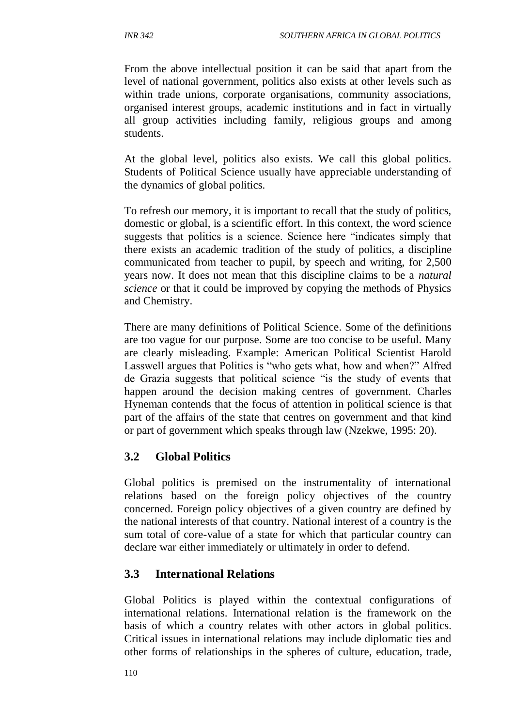From the above intellectual position it can be said that apart from the level of national government, politics also exists at other levels such as within trade unions, corporate organisations, community associations, organised interest groups, academic institutions and in fact in virtually all group activities including family, religious groups and among students.

At the global level, politics also exists. We call this global politics. Students of Political Science usually have appreciable understanding of the dynamics of global politics.

To refresh our memory, it is important to recall that the study of politics, domestic or global, is a scientific effort. In this context, the word science suggests that politics is a science. Science here "indicates simply that there exists an academic tradition of the study of politics, a discipline communicated from teacher to pupil, by speech and writing, for 2,500 years now. It does not mean that this discipline claims to be a *natural science* or that it could be improved by copying the methods of Physics and Chemistry.

There are many definitions of Political Science. Some of the definitions are too vague for our purpose. Some are too concise to be useful. Many are clearly misleading. Example: American Political Scientist Harold Lasswell argues that Politics is "who gets what, how and when?" Alfred de Grazia suggests that political science "is the study of events that happen around the decision making centres of government. Charles Hyneman contends that the focus of attention in political science is that part of the affairs of the state that centres on government and that kind or part of government which speaks through law (Nzekwe, 1995: 20).

## 3.2 Global Politics

Global politics is premised on the instrumentality of international relations based on the foreign policy objectives of the country concerned. Foreign policy objectives of a given country are defined by the national interests of that country. National interest of a country is the sum total of core-value of a state for which that particular country can declare war either immediately or ultimately in order to defend.

## 3.3 International Relations

Global Politics is played within the contextual configurations of international relations. International relation is the framework on the basis of which a country relates with other actors in global politics. Critical issues in international relations may include diplomatic ties and other forms of relationships in the spheres of culture, education, trade,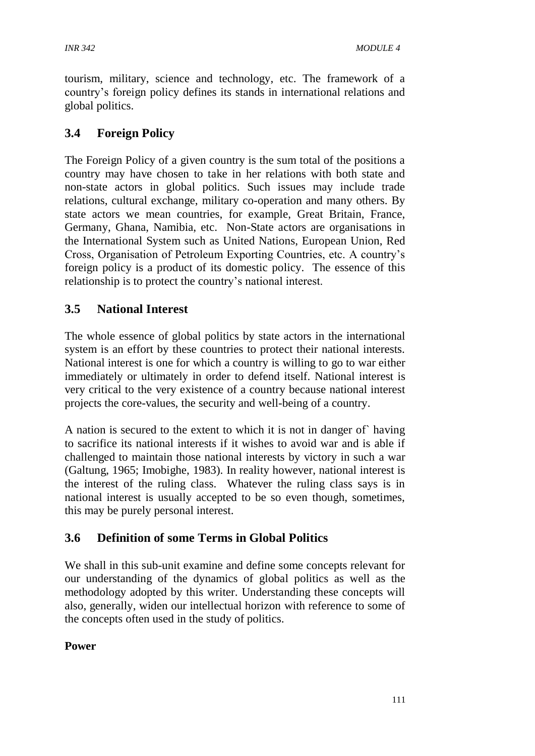tourism, military, science and technology, etc. The framework of a country's foreign policy defines its stands in international relations and global politics.

## 3.4 Foreign Policy

The Foreign Policy of a given country is the sum total of the positions a country may have chosen to take in her relations with both state and non-state actors in global politics. Such issues may include trade relations, cultural exchange, military co-operation and many others. By state actors we mean countries, for example, Great Britain, France, Germany, Ghana, Namibia, etc. Non-State actors are organisations in the International System such as United Nations, European Union, Red Cross, Organisation of Petroleum Exporting Countries, etc. A country's foreign policy is a product of its domestic policy. The essence of this relationship is to protect the country's national interest.

## 3.5 National Interest

The whole essence of global politics by state actors in the international system is an effort by these countries to protect their national interests. National interest is one for which a country is willing to go to war either immediately or ultimately in order to defend itself. National interest is very critical to the very existence of a country because national interest projects the core-values, the security and well-being of a country.

A nation is secured to the extent to which it is not in danger of` having to sacrifice its national interests if it wishes to avoid war and is able if challenged to maintain those national interests by victory in such a war (Galtung, 1965; Imobighe, 1983). In reality however, national interest is the interest of the ruling class. Whatever the ruling class says is in national interest is usually accepted to be so even though, sometimes, this may be purely personal interest.

## 3.6 Definition of some Terms in Global Politics

We shall in this sub-unit examine and define some concepts relevant for our understanding of the dynamics of global politics as well as the methodology adopted by this writer. Understanding these concepts will also, generally, widen our intellectual horizon with reference to some of the concepts often used in the study of politics.

**Power**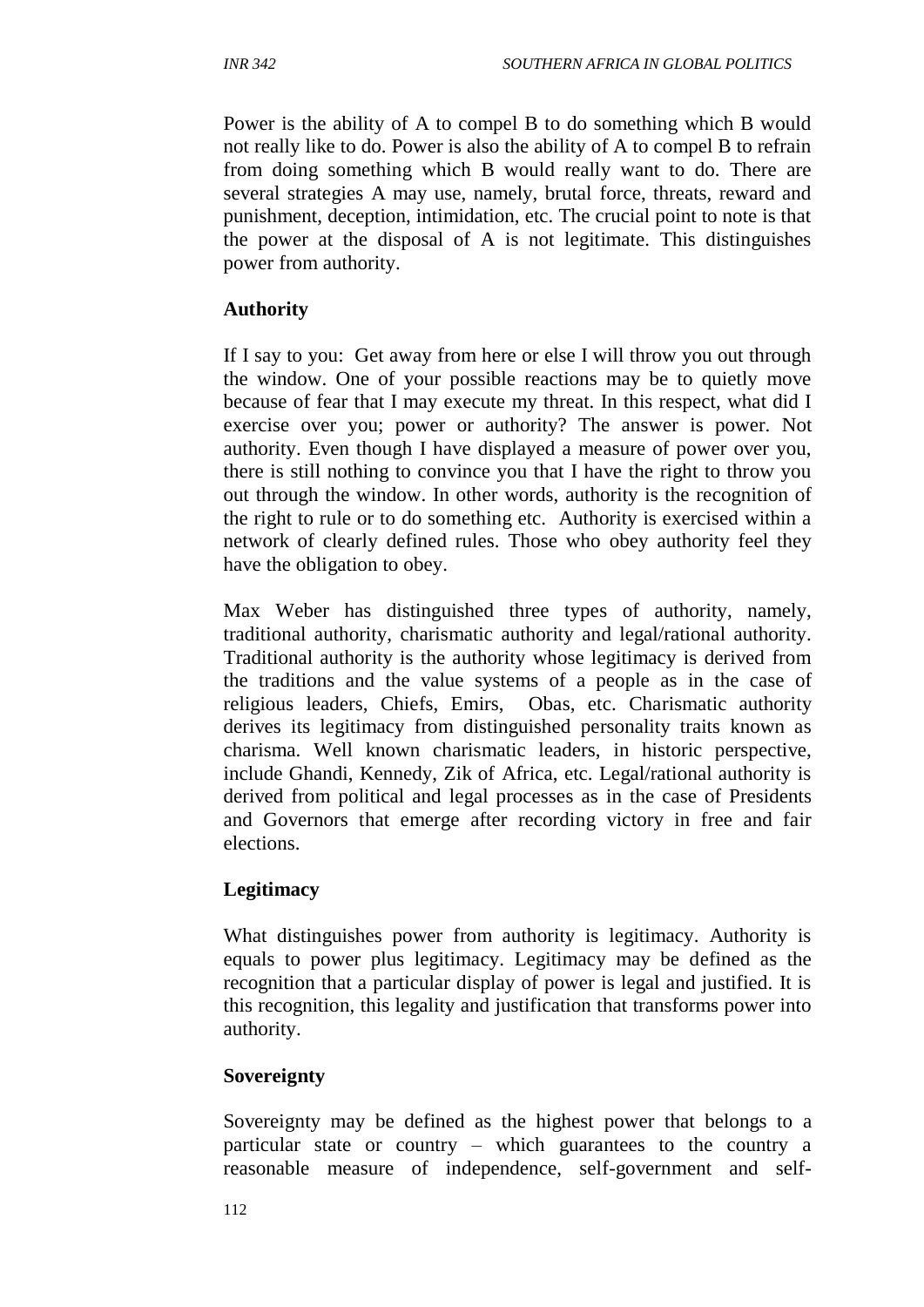Power is the ability of A to compel B to do something which B would not really like to do. Power is also the ability of A to compel B to refrain from doing something which B would really want to do. There are several strategies A may use, namely, brutal force, threats, reward and punishment, deception, intimidation, etc. The crucial point to note is that the power at the disposal of A is not legitimate. This distinguishes power from authority.

**Authority**

If I say to you: Get away from here or else I will throw you out through the window. One of your possible reactions may be to quietly move because of fear that I may execute my threat. In this respect, what did I exercise over you; power or authority? The answer is power. Not authority. Even though I have displayed a measure of power over you, there is still nothing to convince you that I have the right to throw you out through the window. In other words, authority is the recognition of the right to rule or to do something etc. Authority is exercised within a network of clearly defined rules. Those who obey authority feel they have the obligation to obey.

Max Weber has distinguished three types of authority, namely, traditional authority, charismatic authority and legal/rational authority. Traditional authority is the authority whose legitimacy is derived from the traditions and the value systems of a people as in the case of religious leaders, Chiefs, Emirs, Obas, etc. Charismatic authority derives its legitimacy from distinguished personality traits known as charisma. Well known charismatic leaders, in historic perspective, include Ghandi, Kennedy, Zik of Africa, etc. Legal/rational authority is derived from political and legal processes as in the case of Presidents and Governors that emerge after recording victory in free and fair elections.

**Legitimacy**

What distinguishes power from authority is legitimacy. Authority is equals to power plus legitimacy. Legitimacy may be defined as the recognition that a particular display of power is legal and justified. It is this recognition, this legality and justification that transforms power into authority.

**Sovereignty**

Sovereignty may be defined as the highest power that belongs to a particular state or country – which guarantees to the country a reasonable measure of independence, self-government and self-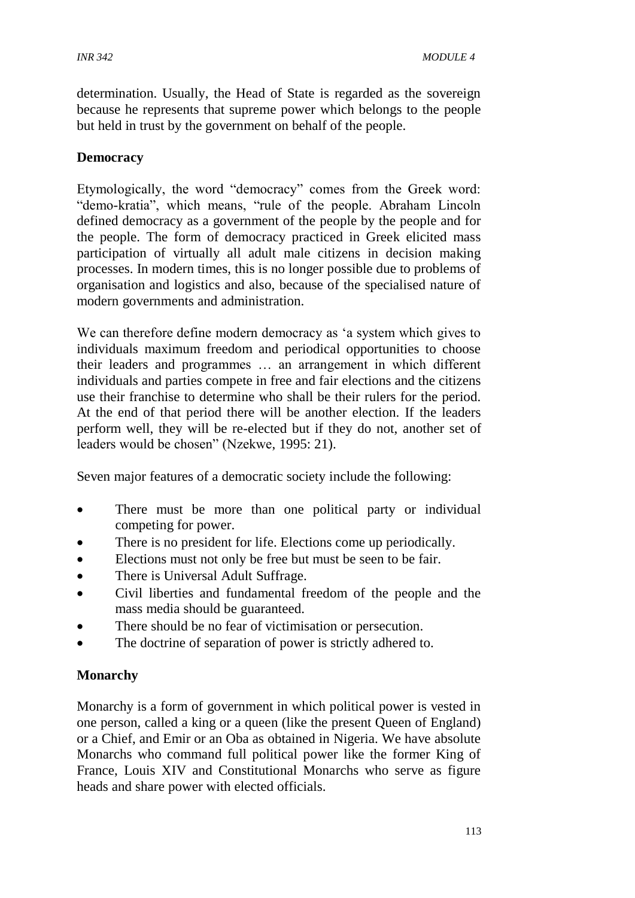determination. Usually, the Head of State is regarded as the sovereign because he represents that supreme power which belongs to the people but held in trust by the government on behalf of the people.

**Democracy**

Etymologically, the word "democracy" comes from the Greek word: "demo-kratia", which means, "rule of the people. Abraham Lincoln defined democracy as a government of the people by the people and for the people. The form of democracy practiced in Greek elicited mass participation of virtually all adult male citizens in decision making processes. In modern times, this is no longer possible due to problems of organisation and logistics and also, because of the specialised nature of modern governments and administration.

We can therefore define modern democracy as 'a system which gives to individuals maximum freedom and periodical opportunities to choose their leaders and programmes … an arrangement in which different individuals and parties compete in free and fair elections and the citizens use their franchise to determine who shall be their rulers for the period. At the end of that period there will be another election. If the leaders perform well, they will be re-elected but if they do not, another set of leaders would be chosen" (Nzekwe, 1995: 21).

Seven major features of a democratic society include the following:

- There must be more than one political party or individual competing for power.
- There is no president for life. Elections come up periodically.
- Elections must not only be free but must be seen to be fair.
- There is Universal Adult Suffrage.
- Civil liberties and fundamental freedom of the people and the mass media should be guaranteed.
- There should be no fear of victimisation or persecution.
- The doctrine of separation of power is strictly adhered to.

**Monarchy**

Monarchy is a form of government in which political power is vested in one person, called a king or a queen (like the present Queen of England) or a Chief, and Emir or an Oba as obtained in Nigeria. We have absolute Monarchs who command full political power like the former King of France, Louis XIV and Constitutional Monarchs who serve as figure heads and share power with elected officials.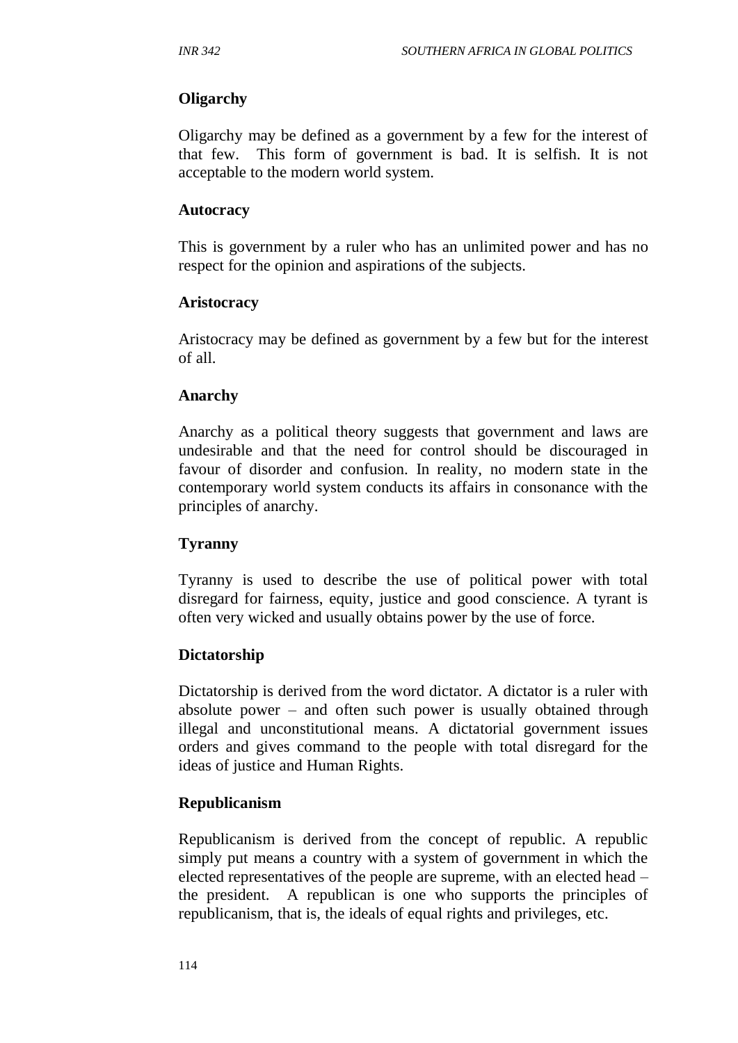**Oligarchy**

Oligarchy may be defined as a government by a few for the interest of that few. This form of government is bad. It is selfish. It is not acceptable to the modern world system.

**Autocracy**

This is government by a ruler who has an unlimited power and has no respect for the opinion and aspirations of the subjects.

**Aristocracy**

Aristocracy may be defined as government by a few but for the interest of all.

**Anarchy**

Anarchy as a political theory suggests that government and laws are undesirable and that the need for control should be discouraged in favour of disorder and confusion. In reality, no modern state in the contemporary world system conducts its affairs in consonance with the principles of anarchy.

**Tyranny**

Tyranny is used to describe the use of political power with total disregard for fairness, equity, justice and good conscience. A tyrant is often very wicked and usually obtains power by the use of force.

**Dictatorship**

Dictatorship is derived from the word dictator. A dictator is a ruler with absolute power – and often such power is usually obtained through illegal and unconstitutional means. A dictatorial government issues orders and gives command to the people with total disregard for the ideas of justice and Human Rights.

**Republicanism**

Republicanism is derived from the concept of republic. A republic simply put means a country with a system of government in which the elected representatives of the people are supreme, with an elected head – the president. A republican is one who supports the principles of republicanism, that is, the ideals of equal rights and privileges, etc.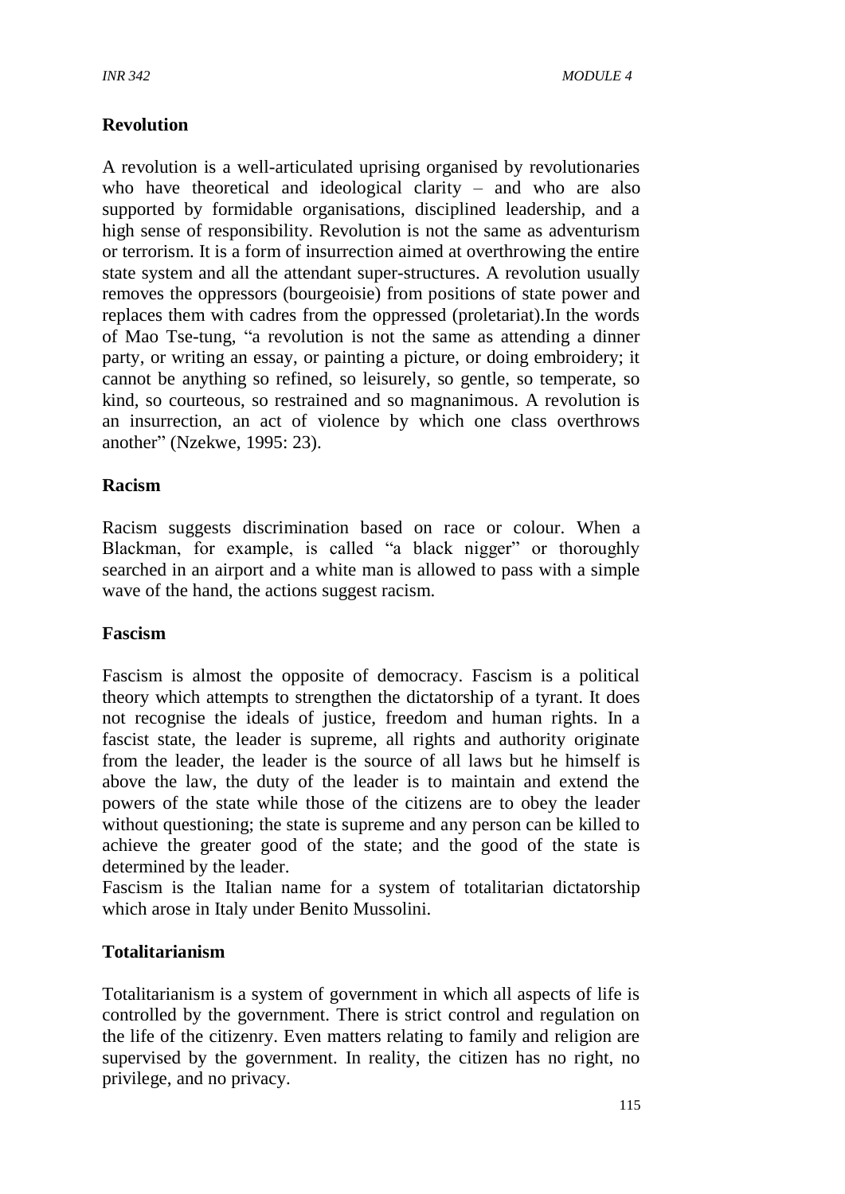## Revolution

A revolution is a well-articulated uprising organised by revolutionaries who have theoretical and ideological clarity – and who are also supported by formidable organisations, disciplined leadership, and a high sense of responsibility. Revolution is not the same as adventurism or terrorism. It is a form of insurrection aimed at overthrowing the entire state system and all the attendant super-structures. A revolution usually removes the oppressors (bourgeoisie) from positions of state power and replaces them with cadres from the oppressed (proletariat).In the words of Mao Tse-tung, "a revolution is not the same as attending a dinner party, or writing an essay, or painting a picture, or doing embroidery; it cannot be anything so refined, so leisurely, so gentle, so temperate, so kind, so courteous, so restrained and so magnanimous. A revolution is an insurrection, an act of violence by which one class overthrows another" (Nzekwe, 1995: 23).

## Racism

Racism suggests discrimination based on race or colour. When a Blackman, for example, is called "a black nigger" or thoroughly searched in an airport and a white man is allowed to pass with a simple wave of the hand, the actions suggest racism.

## Fascism

Fascism is almost the opposite of democracy. Fascism is a political theory which attempts to strengthen the dictatorship of a tyrant. It does not recognise the ideals of justice, freedom and human rights. In a fascist state, the leader is supreme, all rights and authority originate from the leader, the leader is the source of all laws but he himself is above the law, the duty of the leader is to maintain and extend the powers of the state while those of the citizens are to obey the leader without questioning; the state is supreme and any person can be killed to achieve the greater good of the state; and the good of the state is determined by the leader.

Fascism is the Italian name for a system of totalitarian dictatorship which arose in Italy under Benito Mussolini.

## Totalitarianism

Totalitarianism is a system of government in which all aspects of life is controlled by the government. There is strict control and regulation on the life of the citizenry. Even matters relating to family and religion are supervised by the government. In reality, the citizen has no right, no privilege, and no privacy.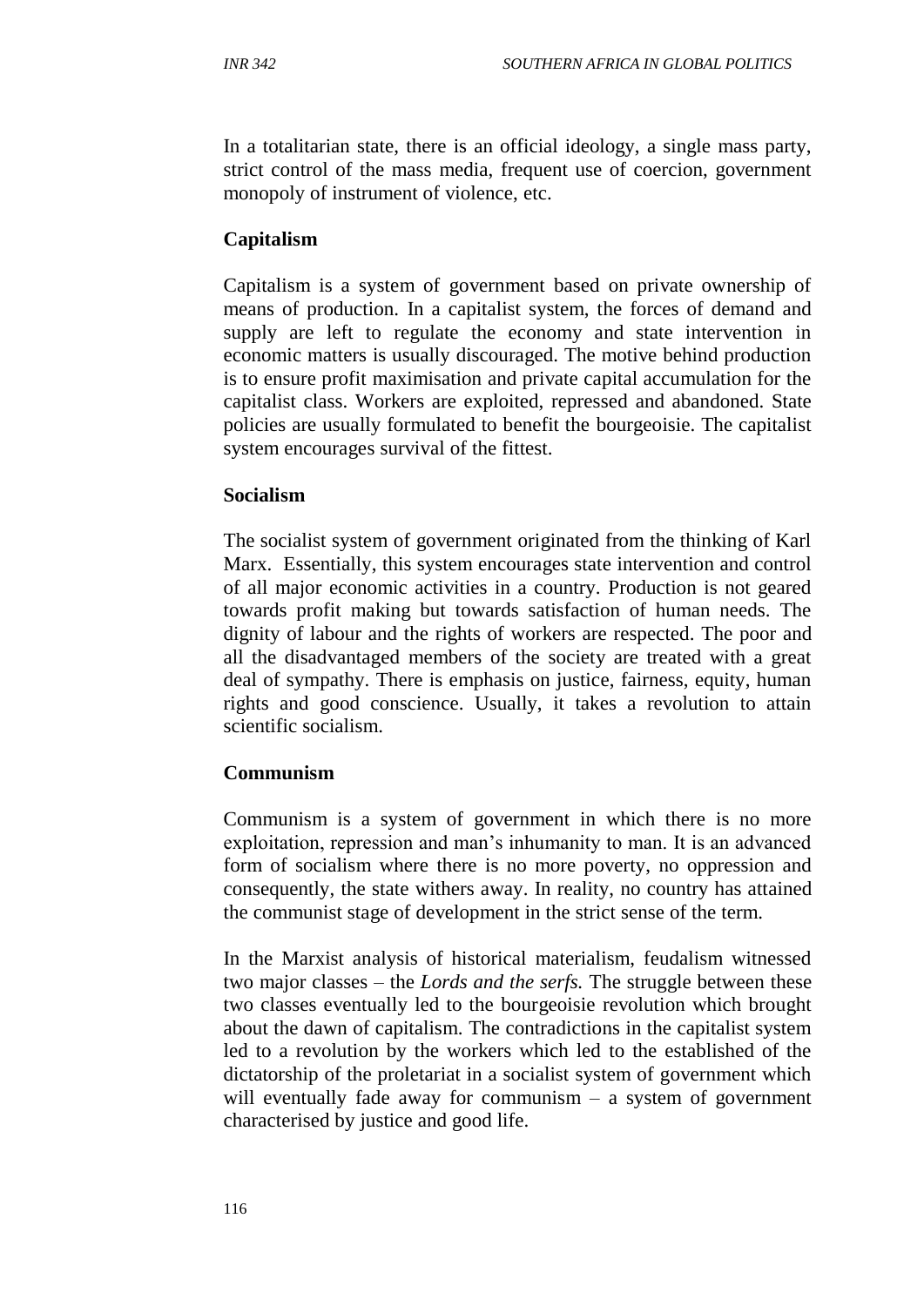In a totalitarian state, there is an official ideology, a single mass party, strict control of the mass media, frequent use of coercion, government monopoly of instrument of violence, etc.

**Capitalism**

Capitalism is a system of government based on private ownership of means of production. In a capitalist system, the forces of demand and supply are left to regulate the economy and state intervention in economic matters is usually discouraged. The motive behind production is to ensure profit maximisation and private capital accumulation for the capitalist class. Workers are exploited, repressed and abandoned. State policies are usually formulated to benefit the bourgeoisie. The capitalist system encourages survival of the fittest.

**Socialism**

The socialist system of government originated from the thinking of Karl Marx. Essentially, this system encourages state intervention and control of all major economic activities in a country. Production is not geared towards profit making but towards satisfaction of human needs. The dignity of labour and the rights of workers are respected. The poor and all the disadvantaged members of the society are treated with a great deal of sympathy. There is emphasis on justice, fairness, equity, human rights and good conscience. Usually, it takes a revolution to attain scientific socialism.

**Communism**

Communism is a system of government in which there is no more exploitation, repression and man's inhumanity to man. It is an advanced form of socialism where there is no more poverty, no oppression and consequently, the state withers away. In reality, no country has attained the communist stage of development in the strict sense of the term.

In the Marxist analysis of historical materialism, feudalism witnessed two major classes – the *Lords and the serfs.* The struggle between these two classes eventually led to the bourgeoisie revolution which brought about the dawn of capitalism. The contradictions in the capitalist system led to a revolution by the workers which led to the established of the dictatorship of the proletariat in a socialist system of government which will eventually fade away for communism – a system of government characterised by justice and good life.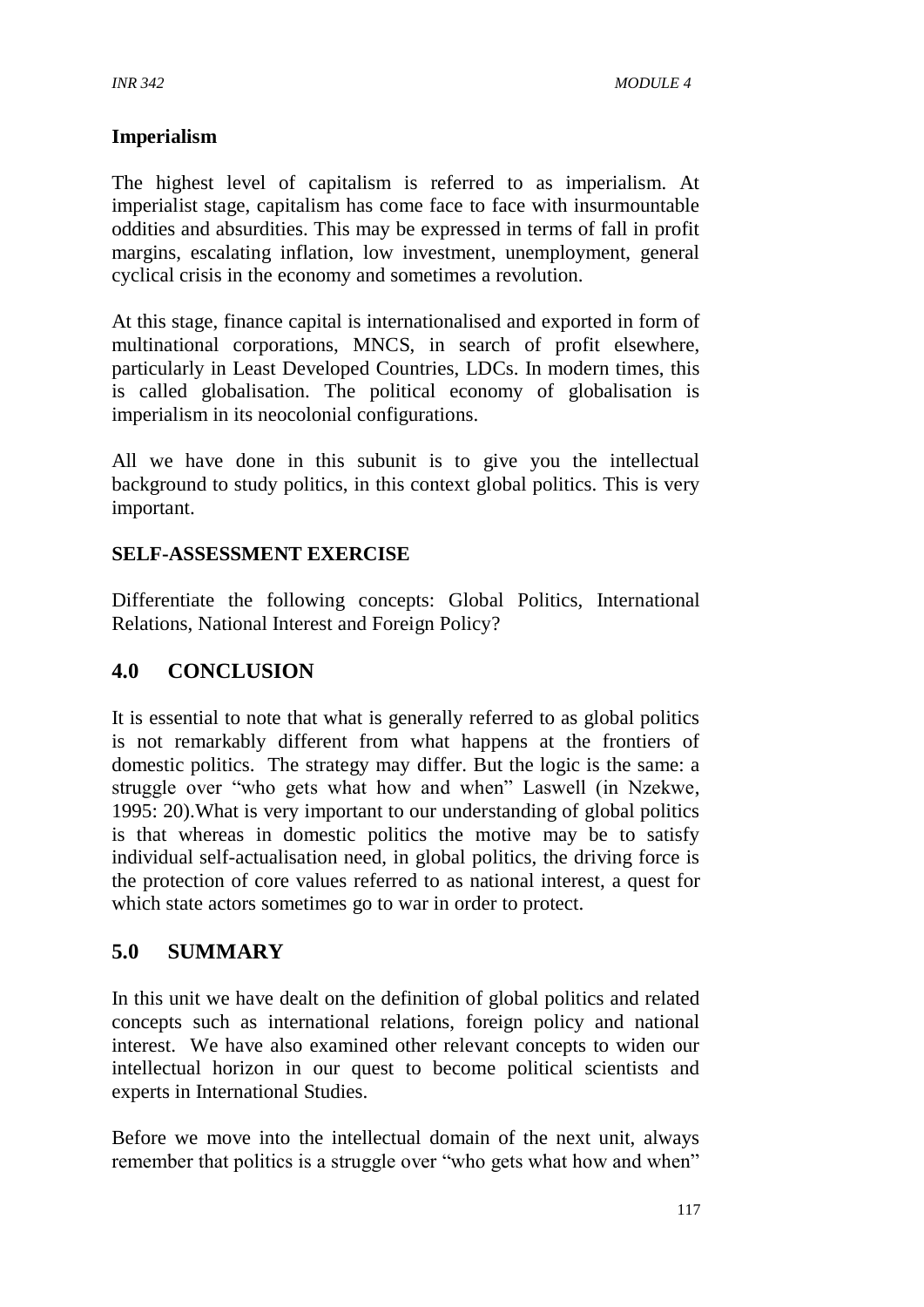**Imperialism**

The highest level of capitalism is referred to as imperialism. At imperialist stage, capitalism has come face to face with insurmountable oddities and absurdities. This may be expressed in terms of fall in profit margins, escalating inflation, low investment, unemployment, general cyclical crisis in the economy and sometimes a revolution.

At this stage, finance capital is internationalised and exported in form of multinational corporations, MNCS, in search of profit elsewhere, particularly in Least Developed Countries, LDCs. In modern times, this is called globalisation. The political economy of globalisation is imperialism in its neocolonial configurations.

All we have done in this subunit is to give you the intellectual background to study politics, in this context global politics. This is very important.

**SELF-ASSESSMENT EXERCISE**

Differentiate the following concepts: Global Politics, International Relations, National Interest and Foreign Policy?

## 4.0 CONCLUSION

It is essential to note that what is generally referred to as global politics is not remarkably different from what happens at the frontiers of domestic politics. The strategy may differ. But the logic is the same: a struggle over "who gets what how and when" Laswell (in Nzekwe, 1995: 20).What is very important to our understanding of global politics is that whereas in domestic politics the motive may be to satisfy individual self-actualisation need, in global politics, the driving force is the protection of core values referred to as national interest, a quest for which state actors sometimes go to war in order to protect.

## 5.0 SUMMARY

In this unit we have dealt on the definition of global politics and related concepts such as international relations, foreign policy and national interest. We have also examined other relevant concepts to widen our intellectual horizon in our quest to become political scientists and experts in International Studies.

Before we move into the intellectual domain of the next unit, always remember that politics is a struggle over "who gets what how and when"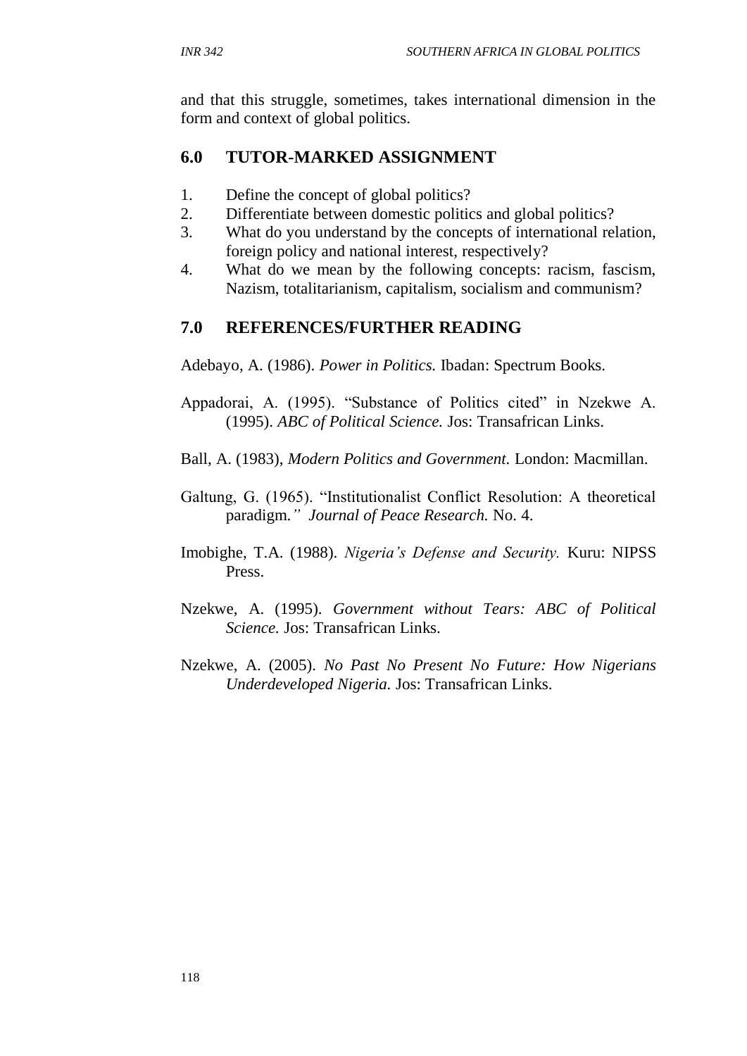and that this struggle, sometimes, takes international dimension in the form and context of global politics.

## 6.0 TUTOR-MARKED ASSIGNMENT

1. Define the concept of global politics?
2. Differentiate between domestic politics and global politics?
3. What do you understand by the concepts of international relation, foreign policy and national interest, respectively?
4. What do we mean by the following concepts: racism, fascism, Nazism, totalitarianism, capitalism, socialism and communism?

## 7.0 REFERENCES/FURTHER READING

Adebayo, A. (1986). *Power in Politics.* Ibadan: Spectrum Books.

Appadorai, A. (1995). "Substance of Politics cited" in Nzekwe A. (1995). *ABC of Political Science.* Jos: Transafrican Links.

Ball, A. (1983), *Modern Politics and Government.* London: Macmillan.

Galtung, G. (1965). "Institutionalist Conflict Resolution: A theoretical paradigm*." Journal of Peace Research.* No. 4.

Imobighe, T.A. (1988). *Nigeria's Defense and Security.* Kuru: NIPSS Press.

Nzekwe, A. (1995). *Government without Tears: ABC of Political Science.* Jos: Transafrican Links.

Nzekwe, A. (2005). *No Past No Present No Future: How Nigerians Underdeveloped Nigeria.* Jos: Transafrican Links.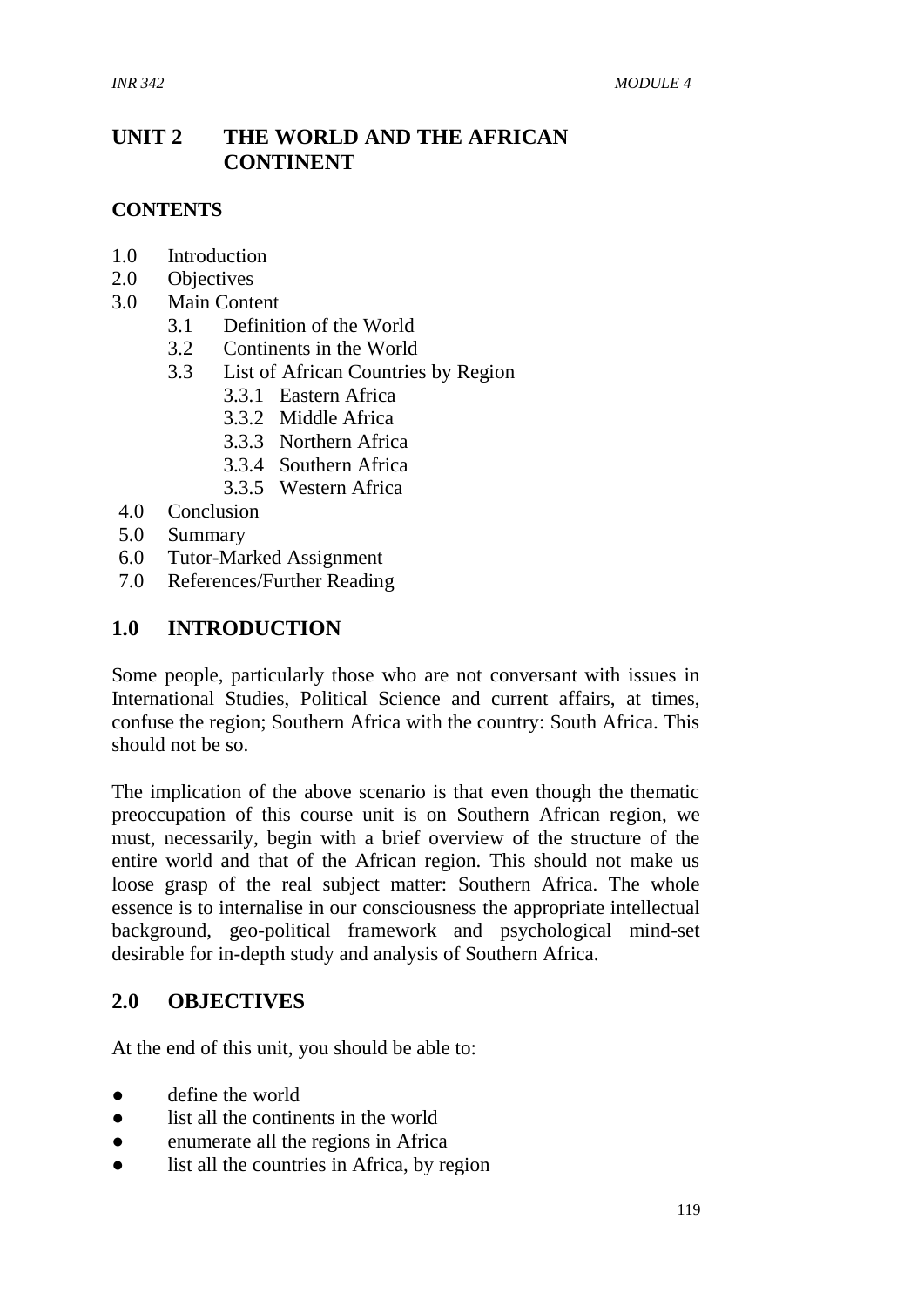# UNIT 2 THE WORLD AND THE AFRICAN CONTINENT

**CONTENTS**

1.0 Introduction
2.0 Objectives
3.0 Main Content
   3.1 Definition of the World
   3.2 Continents in the World
   3.3 List of African Countries by Region
      3.3.1 Eastern Africa
      3.3.2 Middle Africa
      3.3.3 Northern Africa
      3.3.4 Southern Africa
      3.3.5 Western Africa
4.0 Conclusion
5.0 Summary
6.0 Tutor-Marked Assignment
7.0 References/Further Reading

## 1.0 INTRODUCTION

Some people, particularly those who are not conversant with issues in International Studies, Political Science and current affairs, at times, confuse the region; Southern Africa with the country: South Africa. This should not be so.

The implication of the above scenario is that even though the thematic preoccupation of this course unit is on Southern African region, we must, necessarily, begin with a brief overview of the structure of the entire world and that of the African region. This should not make us loose grasp of the real subject matter: Southern Africa. The whole essence is to internalise in our consciousness the appropriate intellectual background, geo-political framework and psychological mind-set desirable for in-depth study and analysis of Southern Africa.

## 2.0 OBJECTIVES

At the end of this unit, you should be able to:

- define the world
- list all the continents in the world
- enumerate all the regions in Africa
- list all the countries in Africa, by region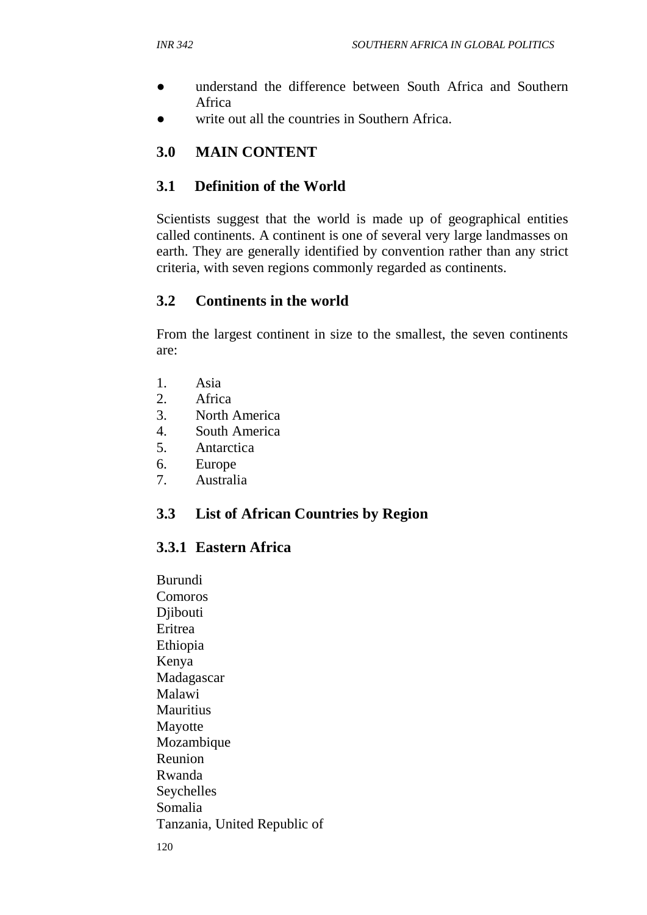- understand the difference between South Africa and Southern Africa
- write out all the countries in Southern Africa.

## 3.0 MAIN CONTENT

### 3.1 Definition of the World

Scientists suggest that the world is made up of geographical entities called continents. A continent is one of several very large landmasses on earth. They are generally identified by convention rather than any strict criteria, with seven regions commonly regarded as continents.

### 3.2 Continents in the world

From the largest continent in size to the smallest, the seven continents are:

1. Asia
2. Africa
3. North America
4. South America
5. Antarctica
6. Europe
7. Australia

### 3.3 List of African Countries by Region

#### 3.3.1 Eastern Africa

Burundi
Comoros
Djibouti
Eritrea
Ethiopia
Kenya
Madagascar
Malawi
Mauritius
Mayotte
Mozambique
Reunion
Rwanda
Seychelles
Somalia
Tanzania, United Republic of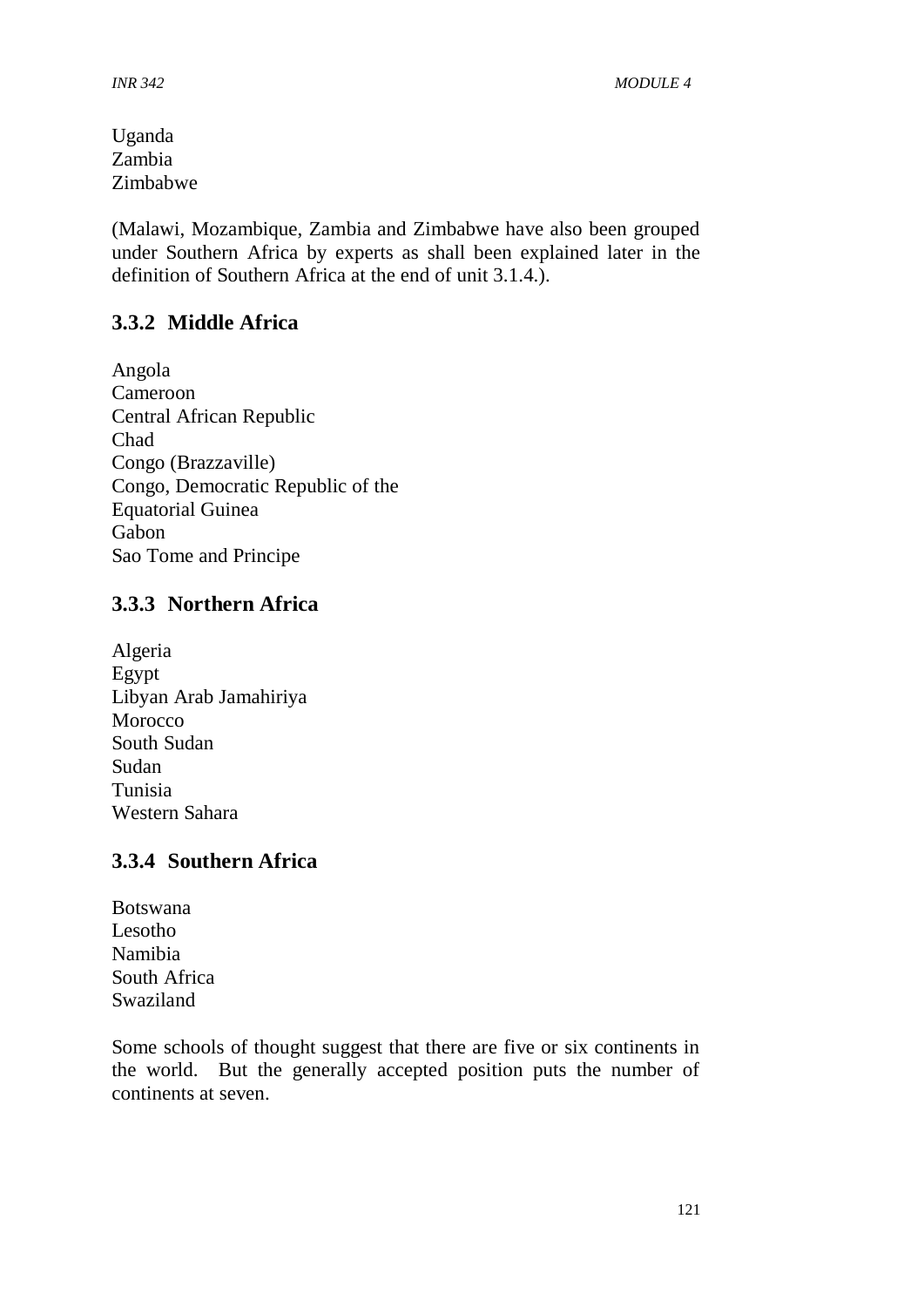Uganda
Zambia
Zimbabwe

(Malawi, Mozambique, Zambia and Zimbabwe have also been grouped under Southern Africa by experts as shall been explained later in the definition of Southern Africa at the end of unit 3.1.4.).

### 3.3.2 Middle Africa

Angola
Cameroon
Central African Republic
Chad
Congo (Brazzaville)
Congo, Democratic Republic of the
Equatorial Guinea
Gabon
Sao Tome and Principe

### 3.3.3 Northern Africa

Algeria
Egypt
Libyan Arab Jamahiriya
Morocco
South Sudan
Sudan
Tunisia
Western Sahara

### 3.3.4 Southern Africa

Botswana
Lesotho
Namibia
South Africa
Swaziland

Some schools of thought suggest that there are five or six continents in the world. But the generally accepted position puts the number of continents at seven.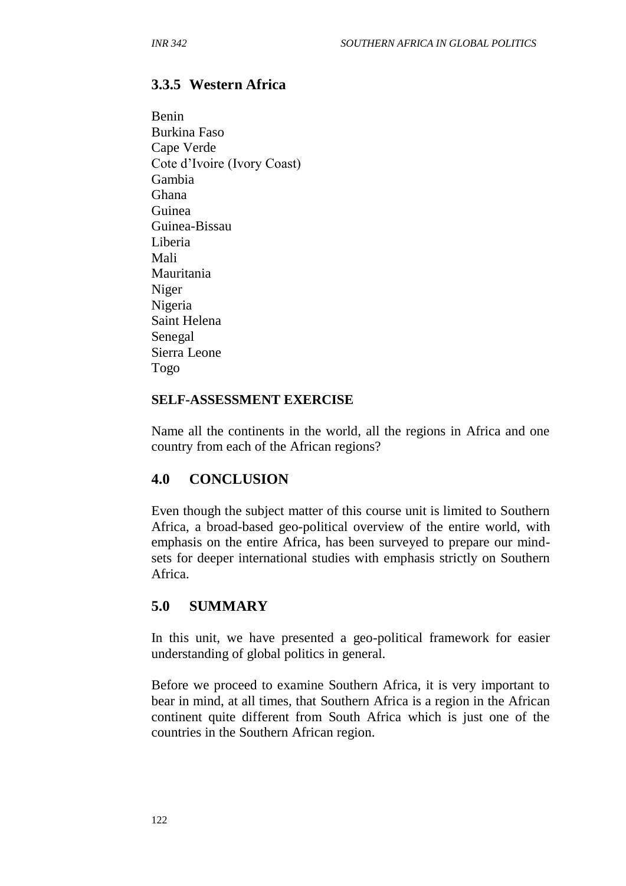### 3.3.5 Western Africa

Benin
Burkina Faso
Cape Verde
Cote d'Ivoire (Ivory Coast)
Gambia
Ghana
Guinea
Guinea-Bissau
Liberia
Mali
Mauritania
Niger
Nigeria
Saint Helena
Senegal
Sierra Leone
Togo

#### SELF-ASSESSMENT EXERCISE

Name all the continents in the world, all the regions in Africa and one country from each of the African regions?

## 4.0 CONCLUSION

Even though the subject matter of this course unit is limited to Southern Africa, a broad-based geo-political overview of the entire world, with emphasis on the entire Africa, has been surveyed to prepare our mind-sets for deeper international studies with emphasis strictly on Southern Africa.

## 5.0 SUMMARY

In this unit, we have presented a geo-political framework for easier understanding of global politics in general.

Before we proceed to examine Southern Africa, it is very important to bear in mind, at all times, that Southern Africa is a region in the African continent quite different from South Africa which is just one of the countries in the Southern African region.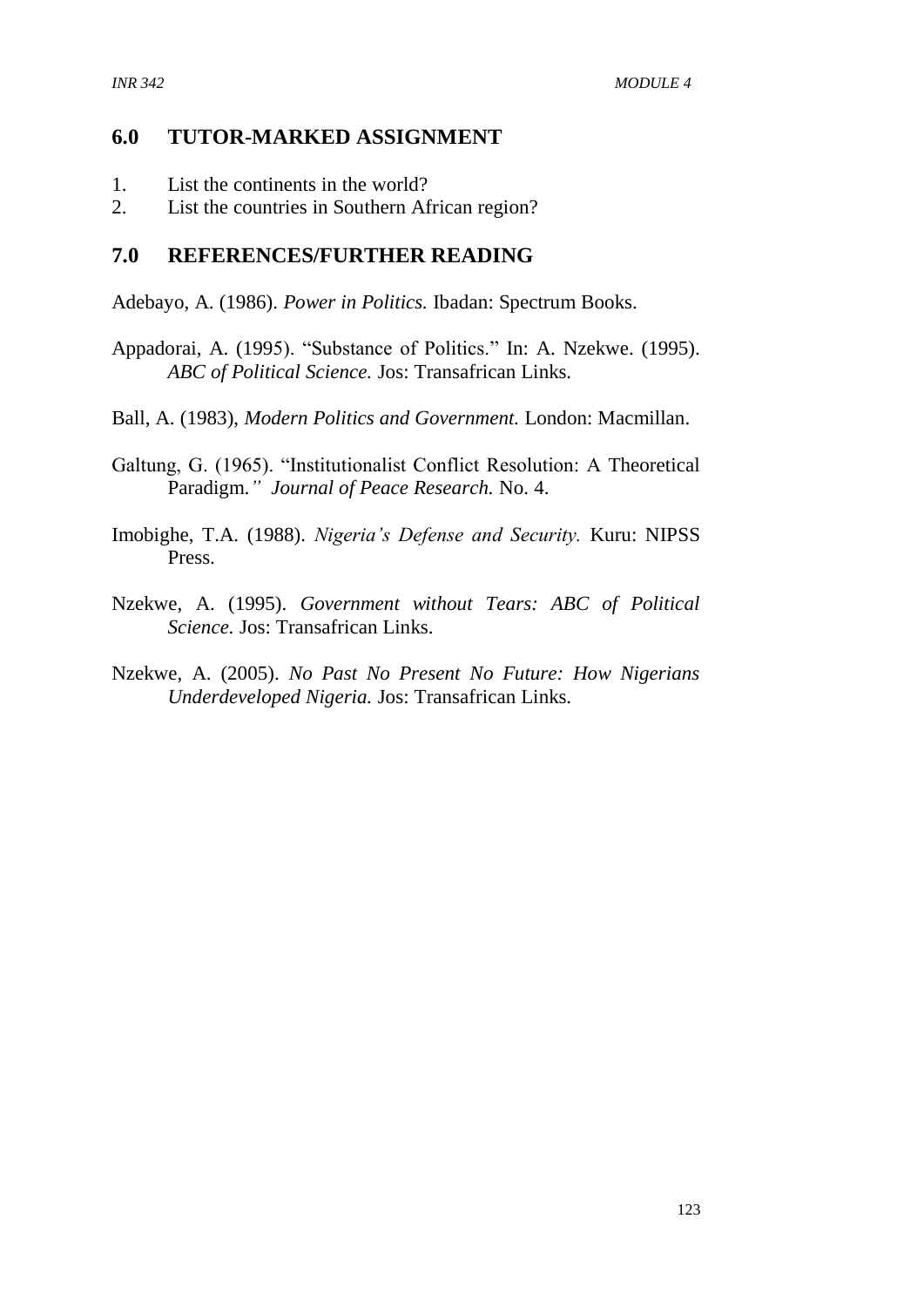## 6.0 TUTOR-MARKED ASSIGNMENT

1. List the continents in the world?
2. List the countries in Southern African region?

## 7.0 REFERENCES/FURTHER READING

Adebayo, A. (1986). *Power in Politics.* Ibadan: Spectrum Books.

Appadorai, A. (1995). "Substance of Politics." In: A. Nzekwe. (1995). *ABC of Political Science.* Jos: Transafrican Links.

Ball, A. (1983), *Modern Politics and Government.* London: Macmillan.

Galtung, G. (1965). "Institutionalist Conflict Resolution: A Theoretical Paradigm." *Journal of Peace Research.* No. 4.

Imobighe, T.A. (1988). *Nigeria's Defense and Security.* Kuru: NIPSS Press.

Nzekwe, A. (1995). *Government without Tears: ABC of Political Science.* Jos: Transafrican Links.

Nzekwe, A. (2005). *No Past No Present No Future: How Nigerians Underdeveloped Nigeria.* Jos: Transafrican Links.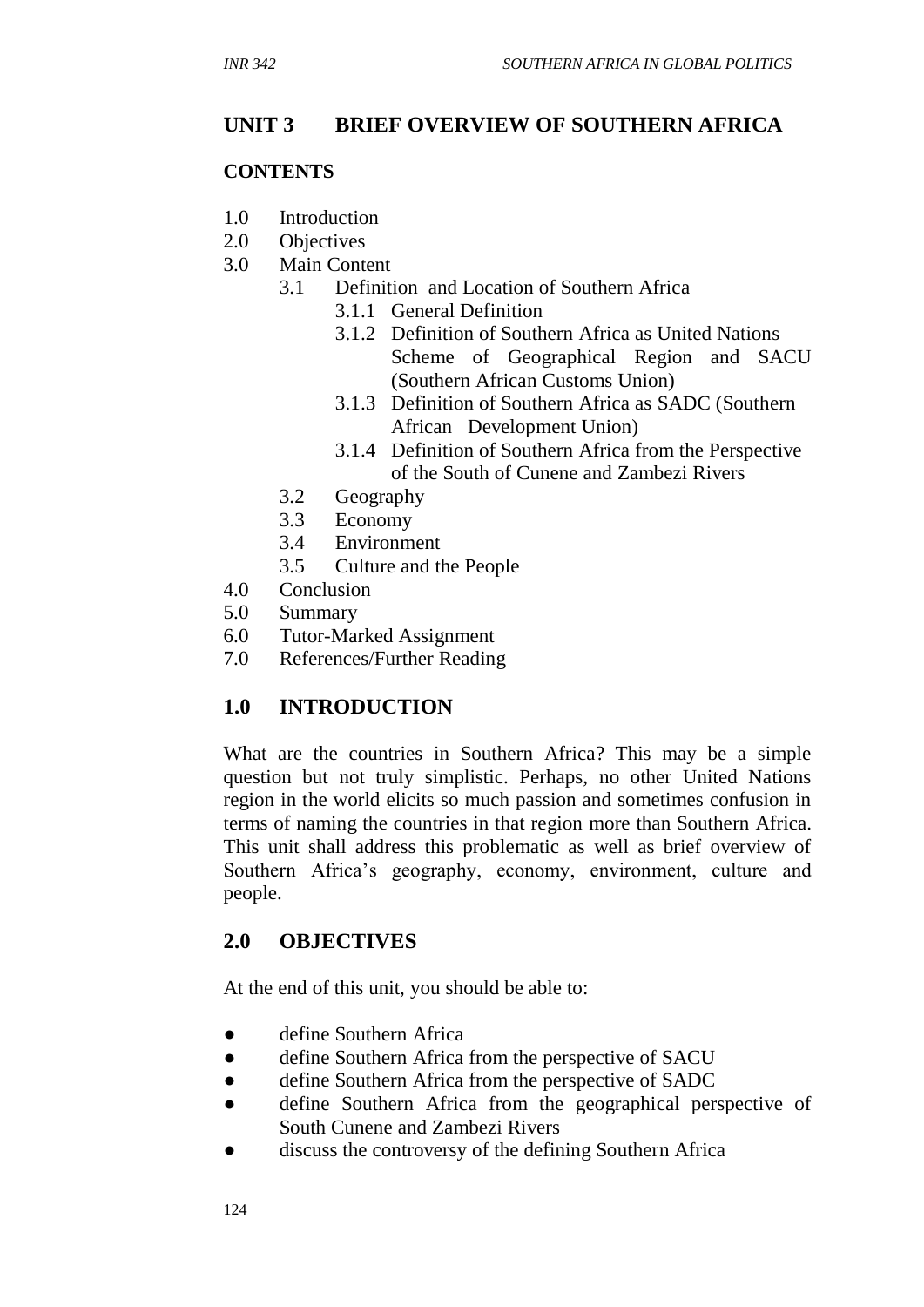## UNIT 3 BRIEF OVERVIEW OF SOUTHERN AFRICA

### CONTENTS

1.0 Introduction
2.0 Objectives
3.0 Main Content
   3.1 Definition and Location of Southern Africa
      3.1.1 General Definition
      3.1.2 Definition of Southern Africa as United Nations Scheme of Geographical Region and SACU (Southern African Customs Union)
      3.1.3 Definition of Southern Africa as SADC (Southern African Development Union)
      3.1.4 Definition of Southern Africa from the Perspective of the South of Cunene and Zambezi Rivers
   3.2 Geography
   3.3 Economy
   3.4 Environment
   3.5 Culture and the People
4.0 Conclusion
5.0 Summary
6.0 Tutor-Marked Assignment
7.0 References/Further Reading

### 1.0 INTRODUCTION

What are the countries in Southern Africa? This may be a simple question but not truly simplistic. Perhaps, no other United Nations region in the world elicits so much passion and sometimes confusion in terms of naming the countries in that region more than Southern Africa. This unit shall address this problematic as well as brief overview of Southern Africa's geography, economy, environment, culture and people.

### 2.0 OBJECTIVES

At the end of this unit, you should be able to:

- define Southern Africa
- define Southern Africa from the perspective of SACU
- define Southern Africa from the perspective of SADC
- define Southern Africa from the geographical perspective of South Cunene and Zambezi Rivers
- discuss the controversy of the defining Southern Africa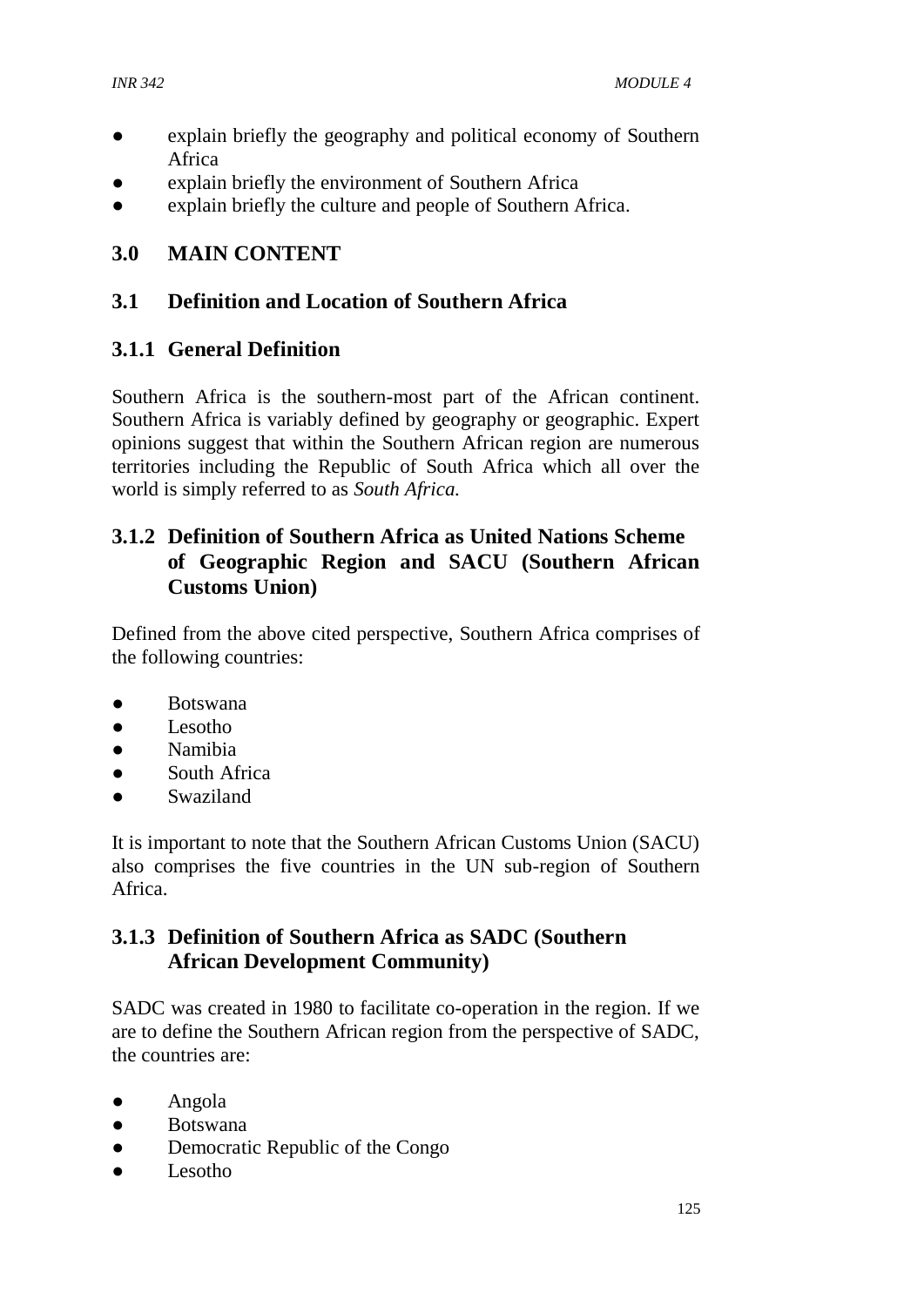- explain briefly the geography and political economy of Southern Africa
- explain briefly the environment of Southern Africa
- explain briefly the culture and people of Southern Africa.

## 3.0 MAIN CONTENT

### 3.1 Definition and Location of Southern Africa

#### 3.1.1 General Definition

Southern Africa is the southern-most part of the African continent. Southern Africa is variably defined by geography or geographic. Expert opinions suggest that within the Southern African region are numerous territories including the Republic of South Africa which all over the world is simply referred to as *South Africa.*

#### 3.1.2 Definition of Southern Africa as United Nations Scheme of Geographic Region and SACU (Southern African Customs Union)

Defined from the above cited perspective, Southern Africa comprises of the following countries:

- Botswana
- Lesotho
- Namibia
- South Africa
- Swaziland

It is important to note that the Southern African Customs Union (SACU) also comprises the five countries in the UN sub-region of Southern Africa.

#### 3.1.3 Definition of Southern Africa as SADC (Southern African Development Community)

SADC was created in 1980 to facilitate co-operation in the region. If we are to define the Southern African region from the perspective of SADC, the countries are:

- Angola
- Botswana
- Democratic Republic of the Congo
- Lesotho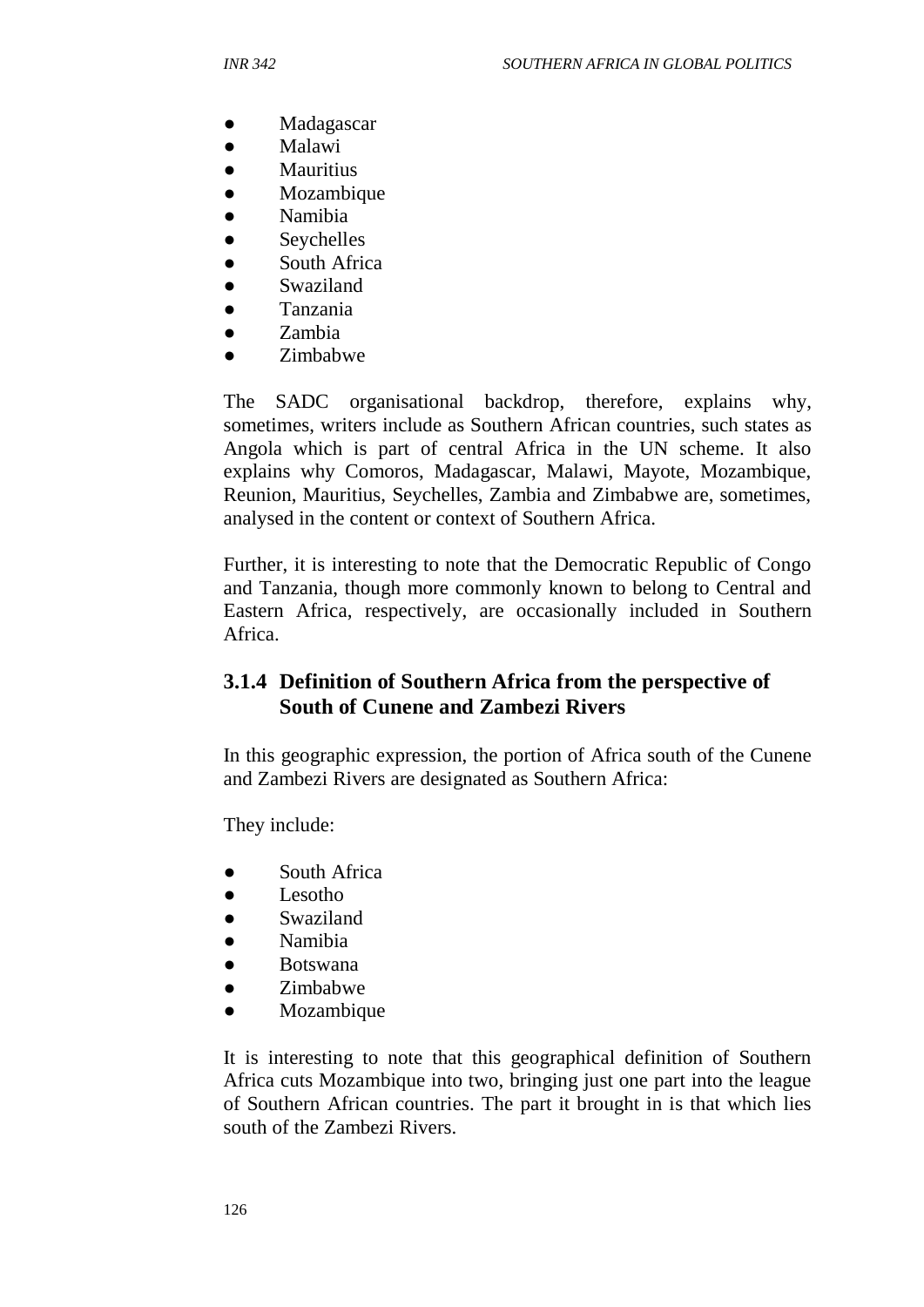- Madagascar
- Malawi
- Mauritius
- Mozambique
- Namibia
- Seychelles
- South Africa
- Swaziland
- Tanzania
- Zambia
- Zimbabwe

The SADC organisational backdrop, therefore, explains why, sometimes, writers include as Southern African countries, such states as Angola which is part of central Africa in the UN scheme. It also explains why Comoros, Madagascar, Malawi, Mayote, Mozambique, Reunion, Mauritius, Seychelles, Zambia and Zimbabwe are, sometimes, analysed in the content or context of Southern Africa.

Further, it is interesting to note that the Democratic Republic of Congo and Tanzania, though more commonly known to belong to Central and Eastern Africa, respectively, are occasionally included in Southern Africa.

### 3.1.4 Definition of Southern Africa from the perspective of South of Cunene and Zambezi Rivers

In this geographic expression, the portion of Africa south of the Cunene and Zambezi Rivers are designated as Southern Africa:

They include:

- South Africa
- Lesotho
- Swaziland
- Namibia
- Botswana
- Zimbabwe
- Mozambique

It is interesting to note that this geographical definition of Southern Africa cuts Mozambique into two, bringing just one part into the league of Southern African countries. The part it brought in is that which lies south of the Zambezi Rivers.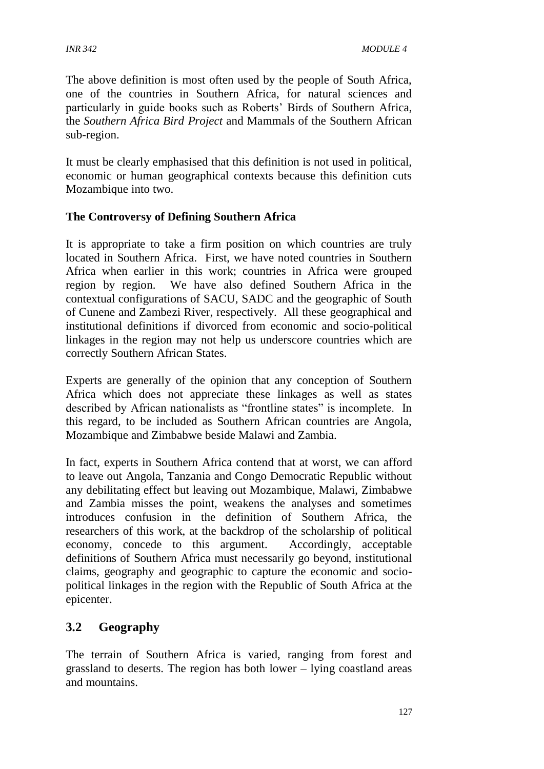The above definition is most often used by the people of South Africa, one of the countries in Southern Africa, for natural sciences and particularly in guide books such as Roberts' Birds of Southern Africa, the *Southern Africa Bird Project* and Mammals of the Southern African sub-region.

It must be clearly emphasised that this definition is not used in political, economic or human geographical contexts because this definition cuts Mozambique into two.

**The Controversy of Defining Southern Africa**

It is appropriate to take a firm position on which countries are truly located in Southern Africa. First, we have noted countries in Southern Africa when earlier in this work; countries in Africa were grouped region by region. We have also defined Southern Africa in the contextual configurations of SACU, SADC and the geographic of South of Cunene and Zambezi River, respectively. All these geographical and institutional definitions if divorced from economic and socio-political linkages in the region may not help us underscore countries which are correctly Southern African States.

Experts are generally of the opinion that any conception of Southern Africa which does not appreciate these linkages as well as states described by African nationalists as "frontline states" is incomplete. In this regard, to be included as Southern African countries are Angola, Mozambique and Zimbabwe beside Malawi and Zambia.

In fact, experts in Southern Africa contend that at worst, we can afford to leave out Angola, Tanzania and Congo Democratic Republic without any debilitating effect but leaving out Mozambique, Malawi, Zimbabwe and Zambia misses the point, weakens the analyses and sometimes introduces confusion in the definition of Southern Africa, the researchers of this work, at the backdrop of the scholarship of political economy, concede to this argument. Accordingly, acceptable definitions of Southern Africa must necessarily go beyond, institutional claims, geography and geographic to capture the economic and socio-political linkages in the region with the Republic of South Africa at the epicenter.

## 3.2 Geography

The terrain of Southern Africa is varied, ranging from forest and grassland to deserts. The region has both lower – lying coastland areas and mountains.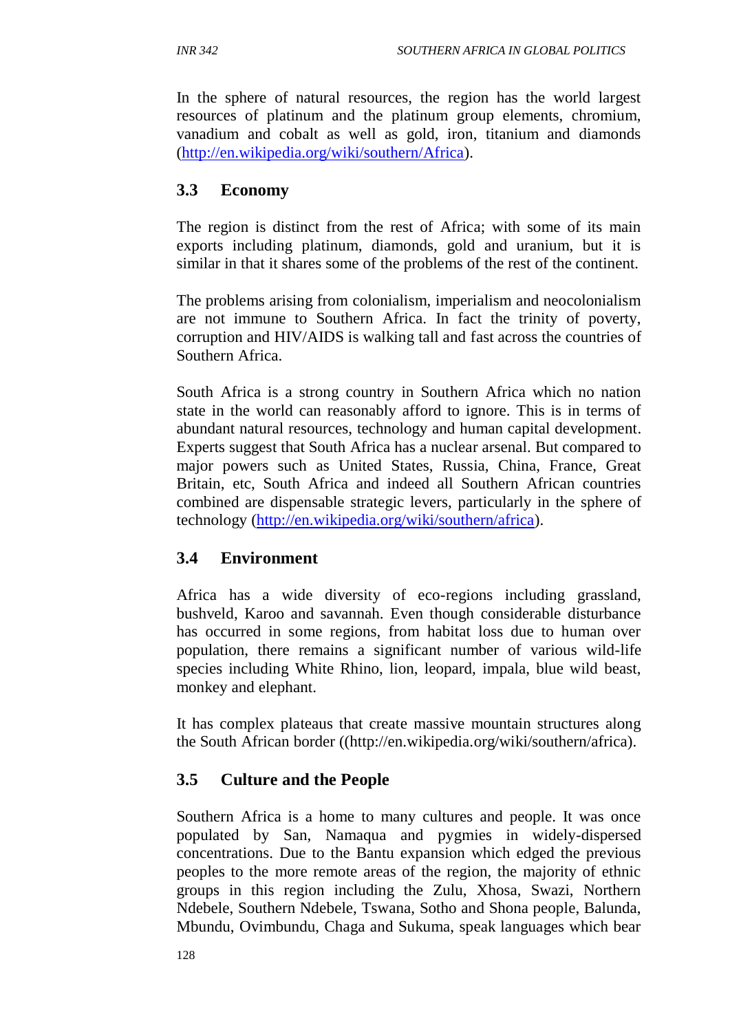In the sphere of natural resources, the region has the world largest resources of platinum and the platinum group elements, chromium, vanadium and cobalt as well as gold, iron, titanium and diamonds (http://en.wikipedia.org/wiki/southern/Africa).

## 3.3 Economy

The region is distinct from the rest of Africa; with some of its main exports including platinum, diamonds, gold and uranium, but it is similar in that it shares some of the problems of the rest of the continent.

The problems arising from colonialism, imperialism and neocolonialism are not immune to Southern Africa. In fact the trinity of poverty, corruption and HIV/AIDS is walking tall and fast across the countries of Southern Africa.

South Africa is a strong country in Southern Africa which no nation state in the world can reasonably afford to ignore. This is in terms of abundant natural resources, technology and human capital development. Experts suggest that South Africa has a nuclear arsenal. But compared to major powers such as United States, Russia, China, France, Great Britain, etc, South Africa and indeed all Southern African countries combined are dispensable strategic levers, particularly in the sphere of technology (http://en.wikipedia.org/wiki/southern/africa).

## 3.4 Environment

Africa has a wide diversity of eco-regions including grassland, bushveld, Karoo and savannah. Even though considerable disturbance has occurred in some regions, from habitat loss due to human over population, there remains a significant number of various wild-life species including White Rhino, lion, leopard, impala, blue wild beast, monkey and elephant.

It has complex plateaus that create massive mountain structures along the South African border ((http://en.wikipedia.org/wiki/southern/africa).

## 3.5 Culture and the People

Southern Africa is a home to many cultures and people. It was once populated by San, Namaqua and pygmies in widely-dispersed concentrations. Due to the Bantu expansion which edged the previous peoples to the more remote areas of the region, the majority of ethnic groups in this region including the Zulu, Xhosa, Swazi, Northern Ndebele, Southern Ndebele, Tswana, Sotho and Shona people, Balunda, Mbundu, Ovimbundu, Chaga and Sukuma, speak languages which bear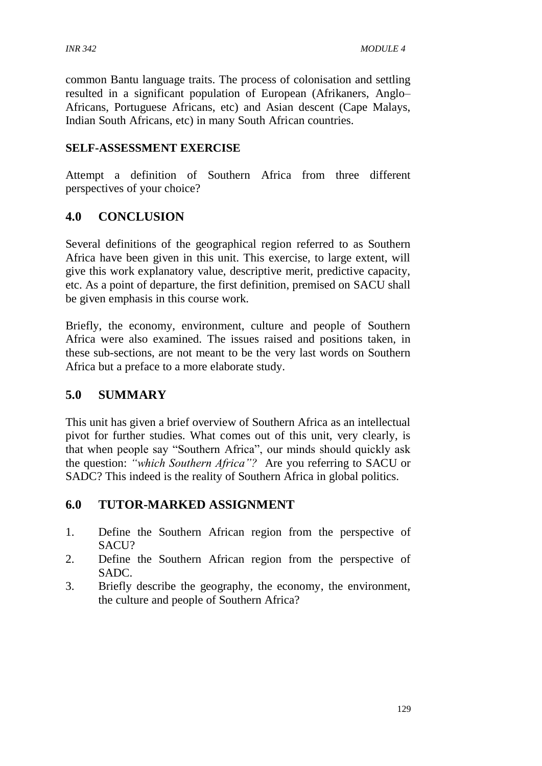common Bantu language traits. The process of colonisation and settling resulted in a significant population of European (Afrikaners, Anglo–Africans, Portuguese Africans, etc) and Asian descent (Cape Malays, Indian South Africans, etc) in many South African countries.

**SELF-ASSESSMENT EXERCISE**

Attempt a definition of Southern Africa from three different perspectives of your choice?

## 4.0 CONCLUSION

Several definitions of the geographical region referred to as Southern Africa have been given in this unit. This exercise, to large extent, will give this work explanatory value, descriptive merit, predictive capacity, etc. As a point of departure, the first definition, premised on SACU shall be given emphasis in this course work.

Briefly, the economy, environment, culture and people of Southern Africa were also examined. The issues raised and positions taken, in these sub-sections, are not meant to be the very last words on Southern Africa but a preface to a more elaborate study.

## 5.0 SUMMARY

This unit has given a brief overview of Southern Africa as an intellectual pivot for further studies. What comes out of this unit, very clearly, is that when people say "Southern Africa", our minds should quickly ask the question: *"which Southern Africa"?* Are you referring to SACU or SADC? This indeed is the reality of Southern Africa in global politics.

## 6.0 TUTOR-MARKED ASSIGNMENT

1. Define the Southern African region from the perspective of SACU?
2. Define the Southern African region from the perspective of SADC.
3. Briefly describe the geography, the economy, the environment, the culture and people of Southern Africa?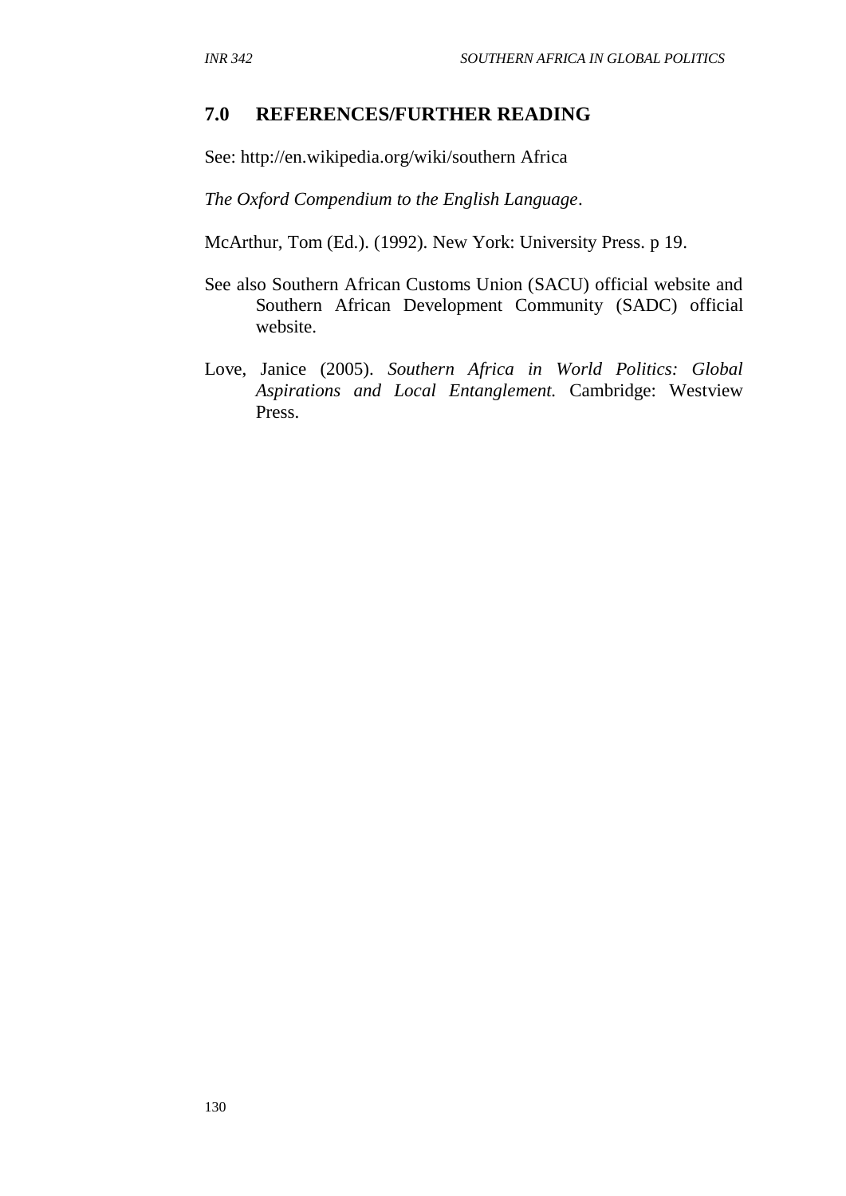## 7.0 REFERENCES/FURTHER READING

See: http://en.wikipedia.org/wiki/southern Africa

*The Oxford Compendium to the English Language*.

McArthur, Tom (Ed.). (1992). New York: University Press. p 19.

See also Southern African Customs Union (SACU) official website and Southern African Development Community (SADC) official website.

Love, Janice (2005). *Southern Africa in World Politics: Global Aspirations and Local Entanglement.* Cambridge: Westview Press.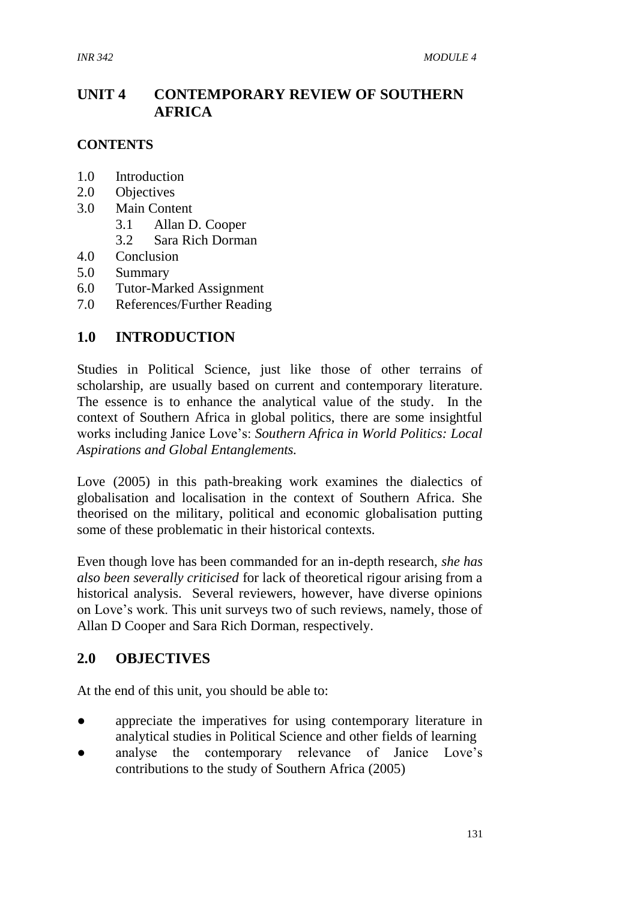# UNIT 4 CONTEMPORARY REVIEW OF SOUTHERN AFRICA

## CONTENTS

1.0 Introduction
2.0 Objectives
3.0 Main Content
    3.1 Allan D. Cooper
    3.2 Sara Rich Dorman
4.0 Conclusion
5.0 Summary
6.0 Tutor-Marked Assignment
7.0 References/Further Reading

## 1.0 INTRODUCTION

Studies in Political Science, just like those of other terrains of scholarship, are usually based on current and contemporary literature. The essence is to enhance the analytical value of the study. In the context of Southern Africa in global politics, there are some insightful works including Janice Love's: *Southern Africa in World Politics: Local Aspirations and Global Entanglements.*

Love (2005) in this path-breaking work examines the dialectics of globalisation and localisation in the context of Southern Africa. She theorised on the military, political and economic globalisation putting some of these problematic in their historical contexts.

Even though love has been commanded for an in-depth research, *she has also been severally criticised* for lack of theoretical rigour arising from a historical analysis. Several reviewers, however, have diverse opinions on Love's work. This unit surveys two of such reviews, namely, those of Allan D Cooper and Sara Rich Dorman, respectively.

## 2.0 OBJECTIVES

At the end of this unit, you should be able to:

- appreciate the imperatives for using contemporary literature in analytical studies in Political Science and other fields of learning
- analyse the contemporary relevance of Janice Love's contributions to the study of Southern Africa (2005)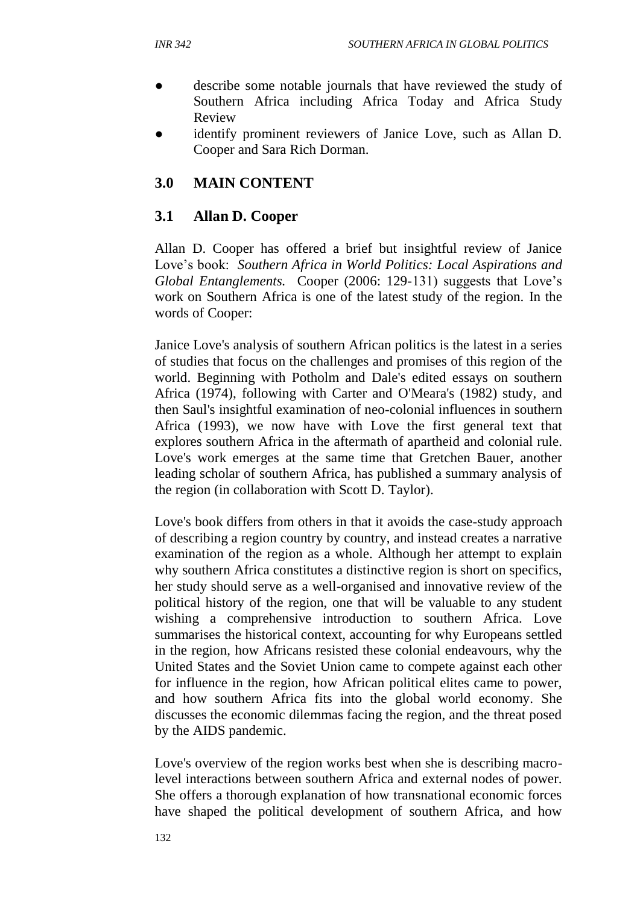- describe some notable journals that have reviewed the study of Southern Africa including Africa Today and Africa Study Review
- identify prominent reviewers of Janice Love, such as Allan D. Cooper and Sara Rich Dorman.

## 3.0 MAIN CONTENT

### 3.1 Allan D. Cooper

Allan D. Cooper has offered a brief but insightful review of Janice Love's book: *Southern Africa in World Politics: Local Aspirations and Global Entanglements.* Cooper (2006: 129-131) suggests that Love's work on Southern Africa is one of the latest study of the region. In the words of Cooper:

Janice Love's analysis of southern African politics is the latest in a series of studies that focus on the challenges and promises of this region of the world. Beginning with Potholm and Dale's edited essays on southern Africa (1974), following with Carter and O'Meara's (1982) study, and then Saul's insightful examination of neo-colonial influences in southern Africa (1993), we now have with Love the first general text that explores southern Africa in the aftermath of apartheid and colonial rule. Love's work emerges at the same time that Gretchen Bauer, another leading scholar of southern Africa, has published a summary analysis of the region (in collaboration with Scott D. Taylor).

Love's book differs from others in that it avoids the case-study approach of describing a region country by country, and instead creates a narrative examination of the region as a whole. Although her attempt to explain why southern Africa constitutes a distinctive region is short on specifics, her study should serve as a well-organised and innovative review of the political history of the region, one that will be valuable to any student wishing a comprehensive introduction to southern Africa. Love summarises the historical context, accounting for why Europeans settled in the region, how Africans resisted these colonial endeavours, why the United States and the Soviet Union came to compete against each other for influence in the region, how African political elites came to power, and how southern Africa fits into the global world economy. She discusses the economic dilemmas facing the region, and the threat posed by the AIDS pandemic.

Love's overview of the region works best when she is describing macro-level interactions between southern Africa and external nodes of power. She offers a thorough explanation of how transnational economic forces have shaped the political development of southern Africa, and how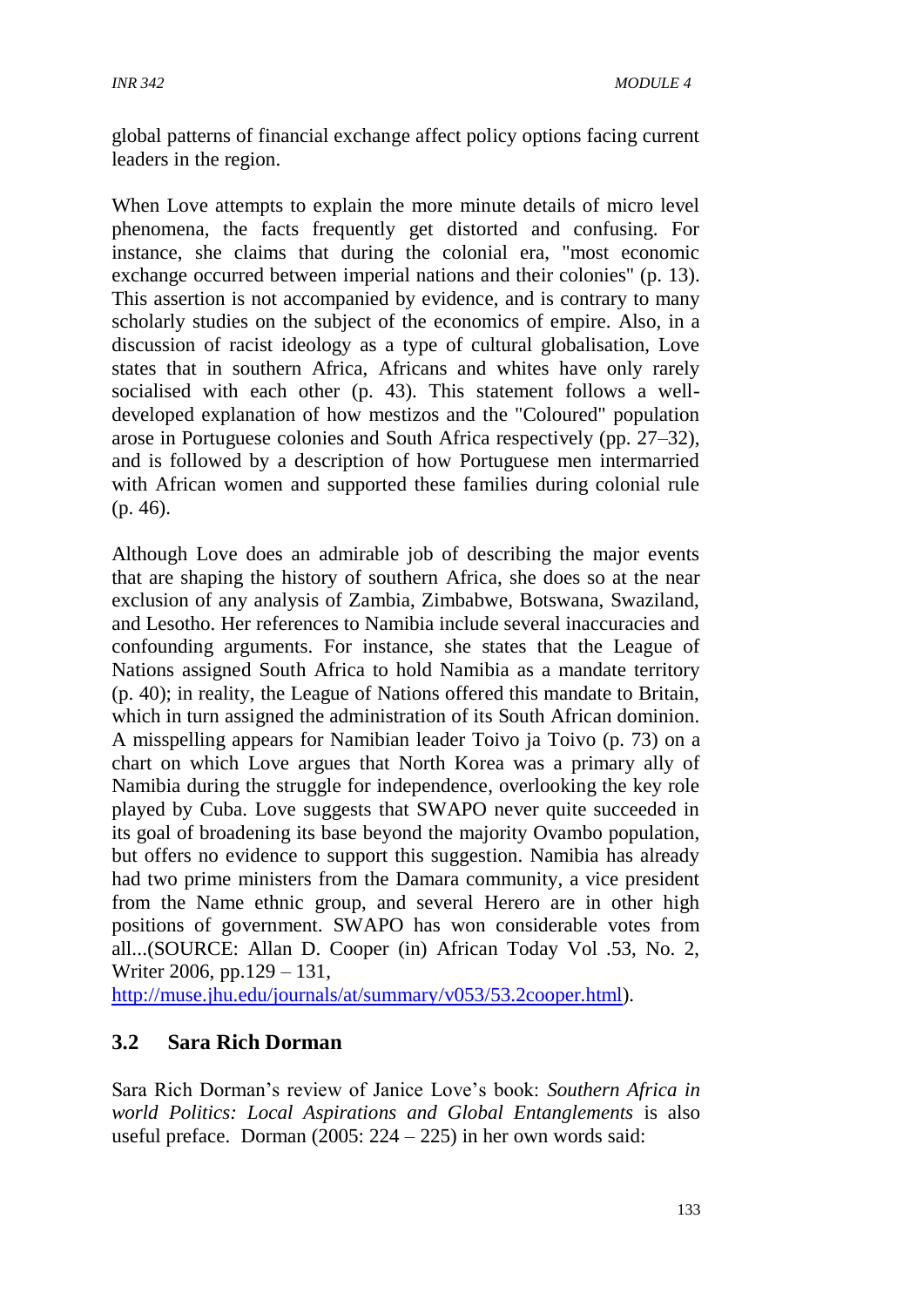global patterns of financial exchange affect policy options facing current leaders in the region.

When Love attempts to explain the more minute details of micro level phenomena, the facts frequently get distorted and confusing. For instance, she claims that during the colonial era, "most economic exchange occurred between imperial nations and their colonies" (p. 13). This assertion is not accompanied by evidence, and is contrary to many scholarly studies on the subject of the economics of empire. Also, in a discussion of racist ideology as a type of cultural globalisation, Love states that in southern Africa, Africans and whites have only rarely socialised with each other (p. 43). This statement follows a well-developed explanation of how mestizos and the "Coloured" population arose in Portuguese colonies and South Africa respectively (pp. 27–32), and is followed by a description of how Portuguese men intermarried with African women and supported these families during colonial rule (p. 46).

Although Love does an admirable job of describing the major events that are shaping the history of southern Africa, she does so at the near exclusion of any analysis of Zambia, Zimbabwe, Botswana, Swaziland, and Lesotho. Her references to Namibia include several inaccuracies and confounding arguments. For instance, she states that the League of Nations assigned South Africa to hold Namibia as a mandate territory (p. 40); in reality, the League of Nations offered this mandate to Britain, which in turn assigned the administration of its South African dominion. A misspelling appears for Namibian leader Toivo ja Toivo (p. 73) on a chart on which Love argues that North Korea was a primary ally of Namibia during the struggle for independence, overlooking the key role played by Cuba. Love suggests that SWAPO never quite succeeded in its goal of broadening its base beyond the majority Ovambo population, but offers no evidence to support this suggestion. Namibia has already had two prime ministers from the Damara community, a vice president from the Name ethnic group, and several Herero are in other high positions of government. SWAPO has won considerable votes from all...(SOURCE: Allan D. Cooper (in) African Today Vol .53, No. 2, Writer 2006, pp.129 – 131, http://muse.jhu.edu/journals/at/summary/v053/53.2cooper.html).

## 3.2 Sara Rich Dorman

Sara Rich Dorman's review of Janice Love's book: *Southern Africa in world Politics: Local Aspirations and Global Entanglements* is also useful preface. Dorman (2005: 224 – 225) in her own words said: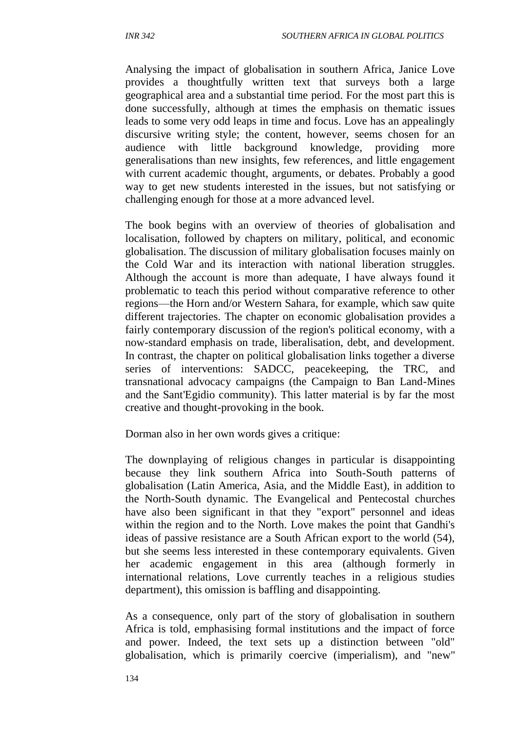Analysing the impact of globalisation in southern Africa, Janice Love provides a thoughtfully written text that surveys both a large geographical area and a substantial time period. For the most part this is done successfully, although at times the emphasis on thematic issues leads to some very odd leaps in time and focus. Love has an appealingly discursive writing style; the content, however, seems chosen for an audience with little background knowledge, providing more generalisations than new insights, few references, and little engagement with current academic thought, arguments, or debates. Probably a good way to get new students interested in the issues, but not satisfying or challenging enough for those at a more advanced level.

The book begins with an overview of theories of globalisation and localisation, followed by chapters on military, political, and economic globalisation. The discussion of military globalisation focuses mainly on the Cold War and its interaction with national liberation struggles. Although the account is more than adequate, I have always found it problematic to teach this period without comparative reference to other regions—the Horn and/or Western Sahara, for example, which saw quite different trajectories. The chapter on economic globalisation provides a fairly contemporary discussion of the region's political economy, with a now-standard emphasis on trade, liberalisation, debt, and development. In contrast, the chapter on political globalisation links together a diverse series of interventions: SADCC, peacekeeping, the TRC, and transnational advocacy campaigns (the Campaign to Ban Land-Mines and the Sant'Egidio community). This latter material is by far the most creative and thought-provoking in the book.

Dorman also in her own words gives a critique:

The downplaying of religious changes in particular is disappointing because they link southern Africa into South-South patterns of globalisation (Latin America, Asia, and the Middle East), in addition to the North-South dynamic. The Evangelical and Pentecostal churches have also been significant in that they "export" personnel and ideas within the region and to the North. Love makes the point that Gandhi's ideas of passive resistance are a South African export to the world (54), but she seems less interested in these contemporary equivalents. Given her academic engagement in this area (although formerly in international relations, Love currently teaches in a religious studies department), this omission is baffling and disappointing.

As a consequence, only part of the story of globalisation in southern Africa is told, emphasising formal institutions and the impact of force and power. Indeed, the text sets up a distinction between "old" globalisation, which is primarily coercive (imperialism), and "new"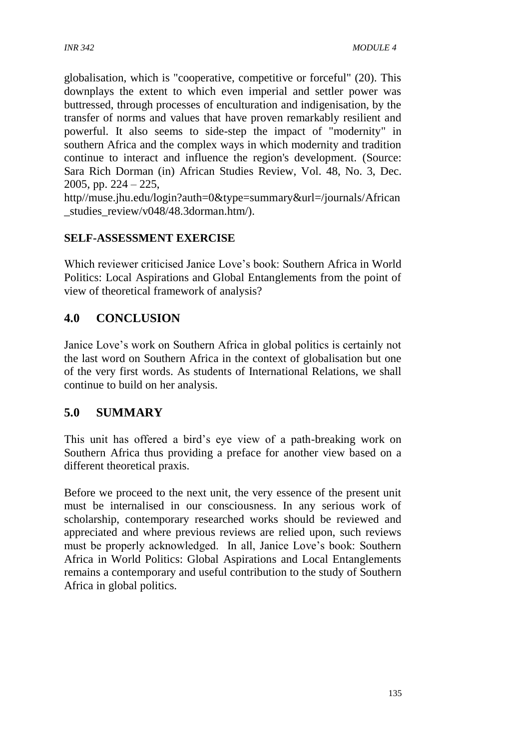globalisation, which is "cooperative, competitive or forceful" (20). This downplays the extent to which even imperial and settler power was buttressed, through processes of enculturation and indigenisation, by the transfer of norms and values that have proven remarkably resilient and powerful. It also seems to side-step the impact of "modernity" in southern Africa and the complex ways in which modernity and tradition continue to interact and influence the region's development. (Source: Sara Rich Dorman (in) African Studies Review, Vol. 48, No. 3, Dec. 2005, pp. 224 – 225, http//muse.jhu.edu/login?auth=0&type=summary&url=/journals/African_studies_review/v048/48.3dorman.htm/).

## SELF-ASSESSMENT EXERCISE

Which reviewer criticised Janice Love's book: Southern Africa in World Politics: Local Aspirations and Global Entanglements from the point of view of theoretical framework of analysis?

## 4.0 CONCLUSION

Janice Love's work on Southern Africa in global politics is certainly not the last word on Southern Africa in the context of globalisation but one of the very first words. As students of International Relations, we shall continue to build on her analysis.

## 5.0 SUMMARY

This unit has offered a bird's eye view of a path-breaking work on Southern Africa thus providing a preface for another view based on a different theoretical praxis.

Before we proceed to the next unit, the very essence of the present unit must be internalised in our consciousness. In any serious work of scholarship, contemporary researched works should be reviewed and appreciated and where previous reviews are relied upon, such reviews must be properly acknowledged. In all, Janice Love's book: Southern Africa in World Politics: Global Aspirations and Local Entanglements remains a contemporary and useful contribution to the study of Southern Africa in global politics.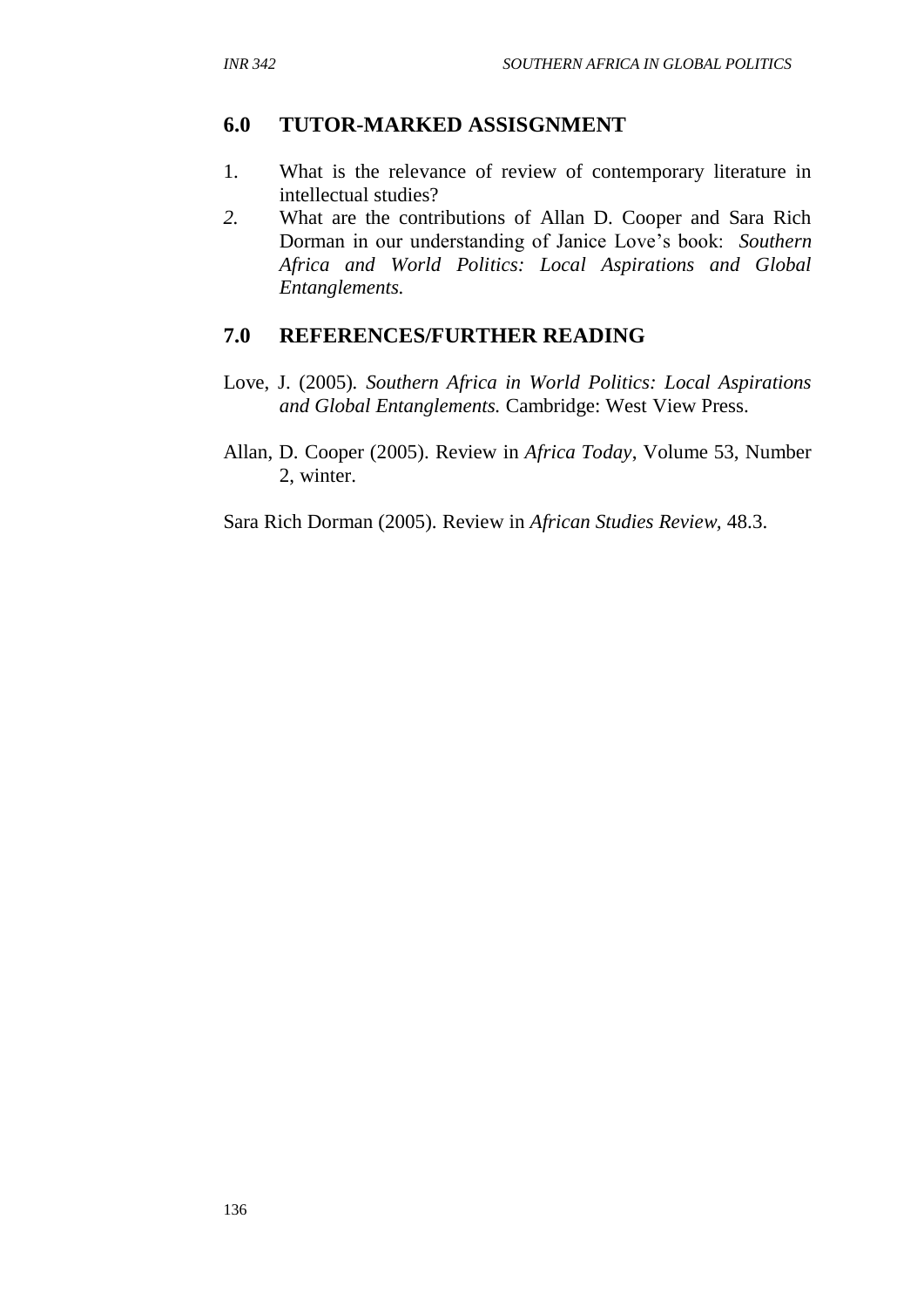## 6.0 TUTOR-MARKED ASSISGNMENT

1. What is the relevance of review of contemporary literature in intellectual studies?
2. What are the contributions of Allan D. Cooper and Sara Rich Dorman in our understanding of Janice Love's book: *Southern Africa and World Politics: Local Aspirations and Global Entanglements.*

## 7.0 REFERENCES/FURTHER READING

Love, J. (2005). *Southern Africa in World Politics: Local Aspirations and Global Entanglements.* Cambridge: West View Press.

Allan, D. Cooper (2005). Review in *Africa Today*, Volume 53, Number 2, winter.

Sara Rich Dorman (2005). Review in *African Studies Review*, 48.3.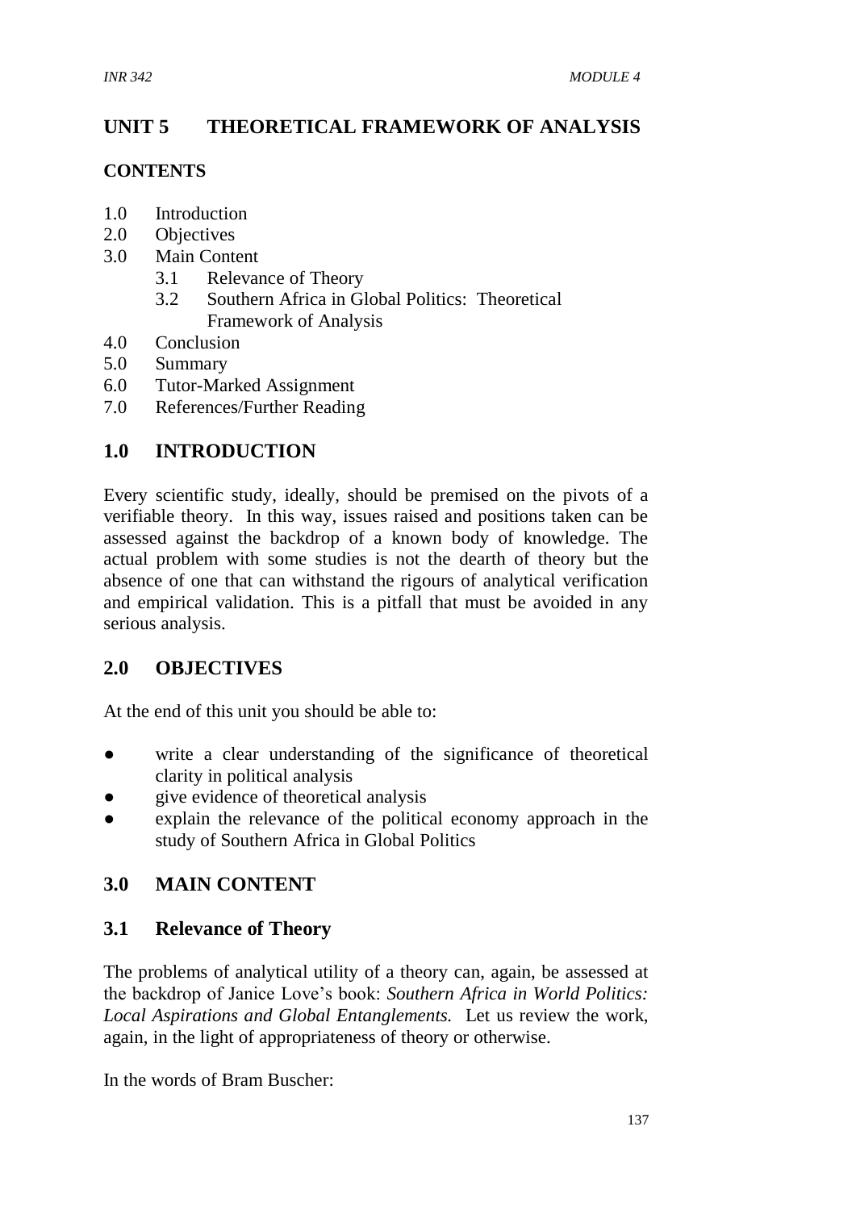# UNIT 5 THEORETICAL FRAMEWORK OF ANALYSIS

## CONTENTS

- 1.0 Introduction
- 2.0 Objectives
- 3.0 Main Content
  - 3.1 Relevance of Theory
  - 3.2 Southern Africa in Global Politics: Theoretical Framework of Analysis
- 4.0 Conclusion
- 5.0 Summary
- 6.0 Tutor-Marked Assignment
- 7.0 References/Further Reading

## 1.0 INTRODUCTION

Every scientific study, ideally, should be premised on the pivots of a verifiable theory. In this way, issues raised and positions taken can be assessed against the backdrop of a known body of knowledge. The actual problem with some studies is not the dearth of theory but the absence of one that can withstand the rigours of analytical verification and empirical validation. This is a pitfall that must be avoided in any serious analysis.

## 2.0 OBJECTIVES

At the end of this unit you should be able to:

- write a clear understanding of the significance of theoretical clarity in political analysis
- give evidence of theoretical analysis
- explain the relevance of the political economy approach in the study of Southern Africa in Global Politics

## 3.0 MAIN CONTENT

### 3.1 Relevance of Theory

The problems of analytical utility of a theory can, again, be assessed at the backdrop of Janice Love's book: *Southern Africa in World Politics: Local Aspirations and Global Entanglements.* Let us review the work, again, in the light of appropriateness of theory or otherwise.

In the words of Bram Buscher: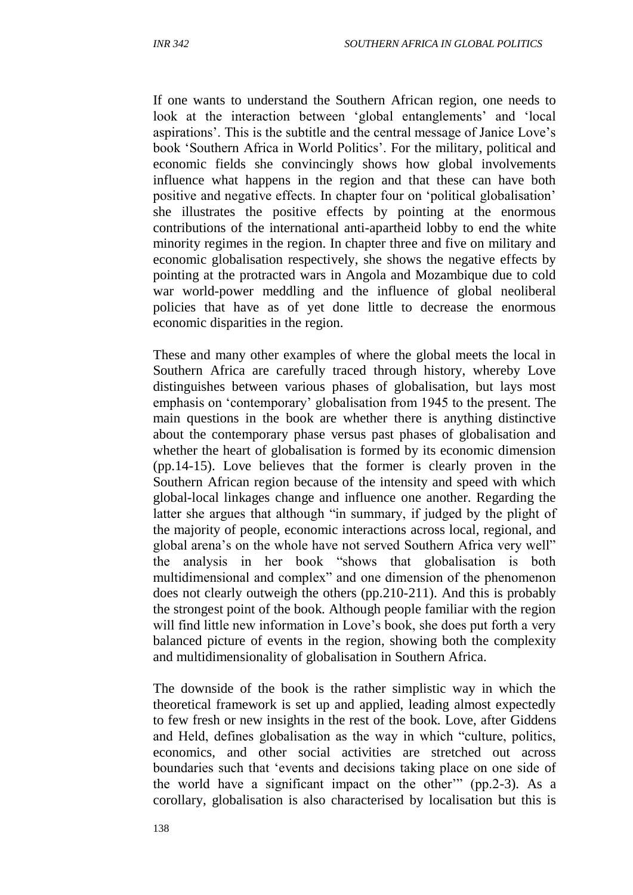If one wants to understand the Southern African region, one needs to look at the interaction between 'global entanglements' and 'local aspirations'. This is the subtitle and the central message of Janice Love's book 'Southern Africa in World Politics'. For the military, political and economic fields she convincingly shows how global involvements influence what happens in the region and that these can have both positive and negative effects. In chapter four on 'political globalisation' she illustrates the positive effects by pointing at the enormous contributions of the international anti-apartheid lobby to end the white minority regimes in the region. In chapter three and five on military and economic globalisation respectively, she shows the negative effects by pointing at the protracted wars in Angola and Mozambique due to cold war world-power meddling and the influence of global neoliberal policies that have as of yet done little to decrease the enormous economic disparities in the region.

These and many other examples of where the global meets the local in Southern Africa are carefully traced through history, whereby Love distinguishes between various phases of globalisation, but lays most emphasis on 'contemporary' globalisation from 1945 to the present. The main questions in the book are whether there is anything distinctive about the contemporary phase versus past phases of globalisation and whether the heart of globalisation is formed by its economic dimension (pp.14-15). Love believes that the former is clearly proven in the Southern African region because of the intensity and speed with which global-local linkages change and influence one another. Regarding the latter she argues that although "in summary, if judged by the plight of the majority of people, economic interactions across local, regional, and global arena's on the whole have not served Southern Africa very well" the analysis in her book "shows that globalisation is both multidimensional and complex" and one dimension of the phenomenon does not clearly outweigh the others (pp.210-211). And this is probably the strongest point of the book. Although people familiar with the region will find little new information in Love's book, she does put forth a very balanced picture of events in the region, showing both the complexity and multidimensionality of globalisation in Southern Africa.

The downside of the book is the rather simplistic way in which the theoretical framework is set up and applied, leading almost expectedly to few fresh or new insights in the rest of the book. Love, after Giddens and Held, defines globalisation as the way in which "culture, politics, economics, and other social activities are stretched out across boundaries such that 'events and decisions taking place on one side of the world have a significant impact on the other'" (pp.2-3). As a corollary, globalisation is also characterised by localisation but this is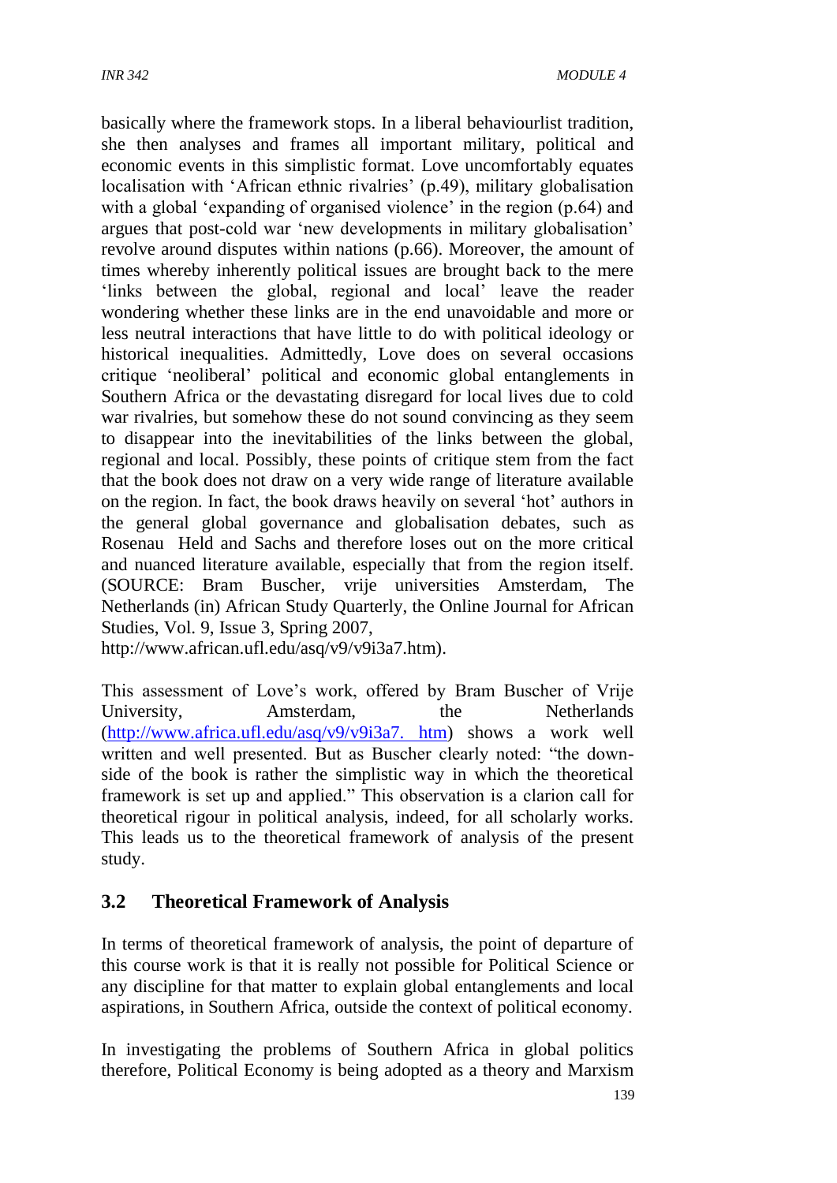basically where the framework stops. In a liberal behaviourlist tradition, she then analyses and frames all important military, political and economic events in this simplistic format. Love uncomfortably equates localisation with 'African ethnic rivalries' (p.49), military globalisation with a global 'expanding of organised violence' in the region (p.64) and argues that post-cold war 'new developments in military globalisation' revolve around disputes within nations (p.66). Moreover, the amount of times whereby inherently political issues are brought back to the mere 'links between the global, regional and local' leave the reader wondering whether these links are in the end unavoidable and more or less neutral interactions that have little to do with political ideology or historical inequalities. Admittedly, Love does on several occasions critique 'neoliberal' political and economic global entanglements in Southern Africa or the devastating disregard for local lives due to cold war rivalries, but somehow these do not sound convincing as they seem to disappear into the inevitabilities of the links between the global, regional and local. Possibly, these points of critique stem from the fact that the book does not draw on a very wide range of literature available on the region. In fact, the book draws heavily on several 'hot' authors in the general global governance and globalisation debates, such as Rosenau Held and Sachs and therefore loses out on the more critical and nuanced literature available, especially that from the region itself. (SOURCE: Bram Buscher, vrije universities Amsterdam, The Netherlands (in) African Study Quarterly, the Online Journal for African Studies, Vol. 9, Issue 3, Spring 2007, http://www.african.ufl.edu/asq/v9/v9i3a7.htm).

This assessment of Love's work, offered by Bram Buscher of Vrije University, Amsterdam, the Netherlands (http://www.africa.ufl.edu/asq/v9/v9i3a7. htm) shows a work well written and well presented. But as Buscher clearly noted: "the down-side of the book is rather the simplistic way in which the theoretical framework is set up and applied." This observation is a clarion call for theoretical rigour in political analysis, indeed, for all scholarly works. This leads us to the theoretical framework of analysis of the present study.

## 3.2 Theoretical Framework of Analysis

In terms of theoretical framework of analysis, the point of departure of this course work is that it is really not possible for Political Science or any discipline for that matter to explain global entanglements and local aspirations, in Southern Africa, outside the context of political economy.

In investigating the problems of Southern Africa in global politics therefore, Political Economy is being adopted as a theory and Marxism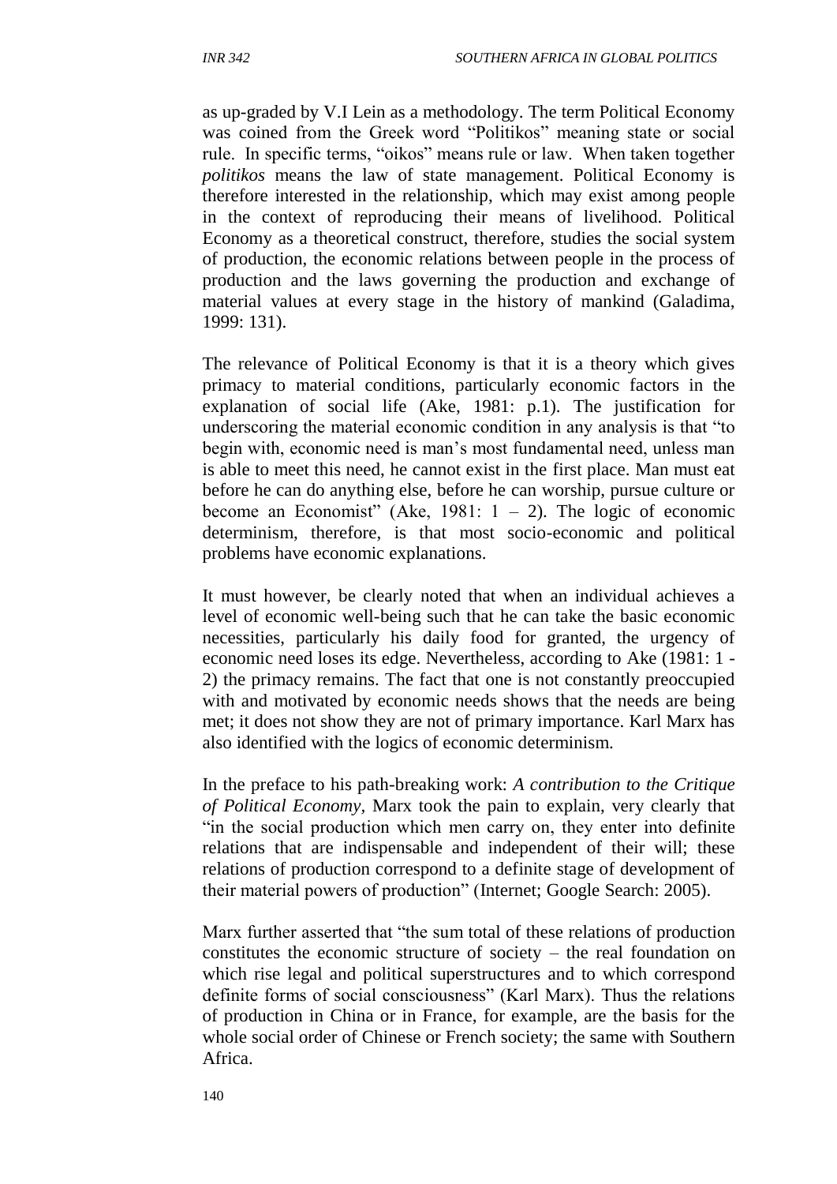as up-graded by V.I Lein as a methodology. The term Political Economy was coined from the Greek word "Politikos" meaning state or social rule. In specific terms, "oikos" means rule or law. When taken together *politikos* means the law of state management. Political Economy is therefore interested in the relationship, which may exist among people in the context of reproducing their means of livelihood. Political Economy as a theoretical construct, therefore, studies the social system of production, the economic relations between people in the process of production and the laws governing the production and exchange of material values at every stage in the history of mankind (Galadima, 1999: 131).

The relevance of Political Economy is that it is a theory which gives primacy to material conditions, particularly economic factors in the explanation of social life (Ake, 1981: p.1). The justification for underscoring the material economic condition in any analysis is that "to begin with, economic need is man's most fundamental need, unless man is able to meet this need, he cannot exist in the first place. Man must eat before he can do anything else, before he can worship, pursue culture or become an Economist" (Ake, 1981: 1 – 2). The logic of economic determinism, therefore, is that most socio-economic and political problems have economic explanations.

It must however, be clearly noted that when an individual achieves a level of economic well-being such that he can take the basic economic necessities, particularly his daily food for granted, the urgency of economic need loses its edge. Nevertheless, according to Ake (1981: 1 - 2) the primacy remains. The fact that one is not constantly preoccupied with and motivated by economic needs shows that the needs are being met; it does not show they are not of primary importance. Karl Marx has also identified with the logics of economic determinism.

In the preface to his path-breaking work: *A contribution to the Critique of Political Economy*, Marx took the pain to explain, very clearly that "in the social production which men carry on, they enter into definite relations that are indispensable and independent of their will; these relations of production correspond to a definite stage of development of their material powers of production" (Internet; Google Search: 2005).

Marx further asserted that "the sum total of these relations of production constitutes the economic structure of society – the real foundation on which rise legal and political superstructures and to which correspond definite forms of social consciousness" (Karl Marx). Thus the relations of production in China or in France, for example, are the basis for the whole social order of Chinese or French society; the same with Southern Africa.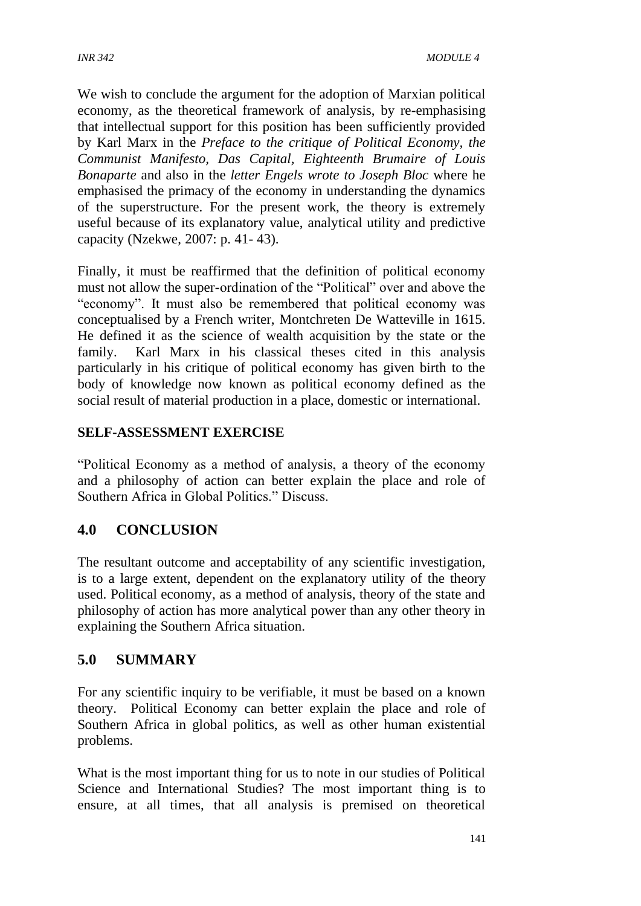We wish to conclude the argument for the adoption of Marxian political economy, as the theoretical framework of analysis, by re-emphasising that intellectual support for this position has been sufficiently provided by Karl Marx in the *Preface to the critique of Political Economy, the Communist Manifesto, Das Capital, Eighteenth Brumaire of Louis Bonaparte* and also in the *letter Engels wrote to Joseph Bloc* where he emphasised the primacy of the economy in understanding the dynamics of the superstructure. For the present work, the theory is extremely useful because of its explanatory value, analytical utility and predictive capacity (Nzekwe, 2007: p. 41- 43).

Finally, it must be reaffirmed that the definition of political economy must not allow the super-ordination of the "Political" over and above the "economy". It must also be remembered that political economy was conceptualised by a French writer, Montchreten De Watteville in 1615. He defined it as the science of wealth acquisition by the state or the family. Karl Marx in his classical theses cited in this analysis particularly in his critique of political economy has given birth to the body of knowledge now known as political economy defined as the social result of material production in a place, domestic or international.

**SELF-ASSESSMENT EXERCISE**

"Political Economy as a method of analysis, a theory of the economy and a philosophy of action can better explain the place and role of Southern Africa in Global Politics." Discuss.

## 4.0 CONCLUSION

The resultant outcome and acceptability of any scientific investigation, is to a large extent, dependent on the explanatory utility of the theory used. Political economy, as a method of analysis, theory of the state and philosophy of action has more analytical power than any other theory in explaining the Southern Africa situation.

## 5.0 SUMMARY

For any scientific inquiry to be verifiable, it must be based on a known theory. Political Economy can better explain the place and role of Southern Africa in global politics, as well as other human existential problems.

What is the most important thing for us to note in our studies of Political Science and International Studies? The most important thing is to ensure, at all times, that all analysis is premised on theoretical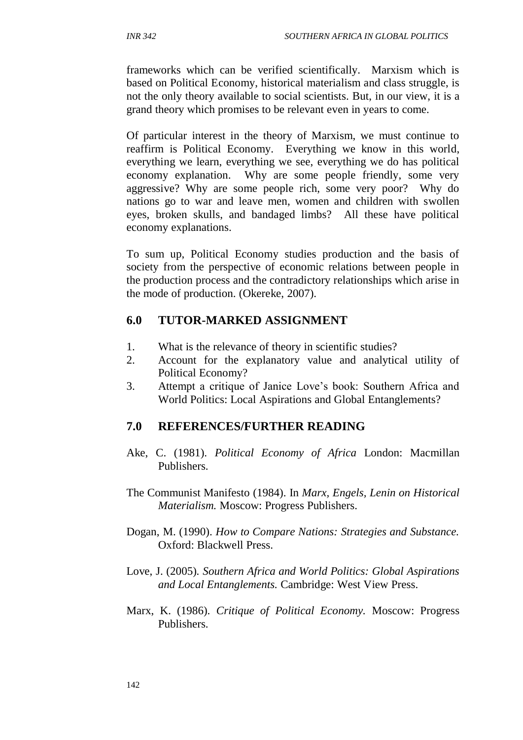frameworks which can be verified scientifically. Marxism which is based on Political Economy, historical materialism and class struggle, is not the only theory available to social scientists. But, in our view, it is a grand theory which promises to be relevant even in years to come.

Of particular interest in the theory of Marxism, we must continue to reaffirm is Political Economy. Everything we know in this world, everything we learn, everything we see, everything we do has political economy explanation. Why are some people friendly, some very aggressive? Why are some people rich, some very poor? Why do nations go to war and leave men, women and children with swollen eyes, broken skulls, and bandaged limbs? All these have political economy explanations.

To sum up, Political Economy studies production and the basis of society from the perspective of economic relations between people in the production process and the contradictory relationships which arise in the mode of production. (Okereke, 2007).

## 6.0 TUTOR-MARKED ASSIGNMENT

1. What is the relevance of theory in scientific studies?
2. Account for the explanatory value and analytical utility of Political Economy?
3. Attempt a critique of Janice Love's book: Southern Africa and World Politics: Local Aspirations and Global Entanglements?

## 7.0 REFERENCES/FURTHER READING

Ake, C. (1981). *Political Economy of Africa* London: Macmillan Publishers.

The Communist Manifesto (1984). In *Marx, Engels, Lenin on Historical Materialism.* Moscow: Progress Publishers.

Dogan, M. (1990). *How to Compare Nations: Strategies and Substance.* Oxford: Blackwell Press.

Love, J. (2005). *Southern Africa and World Politics: Global Aspirations and Local Entanglements.* Cambridge: West View Press.

Marx, K. (1986). *Critique of Political Economy*. Moscow: Progress Publishers.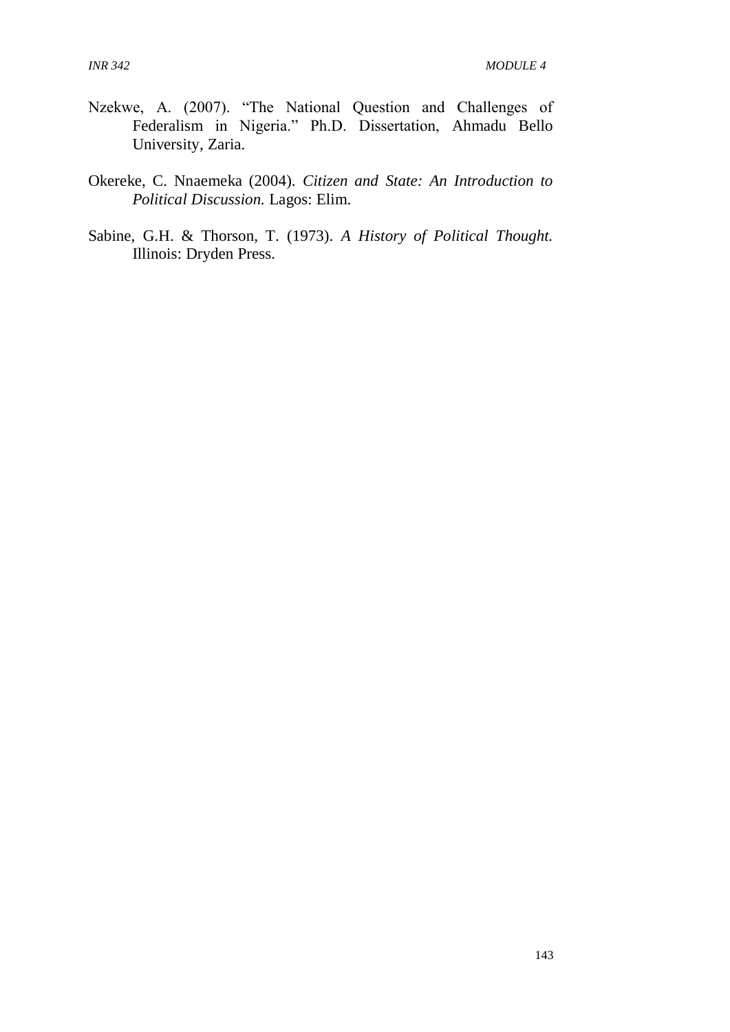Nzekwe, A. (2007). "The National Question and Challenges of Federalism in Nigeria." Ph.D. Dissertation, Ahmadu Bello University, Zaria.

Okereke, C. Nnaemeka (2004). *Citizen and State: An Introduction to Political Discussion.* Lagos: Elim.

Sabine, G.H. & Thorson, T. (1973). *A History of Political Thought.* Illinois: Dryden Press.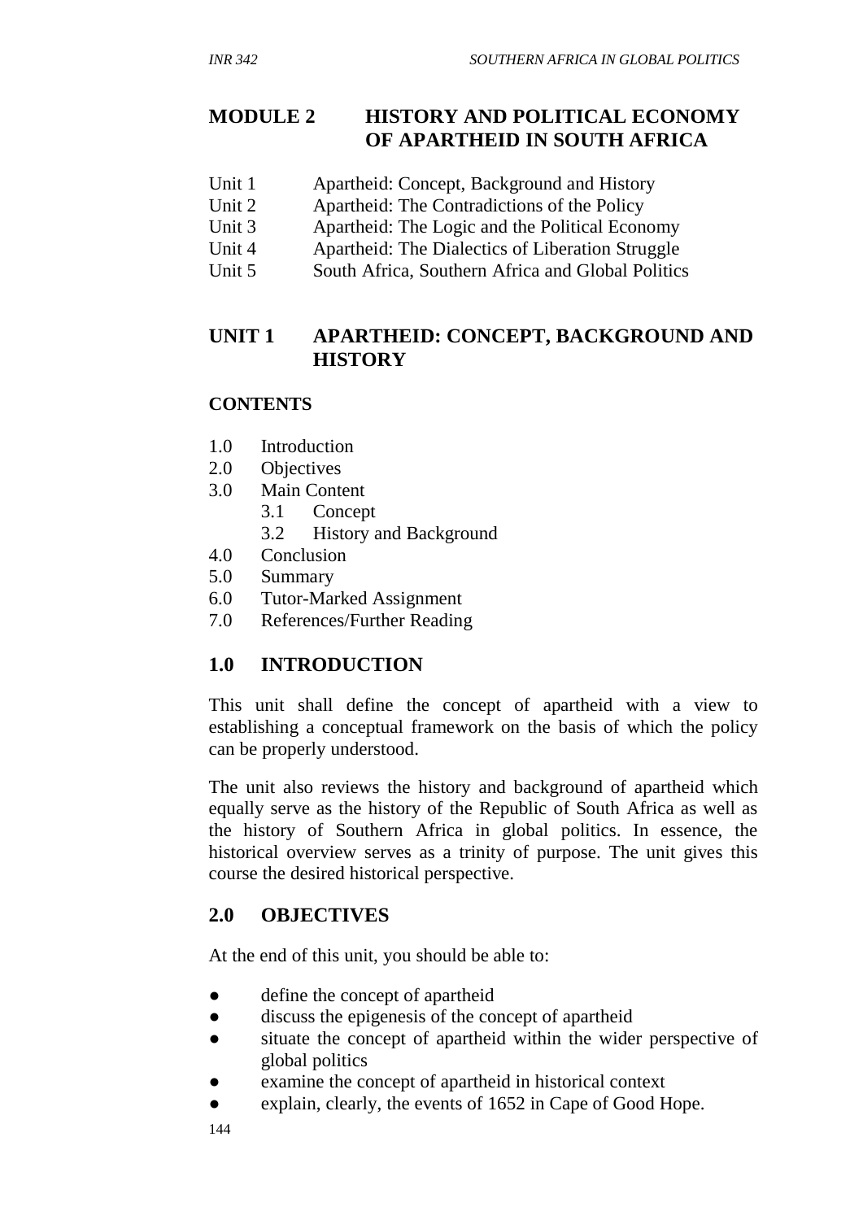# MODULE 2 HISTORY AND POLITICAL ECONOMY OF APARTHEID IN SOUTH AFRICA

Unit 1 Apartheid: Concept, Background and History
Unit 2 Apartheid: The Contradictions of the Policy
Unit 3 Apartheid: The Logic and the Political Economy
Unit 4 Apartheid: The Dialectics of Liberation Struggle
Unit 5 South Africa, Southern Africa and Global Politics

## UNIT 1 APARTHEID: CONCEPT, BACKGROUND AND HISTORY

### CONTENTS

1.0 Introduction
2.0 Objectives
3.0 Main Content
 3.1 Concept
 3.2 History and Background
4.0 Conclusion
5.0 Summary
6.0 Tutor-Marked Assignment
7.0 References/Further Reading

## 1.0 INTRODUCTION

This unit shall define the concept of apartheid with a view to establishing a conceptual framework on the basis of which the policy can be properly understood.

The unit also reviews the history and background of apartheid which equally serve as the history of the Republic of South Africa as well as the history of Southern Africa in global politics. In essence, the historical overview serves as a trinity of purpose. The unit gives this course the desired historical perspective.

## 2.0 OBJECTIVES

At the end of this unit, you should be able to:

- define the concept of apartheid
- discuss the epigenesis of the concept of apartheid
- situate the concept of apartheid within the wider perspective of global politics
- examine the concept of apartheid in historical context
- explain, clearly, the events of 1652 in Cape of Good Hope.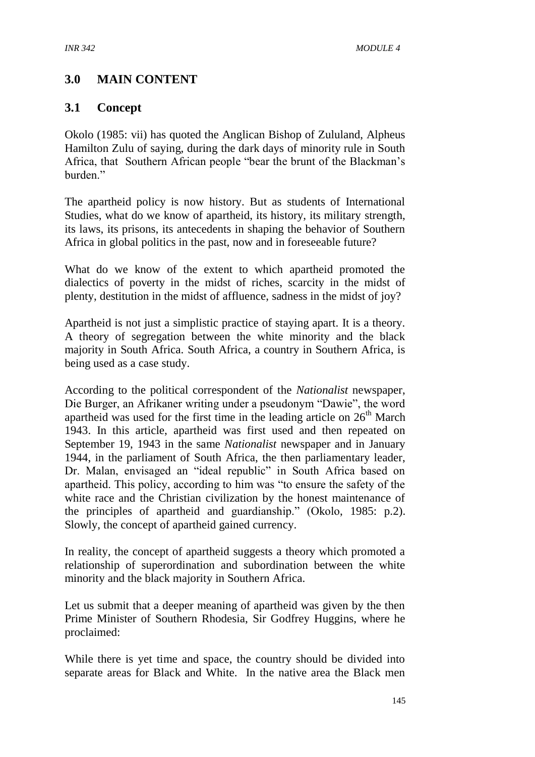## 3.0 MAIN CONTENT

### 3.1 Concept

Okolo (1985: vii) has quoted the Anglican Bishop of Zululand, Alpheus Hamilton Zulu of saying, during the dark days of minority rule in South Africa, that Southern African people "bear the brunt of the Blackman's burden."

The apartheid policy is now history. But as students of International Studies, what do we know of apartheid, its history, its military strength, its laws, its prisons, its antecedents in shaping the behavior of Southern Africa in global politics in the past, now and in foreseeable future?

What do we know of the extent to which apartheid promoted the dialectics of poverty in the midst of riches, scarcity in the midst of plenty, destitution in the midst of affluence, sadness in the midst of joy?

Apartheid is not just a simplistic practice of staying apart. It is a theory. A theory of segregation between the white minority and the black majority in South Africa. South Africa, a country in Southern Africa, is being used as a case study.

According to the political correspondent of the *Nationalist* newspaper, Die Burger, an Afrikaner writing under a pseudonym "Dawie", the word apartheid was used for the first time in the leading article on 26th March 1943. In this article, apartheid was first used and then repeated on September 19, 1943 in the same *Nationalist* newspaper and in January 1944, in the parliament of South Africa, the then parliamentary leader, Dr. Malan, envisaged an "ideal republic" in South Africa based on apartheid. This policy, according to him was "to ensure the safety of the white race and the Christian civilization by the honest maintenance of the principles of apartheid and guardianship." (Okolo, 1985: p.2). Slowly, the concept of apartheid gained currency.

In reality, the concept of apartheid suggests a theory which promoted a relationship of superordination and subordination between the white minority and the black majority in Southern Africa.

Let us submit that a deeper meaning of apartheid was given by the then Prime Minister of Southern Rhodesia, Sir Godfrey Huggins, where he proclaimed:

While there is yet time and space, the country should be divided into separate areas for Black and White. In the native area the Black men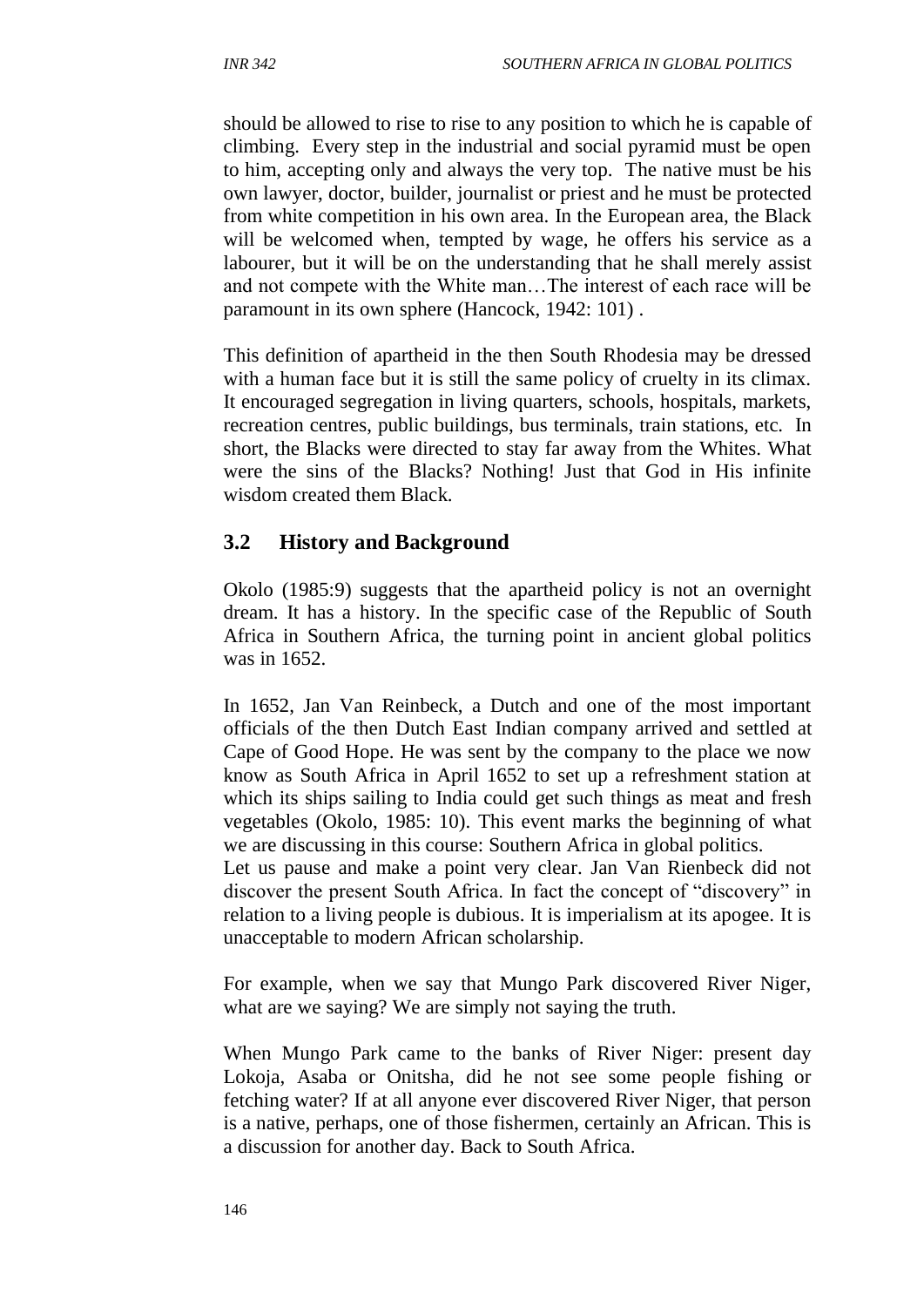should be allowed to rise to rise to any position to which he is capable of climbing. Every step in the industrial and social pyramid must be open to him, accepting only and always the very top. The native must be his own lawyer, doctor, builder, journalist or priest and he must be protected from white competition in his own area. In the European area, the Black will be welcomed when, tempted by wage, he offers his service as a labourer, but it will be on the understanding that he shall merely assist and not compete with the White man…The interest of each race will be paramount in its own sphere (Hancock, 1942: 101) .

This definition of apartheid in the then South Rhodesia may be dressed with a human face but it is still the same policy of cruelty in its climax. It encouraged segregation in living quarters, schools, hospitals, markets, recreation centres, public buildings, bus terminals, train stations, etc. In short, the Blacks were directed to stay far away from the Whites. What were the sins of the Blacks? Nothing! Just that God in His infinite wisdom created them Black.

## 3.2 History and Background

Okolo (1985:9) suggests that the apartheid policy is not an overnight dream. It has a history. In the specific case of the Republic of South Africa in Southern Africa, the turning point in ancient global politics was in 1652.

In 1652, Jan Van Reinbeck, a Dutch and one of the most important officials of the then Dutch East Indian company arrived and settled at Cape of Good Hope. He was sent by the company to the place we now know as South Africa in April 1652 to set up a refreshment station at which its ships sailing to India could get such things as meat and fresh vegetables (Okolo, 1985: 10). This event marks the beginning of what we are discussing in this course: Southern Africa in global politics.
Let us pause and make a point very clear. Jan Van Rienbeck did not discover the present South Africa. In fact the concept of "discovery" in relation to a living people is dubious. It is imperialism at its apogee. It is unacceptable to modern African scholarship.

For example, when we say that Mungo Park discovered River Niger, what are we saying? We are simply not saying the truth.

When Mungo Park came to the banks of River Niger: present day Lokoja, Asaba or Onitsha, did he not see some people fishing or fetching water? If at all anyone ever discovered River Niger, that person is a native, perhaps, one of those fishermen, certainly an African. This is a discussion for another day. Back to South Africa.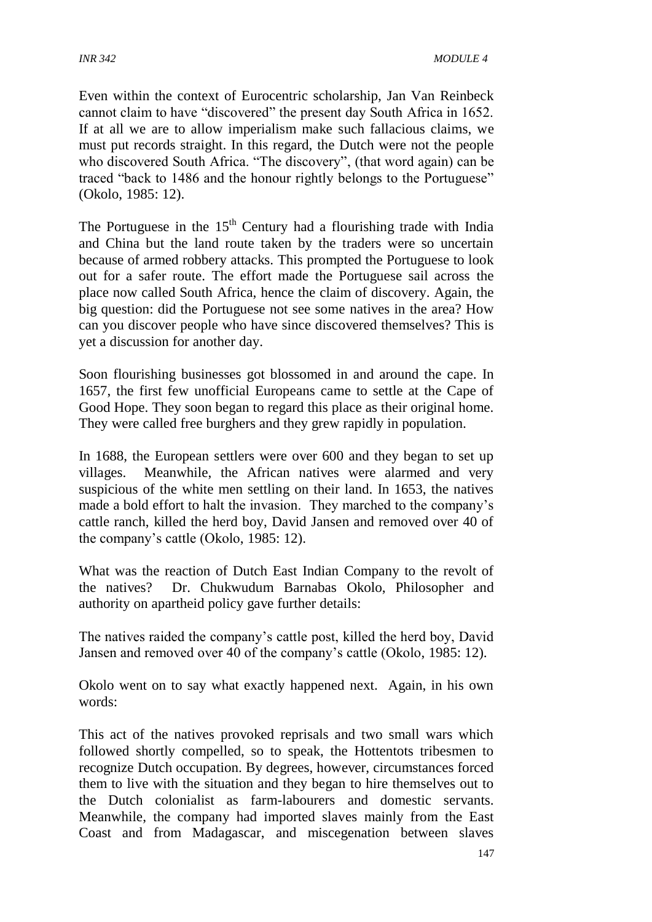Even within the context of Eurocentric scholarship, Jan Van Reinbeck cannot claim to have "discovered" the present day South Africa in 1652. If at all we are to allow imperialism make such fallacious claims, we must put records straight. In this regard, the Dutch were not the people who discovered South Africa. "The discovery", (that word again) can be traced "back to 1486 and the honour rightly belongs to the Portuguese" (Okolo, 1985: 12).

The Portuguese in the 15th Century had a flourishing trade with India and China but the land route taken by the traders were so uncertain because of armed robbery attacks. This prompted the Portuguese to look out for a safer route. The effort made the Portuguese sail across the place now called South Africa, hence the claim of discovery. Again, the big question: did the Portuguese not see some natives in the area? How can you discover people who have since discovered themselves? This is yet a discussion for another day.

Soon flourishing businesses got blossomed in and around the cape. In 1657, the first few unofficial Europeans came to settle at the Cape of Good Hope. They soon began to regard this place as their original home. They were called free burghers and they grew rapidly in population.

In 1688, the European settlers were over 600 and they began to set up villages. Meanwhile, the African natives were alarmed and very suspicious of the white men settling on their land. In 1653, the natives made a bold effort to halt the invasion. They marched to the company's cattle ranch, killed the herd boy, David Jansen and removed over 40 of the company's cattle (Okolo, 1985: 12).

What was the reaction of Dutch East Indian Company to the revolt of the natives? Dr. Chukwudum Barnabas Okolo, Philosopher and authority on apartheid policy gave further details:

The natives raided the company's cattle post, killed the herd boy, David Jansen and removed over 40 of the company's cattle (Okolo, 1985: 12).

Okolo went on to say what exactly happened next. Again, in his own words:

This act of the natives provoked reprisals and two small wars which followed shortly compelled, so to speak, the Hottentots tribesmen to recognize Dutch occupation. By degrees, however, circumstances forced them to live with the situation and they began to hire themselves out to the Dutch colonialist as farm-labourers and domestic servants. Meanwhile, the company had imported slaves mainly from the East Coast and from Madagascar, and miscegenation between slaves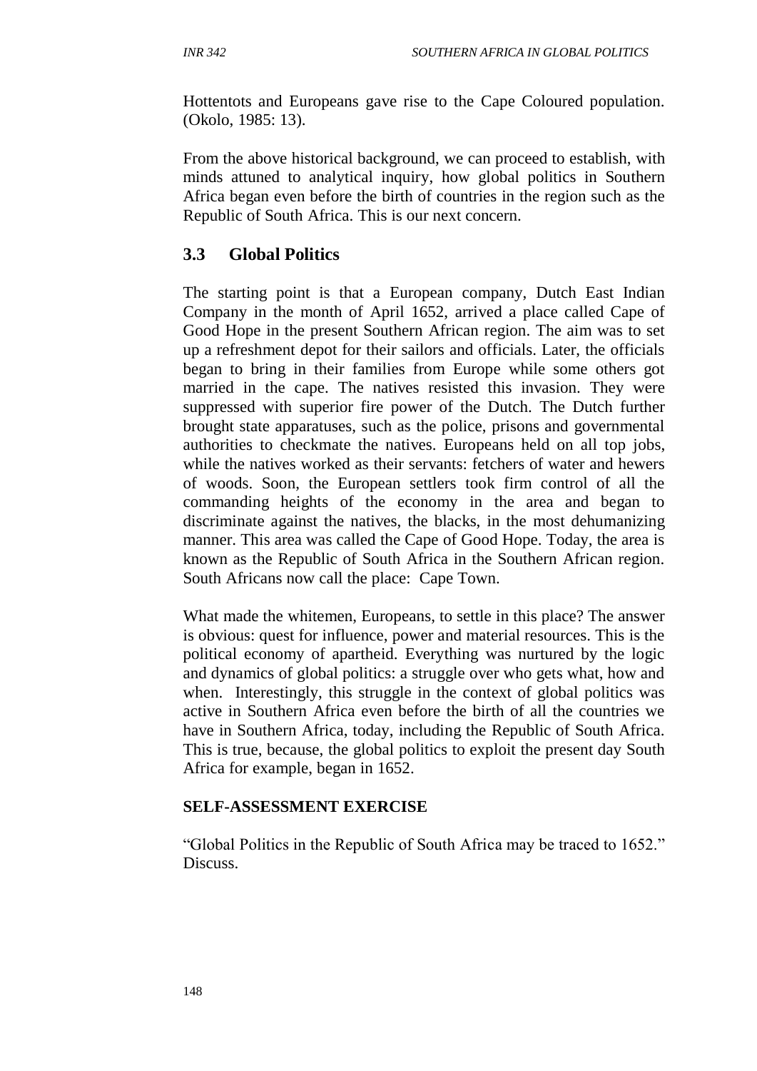Hottentots and Europeans gave rise to the Cape Coloured population. (Okolo, 1985: 13).

From the above historical background, we can proceed to establish, with minds attuned to analytical inquiry, how global politics in Southern Africa began even before the birth of countries in the region such as the Republic of South Africa. This is our next concern.

## 3.3 Global Politics

The starting point is that a European company, Dutch East Indian Company in the month of April 1652, arrived a place called Cape of Good Hope in the present Southern African region. The aim was to set up a refreshment depot for their sailors and officials. Later, the officials began to bring in their families from Europe while some others got married in the cape. The natives resisted this invasion. They were suppressed with superior fire power of the Dutch. The Dutch further brought state apparatuses, such as the police, prisons and governmental authorities to checkmate the natives. Europeans held on all top jobs, while the natives worked as their servants: fetchers of water and hewers of woods. Soon, the European settlers took firm control of all the commanding heights of the economy in the area and began to discriminate against the natives, the blacks, in the most dehumanizing manner. This area was called the Cape of Good Hope. Today, the area is known as the Republic of South Africa in the Southern African region. South Africans now call the place: Cape Town.

What made the whitemen, Europeans, to settle in this place? The answer is obvious: quest for influence, power and material resources. This is the political economy of apartheid. Everything was nurtured by the logic and dynamics of global politics: a struggle over who gets what, how and when. Interestingly, this struggle in the context of global politics was active in Southern Africa even before the birth of all the countries we have in Southern Africa, today, including the Republic of South Africa. This is true, because, the global politics to exploit the present day South Africa for example, began in 1652.

**SELF-ASSESSMENT EXERCISE**

"Global Politics in the Republic of South Africa may be traced to 1652." Discuss.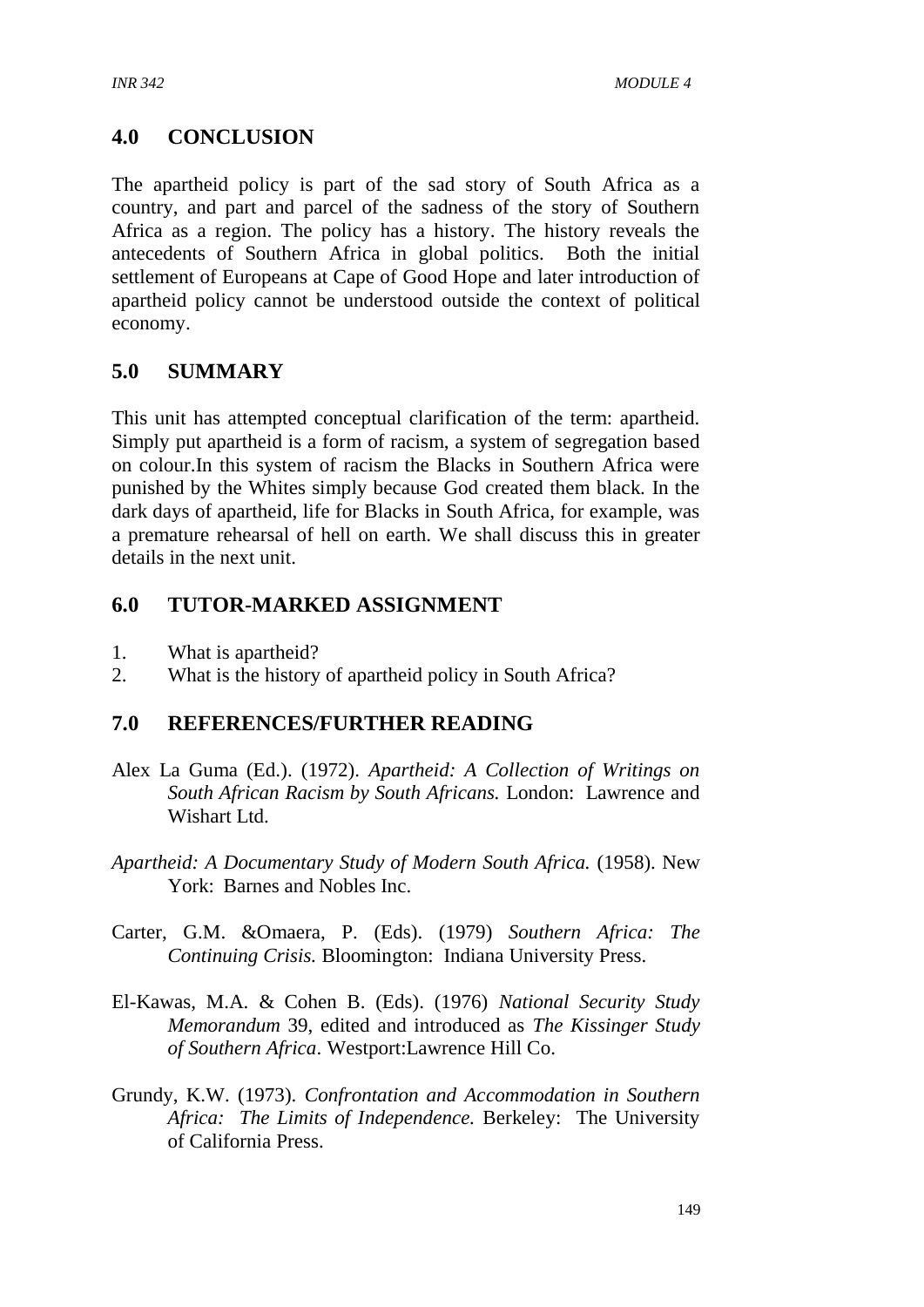## 4.0 CONCLUSION

The apartheid policy is part of the sad story of South Africa as a country, and part and parcel of the sadness of the story of Southern Africa as a region. The policy has a history. The history reveals the antecedents of Southern Africa in global politics. Both the initial settlement of Europeans at Cape of Good Hope and later introduction of apartheid policy cannot be understood outside the context of political economy.

## 5.0 SUMMARY

This unit has attempted conceptual clarification of the term: apartheid. Simply put apartheid is a form of racism, a system of segregation based on colour.In this system of racism the Blacks in Southern Africa were punished by the Whites simply because God created them black. In the dark days of apartheid, life for Blacks in South Africa, for example, was a premature rehearsal of hell on earth. We shall discuss this in greater details in the next unit.

## 6.0 TUTOR-MARKED ASSIGNMENT

1. What is apartheid?
2. What is the history of apartheid policy in South Africa?

## 7.0 REFERENCES/FURTHER READING

Alex La Guma (Ed.). (1972). *Apartheid: A Collection of Writings on South African Racism by South Africans.* London: Lawrence and Wishart Ltd.

*Apartheid: A Documentary Study of Modern South Africa.* (1958). New York: Barnes and Nobles Inc.

Carter, G.M. &Omaera, P. (Eds). (1979) *Southern Africa: The Continuing Crisis.* Bloomington: Indiana University Press.

El-Kawas, M.A. & Cohen B. (Eds). (1976) *National Security Study Memorandum* 39, edited and introduced as *The Kissinger Study of Southern Africa*. Westport:Lawrence Hill Co.

Grundy, K.W. (1973). *Confrontation and Accommodation in Southern Africa: The Limits of Independence.* Berkeley: The University of California Press.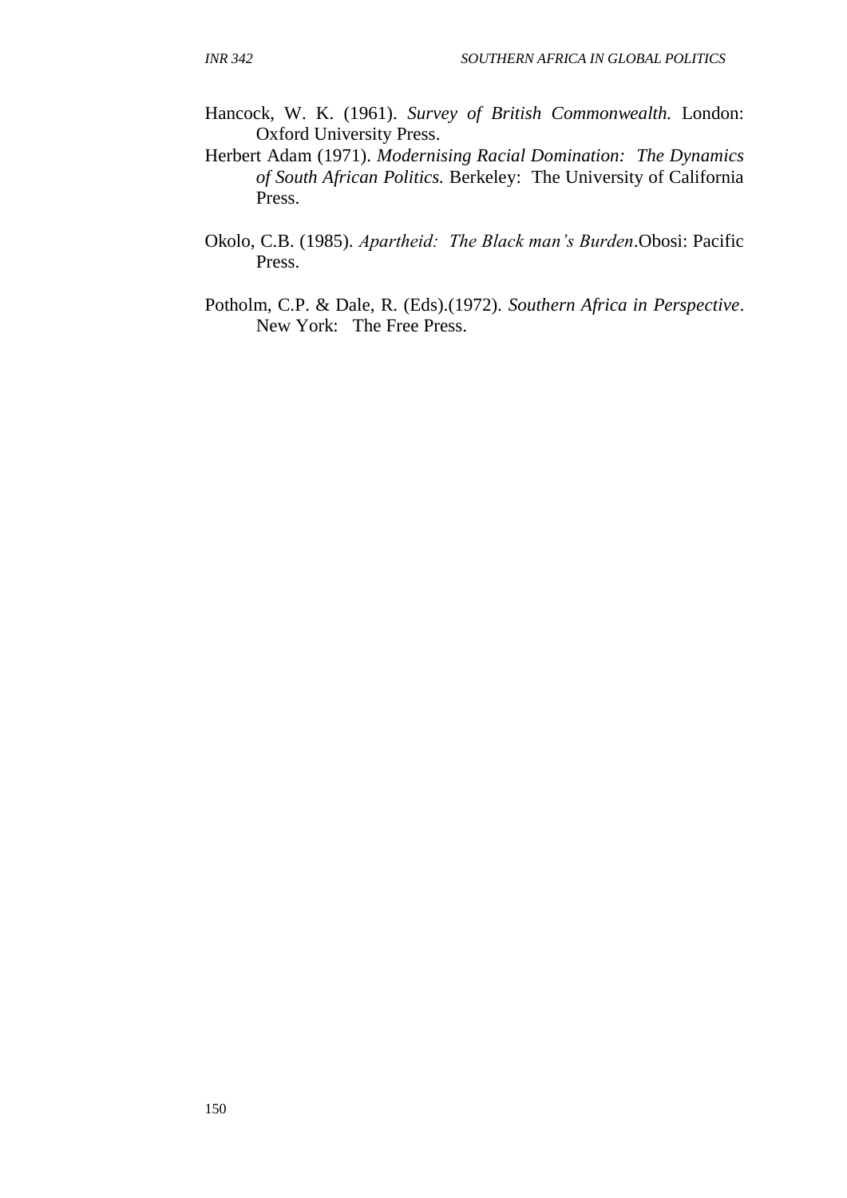Hancock, W. K. (1961). *Survey of British Commonwealth.* London: Oxford University Press.

Herbert Adam (1971). *Modernising Racial Domination: The Dynamics of South African Politics.* Berkeley: The University of California Press.

Okolo, C.B. (1985). *Apartheid: The Black man's Burden*.Obosi: Pacific Press.

Potholm, C.P. & Dale, R. (Eds).(1972). *Southern Africa in Perspective*. New York: The Free Press.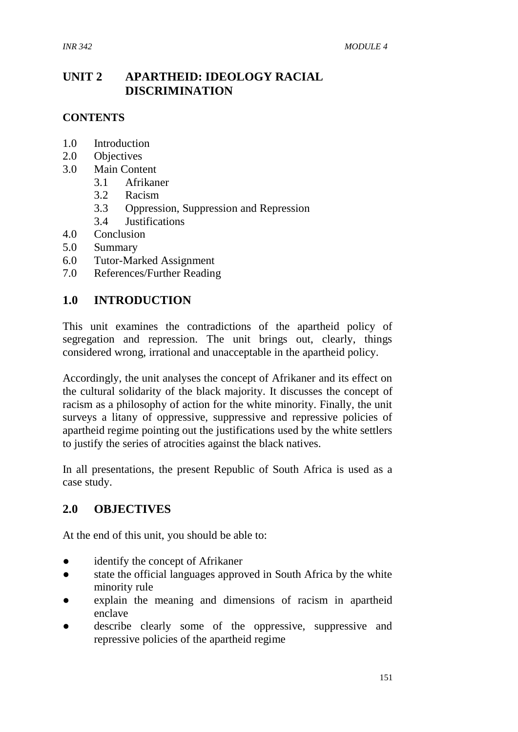# UNIT 2 APARTHEID: IDEOLOGY RACIAL DISCRIMINATION

## CONTENTS

1.0 Introduction
2.0 Objectives
3.0 Main Content
  3.1 Afrikaner
  3.2 Racism
  3.3 Oppression, Suppression and Repression
  3.4 Justifications
4.0 Conclusion
5.0 Summary
6.0 Tutor-Marked Assignment
7.0 References/Further Reading

## 1.0 INTRODUCTION

This unit examines the contradictions of the apartheid policy of segregation and repression. The unit brings out, clearly, things considered wrong, irrational and unacceptable in the apartheid policy.

Accordingly, the unit analyses the concept of Afrikaner and its effect on the cultural solidarity of the black majority. It discusses the concept of racism as a philosophy of action for the white minority. Finally, the unit surveys a litany of oppressive, suppressive and repressive policies of apartheid regime pointing out the justifications used by the white settlers to justify the series of atrocities against the black natives.

In all presentations, the present Republic of South Africa is used as a case study.

## 2.0 OBJECTIVES

At the end of this unit, you should be able to:

- identify the concept of Afrikaner
- state the official languages approved in South Africa by the white minority rule
- explain the meaning and dimensions of racism in apartheid enclave
- describe clearly some of the oppressive, suppressive and repressive policies of the apartheid regime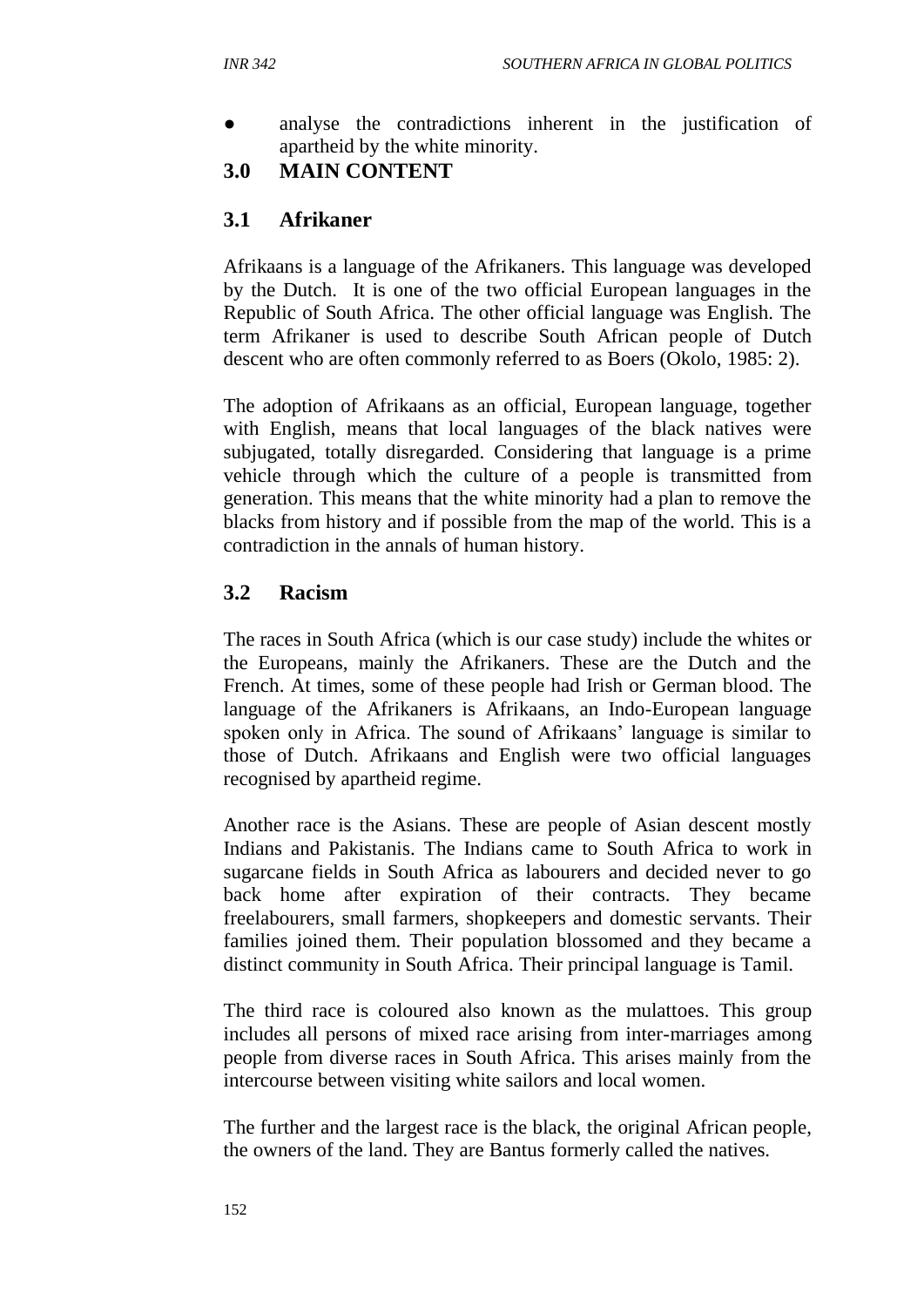- analyse the contradictions inherent in the justification of apartheid by the white minority.

## 3.0 MAIN CONTENT

### 3.1 Afrikaner

Afrikaans is a language of the Afrikaners. This language was developed by the Dutch. It is one of the two official European languages in the Republic of South Africa. The other official language was English. The term Afrikaner is used to describe South African people of Dutch descent who are often commonly referred to as Boers (Okolo, 1985: 2).

The adoption of Afrikaans as an official, European language, together with English, means that local languages of the black natives were subjugated, totally disregarded. Considering that language is a prime vehicle through which the culture of a people is transmitted from generation. This means that the white minority had a plan to remove the blacks from history and if possible from the map of the world. This is a contradiction in the annals of human history.

### 3.2 Racism

The races in South Africa (which is our case study) include the whites or the Europeans, mainly the Afrikaners. These are the Dutch and the French. At times, some of these people had Irish or German blood. The language of the Afrikaners is Afrikaans, an Indo-European language spoken only in Africa. The sound of Afrikaans' language is similar to those of Dutch. Afrikaans and English were two official languages recognised by apartheid regime.

Another race is the Asians. These are people of Asian descent mostly Indians and Pakistanis. The Indians came to South Africa to work in sugarcane fields in South Africa as labourers and decided never to go back home after expiration of their contracts. They became freelabourers, small farmers, shopkeepers and domestic servants. Their families joined them. Their population blossomed and they became a distinct community in South Africa. Their principal language is Tamil.

The third race is coloured also known as the mulattoes. This group includes all persons of mixed race arising from inter-marriages among people from diverse races in South Africa. This arises mainly from the intercourse between visiting white sailors and local women.

The further and the largest race is the black, the original African people, the owners of the land. They are Bantus formerly called the natives.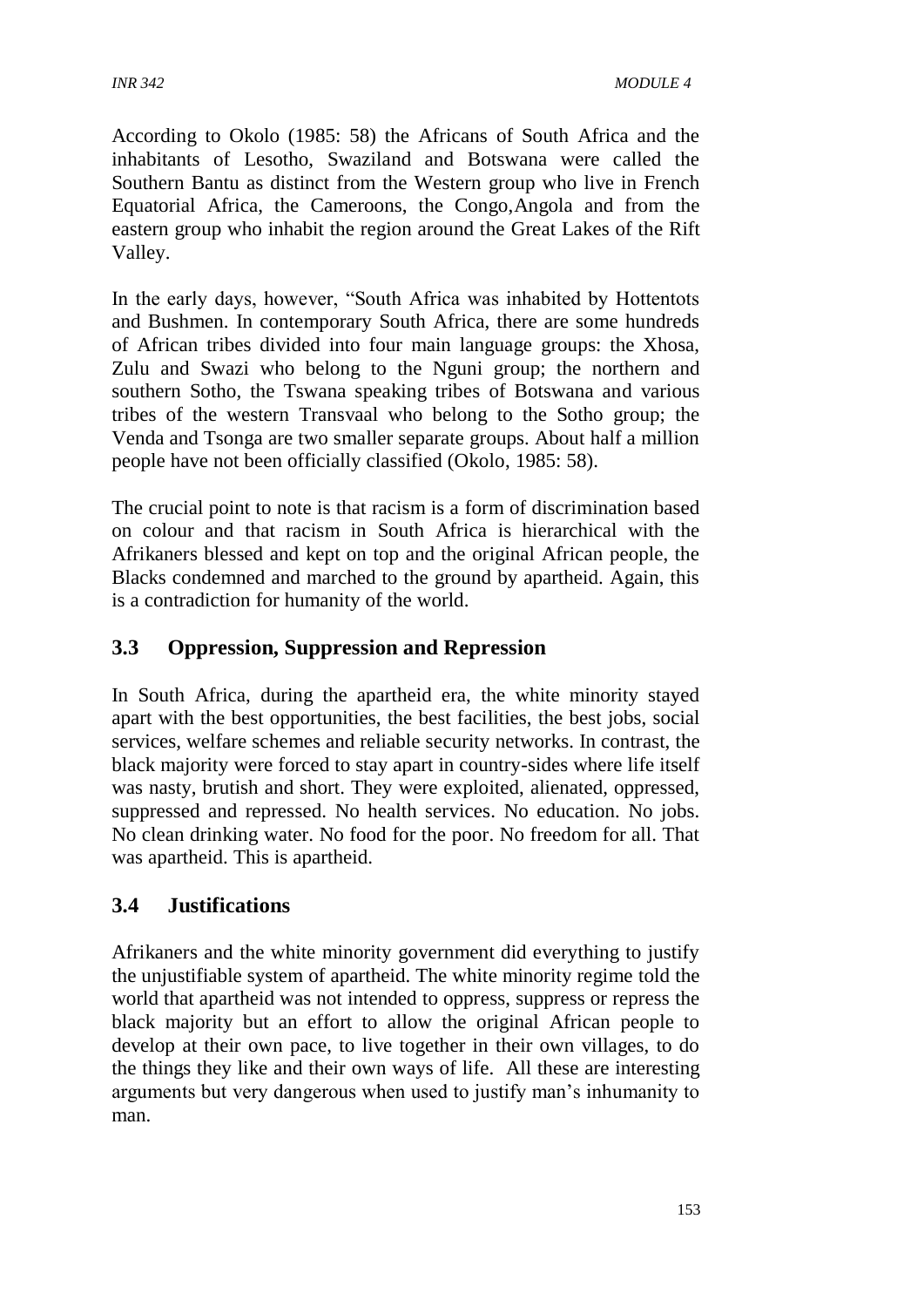According to Okolo (1985: 58) the Africans of South Africa and the inhabitants of Lesotho, Swaziland and Botswana were called the Southern Bantu as distinct from the Western group who live in French Equatorial Africa, the Cameroons, the Congo,Angola and from the eastern group who inhabit the region around the Great Lakes of the Rift Valley.

In the early days, however, "South Africa was inhabited by Hottentots and Bushmen. In contemporary South Africa, there are some hundreds of African tribes divided into four main language groups: the Xhosa, Zulu and Swazi who belong to the Nguni group; the northern and southern Sotho, the Tswana speaking tribes of Botswana and various tribes of the western Transvaal who belong to the Sotho group; the Venda and Tsonga are two smaller separate groups. About half a million people have not been officially classified (Okolo, 1985: 58).

The crucial point to note is that racism is a form of discrimination based on colour and that racism in South Africa is hierarchical with the Afrikaners blessed and kept on top and the original African people, the Blacks condemned and marched to the ground by apartheid. Again, this is a contradiction for humanity of the world.

## 3.3 Oppression, Suppression and Repression

In South Africa, during the apartheid era, the white minority stayed apart with the best opportunities, the best facilities, the best jobs, social services, welfare schemes and reliable security networks. In contrast, the black majority were forced to stay apart in country-sides where life itself was nasty, brutish and short. They were exploited, alienated, oppressed, suppressed and repressed. No health services. No education. No jobs. No clean drinking water. No food for the poor. No freedom for all. That was apartheid. This is apartheid.

## 3.4 Justifications

Afrikaners and the white minority government did everything to justify the unjustifiable system of apartheid. The white minority regime told the world that apartheid was not intended to oppress, suppress or repress the black majority but an effort to allow the original African people to develop at their own pace, to live together in their own villages, to do the things they like and their own ways of life. All these are interesting arguments but very dangerous when used to justify man's inhumanity to man.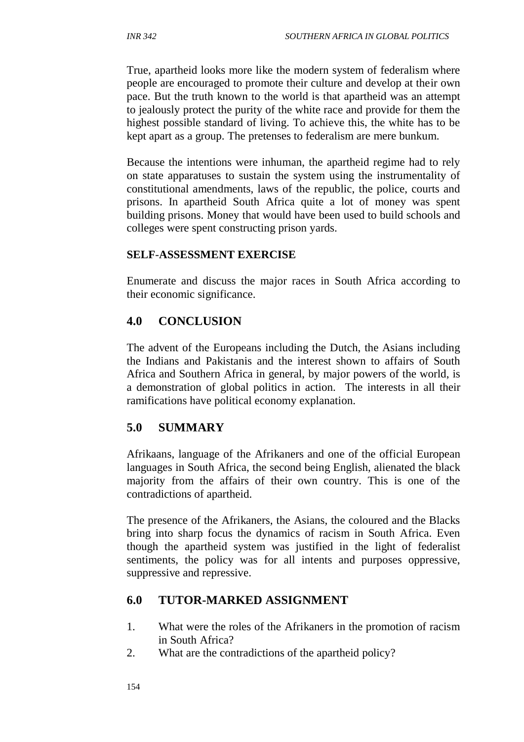True, apartheid looks more like the modern system of federalism where people are encouraged to promote their culture and develop at their own pace. But the truth known to the world is that apartheid was an attempt to jealously protect the purity of the white race and provide for them the highest possible standard of living. To achieve this, the white has to be kept apart as a group. The pretenses to federalism are mere bunkum.

Because the intentions were inhuman, the apartheid regime had to rely on state apparatuses to sustain the system using the instrumentality of constitutional amendments, laws of the republic, the police, courts and prisons. In apartheid South Africa quite a lot of money was spent building prisons. Money that would have been used to build schools and colleges were spent constructing prison yards.

**SELF-ASSESSMENT EXERCISE**

Enumerate and discuss the major races in South Africa according to their economic significance.

## 4.0 CONCLUSION

The advent of the Europeans including the Dutch, the Asians including the Indians and Pakistanis and the interest shown to affairs of South Africa and Southern Africa in general, by major powers of the world, is a demonstration of global politics in action. The interests in all their ramifications have political economy explanation.

## 5.0 SUMMARY

Afrikaans, language of the Afrikaners and one of the official European languages in South Africa, the second being English, alienated the black majority from the affairs of their own country. This is one of the contradictions of apartheid.

The presence of the Afrikaners, the Asians, the coloured and the Blacks bring into sharp focus the dynamics of racism in South Africa. Even though the apartheid system was justified in the light of federalist sentiments, the policy was for all intents and purposes oppressive, suppressive and repressive.

## 6.0 TUTOR-MARKED ASSIGNMENT

1. What were the roles of the Afrikaners in the promotion of racism in South Africa?
2. What are the contradictions of the apartheid policy?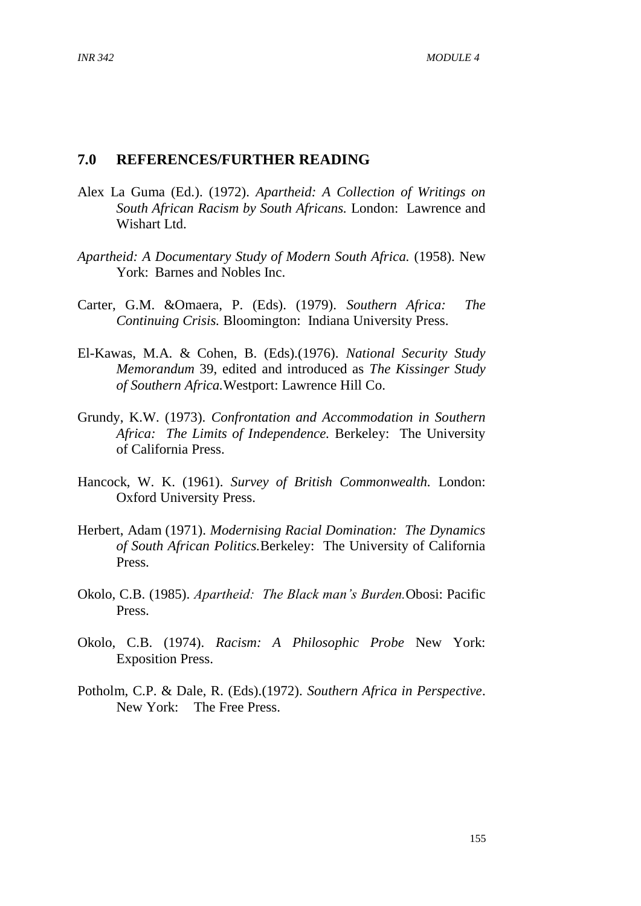## 7.0 REFERENCES/FURTHER READING

Alex La Guma (Ed.). (1972). *Apartheid: A Collection of Writings on South African Racism by South Africans.* London: Lawrence and Wishart Ltd.

*Apartheid: A Documentary Study of Modern South Africa.* (1958). New York: Barnes and Nobles Inc.

Carter, G.M. &Omaera, P. (Eds). (1979). *Southern Africa: The Continuing Crisis.* Bloomington: Indiana University Press.

El-Kawas, M.A. & Cohen, B. (Eds).(1976). *National Security Study Memorandum* 39, edited and introduced as *The Kissinger Study of Southern Africa.*Westport: Lawrence Hill Co.

Grundy, K.W. (1973). *Confrontation and Accommodation in Southern Africa: The Limits of Independence.* Berkeley: The University of California Press.

Hancock, W. K. (1961). *Survey of British Commonwealth.* London: Oxford University Press.

Herbert, Adam (1971). *Modernising Racial Domination: The Dynamics of South African Politics.*Berkeley: The University of California Press.

Okolo, C.B. (1985). *Apartheid: The Black man's Burden.*Obosi: Pacific Press.

Okolo, C.B. (1974). *Racism: A Philosophic Probe* New York: Exposition Press.

Potholm, C.P. & Dale, R. (Eds).(1972). *Southern Africa in Perspective*. New York: The Free Press.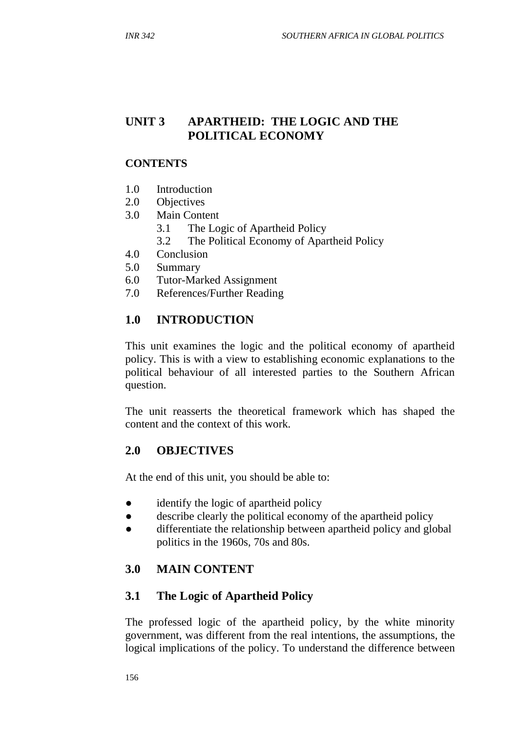# UNIT 3 APARTHEID: THE LOGIC AND THE POLITICAL ECONOMY

**CONTENTS**

1.0 Introduction
2.0 Objectives
3.0 Main Content
    3.1 The Logic of Apartheid Policy
    3.2 The Political Economy of Apartheid Policy
4.0 Conclusion
5.0 Summary
6.0 Tutor-Marked Assignment
7.0 References/Further Reading

## 1.0 INTRODUCTION

This unit examines the logic and the political economy of apartheid policy. This is with a view to establishing economic explanations to the political behaviour of all interested parties to the Southern African question.

The unit reasserts the theoretical framework which has shaped the content and the context of this work.

## 2.0 OBJECTIVES

At the end of this unit, you should be able to:

- identify the logic of apartheid policy
- describe clearly the political economy of the apartheid policy
- differentiate the relationship between apartheid policy and global politics in the 1960s, 70s and 80s.

## 3.0 MAIN CONTENT

### 3.1 The Logic of Apartheid Policy

The professed logic of the apartheid policy, by the white minority government, was different from the real intentions, the assumptions, the logical implications of the policy. To understand the difference between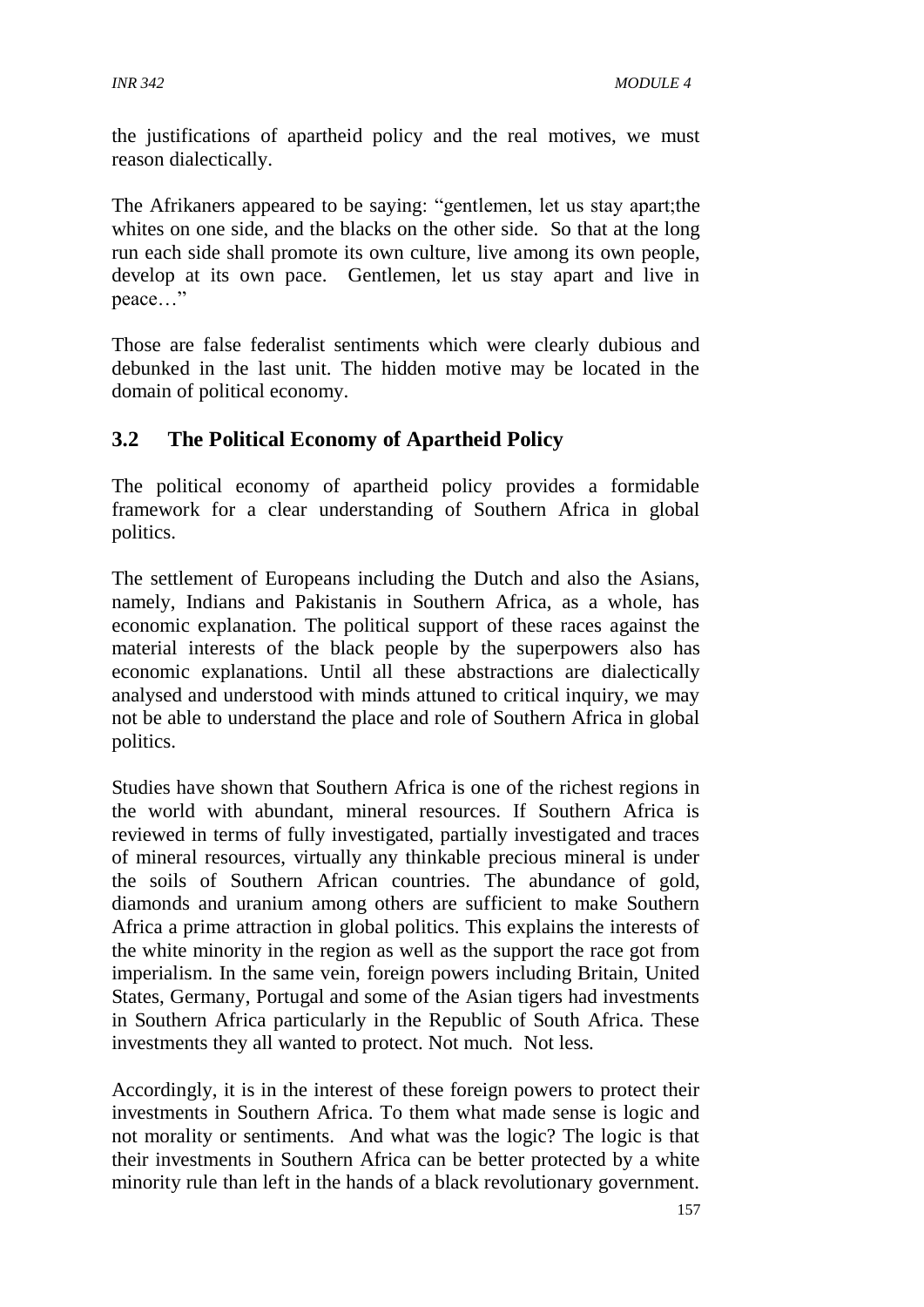the justifications of apartheid policy and the real motives, we must reason dialectically.

The Afrikaners appeared to be saying: "gentlemen, let us stay apart;the whites on one side, and the blacks on the other side. So that at the long run each side shall promote its own culture, live among its own people, develop at its own pace. Gentlemen, let us stay apart and live in peace…"

Those are false federalist sentiments which were clearly dubious and debunked in the last unit. The hidden motive may be located in the domain of political economy.

## 3.2 The Political Economy of Apartheid Policy

The political economy of apartheid policy provides a formidable framework for a clear understanding of Southern Africa in global politics.

The settlement of Europeans including the Dutch and also the Asians, namely, Indians and Pakistanis in Southern Africa, as a whole, has economic explanation. The political support of these races against the material interests of the black people by the superpowers also has economic explanations. Until all these abstractions are dialectically analysed and understood with minds attuned to critical inquiry, we may not be able to understand the place and role of Southern Africa in global politics.

Studies have shown that Southern Africa is one of the richest regions in the world with abundant, mineral resources. If Southern Africa is reviewed in terms of fully investigated, partially investigated and traces of mineral resources, virtually any thinkable precious mineral is under the soils of Southern African countries. The abundance of gold, diamonds and uranium among others are sufficient to make Southern Africa a prime attraction in global politics. This explains the interests of the white minority in the region as well as the support the race got from imperialism. In the same vein, foreign powers including Britain, United States, Germany, Portugal and some of the Asian tigers had investments in Southern Africa particularly in the Republic of South Africa. These investments they all wanted to protect. Not much. Not less.

Accordingly, it is in the interest of these foreign powers to protect their investments in Southern Africa. To them what made sense is logic and not morality or sentiments. And what was the logic? The logic is that their investments in Southern Africa can be better protected by a white minority rule than left in the hands of a black revolutionary government.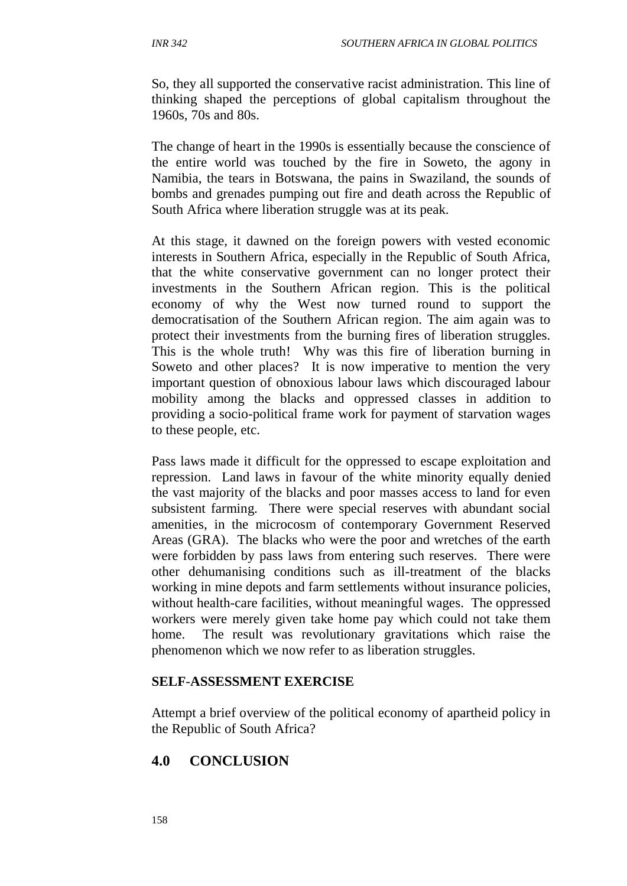So, they all supported the conservative racist administration. This line of thinking shaped the perceptions of global capitalism throughout the 1960s, 70s and 80s.

The change of heart in the 1990s is essentially because the conscience of the entire world was touched by the fire in Soweto, the agony in Namibia, the tears in Botswana, the pains in Swaziland, the sounds of bombs and grenades pumping out fire and death across the Republic of South Africa where liberation struggle was at its peak.

At this stage, it dawned on the foreign powers with vested economic interests in Southern Africa, especially in the Republic of South Africa, that the white conservative government can no longer protect their investments in the Southern African region. This is the political economy of why the West now turned round to support the democratisation of the Southern African region. The aim again was to protect their investments from the burning fires of liberation struggles. This is the whole truth! Why was this fire of liberation burning in Soweto and other places? It is now imperative to mention the very important question of obnoxious labour laws which discouraged labour mobility among the blacks and oppressed classes in addition to providing a socio-political frame work for payment of starvation wages to these people, etc.

Pass laws made it difficult for the oppressed to escape exploitation and repression. Land laws in favour of the white minority equally denied the vast majority of the blacks and poor masses access to land for even subsistent farming. There were special reserves with abundant social amenities, in the microcosm of contemporary Government Reserved Areas (GRA). The blacks who were the poor and wretches of the earth were forbidden by pass laws from entering such reserves. There were other dehumanising conditions such as ill-treatment of the blacks working in mine depots and farm settlements without insurance policies, without health-care facilities, without meaningful wages. The oppressed workers were merely given take home pay which could not take them home. The result was revolutionary gravitations which raise the phenomenon which we now refer to as liberation struggles.

**SELF-ASSESSMENT EXERCISE**

Attempt a brief overview of the political economy of apartheid policy in the Republic of South Africa?

## 4.0 CONCLUSION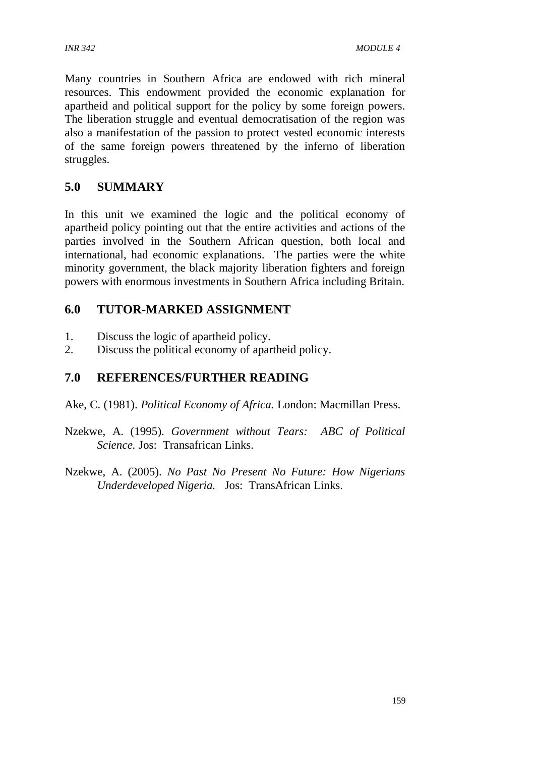Many countries in Southern Africa are endowed with rich mineral resources. This endowment provided the economic explanation for apartheid and political support for the policy by some foreign powers. The liberation struggle and eventual democratisation of the region was also a manifestation of the passion to protect vested economic interests of the same foreign powers threatened by the inferno of liberation struggles.

## 5.0 SUMMARY

In this unit we examined the logic and the political economy of apartheid policy pointing out that the entire activities and actions of the parties involved in the Southern African question, both local and international, had economic explanations. The parties were the white minority government, the black majority liberation fighters and foreign powers with enormous investments in Southern Africa including Britain.

## 6.0 TUTOR-MARKED ASSIGNMENT

1. Discuss the logic of apartheid policy.
2. Discuss the political economy of apartheid policy.

## 7.0 REFERENCES/FURTHER READING

Ake, C. (1981). *Political Economy of Africa.* London: Macmillan Press.

Nzekwe, A. (1995). *Government without Tears: ABC of Political Science.* Jos: Transafrican Links.

Nzekwe, A. (2005). *No Past No Present No Future: How Nigerians Underdeveloped Nigeria.* Jos: TransAfrican Links.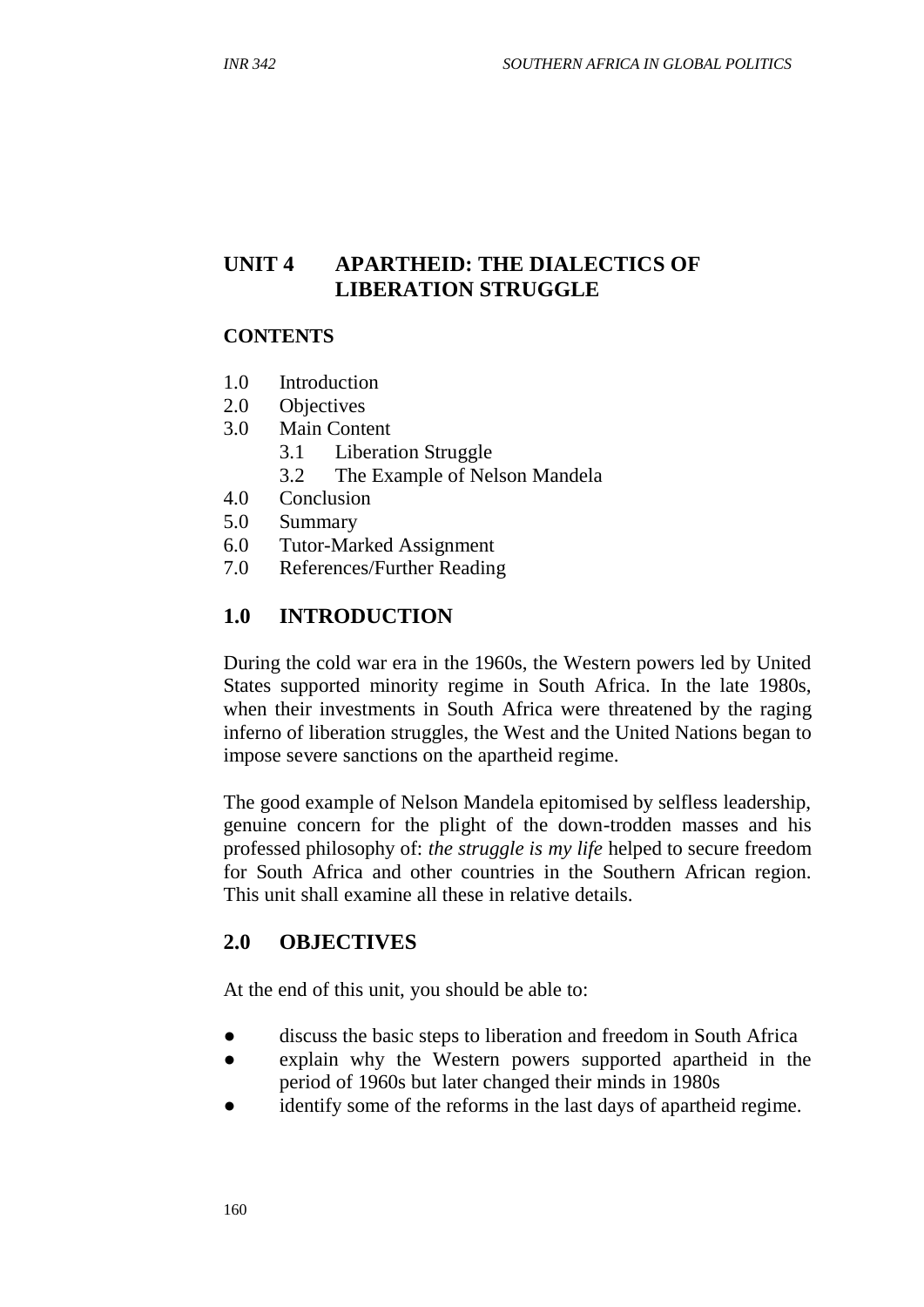# UNIT 4 APARTHEID: THE DIALECTICS OF LIBERATION STRUGGLE

**CONTENTS**

1.0 Introduction
2.0 Objectives
3.0 Main Content
  3.1 Liberation Struggle
  3.2 The Example of Nelson Mandela
4.0 Conclusion
5.0 Summary
6.0 Tutor-Marked Assignment
7.0 References/Further Reading

## 1.0 INTRODUCTION

During the cold war era in the 1960s, the Western powers led by United States supported minority regime in South Africa. In the late 1980s, when their investments in South Africa were threatened by the raging inferno of liberation struggles, the West and the United Nations began to impose severe sanctions on the apartheid regime.

The good example of Nelson Mandela epitomised by selfless leadership, genuine concern for the plight of the down-trodden masses and his professed philosophy of: *the struggle is my life* helped to secure freedom for South Africa and other countries in the Southern African region. This unit shall examine all these in relative details.

## 2.0 OBJECTIVES

At the end of this unit, you should be able to:

- discuss the basic steps to liberation and freedom in South Africa
- explain why the Western powers supported apartheid in the period of 1960s but later changed their minds in 1980s
- identify some of the reforms in the last days of apartheid regime.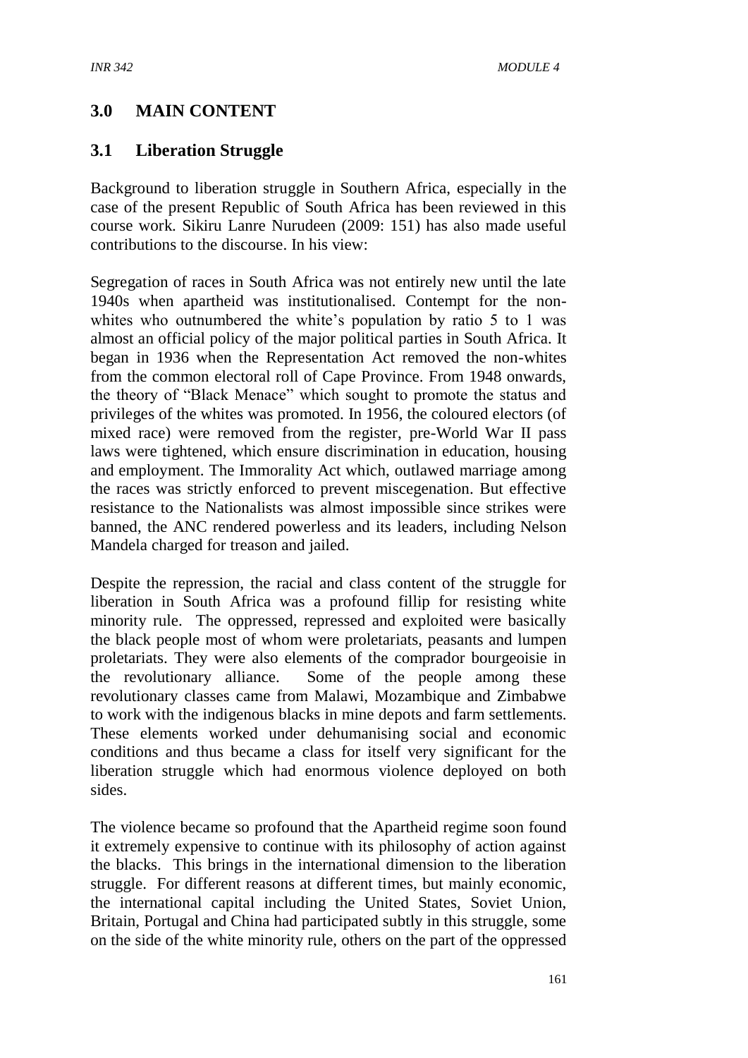## 3.0 MAIN CONTENT

### 3.1 Liberation Struggle

Background to liberation struggle in Southern Africa, especially in the case of the present Republic of South Africa has been reviewed in this course work. Sikiru Lanre Nurudeen (2009: 151) has also made useful contributions to the discourse. In his view:

Segregation of races in South Africa was not entirely new until the late 1940s when apartheid was institutionalised. Contempt for the non-whites who outnumbered the white's population by ratio 5 to 1 was almost an official policy of the major political parties in South Africa. It began in 1936 when the Representation Act removed the non-whites from the common electoral roll of Cape Province. From 1948 onwards, the theory of "Black Menace" which sought to promote the status and privileges of the whites was promoted. In 1956, the coloured electors (of mixed race) were removed from the register, pre-World War II pass laws were tightened, which ensure discrimination in education, housing and employment. The Immorality Act which, outlawed marriage among the races was strictly enforced to prevent miscegenation. But effective resistance to the Nationalists was almost impossible since strikes were banned, the ANC rendered powerless and its leaders, including Nelson Mandela charged for treason and jailed.

Despite the repression, the racial and class content of the struggle for liberation in South Africa was a profound fillip for resisting white minority rule. The oppressed, repressed and exploited were basically the black people most of whom were proletariats, peasants and lumpen proletariats. They were also elements of the comprador bourgeoisie in the revolutionary alliance. Some of the people among these revolutionary classes came from Malawi, Mozambique and Zimbabwe to work with the indigenous blacks in mine depots and farm settlements. These elements worked under dehumanising social and economic conditions and thus became a class for itself very significant for the liberation struggle which had enormous violence deployed on both sides.

The violence became so profound that the Apartheid regime soon found it extremely expensive to continue with its philosophy of action against the blacks. This brings in the international dimension to the liberation struggle. For different reasons at different times, but mainly economic, the international capital including the United States, Soviet Union, Britain, Portugal and China had participated subtly in this struggle, some on the side of the white minority rule, others on the part of the oppressed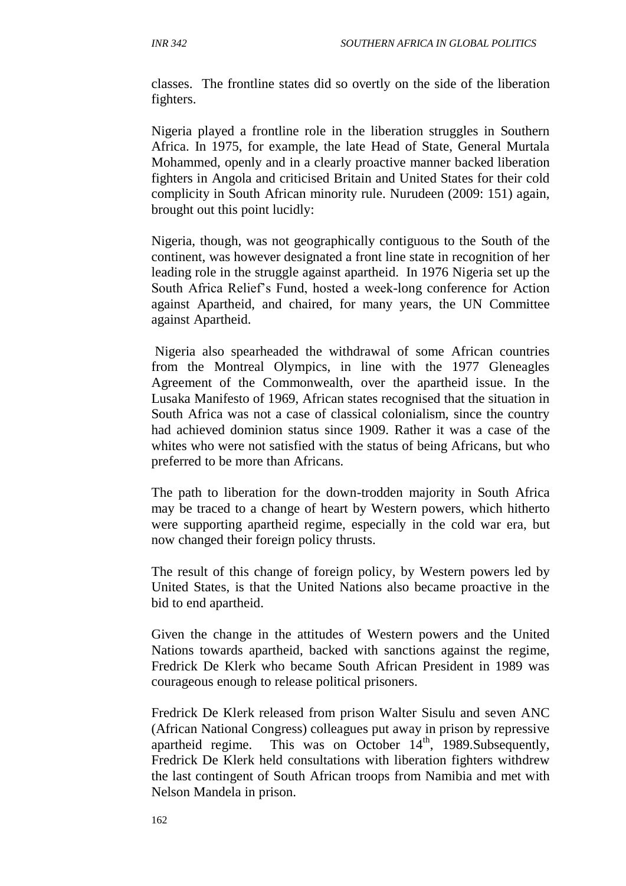classes. The frontline states did so overtly on the side of the liberation fighters.

Nigeria played a frontline role in the liberation struggles in Southern Africa. In 1975, for example, the late Head of State, General Murtala Mohammed, openly and in a clearly proactive manner backed liberation fighters in Angola and criticised Britain and United States for their cold complicity in South African minority rule. Nurudeen (2009: 151) again, brought out this point lucidly:

Nigeria, though, was not geographically contiguous to the South of the continent, was however designated a front line state in recognition of her leading role in the struggle against apartheid. In 1976 Nigeria set up the South Africa Relief's Fund, hosted a week-long conference for Action against Apartheid, and chaired, for many years, the UN Committee against Apartheid.

Nigeria also spearheaded the withdrawal of some African countries from the Montreal Olympics, in line with the 1977 Gleneagles Agreement of the Commonwealth, over the apartheid issue. In the Lusaka Manifesto of 1969, African states recognised that the situation in South Africa was not a case of classical colonialism, since the country had achieved dominion status since 1909. Rather it was a case of the whites who were not satisfied with the status of being Africans, but who preferred to be more than Africans.

The path to liberation for the down-trodden majority in South Africa may be traced to a change of heart by Western powers, which hitherto were supporting apartheid regime, especially in the cold war era, but now changed their foreign policy thrusts.

The result of this change of foreign policy, by Western powers led by United States, is that the United Nations also became proactive in the bid to end apartheid.

Given the change in the attitudes of Western powers and the United Nations towards apartheid, backed with sanctions against the regime, Fredrick De Klerk who became South African President in 1989 was courageous enough to release political prisoners.

Fredrick De Klerk released from prison Walter Sisulu and seven ANC (African National Congress) colleagues put away in prison by repressive apartheid regime. This was on October 14th, 1989.Subsequently, Fredrick De Klerk held consultations with liberation fighters withdrew the last contingent of South African troops from Namibia and met with Nelson Mandela in prison.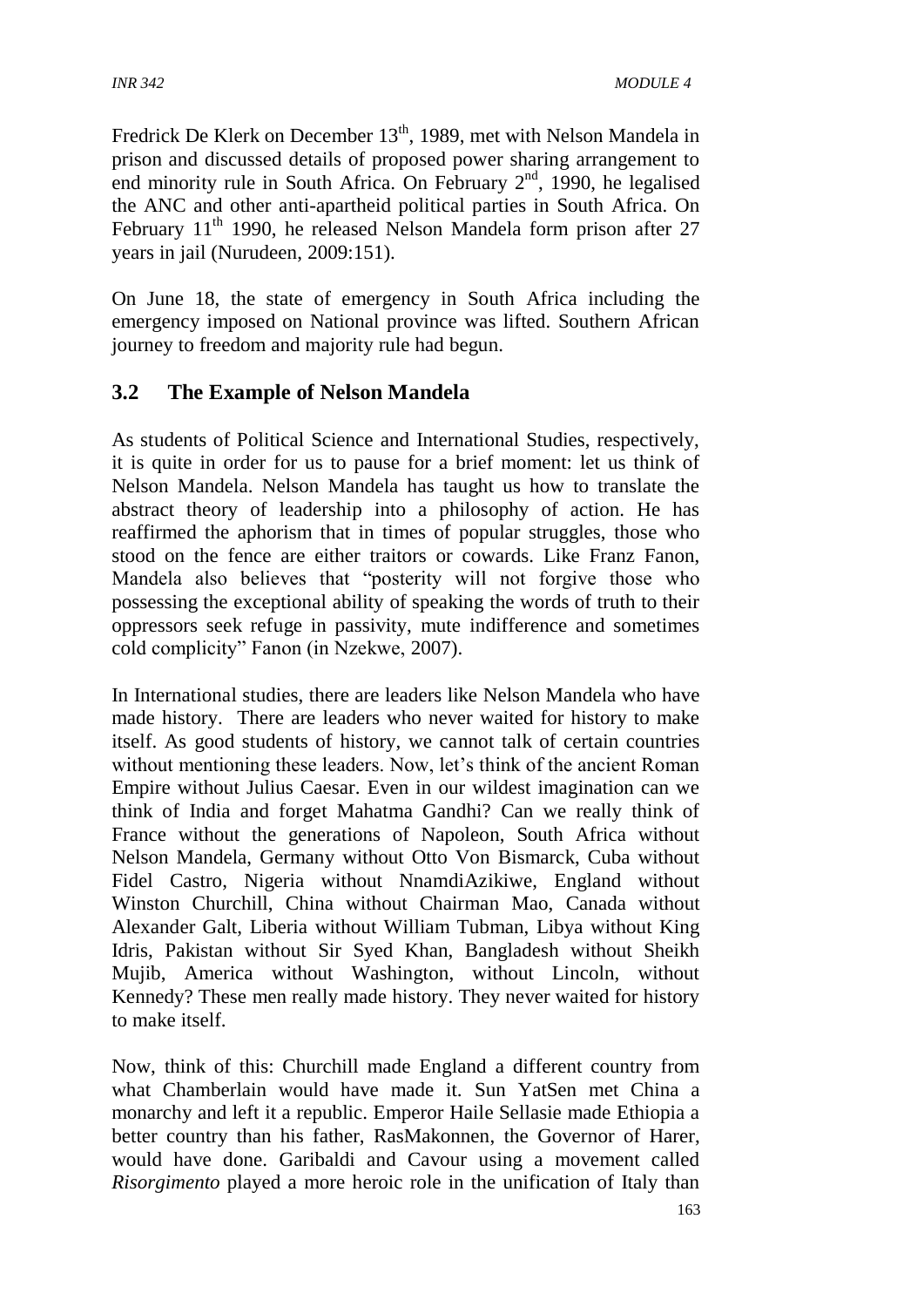Fredrick De Klerk on December 13th, 1989, met with Nelson Mandela in prison and discussed details of proposed power sharing arrangement to end minority rule in South Africa. On February 2nd, 1990, he legalised the ANC and other anti-apartheid political parties in South Africa. On February 11th 1990, he released Nelson Mandela form prison after 27 years in jail (Nurudeen, 2009:151).

On June 18, the state of emergency in South Africa including the emergency imposed on National province was lifted. Southern African journey to freedom and majority rule had begun.

## 3.2 The Example of Nelson Mandela

As students of Political Science and International Studies, respectively, it is quite in order for us to pause for a brief moment: let us think of Nelson Mandela. Nelson Mandela has taught us how to translate the abstract theory of leadership into a philosophy of action. He has reaffirmed the aphorism that in times of popular struggles, those who stood on the fence are either traitors or cowards. Like Franz Fanon, Mandela also believes that "posterity will not forgive those who possessing the exceptional ability of speaking the words of truth to their oppressors seek refuge in passivity, mute indifference and sometimes cold complicity" Fanon (in Nzekwe, 2007).

In International studies, there are leaders like Nelson Mandela who have made history. There are leaders who never waited for history to make itself. As good students of history, we cannot talk of certain countries without mentioning these leaders. Now, let's think of the ancient Roman Empire without Julius Caesar. Even in our wildest imagination can we think of India and forget Mahatma Gandhi? Can we really think of France without the generations of Napoleon, South Africa without Nelson Mandela, Germany without Otto Von Bismarck, Cuba without Fidel Castro, Nigeria without NnamdiAzikiwe, England without Winston Churchill, China without Chairman Mao, Canada without Alexander Galt, Liberia without William Tubman, Libya without King Idris, Pakistan without Sir Syed Khan, Bangladesh without Sheikh Mujib, America without Washington, without Lincoln, without Kennedy? These men really made history. They never waited for history to make itself.

Now, think of this: Churchill made England a different country from what Chamberlain would have made it. Sun YatSen met China a monarchy and left it a republic. Emperor Haile Sellasie made Ethiopia a better country than his father, RasMakonnen, the Governor of Harer, would have done. Garibaldi and Cavour using a movement called *Risorgimento* played a more heroic role in the unification of Italy than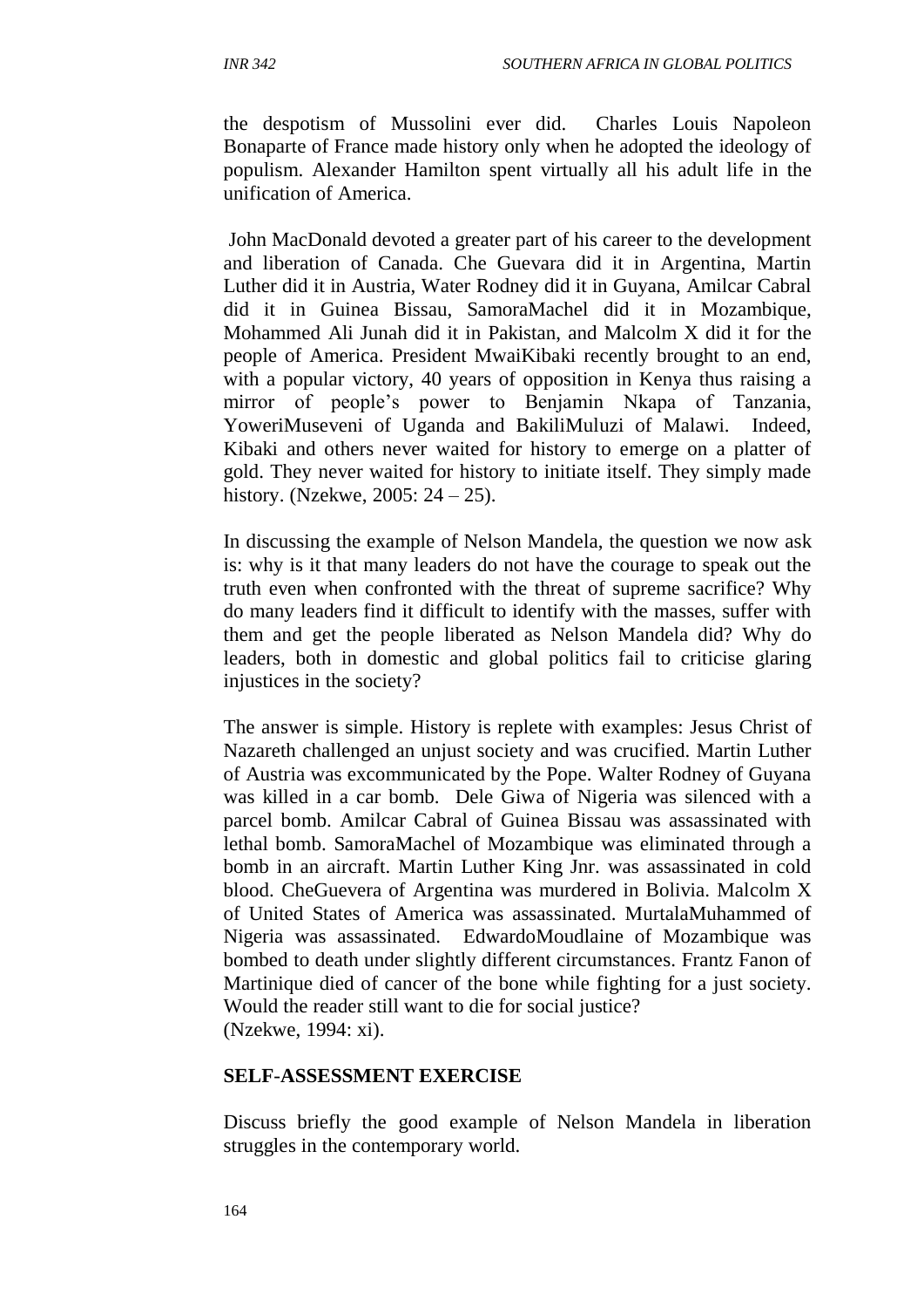the despotism of Mussolini ever did. Charles Louis Napoleon Bonaparte of France made history only when he adopted the ideology of populism. Alexander Hamilton spent virtually all his adult life in the unification of America.

John MacDonald devoted a greater part of his career to the development and liberation of Canada. Che Guevara did it in Argentina, Martin Luther did it in Austria, Water Rodney did it in Guyana, Amilcar Cabral did it in Guinea Bissau, SamoraMachel did it in Mozambique, Mohammed Ali Junah did it in Pakistan, and Malcolm X did it for the people of America. President MwaiKibaki recently brought to an end, with a popular victory, 40 years of opposition in Kenya thus raising a mirror of people's power to Benjamin Nkapa of Tanzania, YoweriMuseveni of Uganda and BakiliMuluzi of Malawi. Indeed, Kibaki and others never waited for history to emerge on a platter of gold. They never waited for history to initiate itself. They simply made history. (Nzekwe, 2005: 24 – 25).

In discussing the example of Nelson Mandela, the question we now ask is: why is it that many leaders do not have the courage to speak out the truth even when confronted with the threat of supreme sacrifice? Why do many leaders find it difficult to identify with the masses, suffer with them and get the people liberated as Nelson Mandela did? Why do leaders, both in domestic and global politics fail to criticise glaring injustices in the society?

The answer is simple. History is replete with examples: Jesus Christ of Nazareth challenged an unjust society and was crucified. Martin Luther of Austria was excommunicated by the Pope. Walter Rodney of Guyana was killed in a car bomb. Dele Giwa of Nigeria was silenced with a parcel bomb. Amilcar Cabral of Guinea Bissau was assassinated with lethal bomb. SamoraMachel of Mozambique was eliminated through a bomb in an aircraft. Martin Luther King Jnr. was assassinated in cold blood. CheGuevera of Argentina was murdered in Bolivia. Malcolm X of United States of America was assassinated. MurtalaMuhammed of Nigeria was assassinated. EdwardoMoudlaine of Mozambique was bombed to death under slightly different circumstances. Frantz Fanon of Martinique died of cancer of the bone while fighting for a just society. Would the reader still want to die for social justice?
(Nzekwe, 1994: xi).

**SELF-ASSESSMENT EXERCISE**

Discuss briefly the good example of Nelson Mandela in liberation struggles in the contemporary world.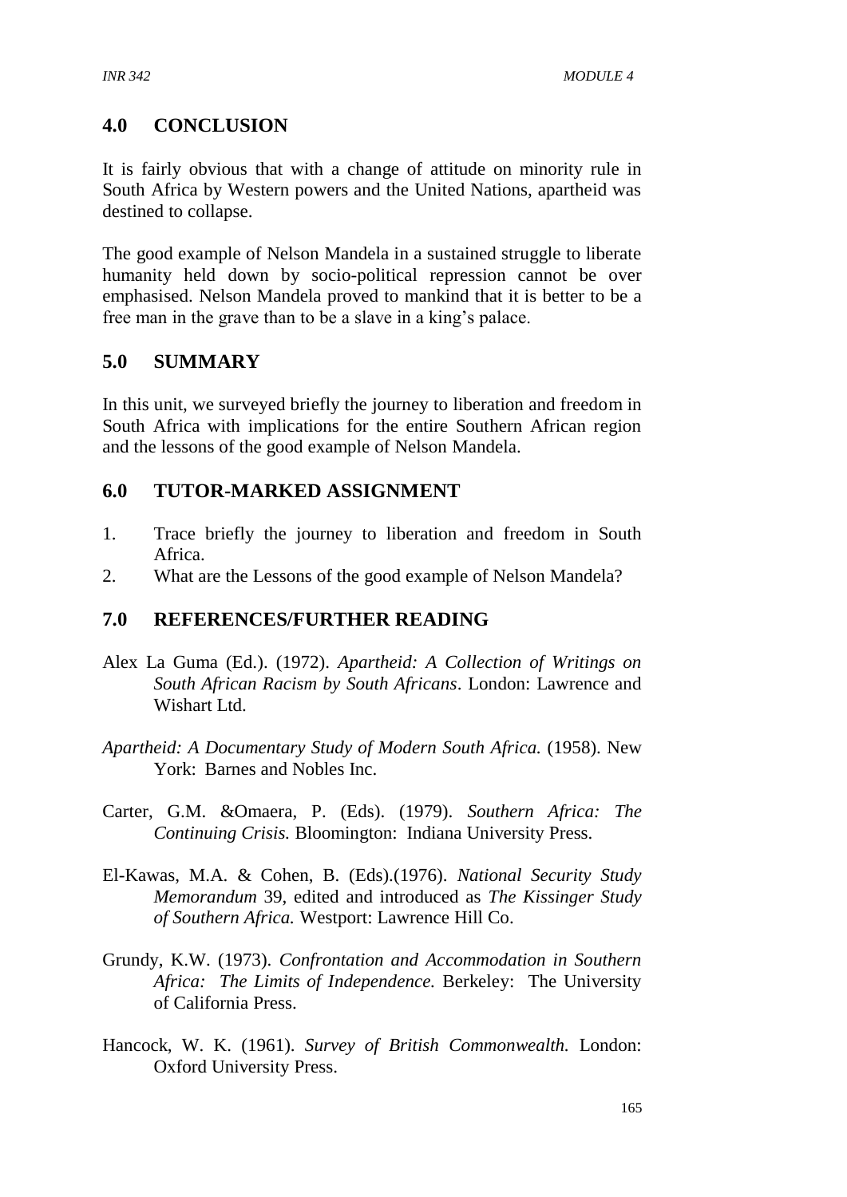## 4.0 CONCLUSION

It is fairly obvious that with a change of attitude on minority rule in South Africa by Western powers and the United Nations, apartheid was destined to collapse.

The good example of Nelson Mandela in a sustained struggle to liberate humanity held down by socio-political repression cannot be over emphasised. Nelson Mandela proved to mankind that it is better to be a free man in the grave than to be a slave in a king's palace.

## 5.0 SUMMARY

In this unit, we surveyed briefly the journey to liberation and freedom in South Africa with implications for the entire Southern African region and the lessons of the good example of Nelson Mandela.

## 6.0 TUTOR-MARKED ASSIGNMENT

1. Trace briefly the journey to liberation and freedom in South Africa.
2. What are the Lessons of the good example of Nelson Mandela?

## 7.0 REFERENCES/FURTHER READING

Alex La Guma (Ed.). (1972). *Apartheid: A Collection of Writings on South African Racism by South Africans*. London: Lawrence and Wishart Ltd.

*Apartheid: A Documentary Study of Modern South Africa.* (1958). New York: Barnes and Nobles Inc.

Carter, G.M. &Omaera, P. (Eds). (1979). *Southern Africa: The Continuing Crisis.* Bloomington: Indiana University Press.

El-Kawas, M.A. & Cohen, B. (Eds).(1976). *National Security Study Memorandum* 39, edited and introduced as *The Kissinger Study of Southern Africa.* Westport: Lawrence Hill Co.

Grundy, K.W. (1973). *Confrontation and Accommodation in Southern Africa: The Limits of Independence.* Berkeley: The University of California Press.

Hancock, W. K. (1961). *Survey of British Commonwealth.* London: Oxford University Press.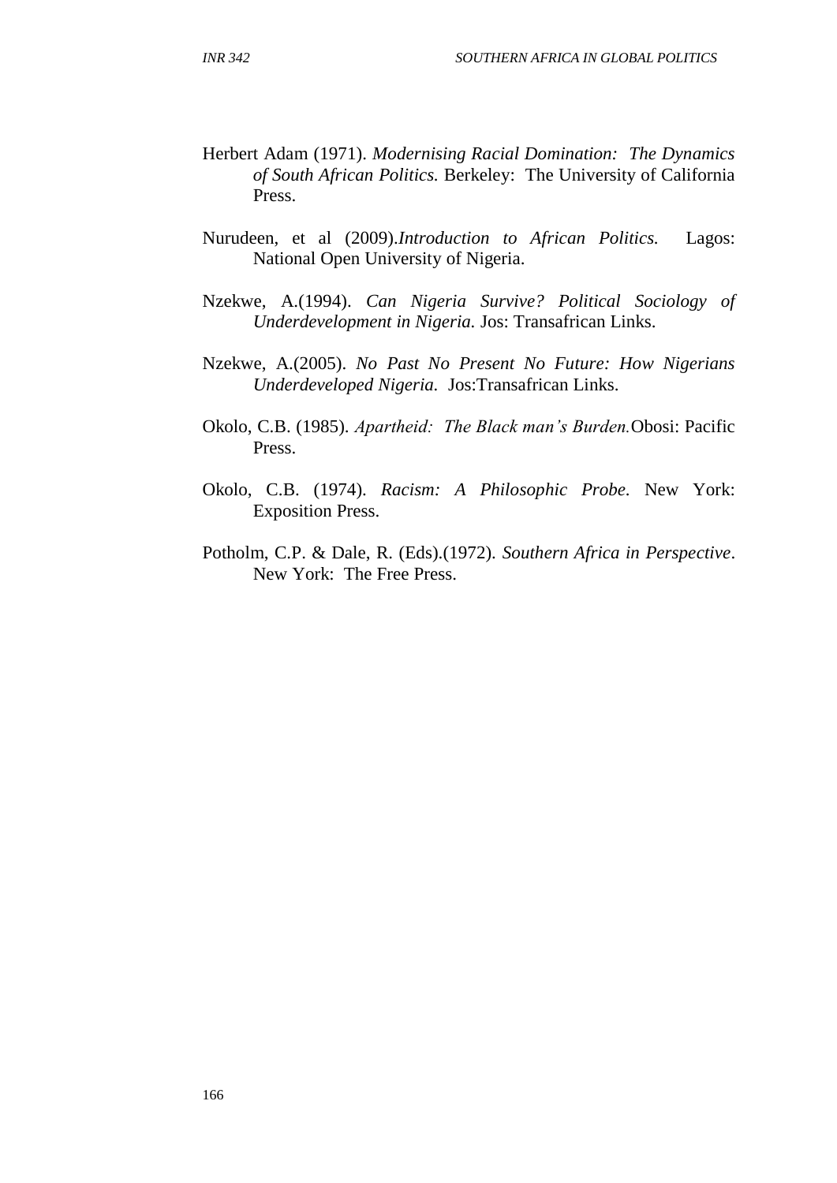Herbert Adam (1971). *Modernising Racial Domination: The Dynamics of South African Politics.* Berkeley: The University of California Press.

Nurudeen, et al (2009).*Introduction to African Politics.* Lagos: National Open University of Nigeria.

Nzekwe, A.(1994). *Can Nigeria Survive? Political Sociology of Underdevelopment in Nigeria.* Jos: Transafrican Links.

Nzekwe, A.(2005). *No Past No Present No Future: How Nigerians Underdeveloped Nigeria.* Jos:Transafrican Links.

Okolo, C.B. (1985). *Apartheid: The Black man's Burden.*Obosi: Pacific Press.

Okolo, C.B. (1974). *Racism: A Philosophic Probe*. New York: Exposition Press.

Potholm, C.P. & Dale, R. (Eds).(1972). *Southern Africa in Perspective*. New York: The Free Press.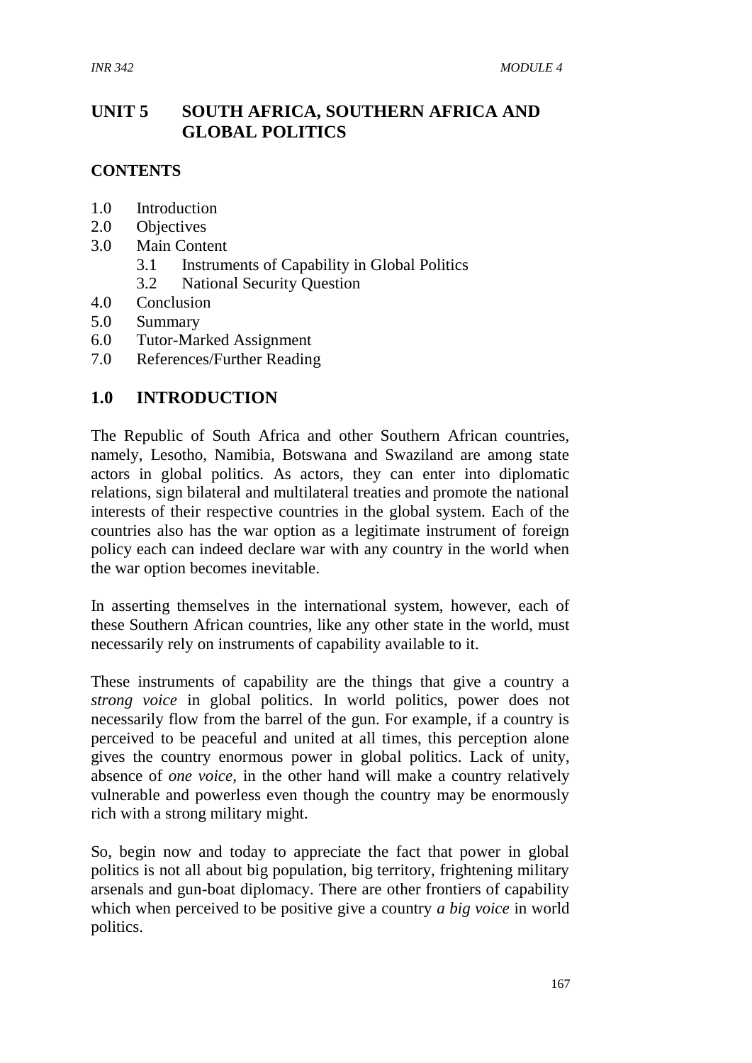# UNIT 5 SOUTH AFRICA, SOUTHERN AFRICA AND GLOBAL POLITICS

**CONTENTS**

- 1.0 Introduction
- 2.0 Objectives
- 3.0 Main Content
  - 3.1 Instruments of Capability in Global Politics
  - 3.2 National Security Question
- 4.0 Conclusion
- 5.0 Summary
- 6.0 Tutor-Marked Assignment
- 7.0 References/Further Reading

## 1.0 INTRODUCTION

The Republic of South Africa and other Southern African countries, namely, Lesotho, Namibia, Botswana and Swaziland are among state actors in global politics. As actors, they can enter into diplomatic relations, sign bilateral and multilateral treaties and promote the national interests of their respective countries in the global system. Each of the countries also has the war option as a legitimate instrument of foreign policy each can indeed declare war with any country in the world when the war option becomes inevitable.

In asserting themselves in the international system, however, each of these Southern African countries, like any other state in the world, must necessarily rely on instruments of capability available to it.

These instruments of capability are the things that give a country a *strong voice* in global politics. In world politics, power does not necessarily flow from the barrel of the gun. For example, if a country is perceived to be peaceful and united at all times, this perception alone gives the country enormous power in global politics. Lack of unity, absence of *one voice,* in the other hand will make a country relatively vulnerable and powerless even though the country may be enormously rich with a strong military might.

So, begin now and today to appreciate the fact that power in global politics is not all about big population, big territory, frightening military arsenals and gun-boat diplomacy. There are other frontiers of capability which when perceived to be positive give a country *a big voice* in world politics.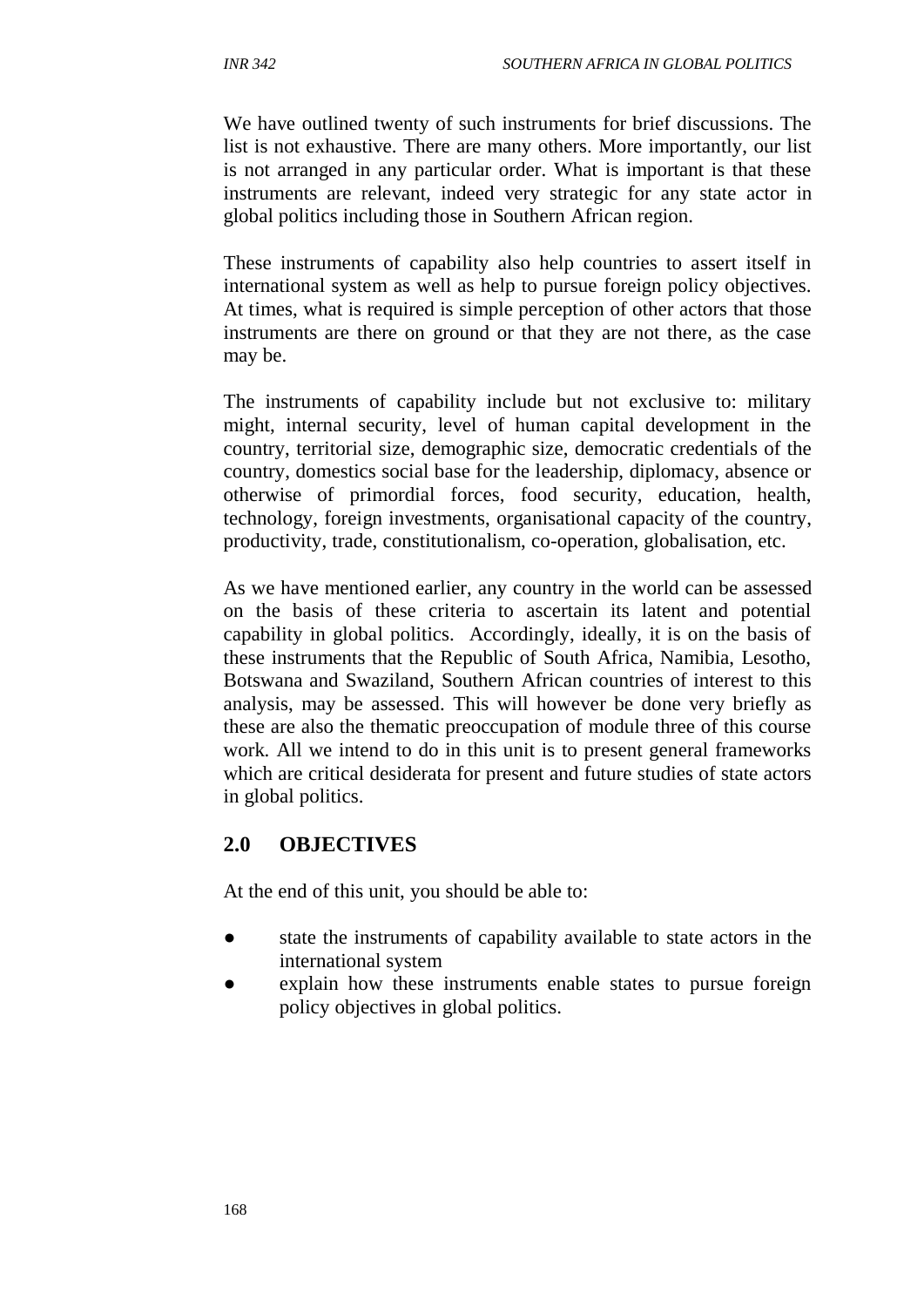We have outlined twenty of such instruments for brief discussions. The list is not exhaustive. There are many others. More importantly, our list is not arranged in any particular order. What is important is that these instruments are relevant, indeed very strategic for any state actor in global politics including those in Southern African region.

These instruments of capability also help countries to assert itself in international system as well as help to pursue foreign policy objectives. At times, what is required is simple perception of other actors that those instruments are there on ground or that they are not there, as the case may be.

The instruments of capability include but not exclusive to: military might, internal security, level of human capital development in the country, territorial size, demographic size, democratic credentials of the country, domestics social base for the leadership, diplomacy, absence or otherwise of primordial forces, food security, education, health, technology, foreign investments, organisational capacity of the country, productivity, trade, constitutionalism, co-operation, globalisation, etc.

As we have mentioned earlier, any country in the world can be assessed on the basis of these criteria to ascertain its latent and potential capability in global politics. Accordingly, ideally, it is on the basis of these instruments that the Republic of South Africa, Namibia, Lesotho, Botswana and Swaziland, Southern African countries of interest to this analysis, may be assessed. This will however be done very briefly as these are also the thematic preoccupation of module three of this course work. All we intend to do in this unit is to present general frameworks which are critical desiderata for present and future studies of state actors in global politics.

## 2.0 OBJECTIVES

At the end of this unit, you should be able to:

- state the instruments of capability available to state actors in the international system
- explain how these instruments enable states to pursue foreign policy objectives in global politics.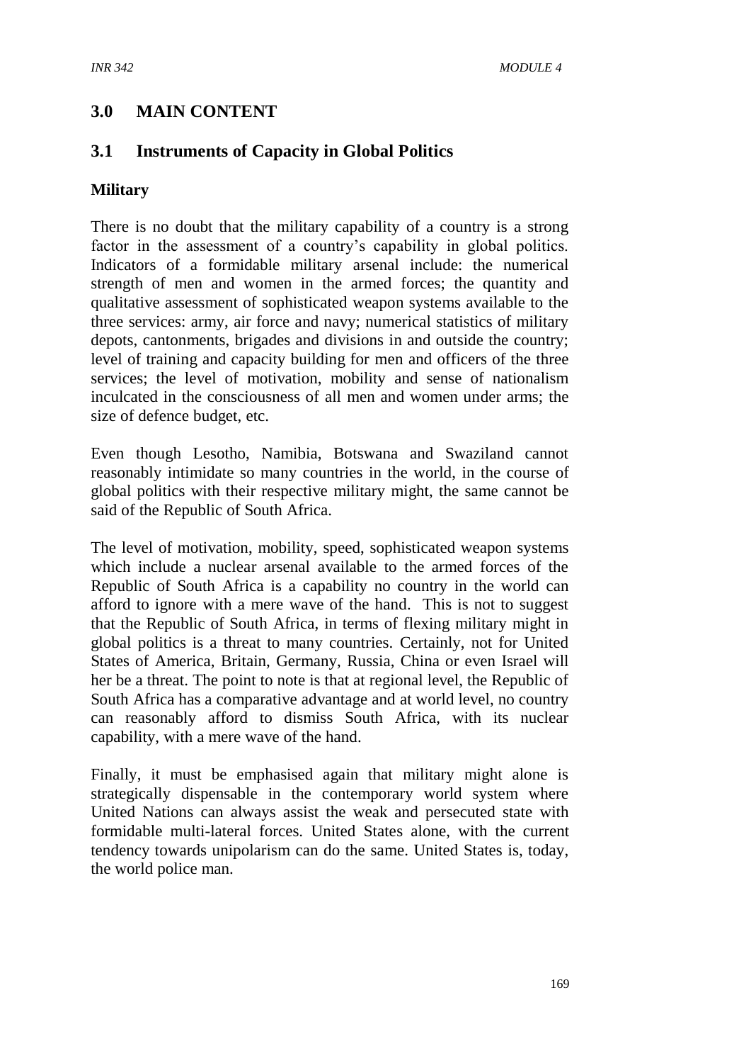## 3.0 MAIN CONTENT

### 3.1 Instruments of Capacity in Global Politics

**Military**

There is no doubt that the military capability of a country is a strong factor in the assessment of a country's capability in global politics. Indicators of a formidable military arsenal include: the numerical strength of men and women in the armed forces; the quantity and qualitative assessment of sophisticated weapon systems available to the three services: army, air force and navy; numerical statistics of military depots, cantonments, brigades and divisions in and outside the country; level of training and capacity building for men and officers of the three services; the level of motivation, mobility and sense of nationalism inculcated in the consciousness of all men and women under arms; the size of defence budget, etc.

Even though Lesotho, Namibia, Botswana and Swaziland cannot reasonably intimidate so many countries in the world, in the course of global politics with their respective military might, the same cannot be said of the Republic of South Africa.

The level of motivation, mobility, speed, sophisticated weapon systems which include a nuclear arsenal available to the armed forces of the Republic of South Africa is a capability no country in the world can afford to ignore with a mere wave of the hand. This is not to suggest that the Republic of South Africa, in terms of flexing military might in global politics is a threat to many countries. Certainly, not for United States of America, Britain, Germany, Russia, China or even Israel will her be a threat. The point to note is that at regional level, the Republic of South Africa has a comparative advantage and at world level, no country can reasonably afford to dismiss South Africa, with its nuclear capability, with a mere wave of the hand.

Finally, it must be emphasised again that military might alone is strategically dispensable in the contemporary world system where United Nations can always assist the weak and persecuted state with formidable multi-lateral forces. United States alone, with the current tendency towards unipolarism can do the same. United States is, today, the world police man.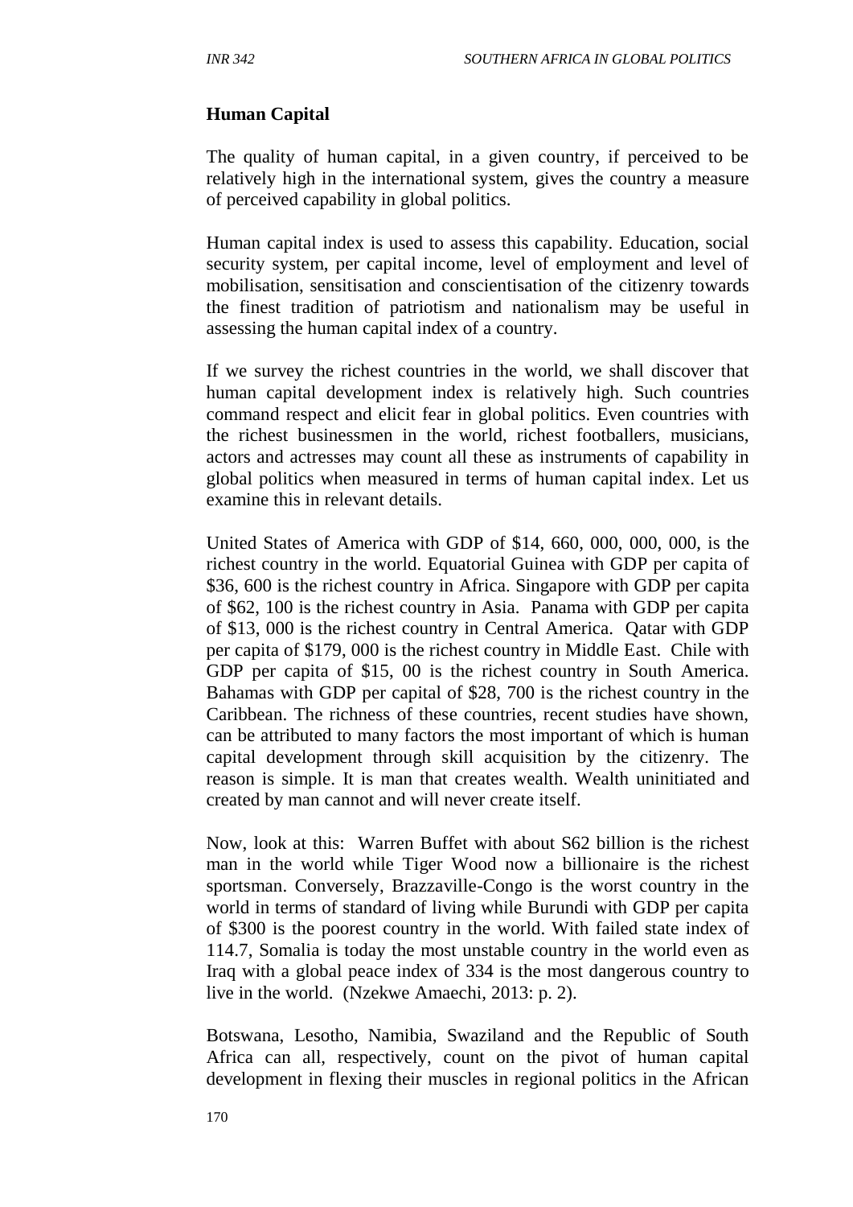## Human Capital

The quality of human capital, in a given country, if perceived to be relatively high in the international system, gives the country a measure of perceived capability in global politics.

Human capital index is used to assess this capability. Education, social security system, per capital income, level of employment and level of mobilisation, sensitisation and conscientisation of the citizenry towards the finest tradition of patriotism and nationalism may be useful in assessing the human capital index of a country.

If we survey the richest countries in the world, we shall discover that human capital development index is relatively high. Such countries command respect and elicit fear in global politics. Even countries with the richest businessmen in the world, richest footballers, musicians, actors and actresses may count all these as instruments of capability in global politics when measured in terms of human capital index. Let us examine this in relevant details.

United States of America with GDP of $14, 660, 000, 000, 000, is the richest country in the world. Equatorial Guinea with GDP per capita of $36, 600 is the richest country in Africa. Singapore with GDP per capita of $62, 100 is the richest country in Asia. Panama with GDP per capita of $13, 000 is the richest country in Central America. Qatar with GDP per capita of $179, 000 is the richest country in Middle East. Chile with GDP per capita of $15, 00 is the richest country in South America. Bahamas with GDP per capital of $28, 700 is the richest country in the Caribbean. The richness of these countries, recent studies have shown, can be attributed to many factors the most important of which is human capital development through skill acquisition by the citizenry. The reason is simple. It is man that creates wealth. Wealth uninitiated and created by man cannot and will never create itself.

Now, look at this: Warren Buffet with about S62 billion is the richest man in the world while Tiger Wood now a billionaire is the richest sportsman. Conversely, Brazzaville-Congo is the worst country in the world in terms of standard of living while Burundi with GDP per capita of $300 is the poorest country in the world. With failed state index of 114.7, Somalia is today the most unstable country in the world even as Iraq with a global peace index of 334 is the most dangerous country to live in the world. (Nzekwe Amaechi, 2013: p. 2).

Botswana, Lesotho, Namibia, Swaziland and the Republic of South Africa can all, respectively, count on the pivot of human capital development in flexing their muscles in regional politics in the African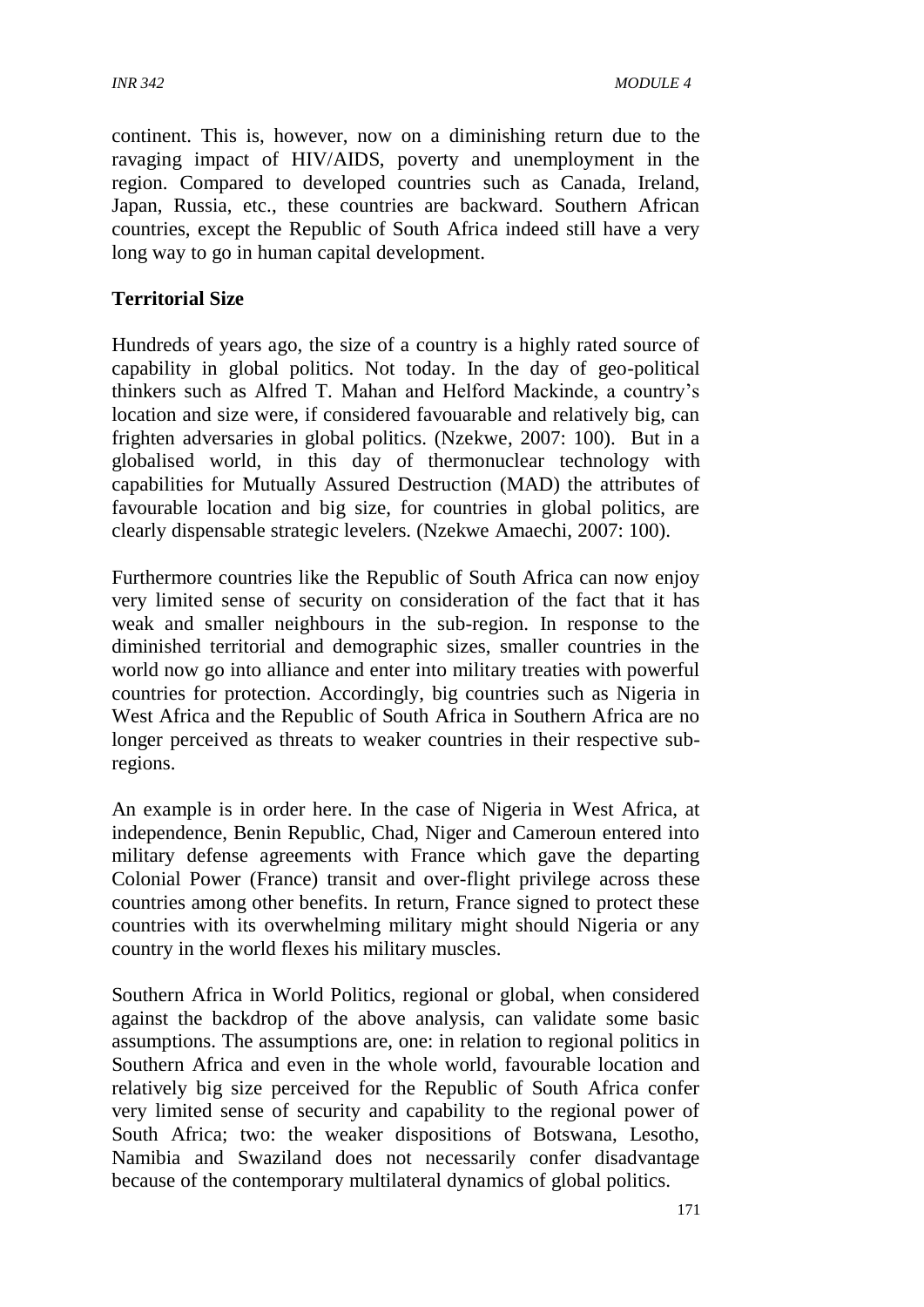continent. This is, however, now on a diminishing return due to the ravaging impact of HIV/AIDS, poverty and unemployment in the region. Compared to developed countries such as Canada, Ireland, Japan, Russia, etc., these countries are backward. Southern African countries, except the Republic of South Africa indeed still have a very long way to go in human capital development.

**Territorial Size**

Hundreds of years ago, the size of a country is a highly rated source of capability in global politics. Not today. In the day of geo-political thinkers such as Alfred T. Mahan and Helford Mackinde, a country's location and size were, if considered favouarable and relatively big, can frighten adversaries in global politics. (Nzekwe, 2007: 100). But in a globalised world, in this day of thermonuclear technology with capabilities for Mutually Assured Destruction (MAD) the attributes of favourable location and big size, for countries in global politics, are clearly dispensable strategic levelers. (Nzekwe Amaechi, 2007: 100).

Furthermore countries like the Republic of South Africa can now enjoy very limited sense of security on consideration of the fact that it has weak and smaller neighbours in the sub-region. In response to the diminished territorial and demographic sizes, smaller countries in the world now go into alliance and enter into military treaties with powerful countries for protection. Accordingly, big countries such as Nigeria in West Africa and the Republic of South Africa in Southern Africa are no longer perceived as threats to weaker countries in their respective sub-regions.

An example is in order here. In the case of Nigeria in West Africa, at independence, Benin Republic, Chad, Niger and Cameroun entered into military defense agreements with France which gave the departing Colonial Power (France) transit and over-flight privilege across these countries among other benefits. In return, France signed to protect these countries with its overwhelming military might should Nigeria or any country in the world flexes his military muscles.

Southern Africa in World Politics, regional or global, when considered against the backdrop of the above analysis, can validate some basic assumptions. The assumptions are, one: in relation to regional politics in Southern Africa and even in the whole world, favourable location and relatively big size perceived for the Republic of South Africa confer very limited sense of security and capability to the regional power of South Africa; two: the weaker dispositions of Botswana, Lesotho, Namibia and Swaziland does not necessarily confer disadvantage because of the contemporary multilateral dynamics of global politics.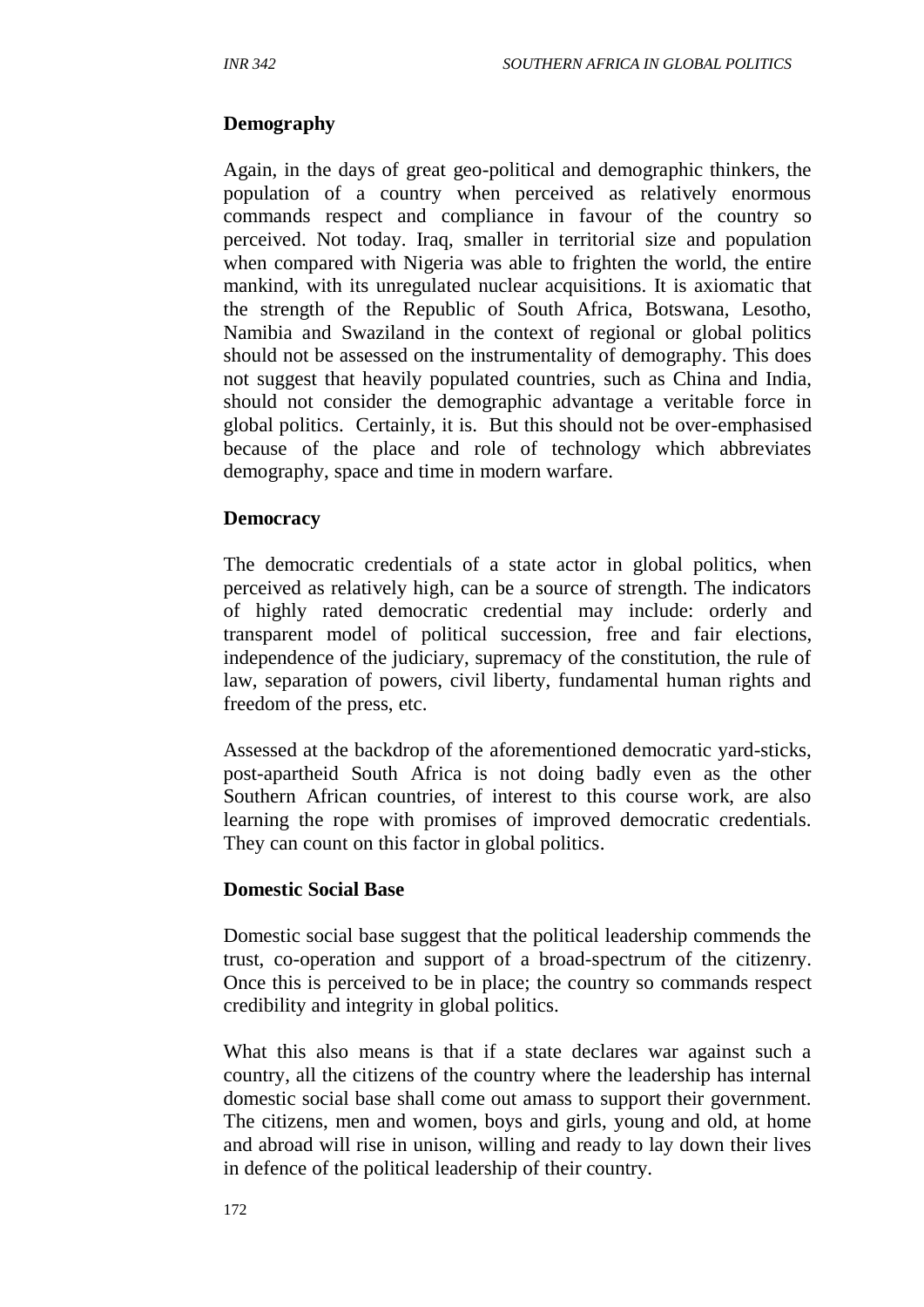### Demography

Again, in the days of great geo-political and demographic thinkers, the population of a country when perceived as relatively enormous commands respect and compliance in favour of the country so perceived. Not today. Iraq, smaller in territorial size and population when compared with Nigeria was able to frighten the world, the entire mankind, with its unregulated nuclear acquisitions. It is axiomatic that the strength of the Republic of South Africa, Botswana, Lesotho, Namibia and Swaziland in the context of regional or global politics should not be assessed on the instrumentality of demography. This does not suggest that heavily populated countries, such as China and India, should not consider the demographic advantage a veritable force in global politics. Certainly, it is. But this should not be over-emphasised because of the place and role of technology which abbreviates demography, space and time in modern warfare.

### Democracy

The democratic credentials of a state actor in global politics, when perceived as relatively high, can be a source of strength. The indicators of highly rated democratic credential may include: orderly and transparent model of political succession, free and fair elections, independence of the judiciary, supremacy of the constitution, the rule of law, separation of powers, civil liberty, fundamental human rights and freedom of the press, etc.

Assessed at the backdrop of the aforementioned democratic yard-sticks, post-apartheid South Africa is not doing badly even as the other Southern African countries, of interest to this course work, are also learning the rope with promises of improved democratic credentials. They can count on this factor in global politics.

### Domestic Social Base

Domestic social base suggest that the political leadership commends the trust, co-operation and support of a broad-spectrum of the citizenry. Once this is perceived to be in place; the country so commands respect credibility and integrity in global politics.

What this also means is that if a state declares war against such a country, all the citizens of the country where the leadership has internal domestic social base shall come out amass to support their government. The citizens, men and women, boys and girls, young and old, at home and abroad will rise in unison, willing and ready to lay down their lives in defence of the political leadership of their country.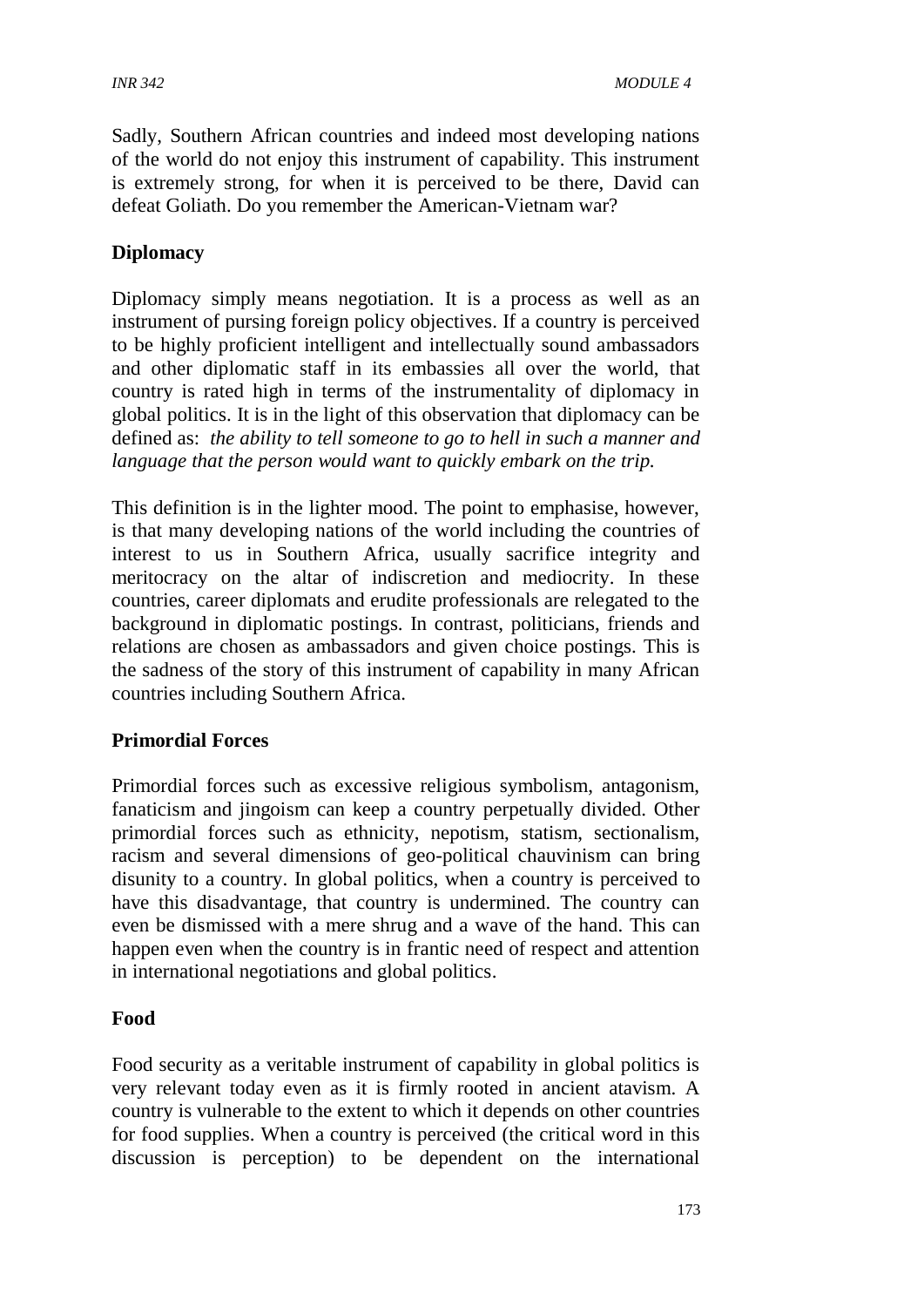Sadly, Southern African countries and indeed most developing nations of the world do not enjoy this instrument of capability. This instrument is extremely strong, for when it is perceived to be there, David can defeat Goliath. Do you remember the American-Vietnam war?

**Diplomacy**

Diplomacy simply means negotiation. It is a process as well as an instrument of pursing foreign policy objectives. If a country is perceived to be highly proficient intelligent and intellectually sound ambassadors and other diplomatic staff in its embassies all over the world, that country is rated high in terms of the instrumentality of diplomacy in global politics. It is in the light of this observation that diplomacy can be defined as: *the ability to tell someone to go to hell in such a manner and language that the person would want to quickly embark on the trip.*

This definition is in the lighter mood. The point to emphasise, however, is that many developing nations of the world including the countries of interest to us in Southern Africa, usually sacrifice integrity and meritocracy on the altar of indiscretion and mediocrity. In these countries, career diplomats and erudite professionals are relegated to the background in diplomatic postings. In contrast, politicians, friends and relations are chosen as ambassadors and given choice postings. This is the sadness of the story of this instrument of capability in many African countries including Southern Africa.

**Primordial Forces**

Primordial forces such as excessive religious symbolism, antagonism, fanaticism and jingoism can keep a country perpetually divided. Other primordial forces such as ethnicity, nepotism, statism, sectionalism, racism and several dimensions of geo-political chauvinism can bring disunity to a country. In global politics, when a country is perceived to have this disadvantage, that country is undermined. The country can even be dismissed with a mere shrug and a wave of the hand. This can happen even when the country is in frantic need of respect and attention in international negotiations and global politics.

**Food**

Food security as a veritable instrument of capability in global politics is very relevant today even as it is firmly rooted in ancient atavism. A country is vulnerable to the extent to which it depends on other countries for food supplies. When a country is perceived (the critical word in this discussion is perception) to be dependent on the international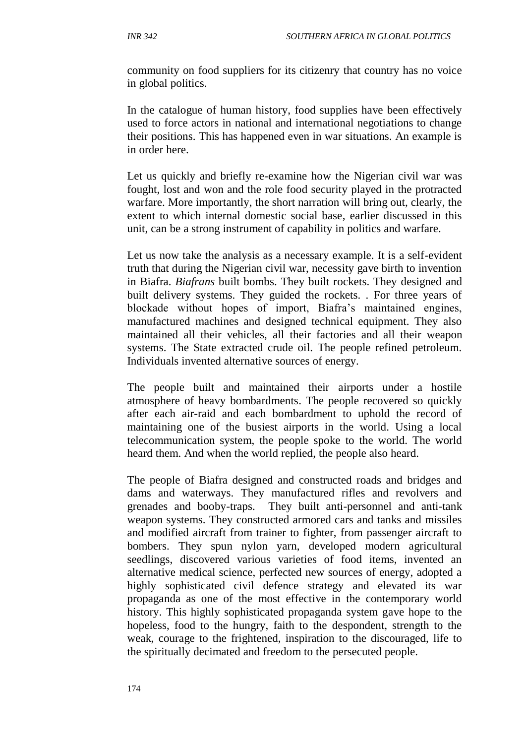community on food suppliers for its citizenry that country has no voice in global politics.

In the catalogue of human history, food supplies have been effectively used to force actors in national and international negotiations to change their positions. This has happened even in war situations. An example is in order here.

Let us quickly and briefly re-examine how the Nigerian civil war was fought, lost and won and the role food security played in the protracted warfare. More importantly, the short narration will bring out, clearly, the extent to which internal domestic social base, earlier discussed in this unit, can be a strong instrument of capability in politics and warfare.

Let us now take the analysis as a necessary example. It is a self-evident truth that during the Nigerian civil war, necessity gave birth to invention in Biafra. *Biafrans* built bombs. They built rockets. They designed and built delivery systems. They guided the rockets. . For three years of blockade without hopes of import, Biafra's maintained engines, manufactured machines and designed technical equipment. They also maintained all their vehicles, all their factories and all their weapon systems. The State extracted crude oil. The people refined petroleum. Individuals invented alternative sources of energy.

The people built and maintained their airports under a hostile atmosphere of heavy bombardments. The people recovered so quickly after each air-raid and each bombardment to uphold the record of maintaining one of the busiest airports in the world. Using a local telecommunication system, the people spoke to the world. The world heard them. And when the world replied, the people also heard.

The people of Biafra designed and constructed roads and bridges and dams and waterways. They manufactured rifles and revolvers and grenades and booby-traps. They built anti-personnel and anti-tank weapon systems. They constructed armored cars and tanks and missiles and modified aircraft from trainer to fighter, from passenger aircraft to bombers. They spun nylon yarn, developed modern agricultural seedlings, discovered various varieties of food items, invented an alternative medical science, perfected new sources of energy, adopted a highly sophisticated civil defence strategy and elevated its war propaganda as one of the most effective in the contemporary world history. This highly sophisticated propaganda system gave hope to the hopeless, food to the hungry, faith to the despondent, strength to the weak, courage to the frightened, inspiration to the discouraged, life to the spiritually decimated and freedom to the persecuted people.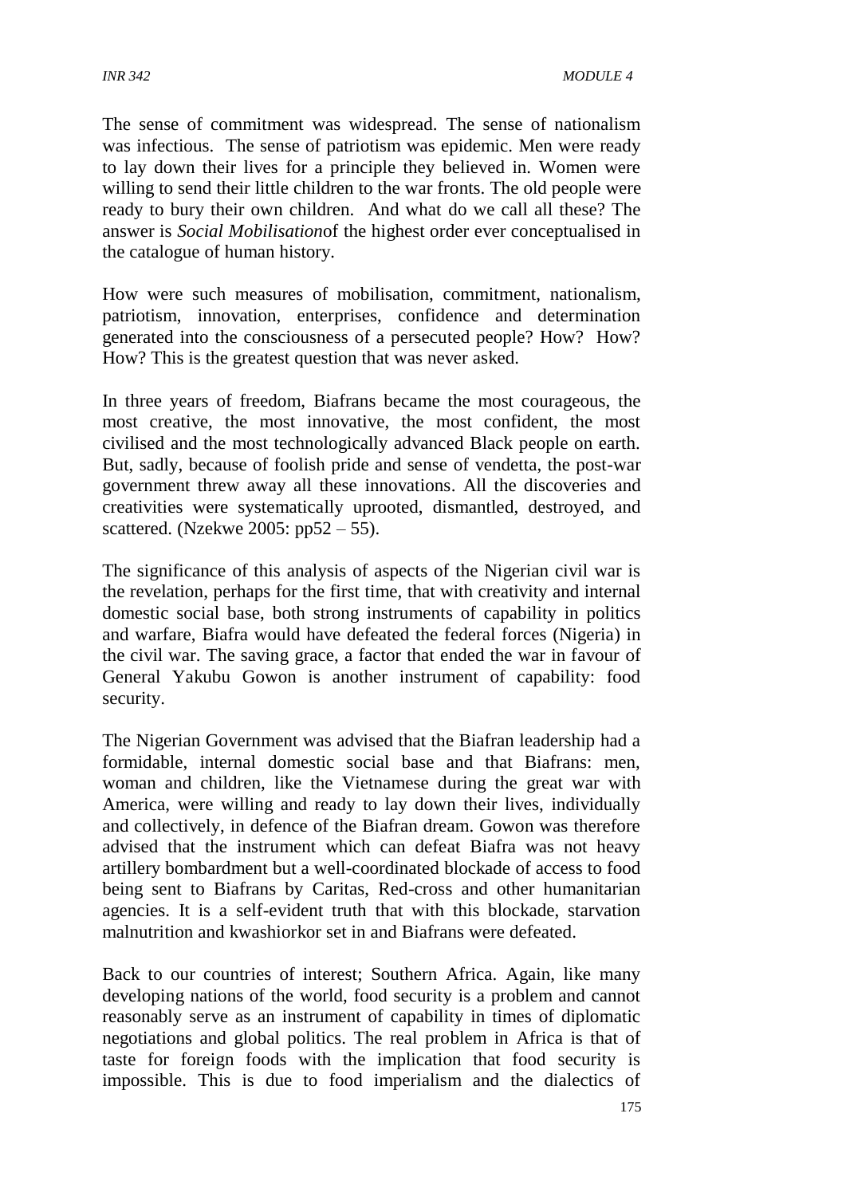The sense of commitment was widespread. The sense of nationalism was infectious. The sense of patriotism was epidemic. Men were ready to lay down their lives for a principle they believed in. Women were willing to send their little children to the war fronts. The old people were ready to bury their own children. And what do we call all these? The answer is *Social Mobilisation*of the highest order ever conceptualised in the catalogue of human history.

How were such measures of mobilisation, commitment, nationalism, patriotism, innovation, enterprises, confidence and determination generated into the consciousness of a persecuted people? How? How? How? This is the greatest question that was never asked.

In three years of freedom, Biafrans became the most courageous, the most creative, the most innovative, the most confident, the most civilised and the most technologically advanced Black people on earth. But, sadly, because of foolish pride and sense of vendetta, the post-war government threw away all these innovations. All the discoveries and creativities were systematically uprooted, dismantled, destroyed, and scattered. (Nzekwe 2005: pp52 – 55).

The significance of this analysis of aspects of the Nigerian civil war is the revelation, perhaps for the first time, that with creativity and internal domestic social base, both strong instruments of capability in politics and warfare, Biafra would have defeated the federal forces (Nigeria) in the civil war. The saving grace, a factor that ended the war in favour of General Yakubu Gowon is another instrument of capability: food security.

The Nigerian Government was advised that the Biafran leadership had a formidable, internal domestic social base and that Biafrans: men, woman and children, like the Vietnamese during the great war with America, were willing and ready to lay down their lives, individually and collectively, in defence of the Biafran dream. Gowon was therefore advised that the instrument which can defeat Biafra was not heavy artillery bombardment but a well-coordinated blockade of access to food being sent to Biafrans by Caritas, Red-cross and other humanitarian agencies. It is a self-evident truth that with this blockade, starvation malnutrition and kwashiorkor set in and Biafrans were defeated.

Back to our countries of interest; Southern Africa. Again, like many developing nations of the world, food security is a problem and cannot reasonably serve as an instrument of capability in times of diplomatic negotiations and global politics. The real problem in Africa is that of taste for foreign foods with the implication that food security is impossible. This is due to food imperialism and the dialectics of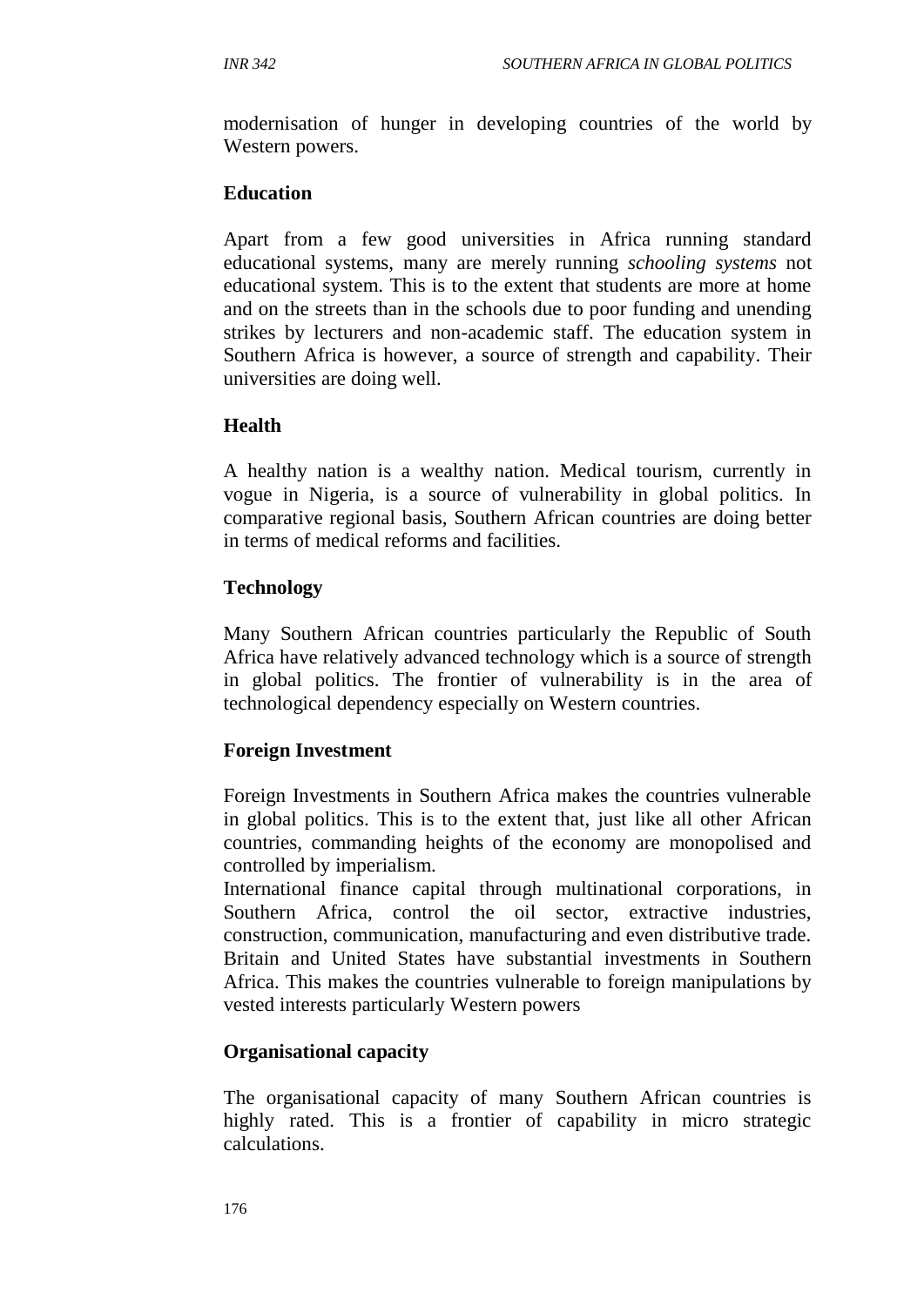modernisation of hunger in developing countries of the world by Western powers.

**Education**

Apart from a few good universities in Africa running standard educational systems, many are merely running *schooling systems* not educational system. This is to the extent that students are more at home and on the streets than in the schools due to poor funding and unending strikes by lecturers and non-academic staff. The education system in Southern Africa is however, a source of strength and capability. Their universities are doing well.

**Health**

A healthy nation is a wealthy nation. Medical tourism, currently in vogue in Nigeria, is a source of vulnerability in global politics. In comparative regional basis, Southern African countries are doing better in terms of medical reforms and facilities.

**Technology**

Many Southern African countries particularly the Republic of South Africa have relatively advanced technology which is a source of strength in global politics. The frontier of vulnerability is in the area of technological dependency especially on Western countries.

**Foreign Investment**

Foreign Investments in Southern Africa makes the countries vulnerable in global politics. This is to the extent that, just like all other African countries, commanding heights of the economy are monopolised and controlled by imperialism.
International finance capital through multinational corporations, in Southern Africa, control the oil sector, extractive industries, construction, communication, manufacturing and even distributive trade. Britain and United States have substantial investments in Southern Africa. This makes the countries vulnerable to foreign manipulations by vested interests particularly Western powers

**Organisational capacity**

The organisational capacity of many Southern African countries is highly rated. This is a frontier of capability in micro strategic calculations.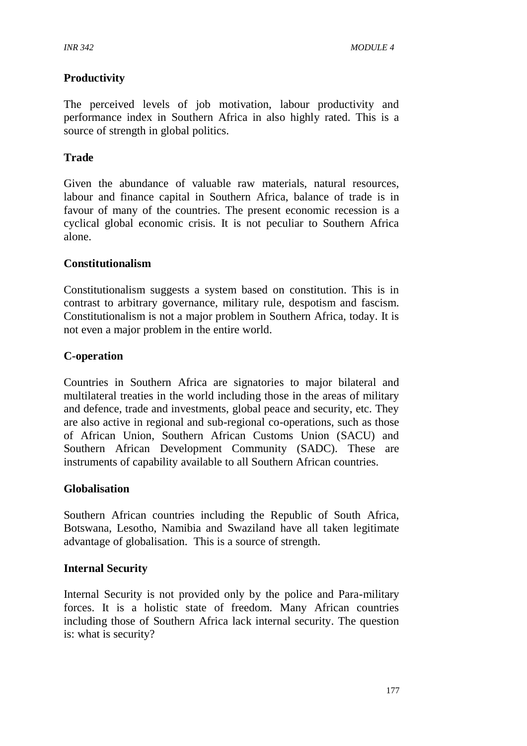**Productivity**

The perceived levels of job motivation, labour productivity and performance index in Southern Africa in also highly rated. This is a source of strength in global politics.

**Trade**

Given the abundance of valuable raw materials, natural resources, labour and finance capital in Southern Africa, balance of trade is in favour of many of the countries. The present economic recession is a cyclical global economic crisis. It is not peculiar to Southern Africa alone.

**Constitutionalism**

Constitutionalism suggests a system based on constitution. This is in contrast to arbitrary governance, military rule, despotism and fascism. Constitutionalism is not a major problem in Southern Africa, today. It is not even a major problem in the entire world.

**C-operation**

Countries in Southern Africa are signatories to major bilateral and multilateral treaties in the world including those in the areas of military and defence, trade and investments, global peace and security, etc. They are also active in regional and sub-regional co-operations, such as those of African Union, Southern African Customs Union (SACU) and Southern African Development Community (SADC). These are instruments of capability available to all Southern African countries.

**Globalisation**

Southern African countries including the Republic of South Africa, Botswana, Lesotho, Namibia and Swaziland have all taken legitimate advantage of globalisation. This is a source of strength.

**Internal Security**

Internal Security is not provided only by the police and Para-military forces. It is a holistic state of freedom. Many African countries including those of Southern Africa lack internal security. The question is: what is security?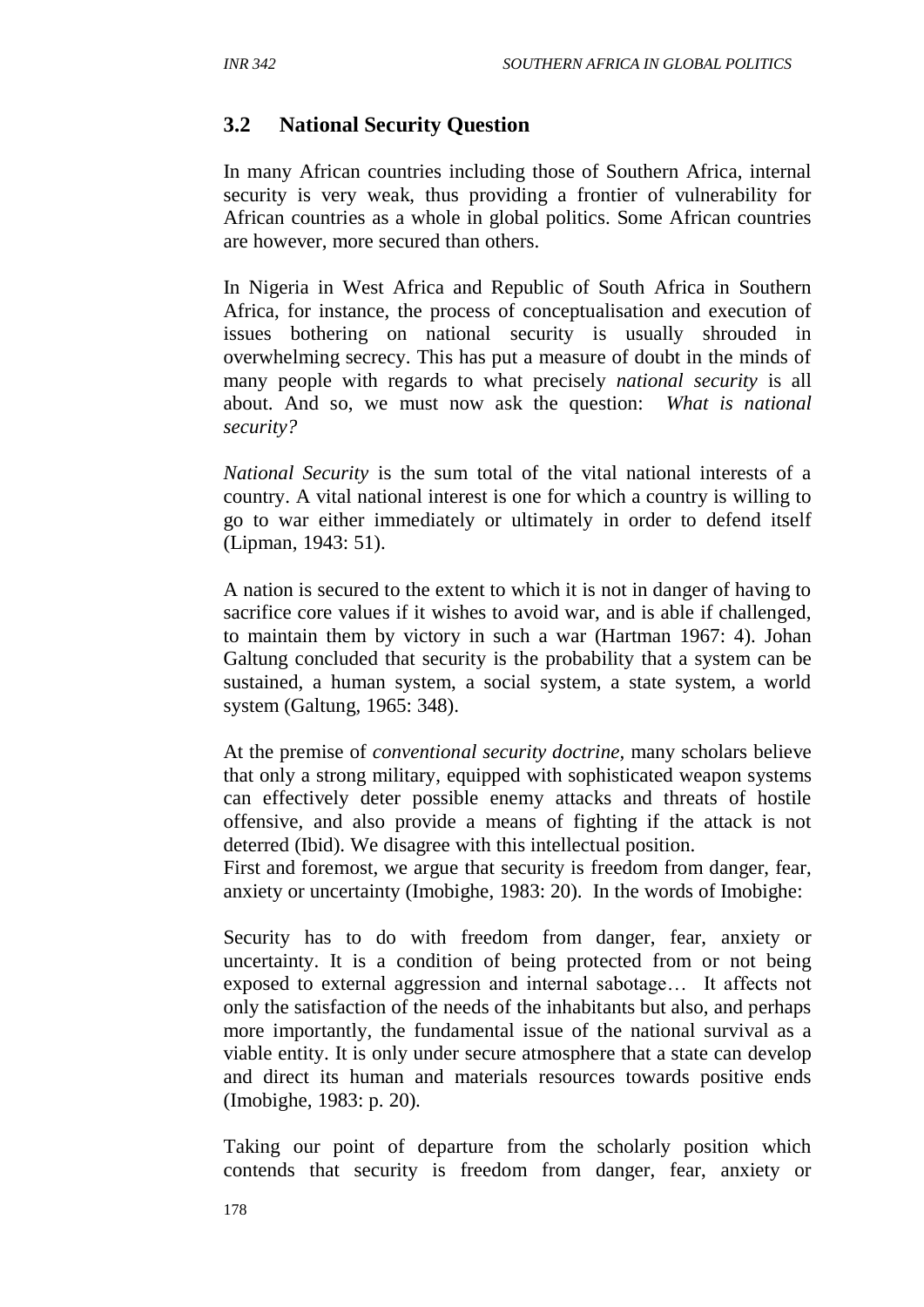## 3.2 National Security Question

In many African countries including those of Southern Africa, internal security is very weak, thus providing a frontier of vulnerability for African countries as a whole in global politics. Some African countries are however, more secured than others.

In Nigeria in West Africa and Republic of South Africa in Southern Africa, for instance, the process of conceptualisation and execution of issues bothering on national security is usually shrouded in overwhelming secrecy. This has put a measure of doubt in the minds of many people with regards to what precisely *national security* is all about. And so, we must now ask the question: *What is national security?*

*National Security* is the sum total of the vital national interests of a country. A vital national interest is one for which a country is willing to go to war either immediately or ultimately in order to defend itself (Lipman, 1943: 51).

A nation is secured to the extent to which it is not in danger of having to sacrifice core values if it wishes to avoid war, and is able if challenged, to maintain them by victory in such a war (Hartman 1967: 4). Johan Galtung concluded that security is the probability that a system can be sustained, a human system, a social system, a state system, a world system (Galtung, 1965: 348).

At the premise of *conventional security doctrine*, many scholars believe that only a strong military, equipped with sophisticated weapon systems can effectively deter possible enemy attacks and threats of hostile offensive, and also provide a means of fighting if the attack is not deterred (Ibid). We disagree with this intellectual position.
First and foremost, we argue that security is freedom from danger, fear, anxiety or uncertainty (Imobighe, 1983: 20). In the words of Imobighe:

Security has to do with freedom from danger, fear, anxiety or uncertainty. It is a condition of being protected from or not being exposed to external aggression and internal sabotage… It affects not only the satisfaction of the needs of the inhabitants but also, and perhaps more importantly, the fundamental issue of the national survival as a viable entity. It is only under secure atmosphere that a state can develop and direct its human and materials resources towards positive ends (Imobighe, 1983: p. 20).

Taking our point of departure from the scholarly position which contends that security is freedom from danger, fear, anxiety or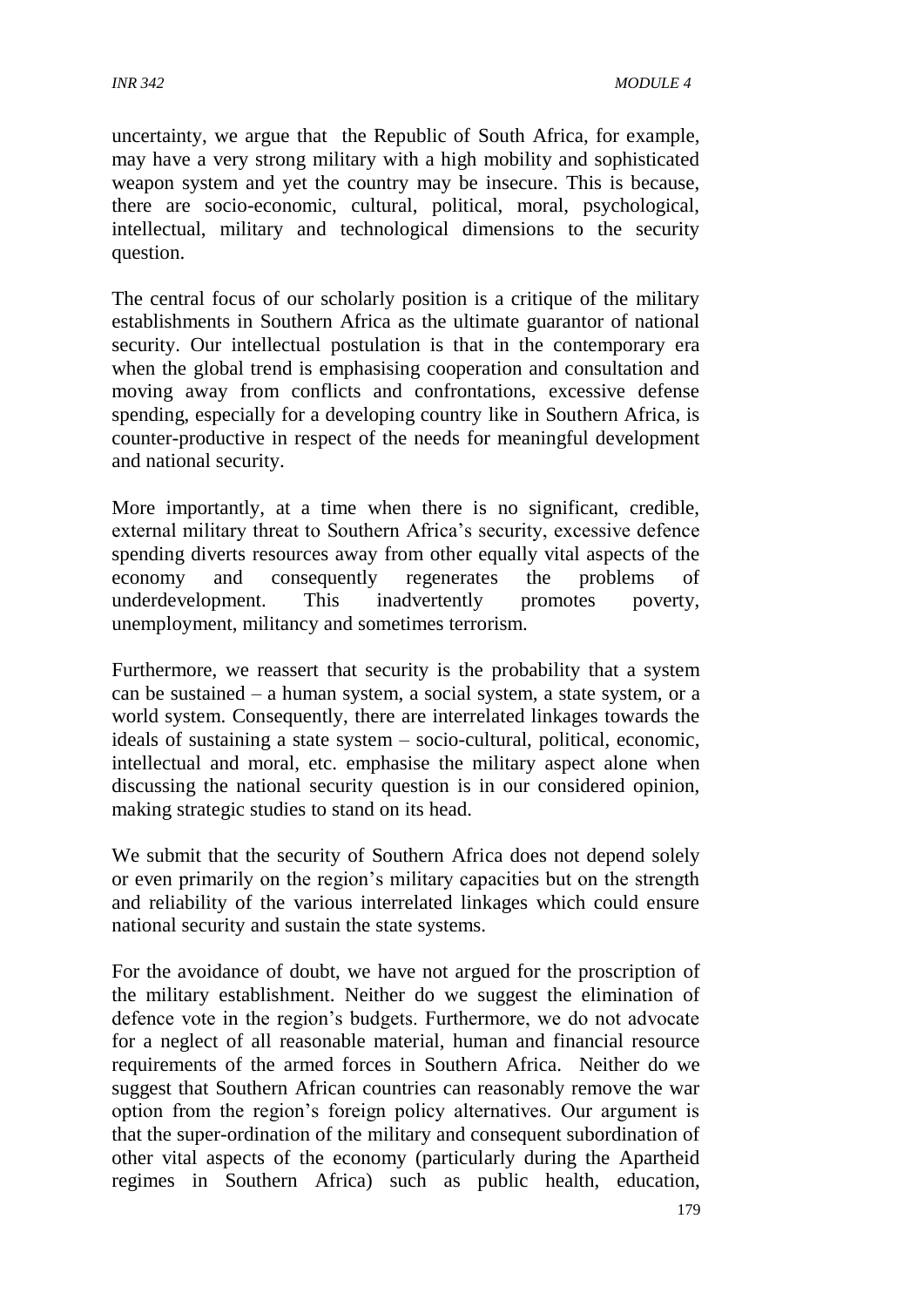uncertainty, we argue that the Republic of South Africa, for example, may have a very strong military with a high mobility and sophisticated weapon system and yet the country may be insecure. This is because, there are socio-economic, cultural, political, moral, psychological, intellectual, military and technological dimensions to the security question.

The central focus of our scholarly position is a critique of the military establishments in Southern Africa as the ultimate guarantor of national security. Our intellectual postulation is that in the contemporary era when the global trend is emphasising cooperation and consultation and moving away from conflicts and confrontations, excessive defense spending, especially for a developing country like in Southern Africa, is counter-productive in respect of the needs for meaningful development and national security.

More importantly, at a time when there is no significant, credible, external military threat to Southern Africa's security, excessive defence spending diverts resources away from other equally vital aspects of the economy and consequently regenerates the problems of underdevelopment. This inadvertently promotes poverty, unemployment, militancy and sometimes terrorism.

Furthermore, we reassert that security is the probability that a system can be sustained – a human system, a social system, a state system, or a world system. Consequently, there are interrelated linkages towards the ideals of sustaining a state system – socio-cultural, political, economic, intellectual and moral, etc. emphasise the military aspect alone when discussing the national security question is in our considered opinion, making strategic studies to stand on its head.

We submit that the security of Southern Africa does not depend solely or even primarily on the region's military capacities but on the strength and reliability of the various interrelated linkages which could ensure national security and sustain the state systems.

For the avoidance of doubt, we have not argued for the proscription of the military establishment. Neither do we suggest the elimination of defence vote in the region's budgets. Furthermore, we do not advocate for a neglect of all reasonable material, human and financial resource requirements of the armed forces in Southern Africa. Neither do we suggest that Southern African countries can reasonably remove the war option from the region's foreign policy alternatives. Our argument is that the super-ordination of the military and consequent subordination of other vital aspects of the economy (particularly during the Apartheid regimes in Southern Africa) such as public health, education,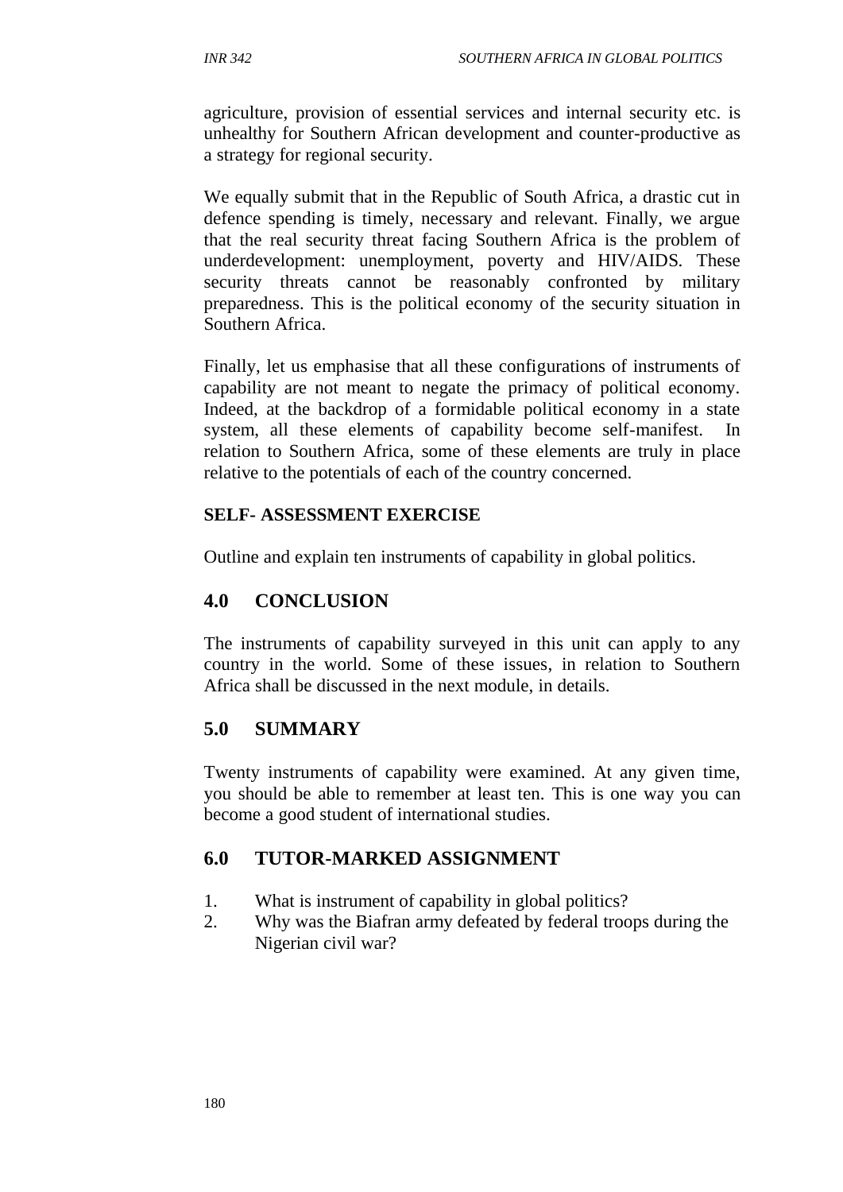agriculture, provision of essential services and internal security etc. is unhealthy for Southern African development and counter-productive as a strategy for regional security.

We equally submit that in the Republic of South Africa, a drastic cut in defence spending is timely, necessary and relevant. Finally, we argue that the real security threat facing Southern Africa is the problem of underdevelopment: unemployment, poverty and HIV/AIDS. These security threats cannot be reasonably confronted by military preparedness. This is the political economy of the security situation in Southern Africa.

Finally, let us emphasise that all these configurations of instruments of capability are not meant to negate the primacy of political economy. Indeed, at the backdrop of a formidable political economy in a state system, all these elements of capability become self-manifest. In relation to Southern Africa, some of these elements are truly in place relative to the potentials of each of the country concerned.

**SELF- ASSESSMENT EXERCISE**

Outline and explain ten instruments of capability in global politics.

## 4.0 CONCLUSION

The instruments of capability surveyed in this unit can apply to any country in the world. Some of these issues, in relation to Southern Africa shall be discussed in the next module, in details.

## 5.0 SUMMARY

Twenty instruments of capability were examined. At any given time, you should be able to remember at least ten. This is one way you can become a good student of international studies.

## 6.0 TUTOR-MARKED ASSIGNMENT

1. What is instrument of capability in global politics?
2. Why was the Biafran army defeated by federal troops during the Nigerian civil war?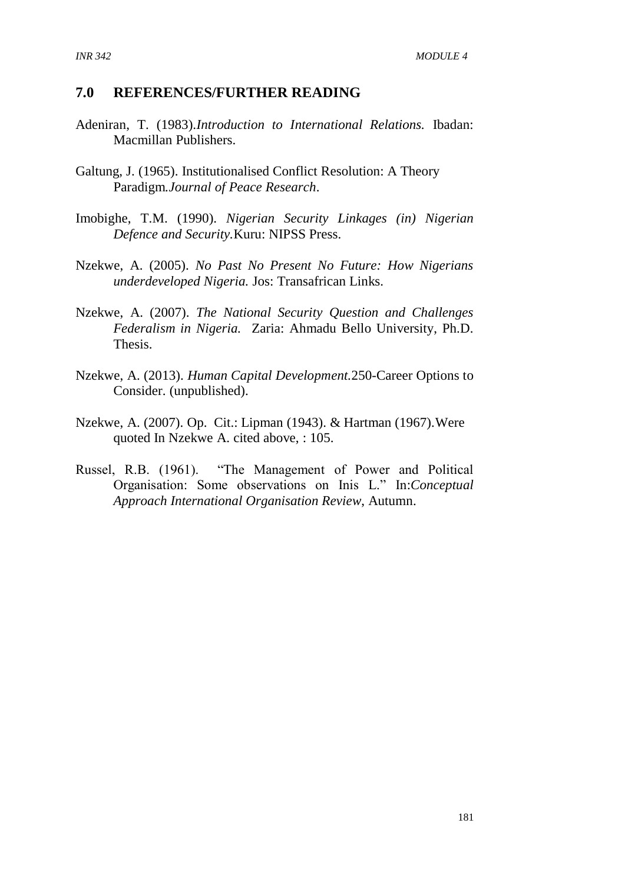## 7.0 REFERENCES/FURTHER READING

Adeniran, T. (1983).*Introduction to International Relations.* Ibadan: Macmillan Publishers.

Galtung, J. (1965). Institutionalised Conflict Resolution: A Theory Paradigm.*Journal of Peace Research*.

Imobighe, T.M. (1990). *Nigerian Security Linkages (in) Nigerian Defence and Security.*Kuru: NIPSS Press.

Nzekwe, A. (2005). *No Past No Present No Future: How Nigerians underdeveloped Nigeria.* Jos: Transafrican Links.

Nzekwe, A. (2007). *The National Security Question and Challenges Federalism in Nigeria.* Zaria: Ahmadu Bello University, Ph.D. Thesis.

Nzekwe, A. (2013). *Human Capital Development.*250-Career Options to Consider. (unpublished).

Nzekwe, A. (2007). Op. Cit.: Lipman (1943). & Hartman (1967).Were quoted In Nzekwe A. cited above, : 105.

Russel, R.B. (1961). "The Management of Power and Political Organisation: Some observations on Inis L." In:*Conceptual Approach International Organisation Review*, Autumn.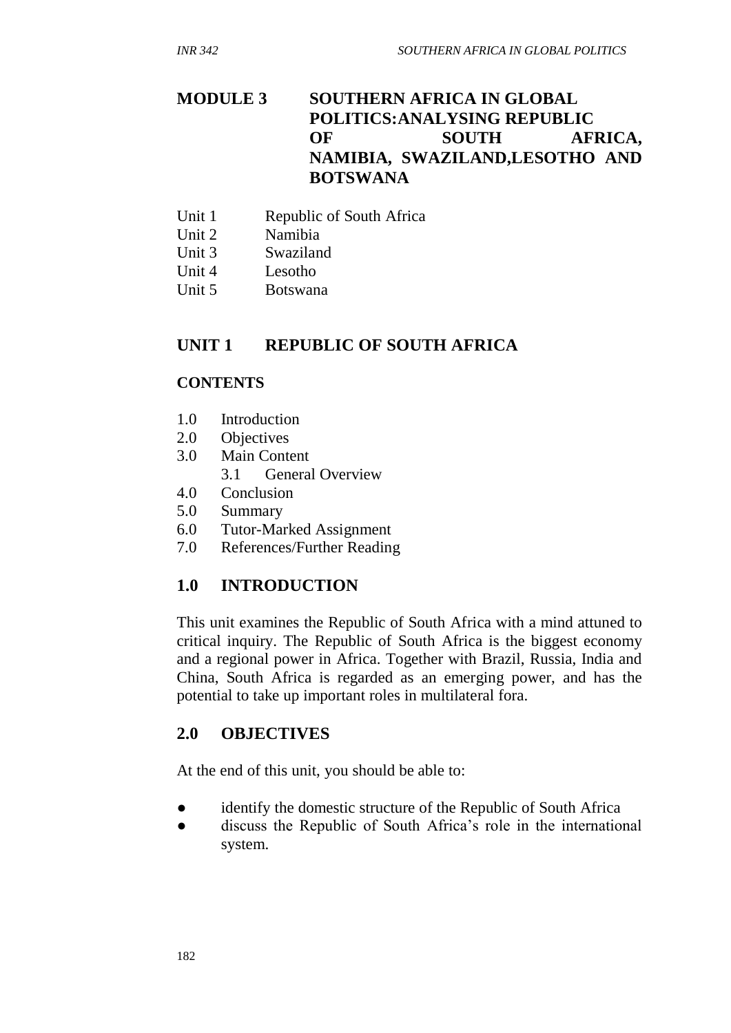# MODULE 3 SOUTHERN AFRICA IN GLOBAL POLITICS:ANALYSING REPUBLIC OF SOUTH AFRICA, NAMIBIA, SWAZILAND,LESOTHO AND BOTSWANA

Unit 1 Republic of South Africa
Unit 2 Namibia
Unit 3 Swaziland
Unit 4 Lesotho
Unit 5 Botswana

## UNIT 1 REPUBLIC OF SOUTH AFRICA

### CONTENTS

1.0 Introduction
2.0 Objectives
3.0 Main Content
  3.1 General Overview
4.0 Conclusion
5.0 Summary
6.0 Tutor-Marked Assignment
7.0 References/Further Reading

## 1.0 INTRODUCTION

This unit examines the Republic of South Africa with a mind attuned to critical inquiry. The Republic of South Africa is the biggest economy and a regional power in Africa. Together with Brazil, Russia, India and China, South Africa is regarded as an emerging power, and has the potential to take up important roles in multilateral fora.

## 2.0 OBJECTIVES

At the end of this unit, you should be able to:

- identify the domestic structure of the Republic of South Africa
- discuss the Republic of South Africa's role in the international system.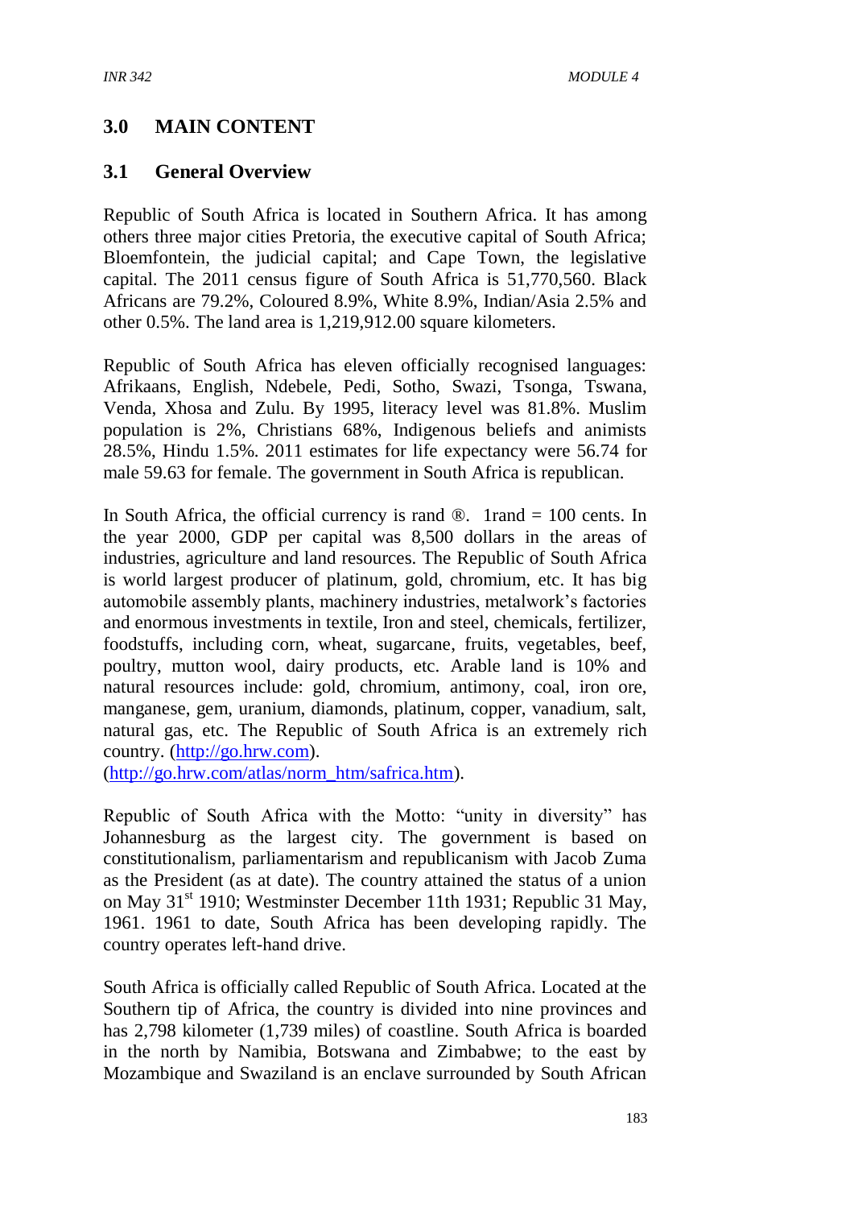## 3.0 MAIN CONTENT

### 3.1 General Overview

Republic of South Africa is located in Southern Africa. It has among others three major cities Pretoria, the executive capital of South Africa; Bloemfontein, the judicial capital; and Cape Town, the legislative capital. The 2011 census figure of South Africa is 51,770,560. Black Africans are 79.2%, Coloured 8.9%, White 8.9%, Indian/Asia 2.5% and other 0.5%. The land area is 1,219,912.00 square kilometers.

Republic of South Africa has eleven officially recognised languages: Afrikaans, English, Ndebele, Pedi, Sotho, Swazi, Tsonga, Tswana, Venda, Xhosa and Zulu. By 1995, literacy level was 81.8%. Muslim population is 2%, Christians 68%, Indigenous beliefs and animists 28.5%, Hindu 1.5%. 2011 estimates for life expectancy were 56.74 for male 59.63 for female. The government in South Africa is republican.

In South Africa, the official currency is rand ®. 1rand = 100 cents. In the year 2000, GDP per capital was 8,500 dollars in the areas of industries, agriculture and land resources. The Republic of South Africa is world largest producer of platinum, gold, chromium, etc. It has big automobile assembly plants, machinery industries, metalwork's factories and enormous investments in textile, Iron and steel, chemicals, fertilizer, foodstuffs, including corn, wheat, sugarcane, fruits, vegetables, beef, poultry, mutton wool, dairy products, etc. Arable land is 10% and natural resources include: gold, chromium, antimony, coal, iron ore, manganese, gem, uranium, diamonds, platinum, copper, vanadium, salt, natural gas, etc. The Republic of South Africa is an extremely rich country. ([http://go.hrw.com](http://go.hrw.com)). ([http://go.hrw.com/atlas/norm_htm/safrica.htm](http://go.hrw.com/atlas/norm_htm/safrica.htm)).

Republic of South Africa with the Motto: "unity in diversity" has Johannesburg as the largest city. The government is based on constitutionalism, parliamentarism and republicanism with Jacob Zuma as the President (as at date). The country attained the status of a union on May 31st 1910; Westminster December 11th 1931; Republic 31 May, 1961. 1961 to date, South Africa has been developing rapidly. The country operates left-hand drive.

South Africa is officially called Republic of South Africa. Located at the Southern tip of Africa, the country is divided into nine provinces and has 2,798 kilometer (1,739 miles) of coastline. South Africa is boarded in the north by Namibia, Botswana and Zimbabwe; to the east by Mozambique and Swaziland is an enclave surrounded by South African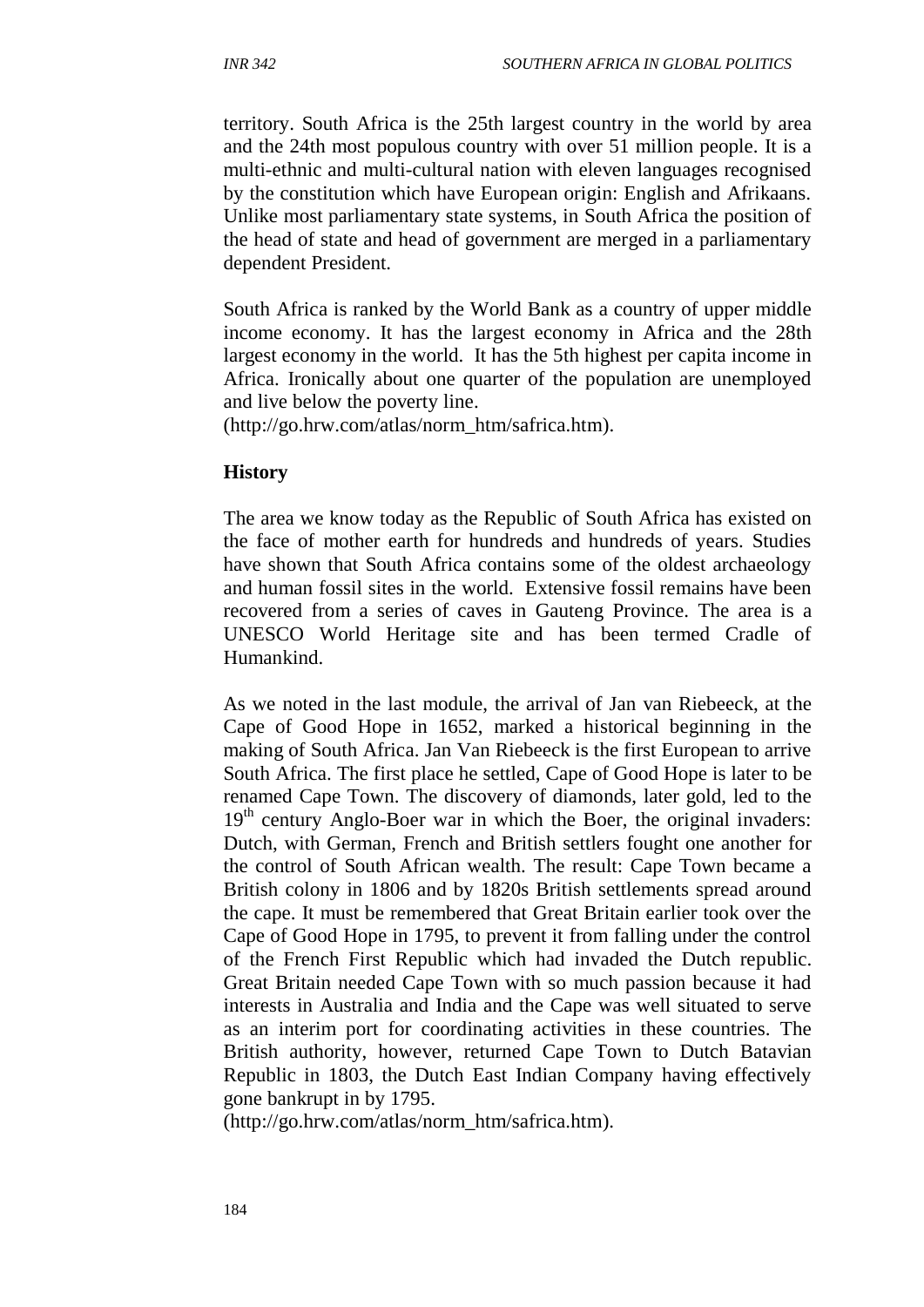territory. South Africa is the 25th largest country in the world by area and the 24th most populous country with over 51 million people. It is a multi-ethnic and multi-cultural nation with eleven languages recognised by the constitution which have European origin: English and Afrikaans. Unlike most parliamentary state systems, in South Africa the position of the head of state and head of government are merged in a parliamentary dependent President.

South Africa is ranked by the World Bank as a country of upper middle income economy. It has the largest economy in Africa and the 28th largest economy in the world. It has the 5th highest per capita income in Africa. Ironically about one quarter of the population are unemployed and live below the poverty line.
(http://go.hrw.com/atlas/norm_htm/safrica.htm).

**History**

The area we know today as the Republic of South Africa has existed on the face of mother earth for hundreds and hundreds of years. Studies have shown that South Africa contains some of the oldest archaeology and human fossil sites in the world. Extensive fossil remains have been recovered from a series of caves in Gauteng Province. The area is a UNESCO World Heritage site and has been termed Cradle of Humankind.

As we noted in the last module, the arrival of Jan van Riebeeck, at the Cape of Good Hope in 1652, marked a historical beginning in the making of South Africa. Jan Van Riebeeck is the first European to arrive South Africa. The first place he settled, Cape of Good Hope is later to be renamed Cape Town. The discovery of diamonds, later gold, led to the 19th century Anglo-Boer war in which the Boer, the original invaders: Dutch, with German, French and British settlers fought one another for the control of South African wealth. The result: Cape Town became a British colony in 1806 and by 1820s British settlements spread around the cape. It must be remembered that Great Britain earlier took over the Cape of Good Hope in 1795, to prevent it from falling under the control of the French First Republic which had invaded the Dutch republic. Great Britain needed Cape Town with so much passion because it had interests in Australia and India and the Cape was well situated to serve as an interim port for coordinating activities in these countries. The British authority, however, returned Cape Town to Dutch Batavian Republic in 1803, the Dutch East Indian Company having effectively gone bankrupt in by 1795.
(http://go.hrw.com/atlas/norm_htm/safrica.htm).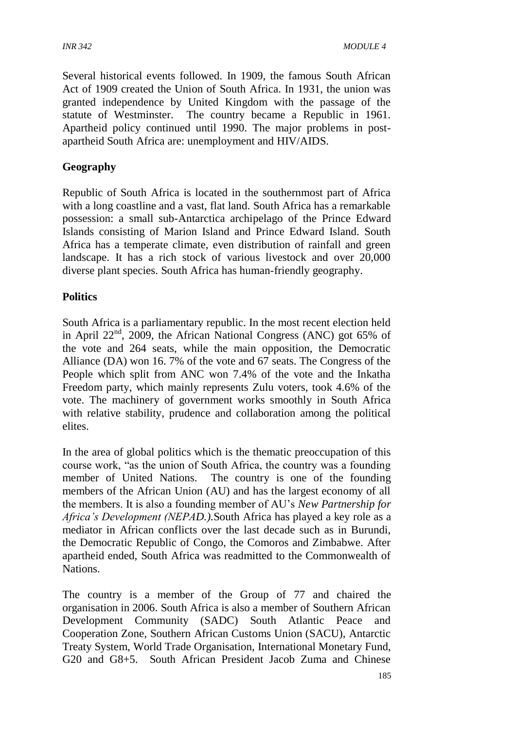Several historical events followed. In 1909, the famous South African Act of 1909 created the Union of South Africa. In 1931, the union was granted independence by United Kingdom with the passage of the statute of Westminster. The country became a Republic in 1961. Apartheid policy continued until 1990. The major problems in post-apartheid South Africa are: unemployment and HIV/AIDS.

**Geography**

Republic of South Africa is located in the southernmost part of Africa with a long coastline and a vast, flat land. South Africa has a remarkable possession: a small sub-Antarctica archipelago of the Prince Edward Islands consisting of Marion Island and Prince Edward Island. South Africa has a temperate climate, even distribution of rainfall and green landscape. It has a rich stock of various livestock and over 20,000 diverse plant species. South Africa has human-friendly geography.

**Politics**

South Africa is a parliamentary republic. In the most recent election held in April 22nd, 2009, the African National Congress (ANC) got 65% of the vote and 264 seats, while the main opposition, the Democratic Alliance (DA) won 16. 7% of the vote and 67 seats. The Congress of the People which split from ANC won 7.4% of the vote and the Inkatha Freedom party, which mainly represents Zulu voters, took 4.6% of the vote. The machinery of government works smoothly in South Africa with relative stability, prudence and collaboration among the political elites.

In the area of global politics which is the thematic preoccupation of this course work, "as the union of South Africa, the country was a founding member of United Nations. The country is one of the founding members of the African Union (AU) and has the largest economy of all the members. It is also a founding member of AU's *New Partnership for Africa's Development (NEPAD.).*South Africa has played a key role as a mediator in African conflicts over the last decade such as in Burundi, the Democratic Republic of Congo, the Comoros and Zimbabwe. After apartheid ended, South Africa was readmitted to the Commonwealth of Nations.

The country is a member of the Group of 77 and chaired the organisation in 2006. South Africa is also a member of Southern African Development Community (SADC) South Atlantic Peace and Cooperation Zone, Southern African Customs Union (SACU), Antarctic Treaty System, World Trade Organisation, International Monetary Fund, G20 and G8+5. South African President Jacob Zuma and Chinese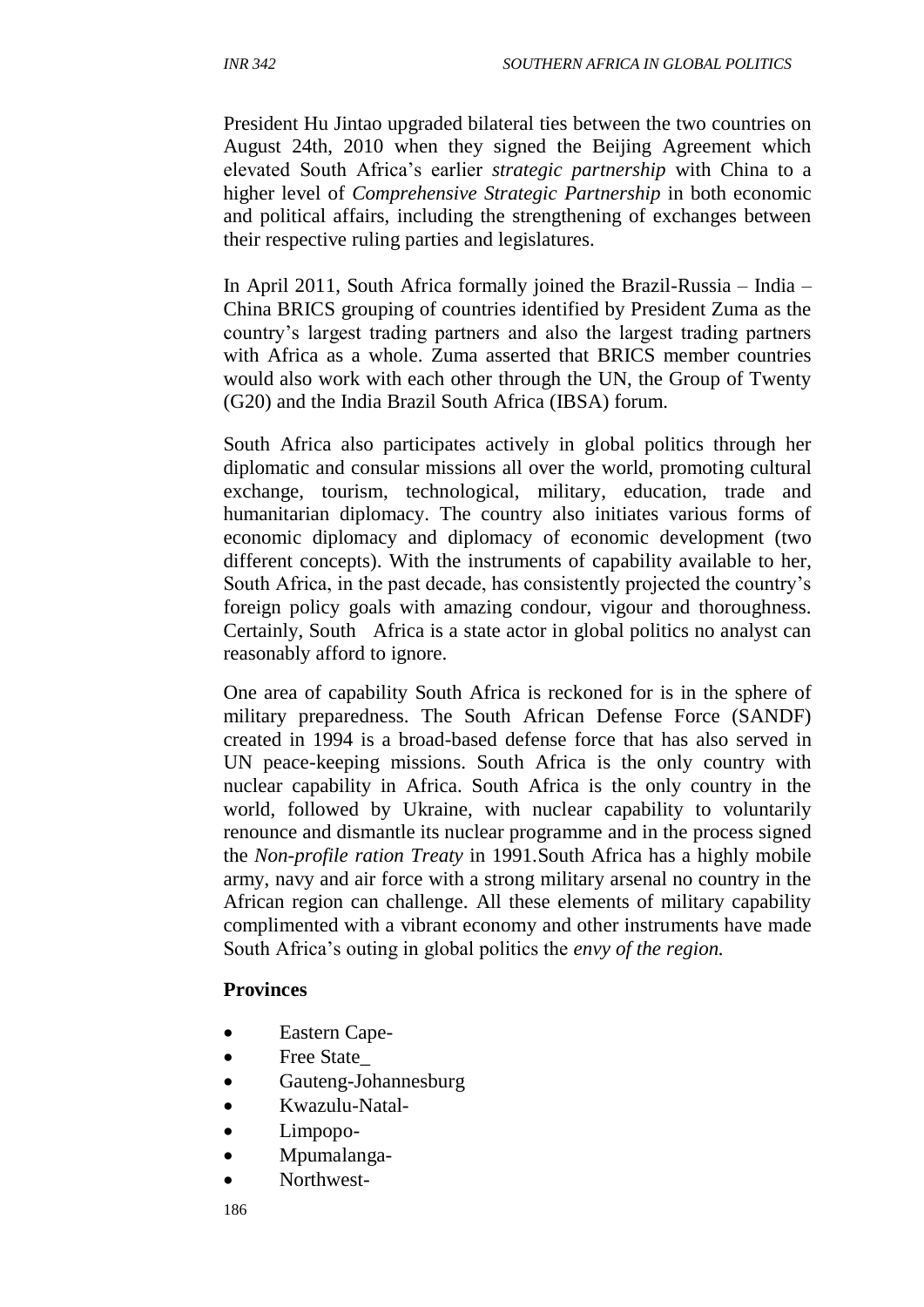President Hu Jintao upgraded bilateral ties between the two countries on August 24th, 2010 when they signed the Beijing Agreement which elevated South Africa's earlier *strategic partnership* with China to a higher level of *Comprehensive Strategic Partnership* in both economic and political affairs, including the strengthening of exchanges between their respective ruling parties and legislatures.

In April 2011, South Africa formally joined the Brazil-Russia – India – China BRICS grouping of countries identified by President Zuma as the country's largest trading partners and also the largest trading partners with Africa as a whole. Zuma asserted that BRICS member countries would also work with each other through the UN, the Group of Twenty (G20) and the India Brazil South Africa (IBSA) forum.

South Africa also participates actively in global politics through her diplomatic and consular missions all over the world, promoting cultural exchange, tourism, technological, military, education, trade and humanitarian diplomacy. The country also initiates various forms of economic diplomacy and diplomacy of economic development (two different concepts). With the instruments of capability available to her, South Africa, in the past decade, has consistently projected the country's foreign policy goals with amazing condour, vigour and thoroughness. Certainly, South Africa is a state actor in global politics no analyst can reasonably afford to ignore.

One area of capability South Africa is reckoned for is in the sphere of military preparedness. The South African Defense Force (SANDF) created in 1994 is a broad-based defense force that has also served in UN peace-keeping missions. South Africa is the only country with nuclear capability in Africa. South Africa is the only country in the world, followed by Ukraine, with nuclear capability to voluntarily renounce and dismantle its nuclear programme and in the process signed the *Non-profile ration Treaty* in 1991.South Africa has a highly mobile army, navy and air force with a strong military arsenal no country in the African region can challenge. All these elements of military capability complimented with a vibrant economy and other instruments have made South Africa's outing in global politics the *envy of the region.*

**Provinces**

- Eastern Cape-
- Free State_
- Gauteng-Johannesburg
- Kwazulu-Natal-
- Limpopo-
- Mpumalanga-
- Northwest-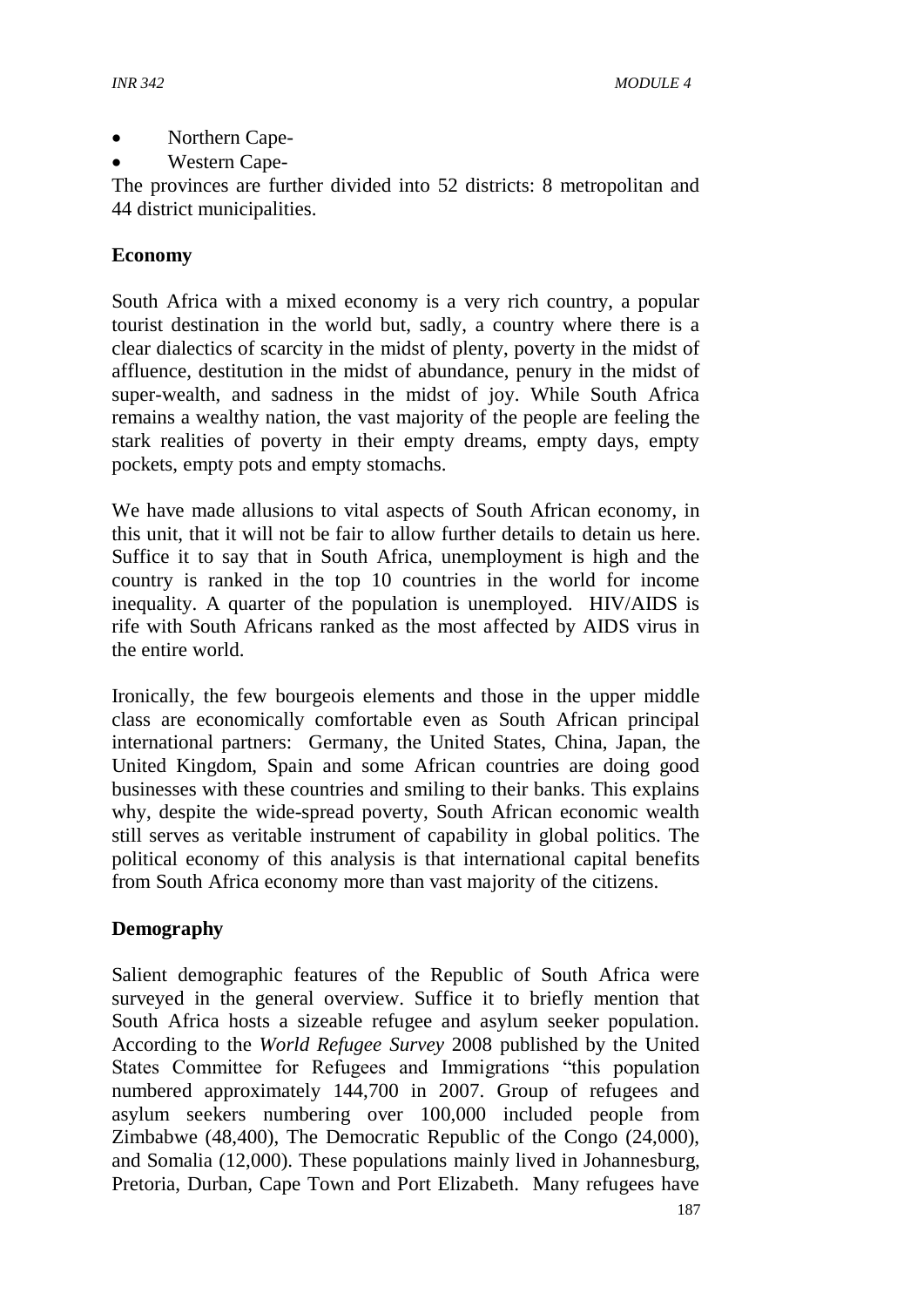- Northern Cape-
- Western Cape-

The provinces are further divided into 52 districts: 8 metropolitan and 44 district municipalities.

**Economy**

South Africa with a mixed economy is a very rich country, a popular tourist destination in the world but, sadly, a country where there is a clear dialectics of scarcity in the midst of plenty, poverty in the midst of affluence, destitution in the midst of abundance, penury in the midst of super-wealth, and sadness in the midst of joy. While South Africa remains a wealthy nation, the vast majority of the people are feeling the stark realities of poverty in their empty dreams, empty days, empty pockets, empty pots and empty stomachs.

We have made allusions to vital aspects of South African economy, in this unit, that it will not be fair to allow further details to detain us here. Suffice it to say that in South Africa, unemployment is high and the country is ranked in the top 10 countries in the world for income inequality. A quarter of the population is unemployed. HIV/AIDS is rife with South Africans ranked as the most affected by AIDS virus in the entire world.

Ironically, the few bourgeois elements and those in the upper middle class are economically comfortable even as South African principal international partners: Germany, the United States, China, Japan, the United Kingdom, Spain and some African countries are doing good businesses with these countries and smiling to their banks. This explains why, despite the wide-spread poverty, South African economic wealth still serves as veritable instrument of capability in global politics. The political economy of this analysis is that international capital benefits from South Africa economy more than vast majority of the citizens.

**Demography**

Salient demographic features of the Republic of South Africa were surveyed in the general overview. Suffice it to briefly mention that South Africa hosts a sizeable refugee and asylum seeker population. According to the *World Refugee Survey* 2008 published by the United States Committee for Refugees and Immigrations "this population numbered approximately 144,700 in 2007. Group of refugees and asylum seekers numbering over 100,000 included people from Zimbabwe (48,400), The Democratic Republic of the Congo (24,000), and Somalia (12,000). These populations mainly lived in Johannesburg, Pretoria, Durban, Cape Town and Port Elizabeth. Many refugees have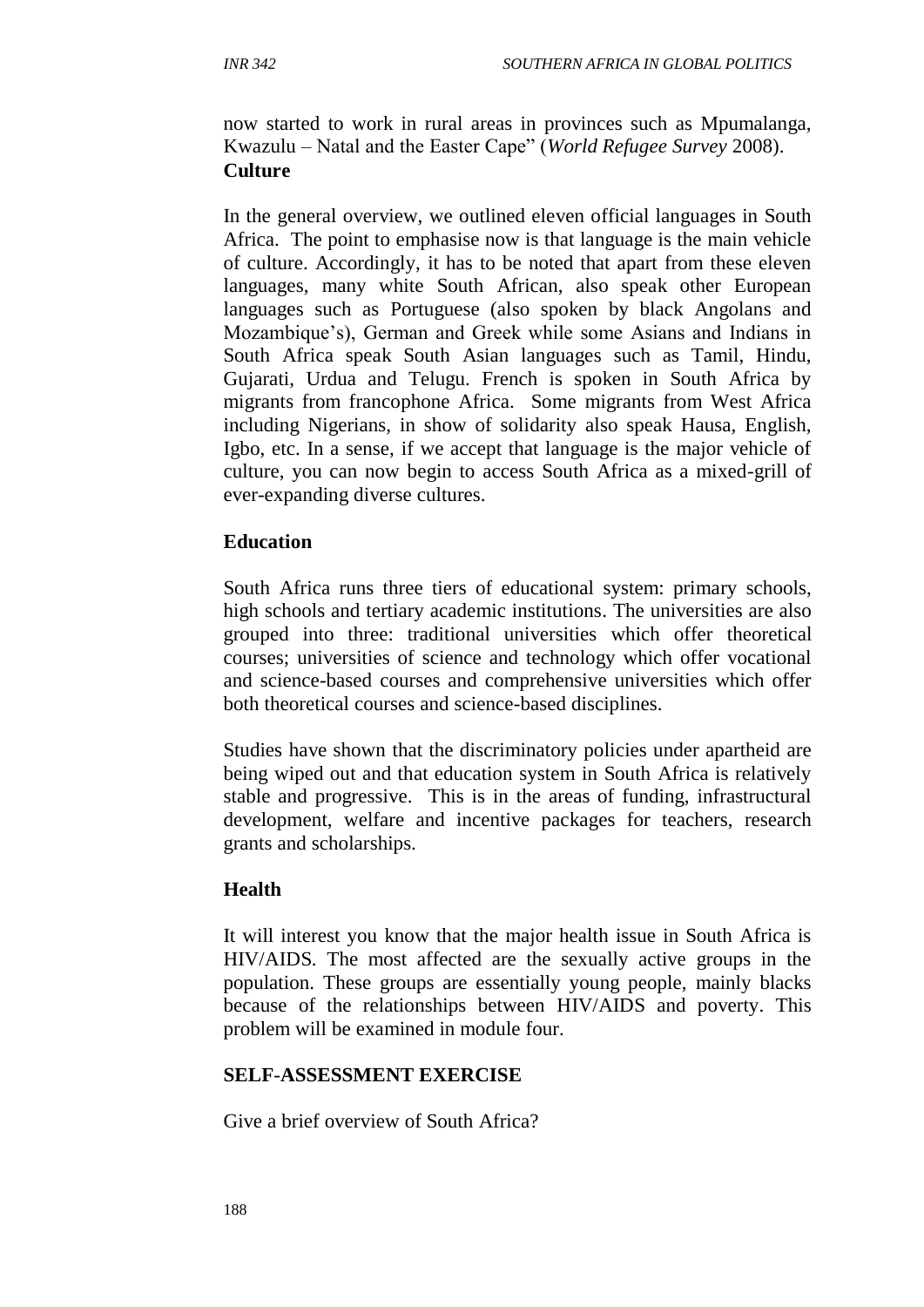now started to work in rural areas in provinces such as Mpumalanga, Kwazulu – Natal and the Easter Cape" (*World Refugee Survey* 2008).

**Culture**

In the general overview, we outlined eleven official languages in South Africa. The point to emphasise now is that language is the main vehicle of culture. Accordingly, it has to be noted that apart from these eleven languages, many white South African, also speak other European languages such as Portuguese (also spoken by black Angolans and Mozambique's), German and Greek while some Asians and Indians in South Africa speak South Asian languages such as Tamil, Hindu, Gujarati, Urdua and Telugu. French is spoken in South Africa by migrants from francophone Africa. Some migrants from West Africa including Nigerians, in show of solidarity also speak Hausa, English, Igbo, etc. In a sense, if we accept that language is the major vehicle of culture, you can now begin to access South Africa as a mixed-grill of ever-expanding diverse cultures.

**Education**

South Africa runs three tiers of educational system: primary schools, high schools and tertiary academic institutions. The universities are also grouped into three: traditional universities which offer theoretical courses; universities of science and technology which offer vocational and science-based courses and comprehensive universities which offer both theoretical courses and science-based disciplines.

Studies have shown that the discriminatory policies under apartheid are being wiped out and that education system in South Africa is relatively stable and progressive. This is in the areas of funding, infrastructural development, welfare and incentive packages for teachers, research grants and scholarships.

**Health**

It will interest you know that the major health issue in South Africa is HIV/AIDS. The most affected are the sexually active groups in the population. These groups are essentially young people, mainly blacks because of the relationships between HIV/AIDS and poverty. This problem will be examined in module four.

**SELF-ASSESSMENT EXERCISE**

Give a brief overview of South Africa?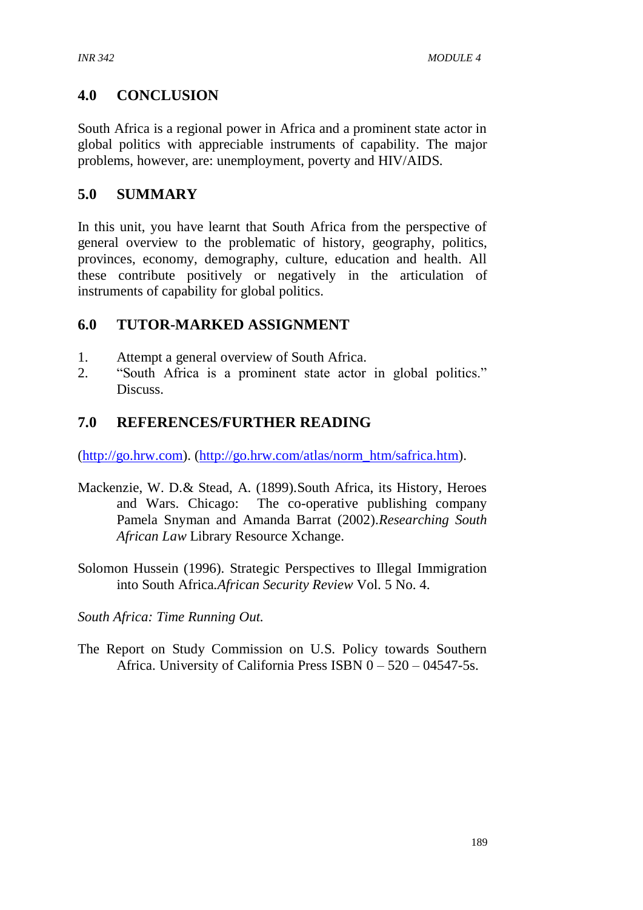## 4.0 CONCLUSION

South Africa is a regional power in Africa and a prominent state actor in global politics with appreciable instruments of capability. The major problems, however, are: unemployment, poverty and HIV/AIDS.

## 5.0 SUMMARY

In this unit, you have learnt that South Africa from the perspective of general overview to the problematic of history, geography, politics, provinces, economy, demography, culture, education and health. All these contribute positively or negatively in the articulation of instruments of capability for global politics.

## 6.0 TUTOR-MARKED ASSIGNMENT

1. Attempt a general overview of South Africa.
2. "South Africa is a prominent state actor in global politics." Discuss.

## 7.0 REFERENCES/FURTHER READING

(http://go.hrw.com). (http://go.hrw.com/atlas/norm_htm/safrica.htm).

Mackenzie, W. D.& Stead, A. (1899).South Africa, its History, Heroes and Wars. Chicago: The co-operative publishing company Pamela Snyman and Amanda Barrat (2002).*Researching South African Law* Library Resource Xchange.

Solomon Hussein (1996). Strategic Perspectives to Illegal Immigration into South Africa.*African Security Review* Vol. 5 No. 4.

*South Africa: Time Running Out.*

The Report on Study Commission on U.S. Policy towards Southern Africa. University of California Press ISBN 0 – 520 – 04547-5s.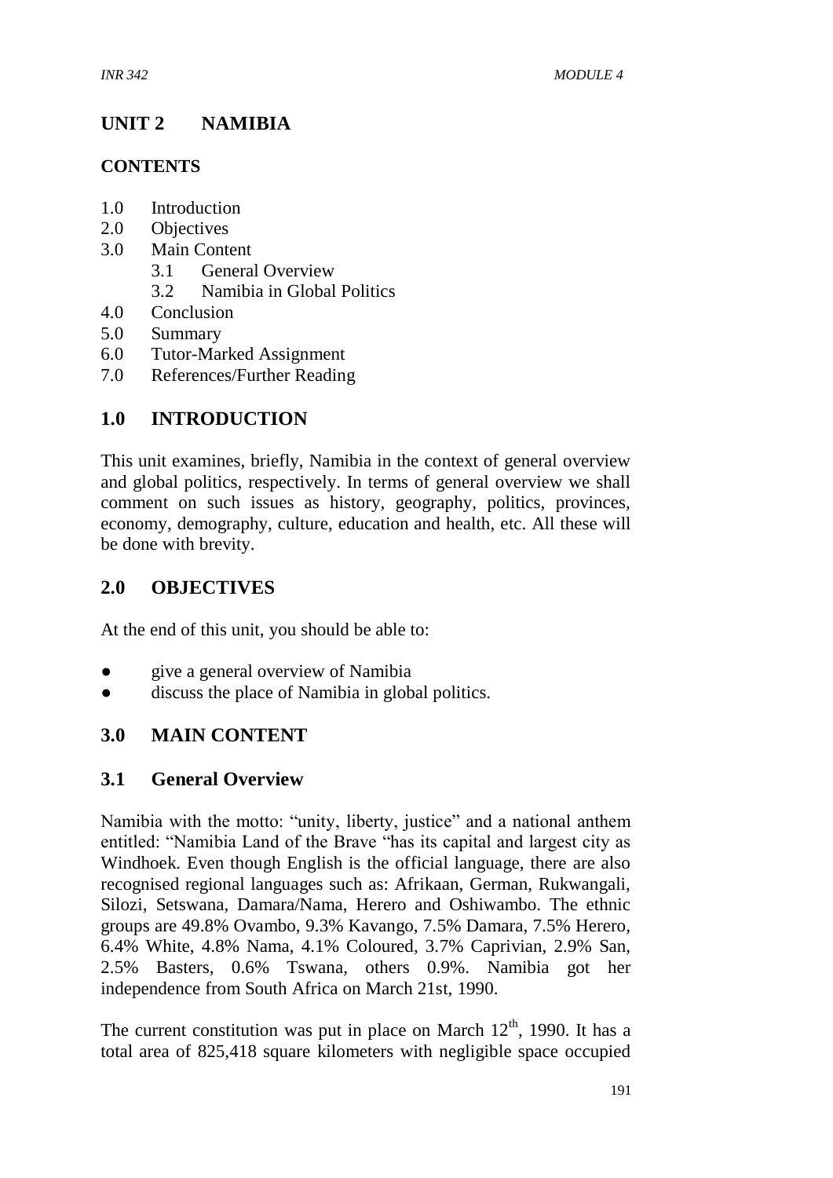# UNIT 2 NAMIBIA

## CONTENTS

1.0 Introduction
2.0 Objectives
3.0 Main Content
    3.1 General Overview
    3.2 Namibia in Global Politics
4.0 Conclusion
5.0 Summary
6.0 Tutor-Marked Assignment
7.0 References/Further Reading

## 1.0 INTRODUCTION

This unit examines, briefly, Namibia in the context of general overview and global politics, respectively. In terms of general overview we shall comment on such issues as history, geography, politics, provinces, economy, demography, culture, education and health, etc. All these will be done with brevity.

## 2.0 OBJECTIVES

At the end of this unit, you should be able to:

- give a general overview of Namibia
- discuss the place of Namibia in global politics.

## 3.0 MAIN CONTENT

### 3.1 General Overview

Namibia with the motto: "unity, liberty, justice" and a national anthem entitled: "Namibia Land of the Brave "has its capital and largest city as Windhoek. Even though English is the official language, there are also recognised regional languages such as: Afrikaan, German, Rukwangali, Silozi, Setswana, Damara/Nama, Herero and Oshiwambo. The ethnic groups are 49.8% Ovambo, 9.3% Kavango, 7.5% Damara, 7.5% Herero, 6.4% White, 4.8% Nama, 4.1% Coloured, 3.7% Caprivian, 2.9% San, 2.5% Basters, 0.6% Tswana, others 0.9%. Namibia got her independence from South Africa on March 21st, 1990.

The current constitution was put in place on March 12th, 1990. It has a total area of 825,418 square kilometers with negligible space occupied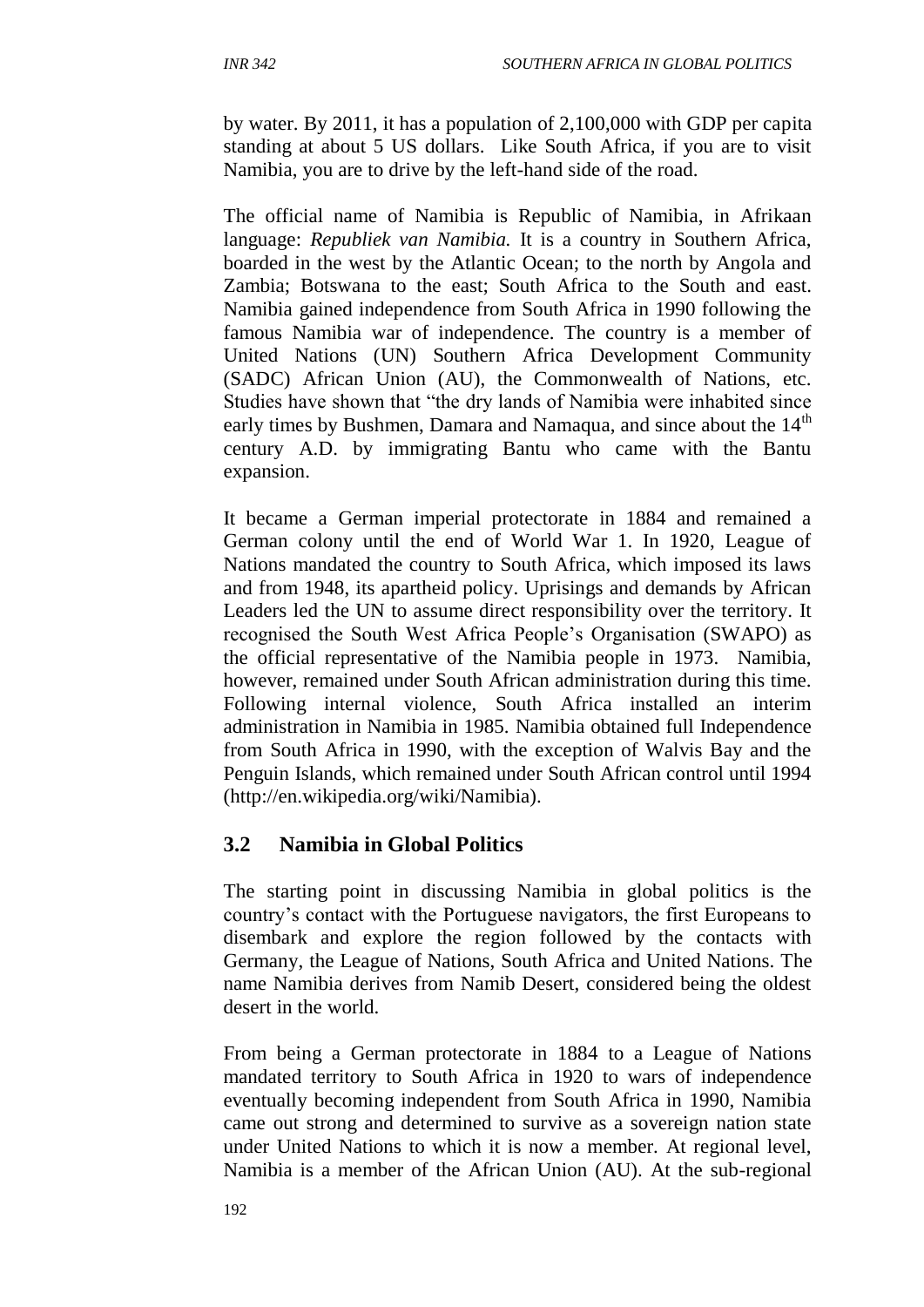by water. By 2011, it has a population of 2,100,000 with GDP per capita standing at about 5 US dollars. Like South Africa, if you are to visit Namibia, you are to drive by the left-hand side of the road.

The official name of Namibia is Republic of Namibia, in Afrikaan language: *Republiek van Namibia.* It is a country in Southern Africa, boarded in the west by the Atlantic Ocean; to the north by Angola and Zambia; Botswana to the east; South Africa to the South and east. Namibia gained independence from South Africa in 1990 following the famous Namibia war of independence. The country is a member of United Nations (UN) Southern Africa Development Community (SADC) African Union (AU), the Commonwealth of Nations, etc. Studies have shown that "the dry lands of Namibia were inhabited since early times by Bushmen, Damara and Namaqua, and since about the 14th century A.D. by immigrating Bantu who came with the Bantu expansion.

It became a German imperial protectorate in 1884 and remained a German colony until the end of World War 1. In 1920, League of Nations mandated the country to South Africa, which imposed its laws and from 1948, its apartheid policy. Uprisings and demands by African Leaders led the UN to assume direct responsibility over the territory. It recognised the South West Africa People's Organisation (SWAPO) as the official representative of the Namibia people in 1973. Namibia, however, remained under South African administration during this time. Following internal violence, South Africa installed an interim administration in Namibia in 1985. Namibia obtained full Independence from South Africa in 1990, with the exception of Walvis Bay and the Penguin Islands, which remained under South African control until 1994 (http://en.wikipedia.org/wiki/Namibia).

## 3.2 Namibia in Global Politics

The starting point in discussing Namibia in global politics is the country's contact with the Portuguese navigators, the first Europeans to disembark and explore the region followed by the contacts with Germany, the League of Nations, South Africa and United Nations. The name Namibia derives from Namib Desert, considered being the oldest desert in the world.

From being a German protectorate in 1884 to a League of Nations mandated territory to South Africa in 1920 to wars of independence eventually becoming independent from South Africa in 1990, Namibia came out strong and determined to survive as a sovereign nation state under United Nations to which it is now a member. At regional level, Namibia is a member of the African Union (AU). At the sub-regional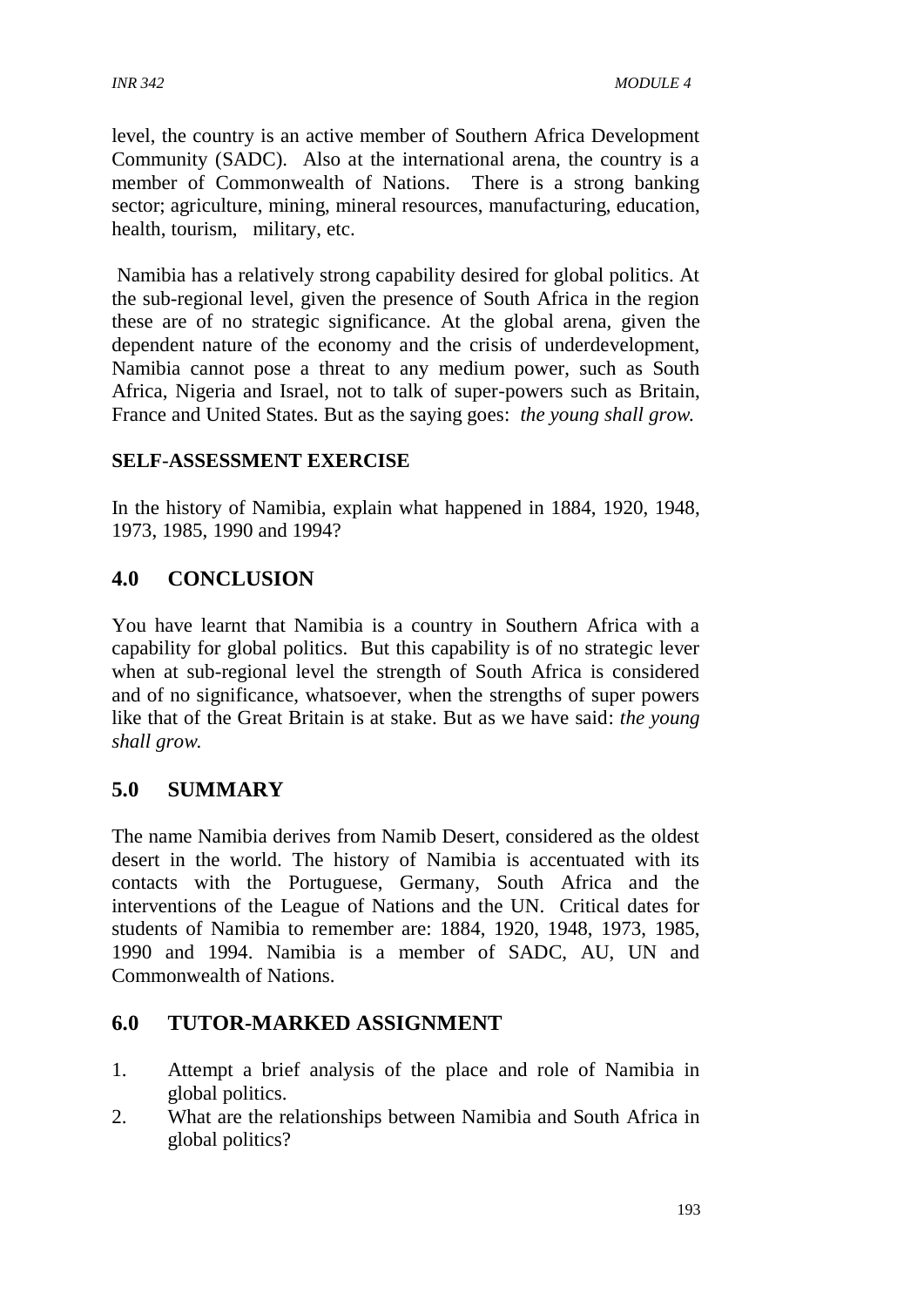level, the country is an active member of Southern Africa Development Community (SADC). Also at the international arena, the country is a member of Commonwealth of Nations. There is a strong banking sector; agriculture, mining, mineral resources, manufacturing, education, health, tourism, military, etc.

Namibia has a relatively strong capability desired for global politics. At the sub-regional level, given the presence of South Africa in the region these are of no strategic significance. At the global arena, given the dependent nature of the economy and the crisis of underdevelopment, Namibia cannot pose a threat to any medium power, such as South Africa, Nigeria and Israel, not to talk of super-powers such as Britain, France and United States. But as the saying goes: *the young shall grow.*

**SELF-ASSESSMENT EXERCISE**

In the history of Namibia, explain what happened in 1884, 1920, 1948, 1973, 1985, 1990 and 1994?

## 4.0 CONCLUSION

You have learnt that Namibia is a country in Southern Africa with a capability for global politics. But this capability is of no strategic lever when at sub-regional level the strength of South Africa is considered and of no significance, whatsoever, when the strengths of super powers like that of the Great Britain is at stake. But as we have said: *the young shall grow.*

## 5.0 SUMMARY

The name Namibia derives from Namib Desert, considered as the oldest desert in the world. The history of Namibia is accentuated with its contacts with the Portuguese, Germany, South Africa and the interventions of the League of Nations and the UN. Critical dates for students of Namibia to remember are: 1884, 1920, 1948, 1973, 1985, 1990 and 1994. Namibia is a member of SADC, AU, UN and Commonwealth of Nations.

## 6.0 TUTOR-MARKED ASSIGNMENT

1. Attempt a brief analysis of the place and role of Namibia in global politics.
2. What are the relationships between Namibia and South Africa in global politics?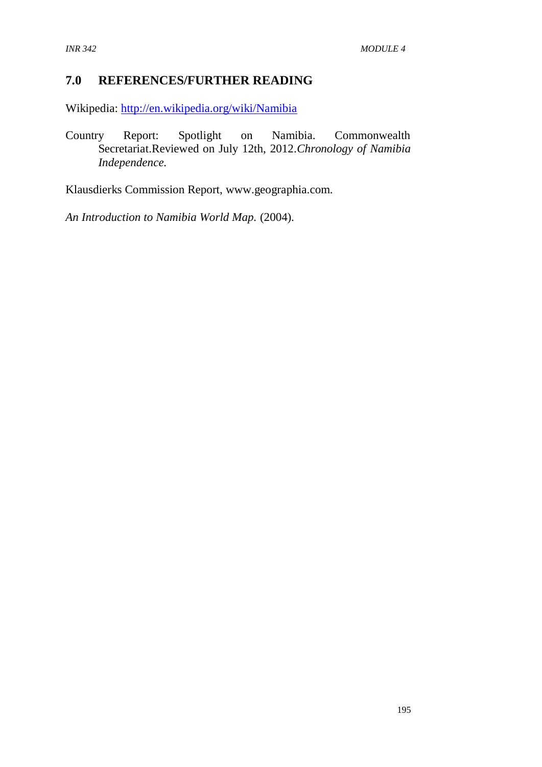## 7.0 REFERENCES/FURTHER READING

Wikipedia: [http://en.wikipedia.org/wiki/Namibia](http://en.wikipedia.org/wiki/Namibia)

Country Report: Spotlight on Namibia. Commonwealth Secretariat.Reviewed on July 12th, 2012.*Chronology of Namibia Independence.*

Klausdierks Commission Report, www.geographia.com.

*An Introduction to Namibia World Map.* (2004).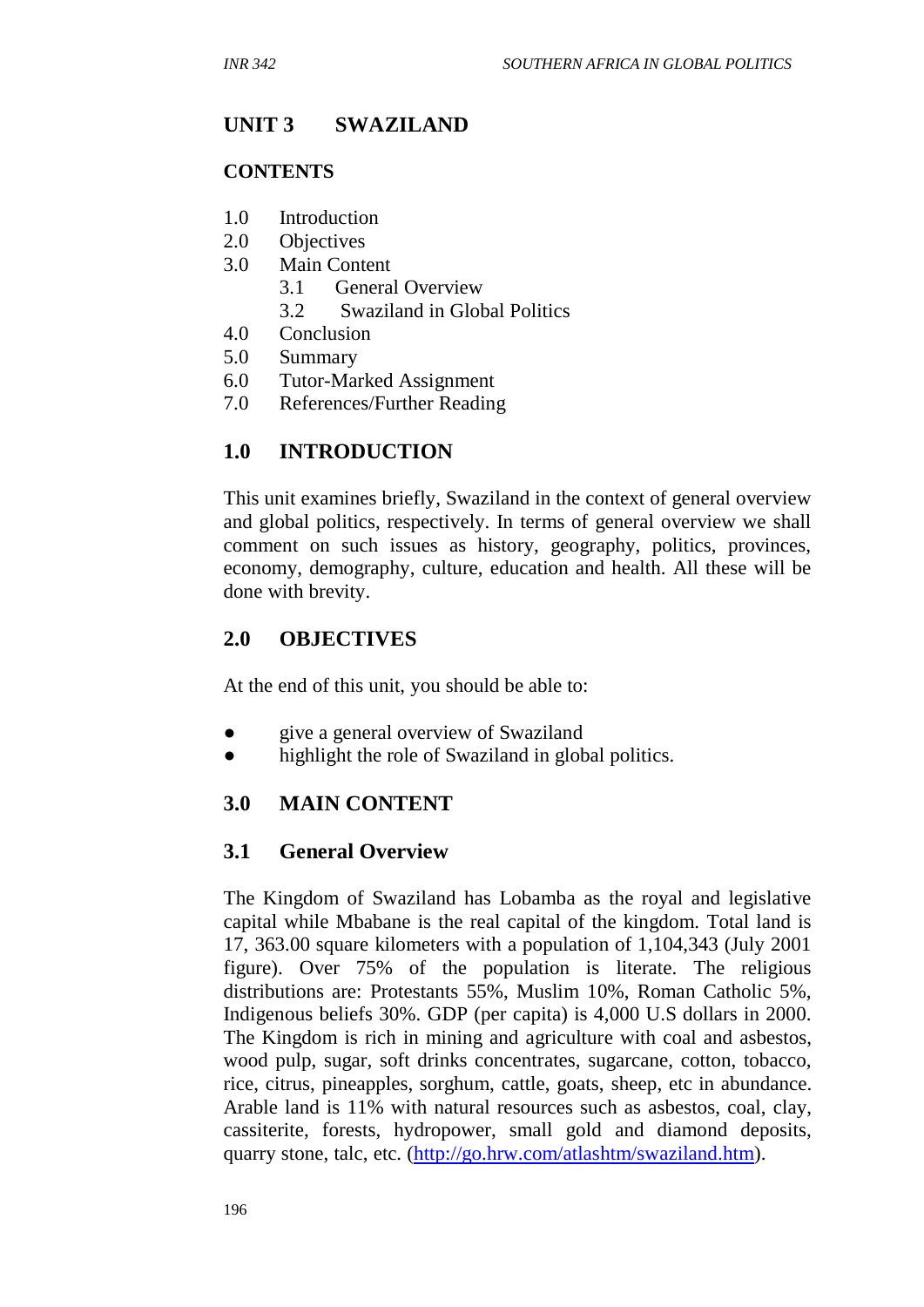# UNIT 3 SWAZILAND

## CONTENTS

1.0 Introduction
2.0 Objectives
3.0 Main Content
  3.1 General Overview
  3.2 Swaziland in Global Politics
4.0 Conclusion
5.0 Summary
6.0 Tutor-Marked Assignment
7.0 References/Further Reading

## 1.0 INTRODUCTION

This unit examines briefly, Swaziland in the context of general overview and global politics, respectively. In terms of general overview we shall comment on such issues as history, geography, politics, provinces, economy, demography, culture, education and health. All these will be done with brevity.

## 2.0 OBJECTIVES

At the end of this unit, you should be able to:

- give a general overview of Swaziland
- highlight the role of Swaziland in global politics.

## 3.0 MAIN CONTENT

### 3.1 General Overview

The Kingdom of Swaziland has Lobamba as the royal and legislative capital while Mbabane is the real capital of the kingdom. Total land is 17, 363.00 square kilometers with a population of 1,104,343 (July 2001 figure). Over 75% of the population is literate. The religious distributions are: Protestants 55%, Muslim 10%, Roman Catholic 5%, Indigenous beliefs 30%. GDP (per capita) is 4,000 U.S dollars in 2000. The Kingdom is rich in mining and agriculture with coal and asbestos, wood pulp, sugar, soft drinks concentrates, sugarcane, cotton, tobacco, rice, citrus, pineapples, sorghum, cattle, goats, sheep, etc in abundance. Arable land is 11% with natural resources such as asbestos, coal, clay, cassiterite, forests, hydropower, small gold and diamond deposits, quarry stone, talc, etc. (http://go.hrw.com/atlashtm/swaziland.htm).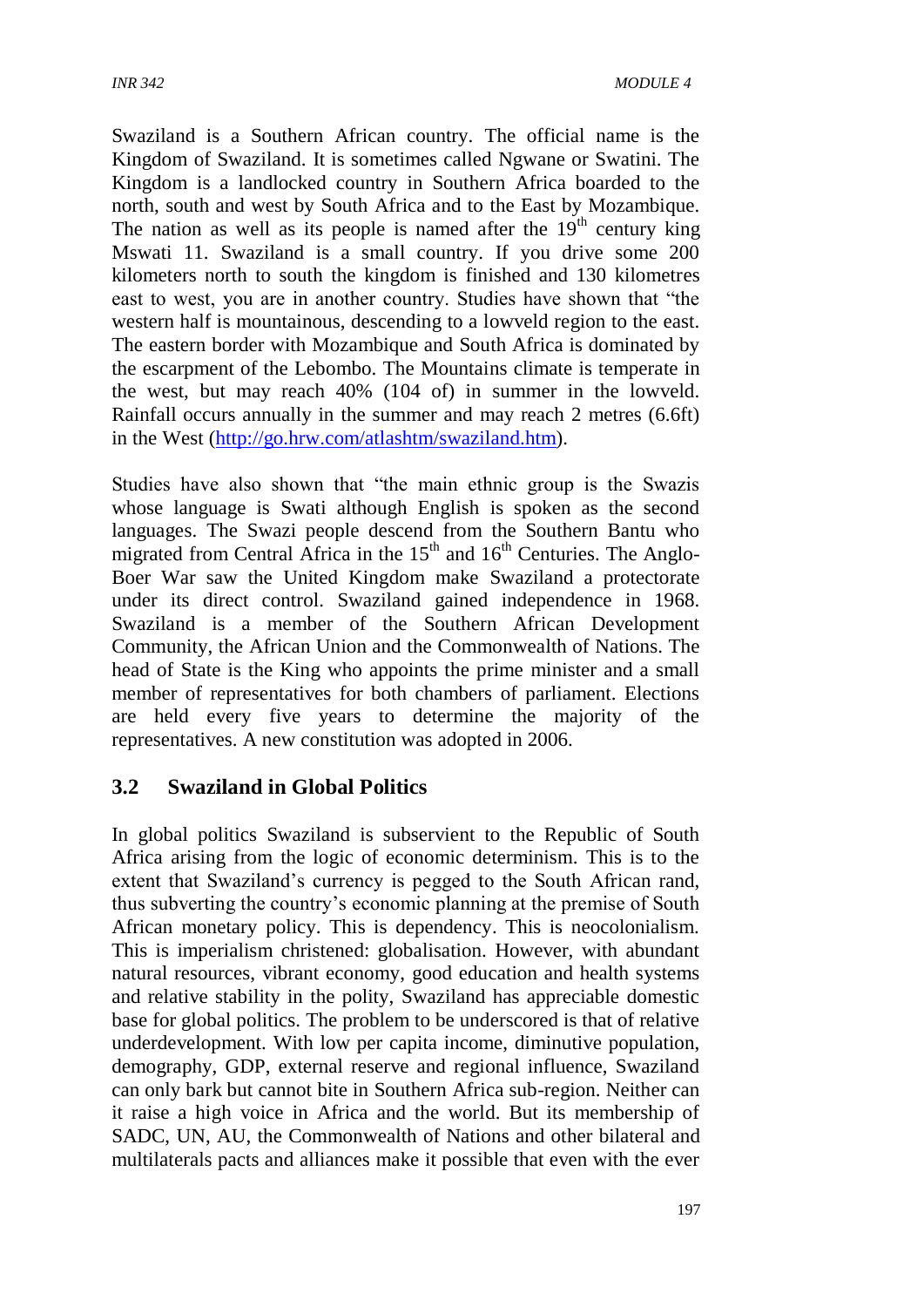Swaziland is a Southern African country. The official name is the Kingdom of Swaziland. It is sometimes called Ngwane or Swatini. The Kingdom is a landlocked country in Southern Africa boarded to the north, south and west by South Africa and to the East by Mozambique. The nation as well as its people is named after the 19th century king Mswati 11. Swaziland is a small country. If you drive some 200 kilometers north to south the kingdom is finished and 130 kilometres east to west, you are in another country. Studies have shown that "the western half is mountainous, descending to a lowveld region to the east. The eastern border with Mozambique and South Africa is dominated by the escarpment of the Lebombo. The Mountains climate is temperate in the west, but may reach 40% (104 of) in summer in the lowveld. Rainfall occurs annually in the summer and may reach 2 metres (6.6ft) in the West (http://go.hrw.com/atlashtm/swaziland.htm).

Studies have also shown that "the main ethnic group is the Swazis whose language is Swati although English is spoken as the second languages. The Swazi people descend from the Southern Bantu who migrated from Central Africa in the 15th and 16th Centuries. The Anglo-Boer War saw the United Kingdom make Swaziland a protectorate under its direct control. Swaziland gained independence in 1968. Swaziland is a member of the Southern African Development Community, the African Union and the Commonwealth of Nations. The head of State is the King who appoints the prime minister and a small member of representatives for both chambers of parliament. Elections are held every five years to determine the majority of the representatives. A new constitution was adopted in 2006.

## 3.2 Swaziland in Global Politics

In global politics Swaziland is subservient to the Republic of South Africa arising from the logic of economic determinism. This is to the extent that Swaziland's currency is pegged to the South African rand, thus subverting the country's economic planning at the premise of South African monetary policy. This is dependency. This is neocolonialism. This is imperialism christened: globalisation. However, with abundant natural resources, vibrant economy, good education and health systems and relative stability in the polity, Swaziland has appreciable domestic base for global politics. The problem to be underscored is that of relative underdevelopment. With low per capita income, diminutive population, demography, GDP, external reserve and regional influence, Swaziland can only bark but cannot bite in Southern Africa sub-region. Neither can it raise a high voice in Africa and the world. But its membership of SADC, UN, AU, the Commonwealth of Nations and other bilateral and multilaterals pacts and alliances make it possible that even with the ever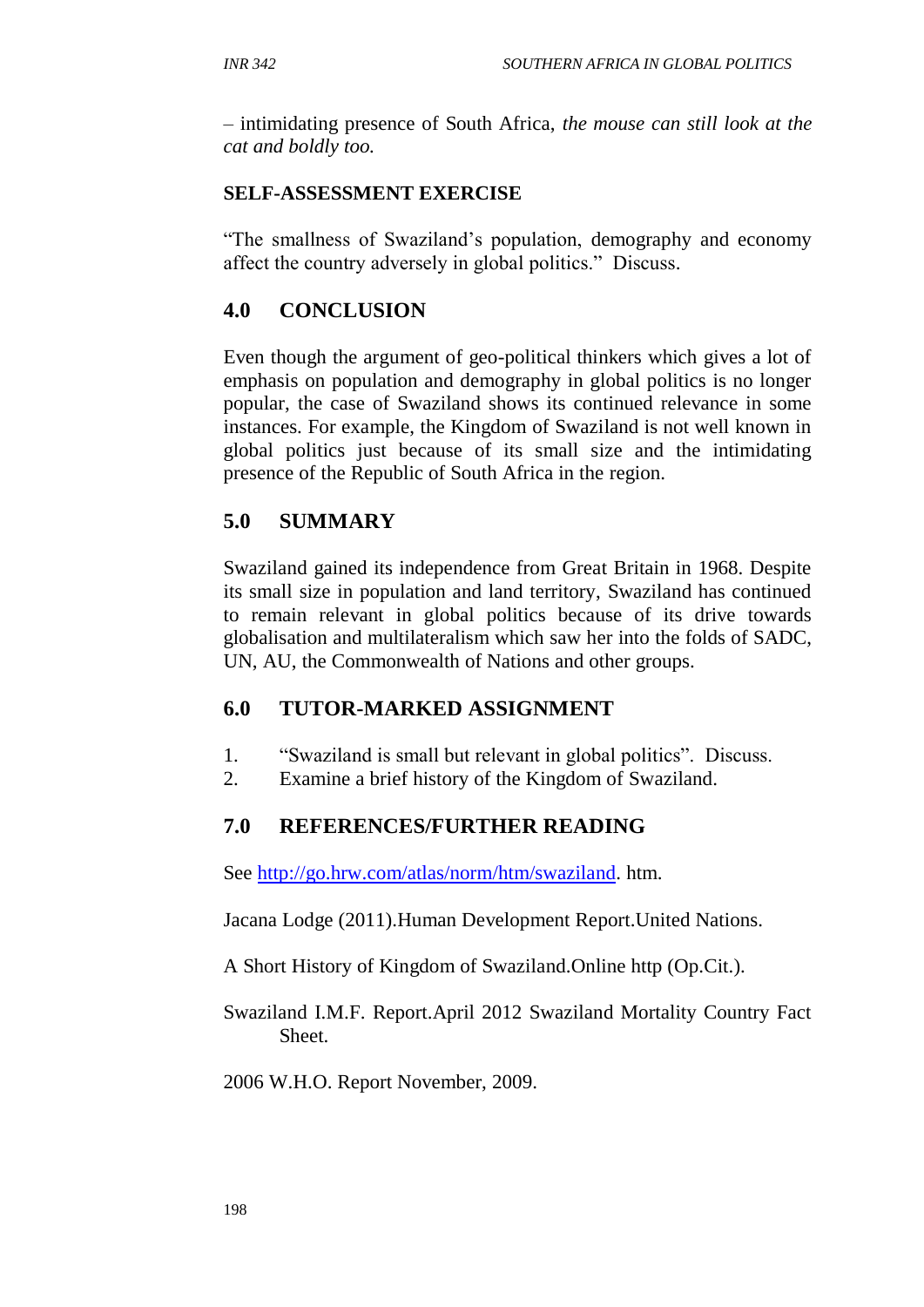– intimidating presence of South Africa, *the mouse can still look at the cat and boldly too.*

**SELF-ASSESSMENT EXERCISE**

"The smallness of Swaziland's population, demography and economy affect the country adversely in global politics." Discuss.

## 4.0 CONCLUSION

Even though the argument of geo-political thinkers which gives a lot of emphasis on population and demography in global politics is no longer popular, the case of Swaziland shows its continued relevance in some instances. For example, the Kingdom of Swaziland is not well known in global politics just because of its small size and the intimidating presence of the Republic of South Africa in the region.

## 5.0 SUMMARY

Swaziland gained its independence from Great Britain in 1968. Despite its small size in population and land territory, Swaziland has continued to remain relevant in global politics because of its drive towards globalisation and multilateralism which saw her into the folds of SADC, UN, AU, the Commonwealth of Nations and other groups.

## 6.0 TUTOR-MARKED ASSIGNMENT

1. "Swaziland is small but relevant in global politics". Discuss.
2. Examine a brief history of the Kingdom of Swaziland.

## 7.0 REFERENCES/FURTHER READING

See http://go.hrw.com/atlas/norm/htm/swaziland. htm.

Jacana Lodge (2011).Human Development Report.United Nations.

A Short History of Kingdom of Swaziland.Online http (Op.Cit.).

Swaziland I.M.F. Report.April 2012 Swaziland Mortality Country Fact Sheet.

2006 W.H.O. Report November, 2009.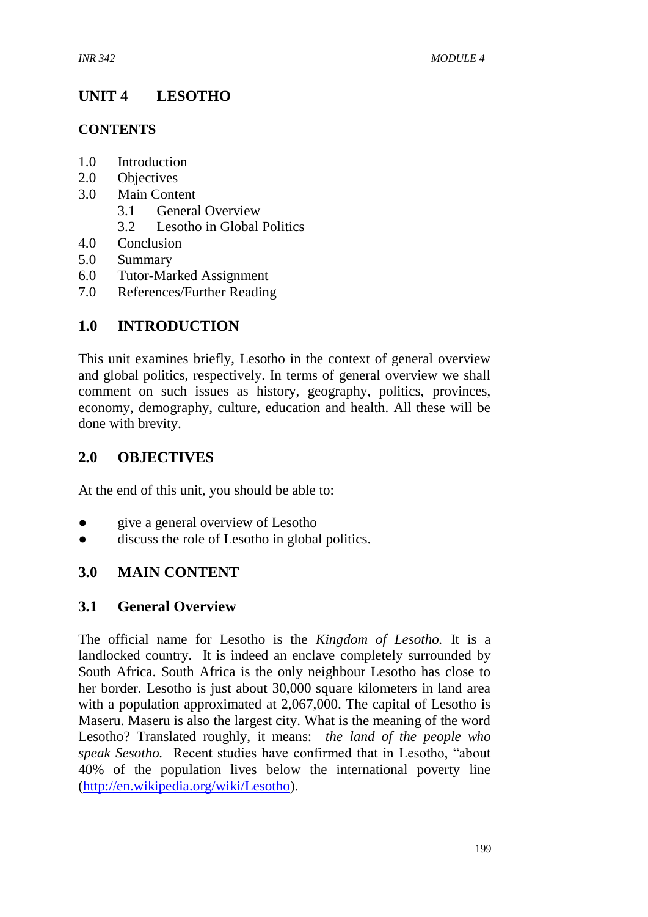# UNIT 4 LESOTHO

## CONTENTS

1.0 Introduction
2.0 Objectives
3.0 Main Content
    3.1 General Overview
    3.2 Lesotho in Global Politics
4.0 Conclusion
5.0 Summary
6.0 Tutor-Marked Assignment
7.0 References/Further Reading

## 1.0 INTRODUCTION

This unit examines briefly, Lesotho in the context of general overview and global politics, respectively. In terms of general overview we shall comment on such issues as history, geography, politics, provinces, economy, demography, culture, education and health. All these will be done with brevity.

## 2.0 OBJECTIVES

At the end of this unit, you should be able to:

- give a general overview of Lesotho
- discuss the role of Lesotho in global politics.

## 3.0 MAIN CONTENT

### 3.1 General Overview

The official name for Lesotho is the *Kingdom of Lesotho.* It is a landlocked country. It is indeed an enclave completely surrounded by South Africa. South Africa is the only neighbour Lesotho has close to her border. Lesotho is just about 30,000 square kilometers in land area with a population approximated at 2,067,000. The capital of Lesotho is Maseru. Maseru is also the largest city. What is the meaning of the word Lesotho? Translated roughly, it means: *the land of the people who speak Sesotho.* Recent studies have confirmed that in Lesotho, "about 40% of the population lives below the international poverty line (http://en.wikipedia.org/wiki/Lesotho).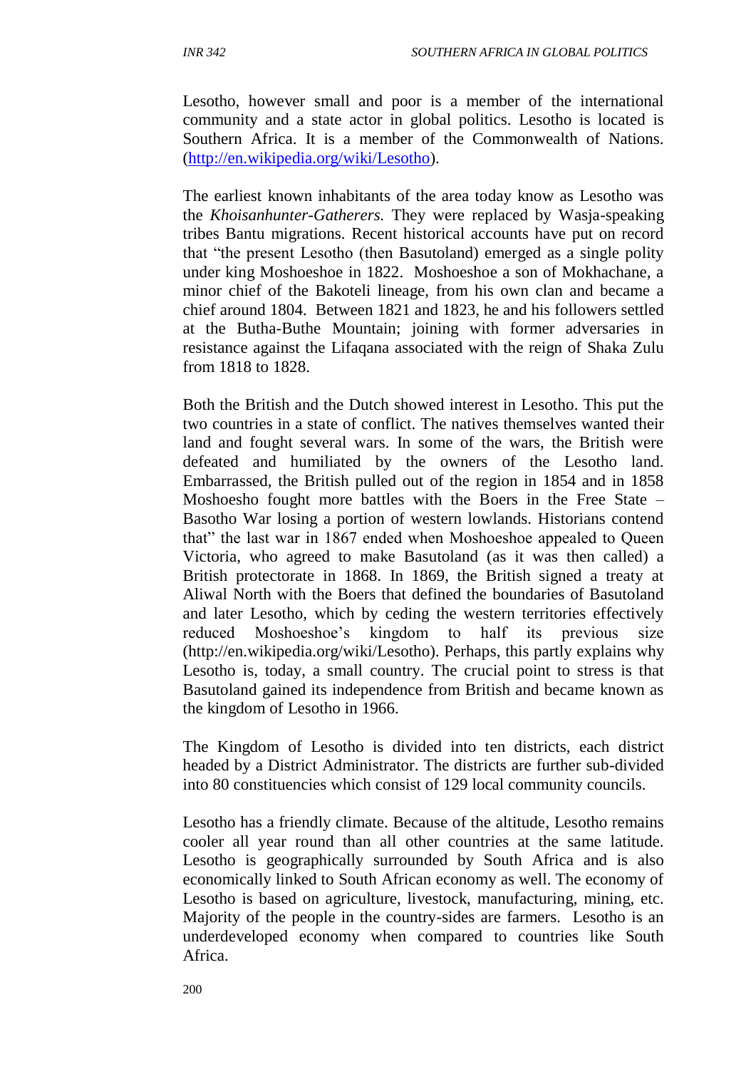Lesotho, however small and poor is a member of the international community and a state actor in global politics. Lesotho is located is Southern Africa. It is a member of the Commonwealth of Nations. (http://en.wikipedia.org/wiki/Lesotho).

The earliest known inhabitants of the area today know as Lesotho was the *Khoisanhunter-Gatherers.* They were replaced by Wasja-speaking tribes Bantu migrations. Recent historical accounts have put on record that "the present Lesotho (then Basutoland) emerged as a single polity under king Moshoeshoe in 1822. Moshoeshoe a son of Mokhachane, a minor chief of the Bakoteli lineage, from his own clan and became a chief around 1804. Between 1821 and 1823, he and his followers settled at the Butha-Buthe Mountain; joining with former adversaries in resistance against the Lifaqana associated with the reign of Shaka Zulu from 1818 to 1828.

Both the British and the Dutch showed interest in Lesotho. This put the two countries in a state of conflict. The natives themselves wanted their land and fought several wars. In some of the wars, the British were defeated and humiliated by the owners of the Lesotho land. Embarrassed, the British pulled out of the region in 1854 and in 1858 Moshoesho fought more battles with the Boers in the Free State – Basotho War losing a portion of western lowlands. Historians contend that" the last war in 1867 ended when Moshoeshoe appealed to Queen Victoria, who agreed to make Basutoland (as it was then called) a British protectorate in 1868. In 1869, the British signed a treaty at Aliwal North with the Boers that defined the boundaries of Basutoland and later Lesotho, which by ceding the western territories effectively reduced Moshoeshoe's kingdom to half its previous size (http://en.wikipedia.org/wiki/Lesotho). Perhaps, this partly explains why Lesotho is, today, a small country. The crucial point to stress is that Basutoland gained its independence from British and became known as the kingdom of Lesotho in 1966.

The Kingdom of Lesotho is divided into ten districts, each district headed by a District Administrator. The districts are further sub-divided into 80 constituencies which consist of 129 local community councils.

Lesotho has a friendly climate. Because of the altitude, Lesotho remains cooler all year round than all other countries at the same latitude. Lesotho is geographically surrounded by South Africa and is also economically linked to South African economy as well. The economy of Lesotho is based on agriculture, livestock, manufacturing, mining, etc. Majority of the people in the country-sides are farmers. Lesotho is an underdeveloped economy when compared to countries like South Africa.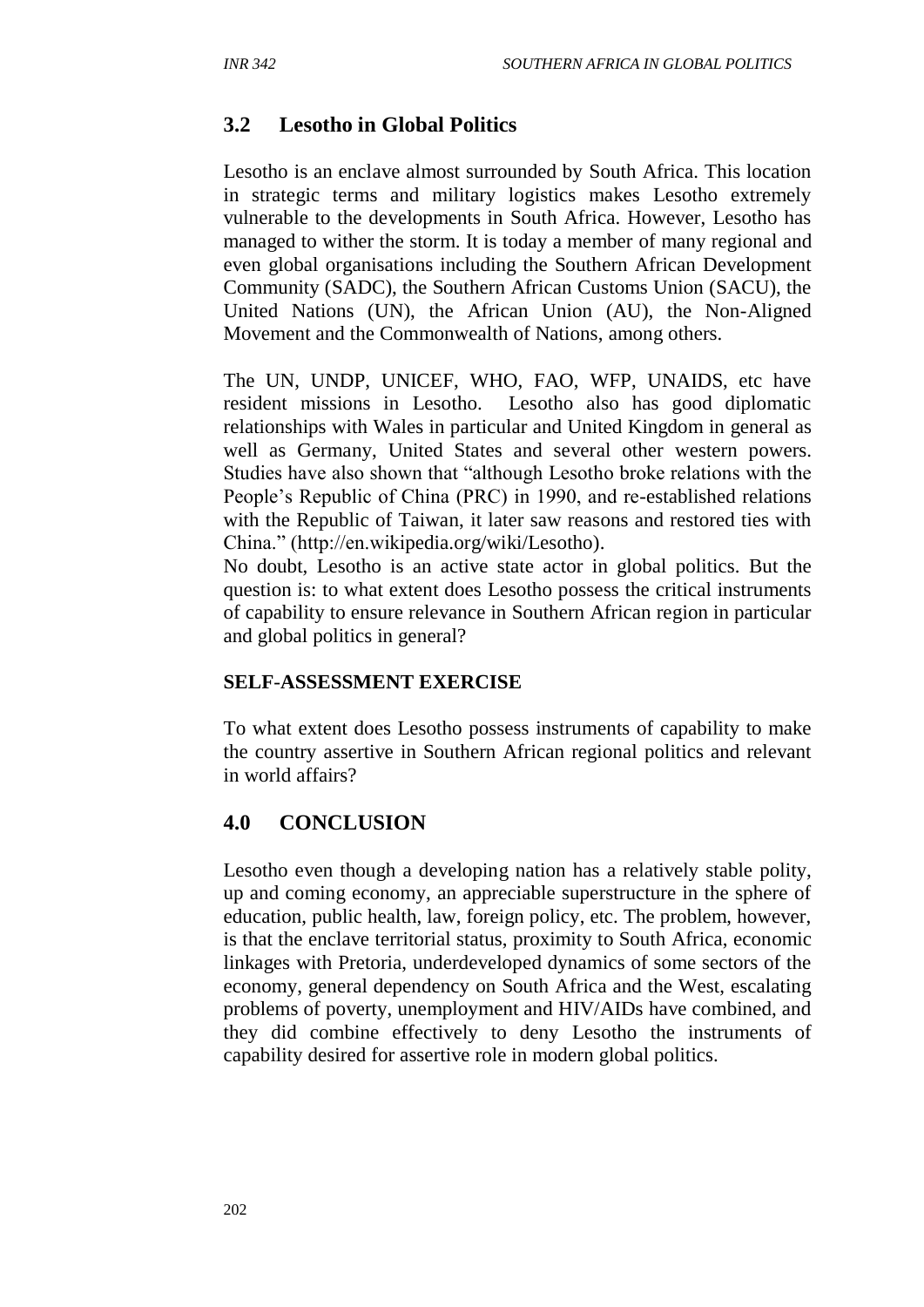## 3.2 Lesotho in Global Politics

Lesotho is an enclave almost surrounded by South Africa. This location in strategic terms and military logistics makes Lesotho extremely vulnerable to the developments in South Africa. However, Lesotho has managed to wither the storm. It is today a member of many regional and even global organisations including the Southern African Development Community (SADC), the Southern African Customs Union (SACU), the United Nations (UN), the African Union (AU), the Non-Aligned Movement and the Commonwealth of Nations, among others.

The UN, UNDP, UNICEF, WHO, FAO, WFP, UNAIDS, etc have resident missions in Lesotho. Lesotho also has good diplomatic relationships with Wales in particular and United Kingdom in general as well as Germany, United States and several other western powers. Studies have also shown that "although Lesotho broke relations with the People's Republic of China (PRC) in 1990, and re-established relations with the Republic of Taiwan, it later saw reasons and restored ties with China." (http://en.wikipedia.org/wiki/Lesotho).

No doubt, Lesotho is an active state actor in global politics. But the question is: to what extent does Lesotho possess the critical instruments of capability to ensure relevance in Southern African region in particular and global politics in general?

**SELF-ASSESSMENT EXERCISE**

To what extent does Lesotho possess instruments of capability to make the country assertive in Southern African regional politics and relevant in world affairs?

## 4.0 CONCLUSION

Lesotho even though a developing nation has a relatively stable polity, up and coming economy, an appreciable superstructure in the sphere of education, public health, law, foreign policy, etc. The problem, however, is that the enclave territorial status, proximity to South Africa, economic linkages with Pretoria, underdeveloped dynamics of some sectors of the economy, general dependency on South Africa and the West, escalating problems of poverty, unemployment and HIV/AIDs have combined, and they did combine effectively to deny Lesotho the instruments of capability desired for assertive role in modern global politics.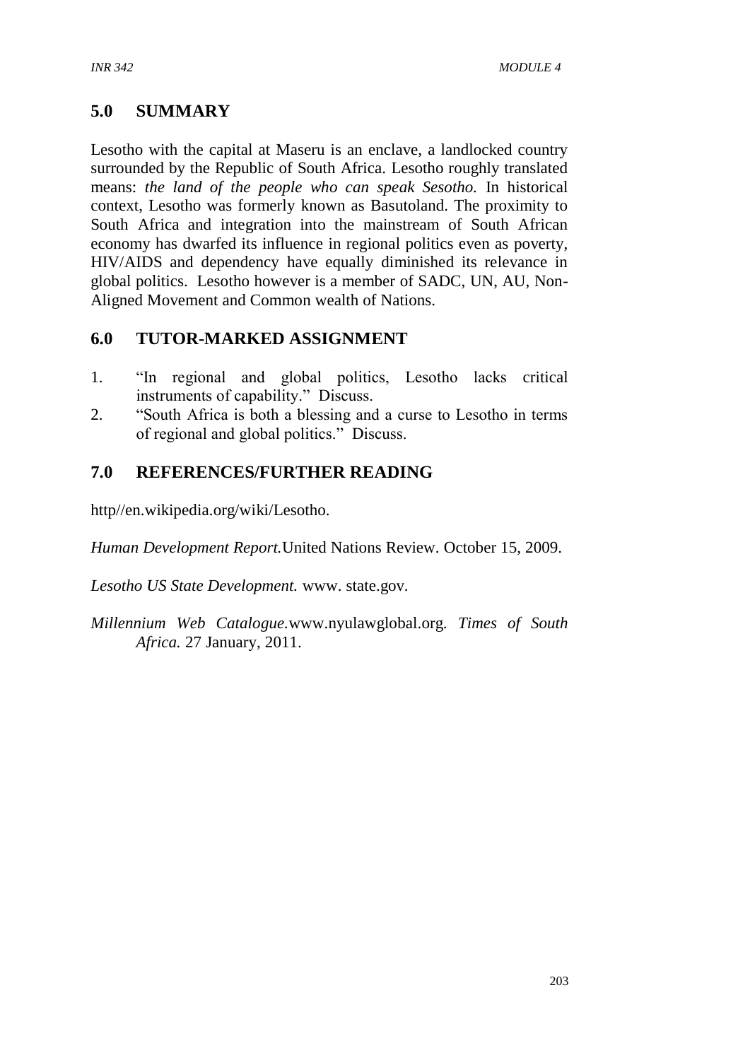## 5.0 SUMMARY

Lesotho with the capital at Maseru is an enclave, a landlocked country surrounded by the Republic of South Africa. Lesotho roughly translated means: *the land of the people who can speak Sesotho.* In historical context, Lesotho was formerly known as Basutoland. The proximity to South Africa and integration into the mainstream of South African economy has dwarfed its influence in regional politics even as poverty, HIV/AIDS and dependency have equally diminished its relevance in global politics. Lesotho however is a member of SADC, UN, AU, Non-Aligned Movement and Common wealth of Nations.

## 6.0 TUTOR-MARKED ASSIGNMENT

1. "In regional and global politics, Lesotho lacks critical instruments of capability." Discuss.
2. "South Africa is both a blessing and a curse to Lesotho in terms of regional and global politics." Discuss.

## 7.0 REFERENCES/FURTHER READING

http//en.wikipedia.org/wiki/Lesotho.

*Human Development Report.*United Nations Review. October 15, 2009.

*Lesotho US State Development.* www. state.gov.

*Millennium Web Catalogue.*www.nyulawglobal.org. *Times of South Africa.* 27 January, 2011.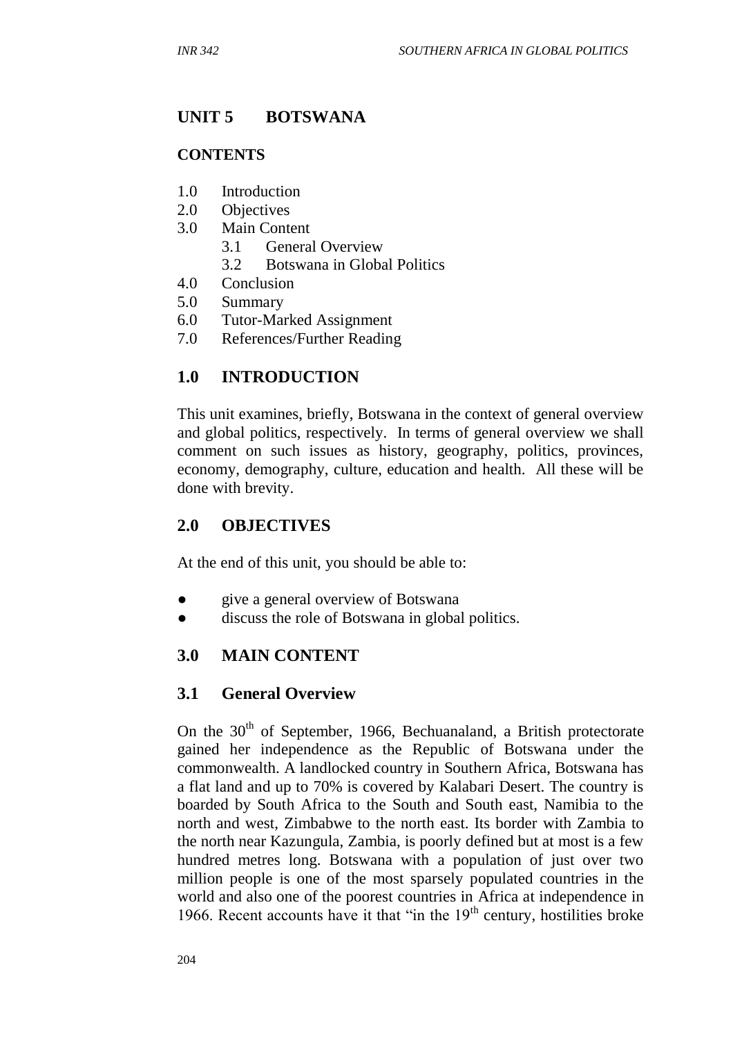# UNIT 5 BOTSWANA

## CONTENTS

1.0 Introduction
2.0 Objectives
3.0 Main Content
   3.1 General Overview
   3.2 Botswana in Global Politics
4.0 Conclusion
5.0 Summary
6.0 Tutor-Marked Assignment
7.0 References/Further Reading

## 1.0 INTRODUCTION

This unit examines, briefly, Botswana in the context of general overview and global politics, respectively. In terms of general overview we shall comment on such issues as history, geography, politics, provinces, economy, demography, culture, education and health. All these will be done with brevity.

## 2.0 OBJECTIVES

At the end of this unit, you should be able to:

- give a general overview of Botswana
- discuss the role of Botswana in global politics.

## 3.0 MAIN CONTENT

### 3.1 General Overview

On the 30th of September, 1966, Bechuanaland, a British protectorate gained her independence as the Republic of Botswana under the commonwealth. A landlocked country in Southern Africa, Botswana has a flat land and up to 70% is covered by Kalabari Desert. The country is boarded by South Africa to the South and South east, Namibia to the north and west, Zimbabwe to the north east. Its border with Zambia to the north near Kazungula, Zambia, is poorly defined but at most is a few hundred metres long. Botswana with a population of just over two million people is one of the most sparsely populated countries in the world and also one of the poorest countries in Africa at independence in 1966. Recent accounts have it that "in the 19th century, hostilities broke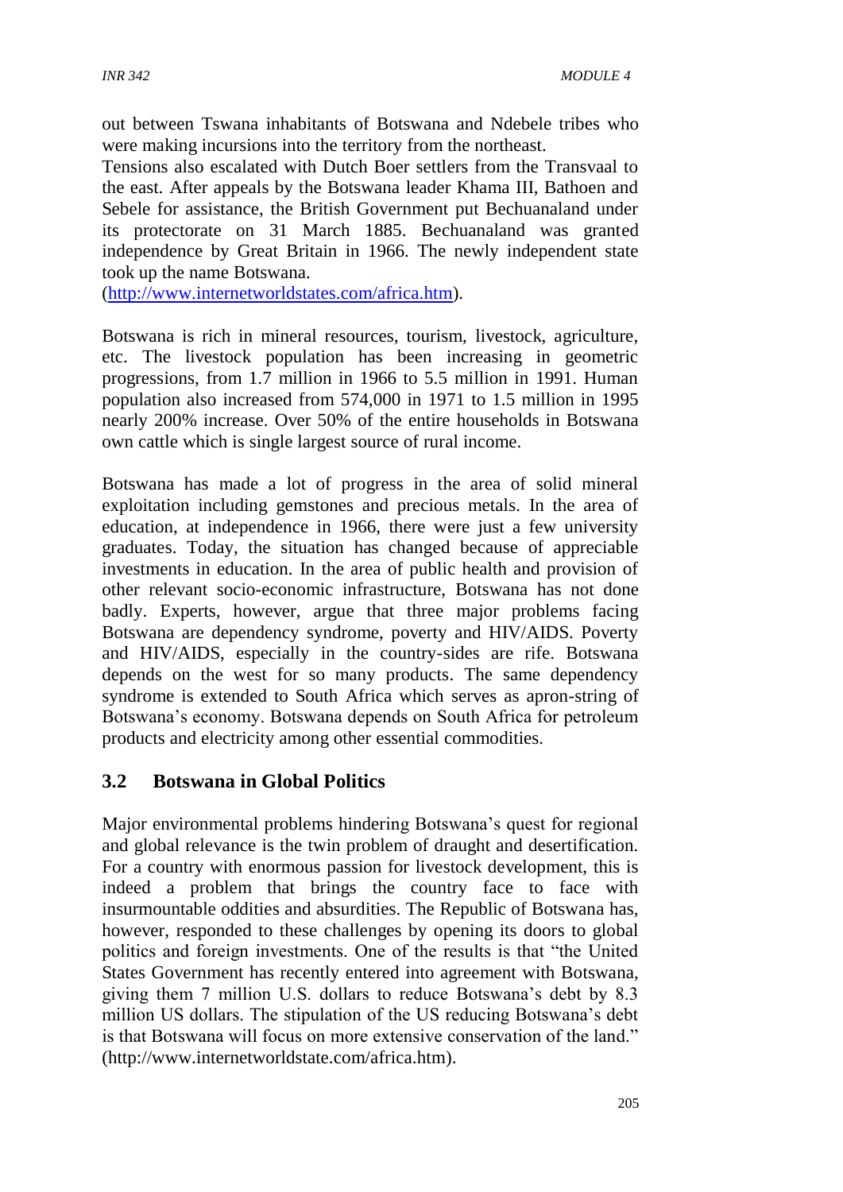out between Tswana inhabitants of Botswana and Ndebele tribes who were making incursions into the territory from the northeast.

Tensions also escalated with Dutch Boer settlers from the Transvaal to the east. After appeals by the Botswana leader Khama III, Bathoen and Sebele for assistance, the British Government put Bechuanaland under its protectorate on 31 March 1885. Bechuanaland was granted independence by Great Britain in 1966. The newly independent state took up the name Botswana.
(http://www.internetworldstates.com/africa.htm).

Botswana is rich in mineral resources, tourism, livestock, agriculture, etc. The livestock population has been increasing in geometric progressions, from 1.7 million in 1966 to 5.5 million in 1991. Human population also increased from 574,000 in 1971 to 1.5 million in 1995 nearly 200% increase. Over 50% of the entire households in Botswana own cattle which is single largest source of rural income.

Botswana has made a lot of progress in the area of solid mineral exploitation including gemstones and precious metals. In the area of education, at independence in 1966, there were just a few university graduates. Today, the situation has changed because of appreciable investments in education. In the area of public health and provision of other relevant socio-economic infrastructure, Botswana has not done badly. Experts, however, argue that three major problems facing Botswana are dependency syndrome, poverty and HIV/AIDS. Poverty and HIV/AIDS, especially in the country-sides are rife. Botswana depends on the west for so many products. The same dependency syndrome is extended to South Africa which serves as apron-string of Botswana's economy. Botswana depends on South Africa for petroleum products and electricity among other essential commodities.

## 3.2 Botswana in Global Politics

Major environmental problems hindering Botswana's quest for regional and global relevance is the twin problem of draught and desertification. For a country with enormous passion for livestock development, this is indeed a problem that brings the country face to face with insurmountable oddities and absurdities. The Republic of Botswana has, however, responded to these challenges by opening its doors to global politics and foreign investments. One of the results is that "the United States Government has recently entered into agreement with Botswana, giving them 7 million U.S. dollars to reduce Botswana's debt by 8.3 million US dollars. The stipulation of the US reducing Botswana's debt is that Botswana will focus on more extensive conservation of the land." (http://www.internetworldstate.com/africa.htm).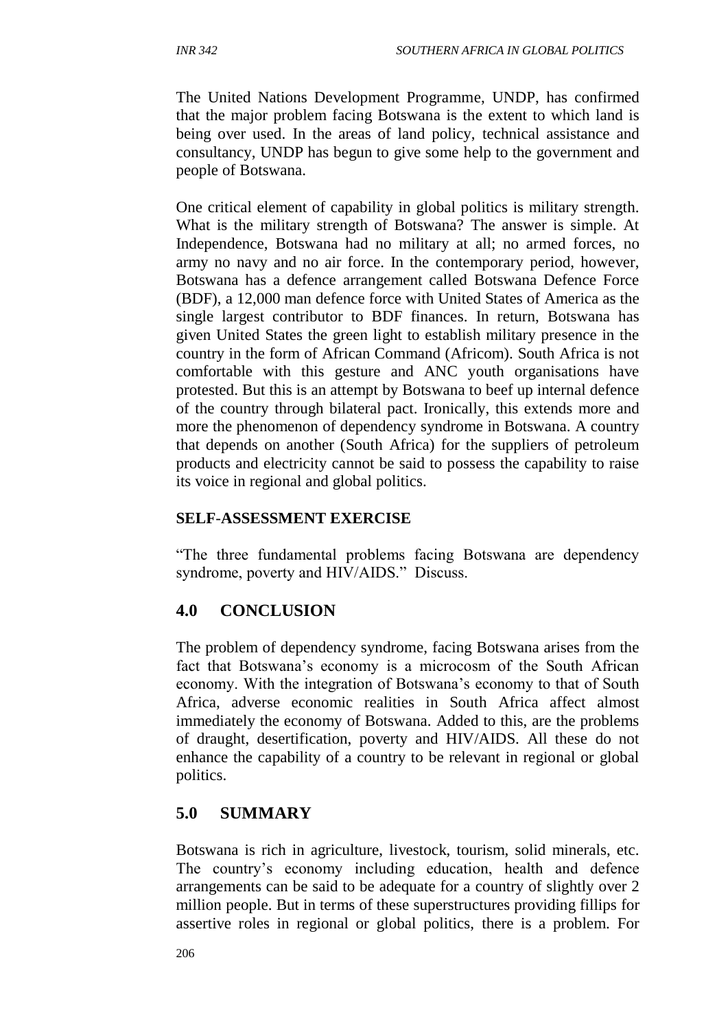The United Nations Development Programme, UNDP, has confirmed that the major problem facing Botswana is the extent to which land is being over used. In the areas of land policy, technical assistance and consultancy, UNDP has begun to give some help to the government and people of Botswana.

One critical element of capability in global politics is military strength. What is the military strength of Botswana? The answer is simple. At Independence, Botswana had no military at all; no armed forces, no army no navy and no air force. In the contemporary period, however, Botswana has a defence arrangement called Botswana Defence Force (BDF), a 12,000 man defence force with United States of America as the single largest contributor to BDF finances. In return, Botswana has given United States the green light to establish military presence in the country in the form of African Command (Africom). South Africa is not comfortable with this gesture and ANC youth organisations have protested. But this is an attempt by Botswana to beef up internal defence of the country through bilateral pact. Ironically, this extends more and more the phenomenon of dependency syndrome in Botswana. A country that depends on another (South Africa) for the suppliers of petroleum products and electricity cannot be said to possess the capability to raise its voice in regional and global politics.

**SELF-ASSESSMENT EXERCISE**

"The three fundamental problems facing Botswana are dependency syndrome, poverty and HIV/AIDS." Discuss.

## 4.0 CONCLUSION

The problem of dependency syndrome, facing Botswana arises from the fact that Botswana's economy is a microcosm of the South African economy. With the integration of Botswana's economy to that of South Africa, adverse economic realities in South Africa affect almost immediately the economy of Botswana. Added to this, are the problems of draught, desertification, poverty and HIV/AIDS. All these do not enhance the capability of a country to be relevant in regional or global politics.

## 5.0 SUMMARY

Botswana is rich in agriculture, livestock, tourism, solid minerals, etc. The country's economy including education, health and defence arrangements can be said to be adequate for a country of slightly over 2 million people. But in terms of these superstructures providing fillips for assertive roles in regional or global politics, there is a problem. For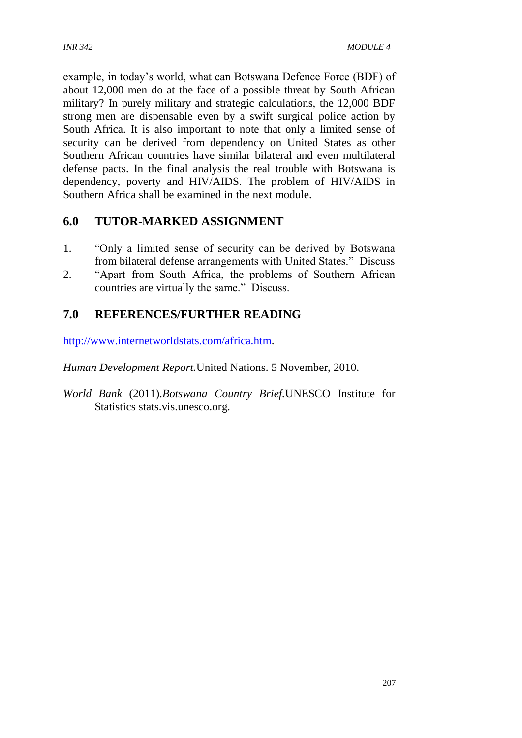example, in today's world, what can Botswana Defence Force (BDF) of about 12,000 men do at the face of a possible threat by South African military? In purely military and strategic calculations, the 12,000 BDF strong men are dispensable even by a swift surgical police action by South Africa. It is also important to note that only a limited sense of security can be derived from dependency on United States as other Southern African countries have similar bilateral and even multilateral defense pacts. In the final analysis the real trouble with Botswana is dependency, poverty and HIV/AIDS. The problem of HIV/AIDS in Southern Africa shall be examined in the next module.

## 6.0 TUTOR-MARKED ASSIGNMENT

1. "Only a limited sense of security can be derived by Botswana from bilateral defense arrangements with United States." Discuss
2. "Apart from South Africa, the problems of Southern African countries are virtually the same." Discuss.

## 7.0 REFERENCES/FURTHER READING

http://www.internetworldstats.com/africa.htm.

*Human Development Report.*United Nations. 5 November, 2010.

*World Bank* (2011).*Botswana Country Brief.*UNESCO Institute for Statistics stats.vis.unesco.org.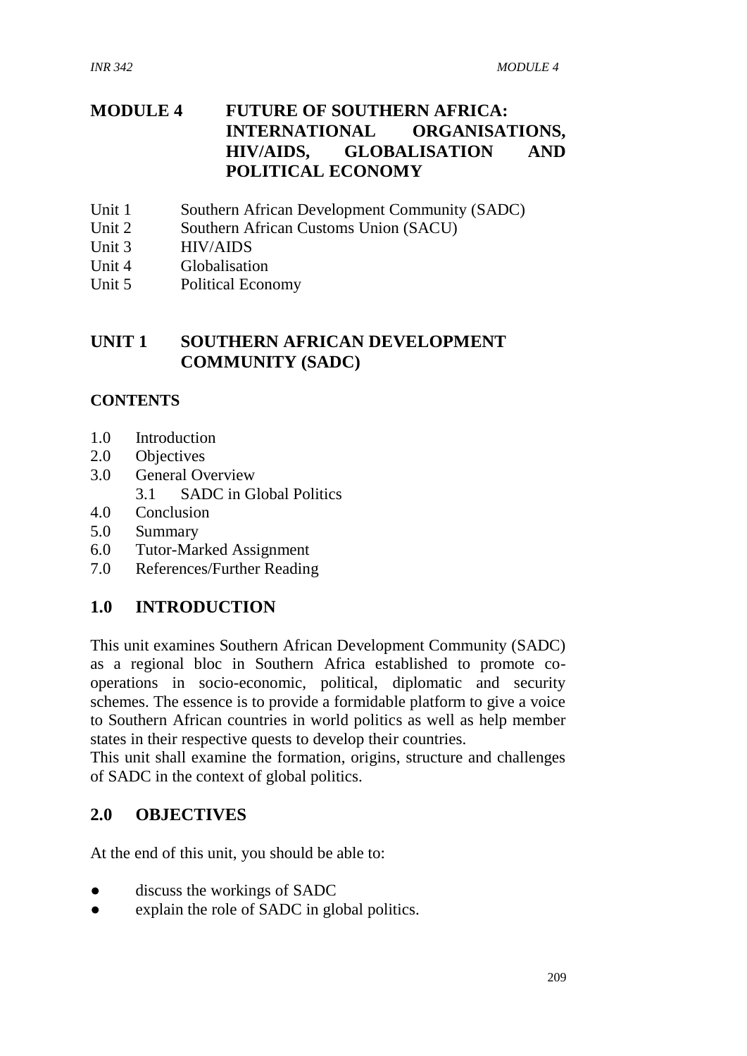# MODULE 4 FUTURE OF SOUTHERN AFRICA: INTERNATIONAL ORGANISATIONS, HIV/AIDS, GLOBALISATION AND POLITICAL ECONOMY

Unit 1 Southern African Development Community (SADC)
Unit 2 Southern African Customs Union (SACU)
Unit 3 HIV/AIDS
Unit 4 Globalisation
Unit 5 Political Economy

## UNIT 1 SOUTHERN AFRICAN DEVELOPMENT COMMUNITY (SADC)

### CONTENTS

1.0 Introduction
2.0 Objectives
3.0 General Overview
  3.1 SADC in Global Politics
4.0 Conclusion
5.0 Summary
6.0 Tutor-Marked Assignment
7.0 References/Further Reading

## 1.0 INTRODUCTION

This unit examines Southern African Development Community (SADC) as a regional bloc in Southern Africa established to promote co-operations in socio-economic, political, diplomatic and security schemes. The essence is to provide a formidable platform to give a voice to Southern African countries in world politics as well as help member states in their respective quests to develop their countries.

This unit shall examine the formation, origins, structure and challenges of SADC in the context of global politics.

## 2.0 OBJECTIVES

At the end of this unit, you should be able to:

- discuss the workings of SADC
- explain the role of SADC in global politics.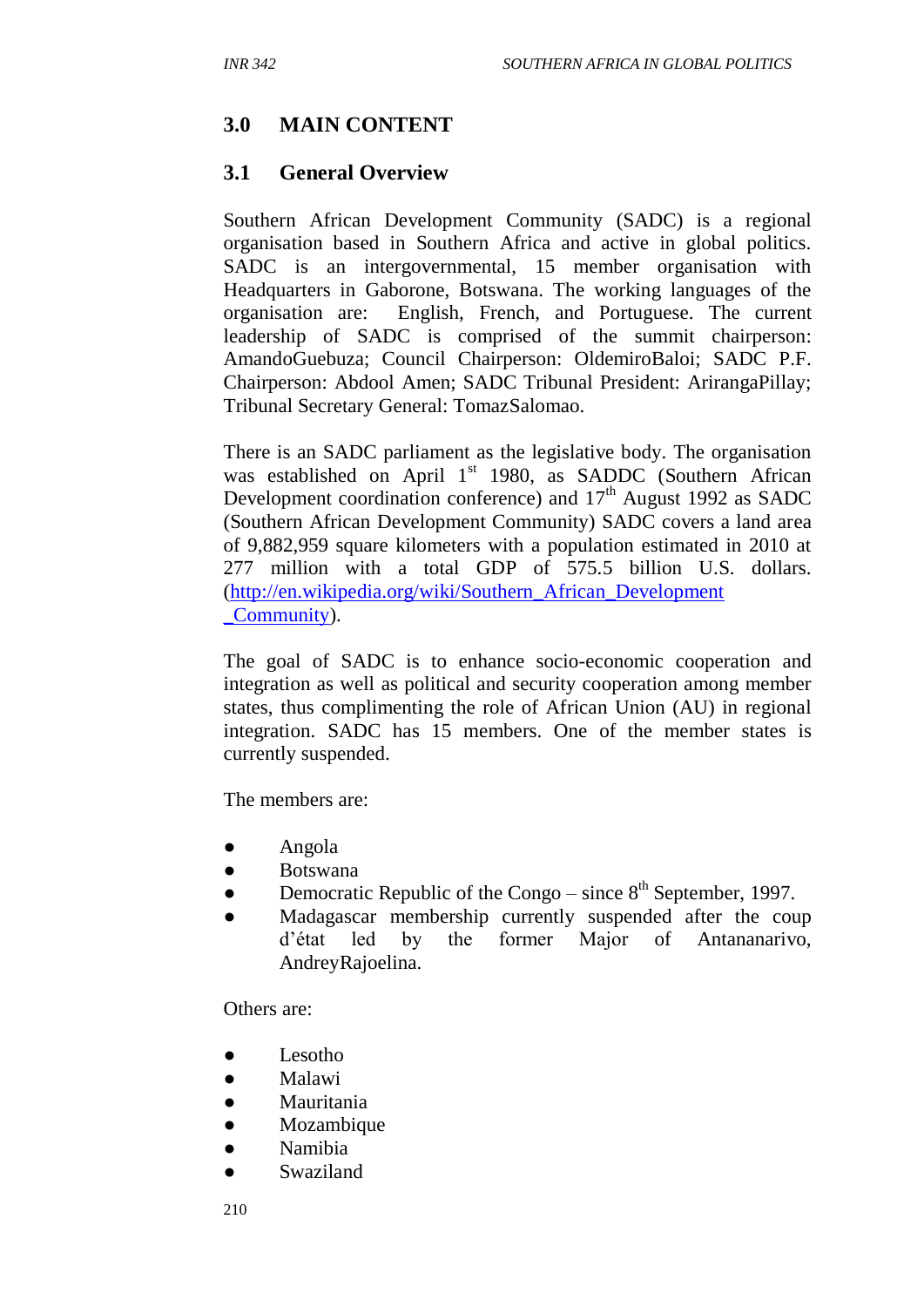## 3.0 MAIN CONTENT

### 3.1 General Overview

Southern African Development Community (SADC) is a regional organisation based in Southern Africa and active in global politics. SADC is an intergovernmental, 15 member organisation with Headquarters in Gaborone, Botswana. The working languages of the organisation are: English, French, and Portuguese. The current leadership of SADC is comprised of the summit chairperson: AmandoGuebuza; Council Chairperson: OldemiroBaloi; SADC P.F. Chairperson: Abdool Amen; SADC Tribunal President: AriringaPillay; Tribunal Secretary General: TomazSalomao.

There is an SADC parliament as the legislative body. The organisation was established on April 1st 1980, as SADDC (Southern African Development coordination conference) and 17th August 1992 as SADC (Southern African Development Community) SADC covers a land area of 9,882,959 square kilometers with a population estimated in 2010 at 277 million with a total GDP of 575.5 billion U.S. dollars. (http://en.wikipedia.org/wiki/Southern_African_Development_Community).

The goal of SADC is to enhance socio-economic cooperation and integration as well as political and security cooperation among member states, thus complimenting the role of African Union (AU) in regional integration. SADC has 15 members. One of the member states is currently suspended.

The members are:

- Angola
- Botswana
- Democratic Republic of the Congo – since 8th September, 1997.
- Madagascar membership currently suspended after the coup d'état led by the former Major of Antananarivo, AndreyRajoelina.

Others are:

- Lesotho
- Malawi
- Mauritania
- Mozambique
- Namibia
- Swaziland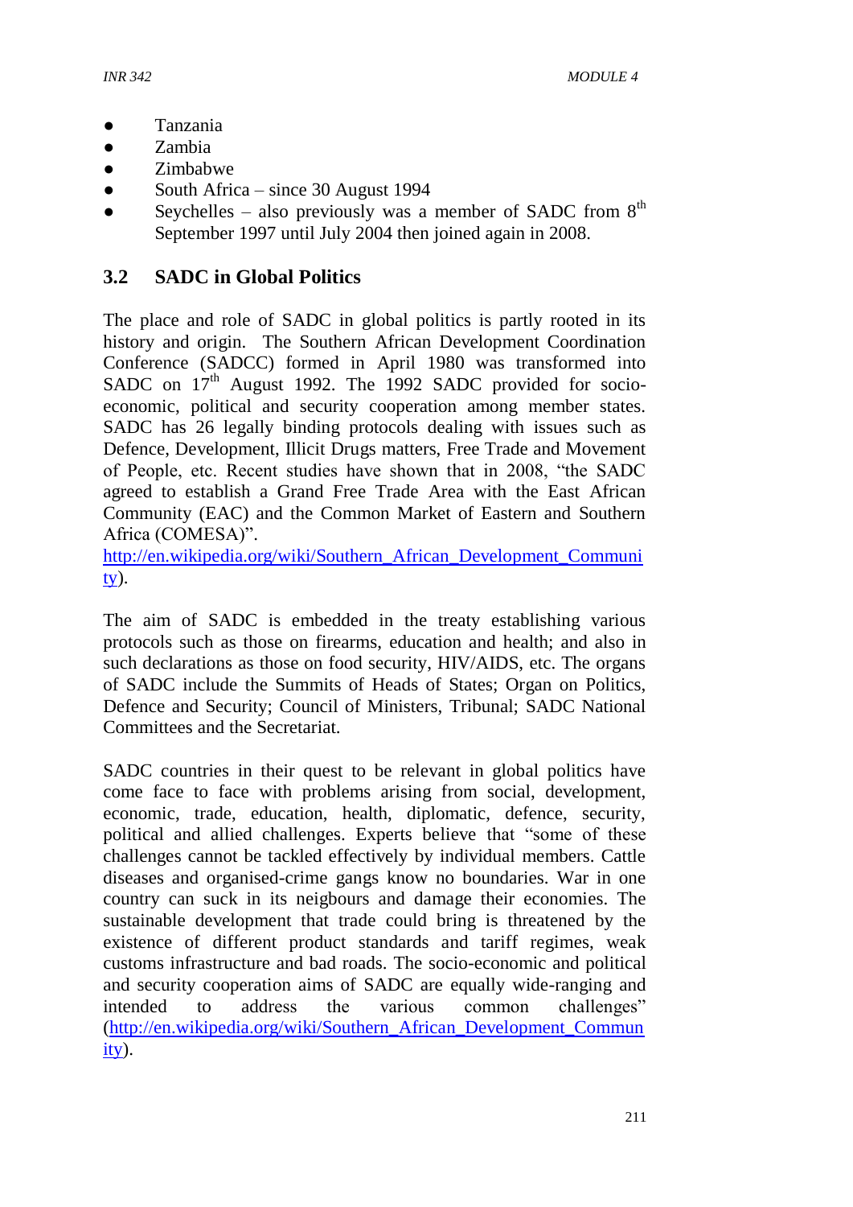- Tanzania
- Zambia
- Zimbabwe
- South Africa – since 30 August 1994
- Seychelles – also previously was a member of SADC from 8th September 1997 until July 2004 then joined again in 2008.

## 3.2 SADC in Global Politics

The place and role of SADC in global politics is partly rooted in its history and origin. The Southern African Development Coordination Conference (SADCC) formed in April 1980 was transformed into SADC on 17th August 1992. The 1992 SADC provided for socio-economic, political and security cooperation among member states. SADC has 26 legally binding protocols dealing with issues such as Defence, Development, Illicit Drugs matters, Free Trade and Movement of People, etc. Recent studies have shown that in 2008, "the SADC agreed to establish a Grand Free Trade Area with the East African Community (EAC) and the Common Market of Eastern and Southern Africa (COMESA)". http://en.wikipedia.org/wiki/Southern_African_Development_Community).

The aim of SADC is embedded in the treaty establishing various protocols such as those on firearms, education and health; and also in such declarations as those on food security, HIV/AIDS, etc. The organs of SADC include the Summits of Heads of States; Organ on Politics, Defence and Security; Council of Ministers, Tribunal; SADC National Committees and the Secretariat.

SADC countries in their quest to be relevant in global politics have come face to face with problems arising from social, development, economic, trade, education, health, diplomatic, defence, security, political and allied challenges. Experts believe that "some of these challenges cannot be tackled effectively by individual members. Cattle diseases and organised-crime gangs know no boundaries. War in one country can suck in its neigbours and damage their economies. The sustainable development that trade could bring is threatened by the existence of different product standards and tariff regimes, weak customs infrastructure and bad roads. The socio-economic and political and security cooperation aims of SADC are equally wide-ranging and intended to address the various common challenges" (http://en.wikipedia.org/wiki/Southern_African_Development_Community).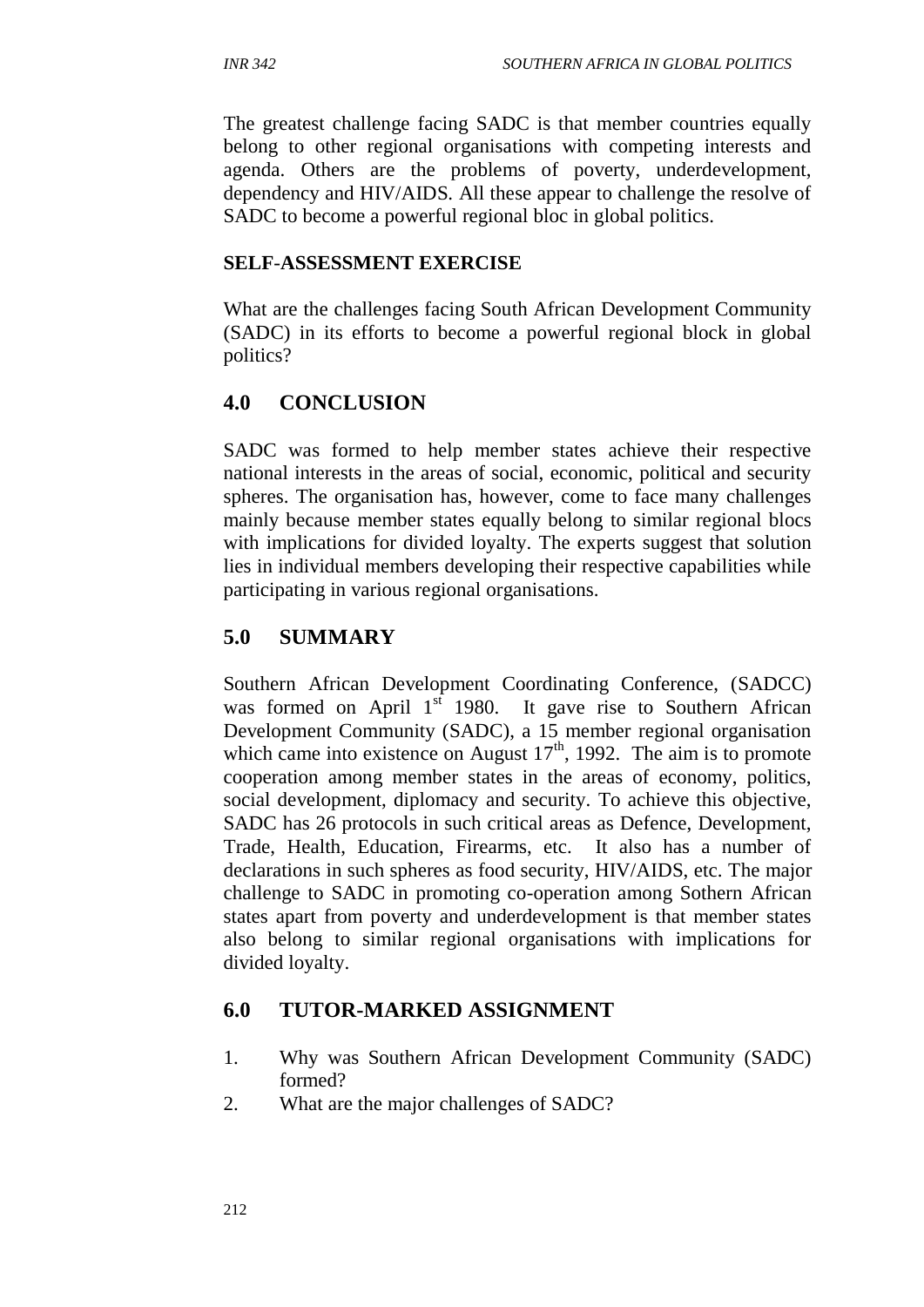The greatest challenge facing SADC is that member countries equally belong to other regional organisations with competing interests and agenda. Others are the problems of poverty, underdevelopment, dependency and HIV/AIDS. All these appear to challenge the resolve of SADC to become a powerful regional bloc in global politics.

**SELF-ASSESSMENT EXERCISE**

What are the challenges facing South African Development Community (SADC) in its efforts to become a powerful regional block in global politics?

## 4.0 CONCLUSION

SADC was formed to help member states achieve their respective national interests in the areas of social, economic, political and security spheres. The organisation has, however, come to face many challenges mainly because member states equally belong to similar regional blocs with implications for divided loyalty. The experts suggest that solution lies in individual members developing their respective capabilities while participating in various regional organisations.

## 5.0 SUMMARY

Southern African Development Coordinating Conference, (SADCC) was formed on April 1st 1980. It gave rise to Southern African Development Community (SADC), a 15 member regional organisation which came into existence on August 17th, 1992. The aim is to promote cooperation among member states in the areas of economy, politics, social development, diplomacy and security. To achieve this objective, SADC has 26 protocols in such critical areas as Defence, Development, Trade, Health, Education, Firearms, etc. It also has a number of declarations in such spheres as food security, HIV/AIDS, etc. The major challenge to SADC in promoting co-operation among Sothern African states apart from poverty and underdevelopment is that member states also belong to similar regional organisations with implications for divided loyalty.

## 6.0 TUTOR-MARKED ASSIGNMENT

1. Why was Southern African Development Community (SADC) formed?
2. What are the major challenges of SADC?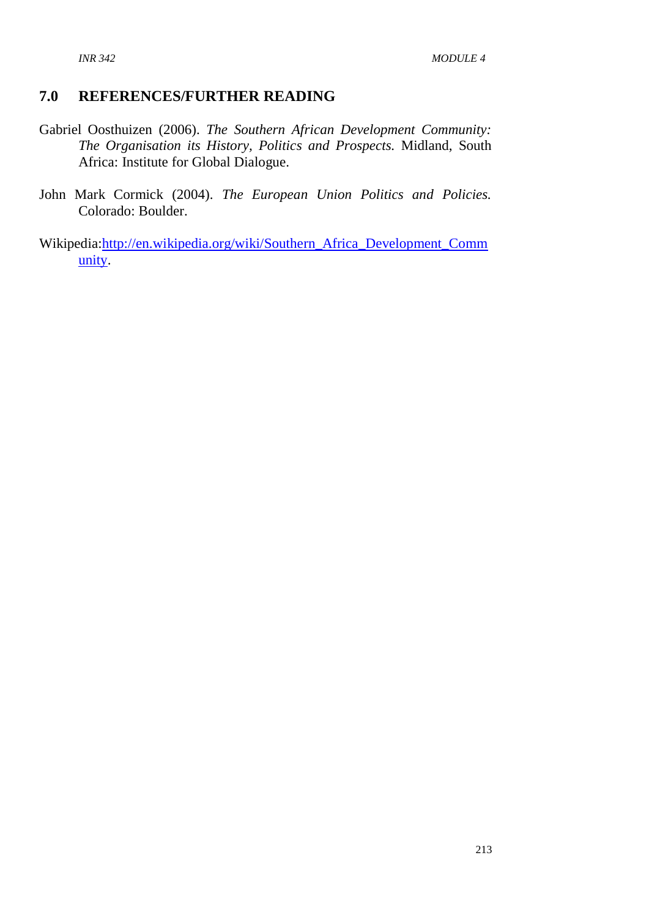## 7.0 REFERENCES/FURTHER READING

Gabriel Oosthuizen (2006). *The Southern African Development Community: The Organisation its History, Politics and Prospects.* Midland, South Africa: Institute for Global Dialogue.

John Mark Cormick (2004). *The European Union Politics and Policies.* Colorado: Boulder.

Wikipedia:http://en.wikipedia.org/wiki/Southern_Africa_Development_Community.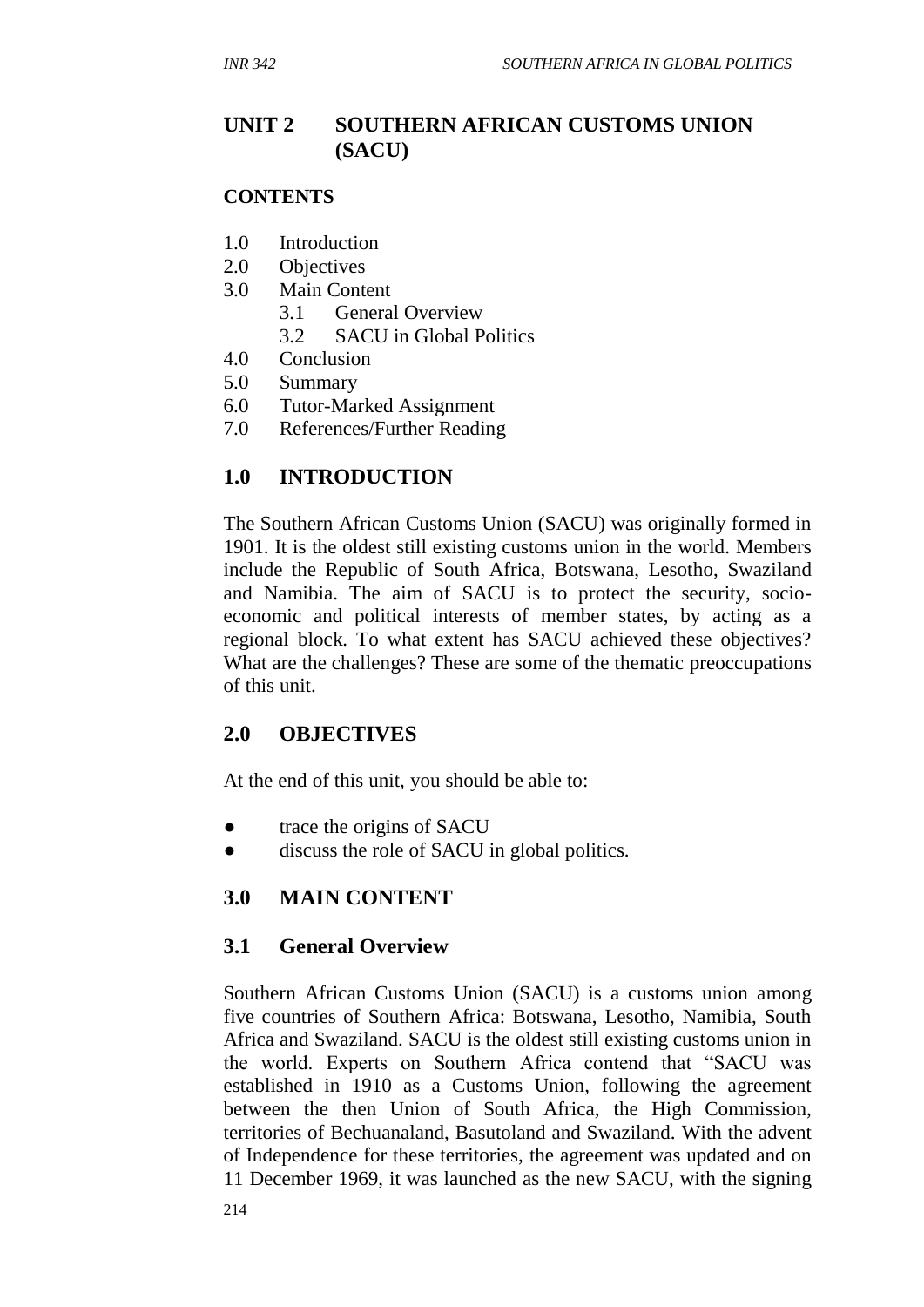## UNIT 2 SOUTHERN AFRICAN CUSTOMS UNION (SACU)

### CONTENTS

1.0 Introduction
2.0 Objectives
3.0 Main Content
 3.1 General Overview
 3.2 SACU in Global Politics
4.0 Conclusion
5.0 Summary
6.0 Tutor-Marked Assignment
7.0 References/Further Reading

## 1.0 INTRODUCTION

The Southern African Customs Union (SACU) was originally formed in 1901. It is the oldest still existing customs union in the world. Members include the Republic of South Africa, Botswana, Lesotho, Swaziland and Namibia. The aim of SACU is to protect the security, socio-economic and political interests of member states, by acting as a regional block. To what extent has SACU achieved these objectives? What are the challenges? These are some of the thematic preoccupations of this unit.

## 2.0 OBJECTIVES

At the end of this unit, you should be able to:

- trace the origins of SACU
- discuss the role of SACU in global politics.

## 3.0 MAIN CONTENT

### 3.1 General Overview

Southern African Customs Union (SACU) is a customs union among five countries of Southern Africa: Botswana, Lesotho, Namibia, South Africa and Swaziland. SACU is the oldest still existing customs union in the world. Experts on Southern Africa contend that "SACU was established in 1910 as a Customs Union, following the agreement between the then Union of South Africa, the High Commission, territories of Bechuanaland, Basutoland and Swaziland. With the advent of Independence for these territories, the agreement was updated and on 11 December 1969, it was launched as the new SACU, with the signing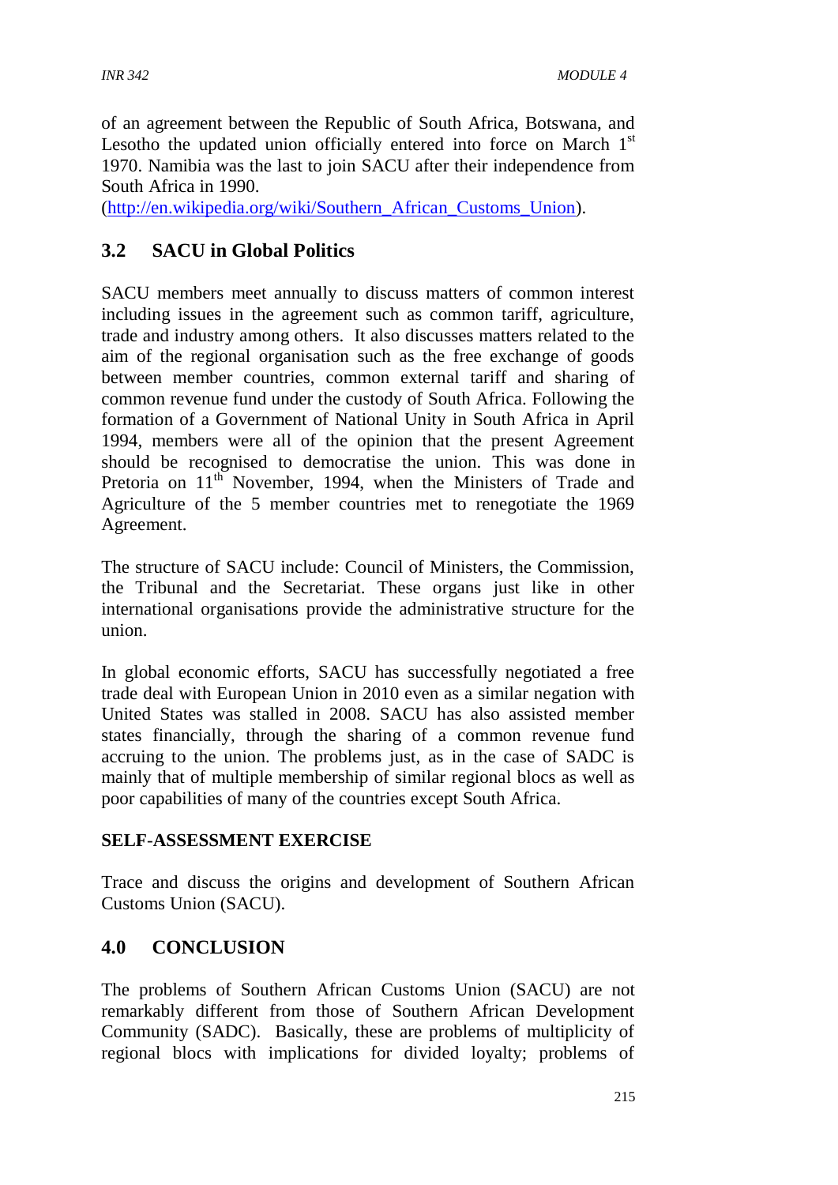of an agreement between the Republic of South Africa, Botswana, and Lesotho the updated union officially entered into force on March 1st 1970. Namibia was the last to join SACU after their independence from South Africa in 1990.
(http://en.wikipedia.org/wiki/Southern_African_Customs_Union).

## 3.2 SACU in Global Politics

SACU members meet annually to discuss matters of common interest including issues in the agreement such as common tariff, agriculture, trade and industry among others. It also discusses matters related to the aim of the regional organisation such as the free exchange of goods between member countries, common external tariff and sharing of common revenue fund under the custody of South Africa. Following the formation of a Government of National Unity in South Africa in April 1994, members were all of the opinion that the present Agreement should be recognised to democratise the union. This was done in Pretoria on 11th November, 1994, when the Ministers of Trade and Agriculture of the 5 member countries met to renegotiate the 1969 Agreement.

The structure of SACU include: Council of Ministers, the Commission, the Tribunal and the Secretariat. These organs just like in other international organisations provide the administrative structure for the union.

In global economic efforts, SACU has successfully negotiated a free trade deal with European Union in 2010 even as a similar negation with United States was stalled in 2008. SACU has also assisted member states financially, through the sharing of a common revenue fund accruing to the union. The problems just, as in the case of SADC is mainly that of multiple membership of similar regional blocs as well as poor capabilities of many of the countries except South Africa.

**SELF-ASSESSMENT EXERCISE**

Trace and discuss the origins and development of Southern African Customs Union (SACU).

## 4.0 CONCLUSION

The problems of Southern African Customs Union (SACU) are not remarkably different from those of Southern African Development Community (SADC). Basically, these are problems of multiplicity of regional blocs with implications for divided loyalty; problems of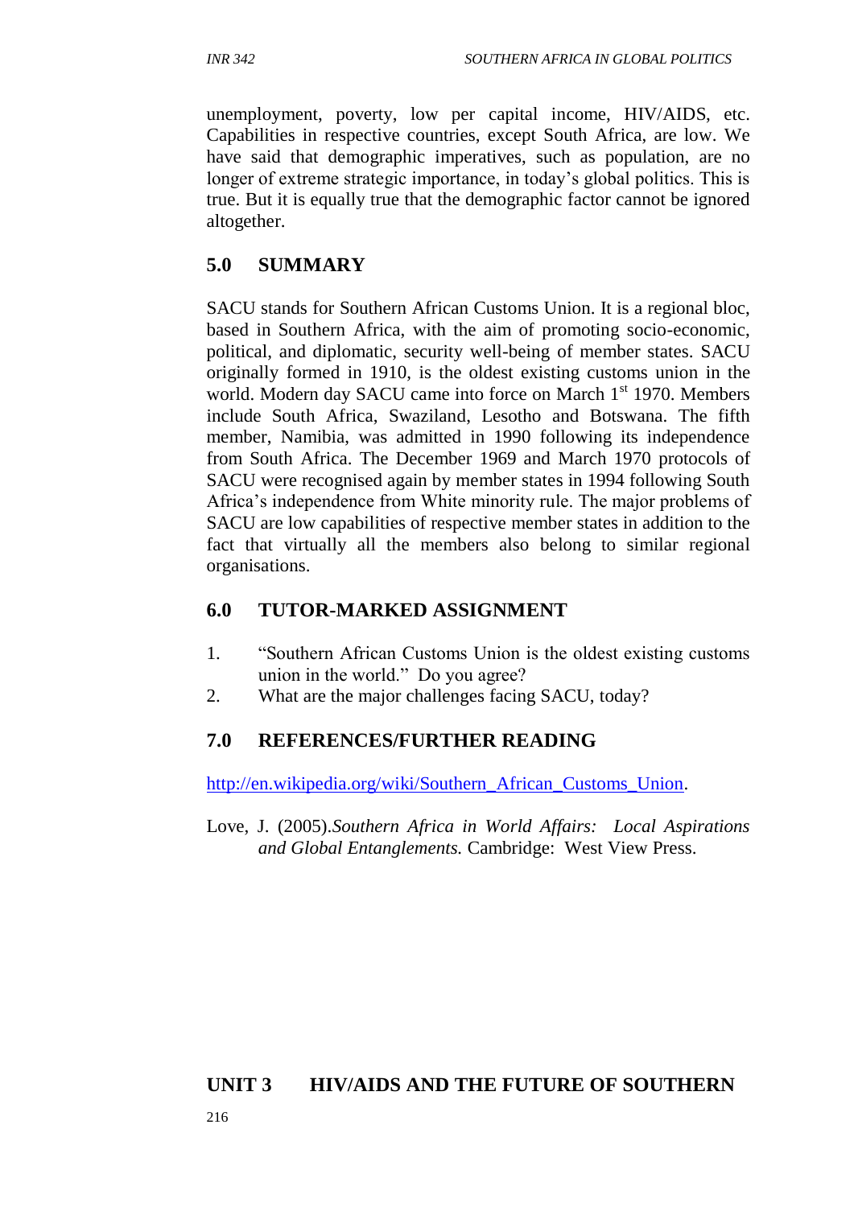unemployment, poverty, low per capital income, HIV/AIDS, etc. Capabilities in respective countries, except South Africa, are low. We have said that demographic imperatives, such as population, are no longer of extreme strategic importance, in today's global politics. This is true. But it is equally true that the demographic factor cannot be ignored altogether.

## 5.0 SUMMARY

SACU stands for Southern African Customs Union. It is a regional bloc, based in Southern Africa, with the aim of promoting socio-economic, political, and diplomatic, security well-being of member states. SACU originally formed in 1910, is the oldest existing customs union in the world. Modern day SACU came into force on March 1st 1970. Members include South Africa, Swaziland, Lesotho and Botswana. The fifth member, Namibia, was admitted in 1990 following its independence from South Africa. The December 1969 and March 1970 protocols of SACU were recognised again by member states in 1994 following South Africa's independence from White minority rule. The major problems of SACU are low capabilities of respective member states in addition to the fact that virtually all the members also belong to similar regional organisations.

## 6.0 TUTOR-MARKED ASSIGNMENT

1. "Southern African Customs Union is the oldest existing customs union in the world." Do you agree?
2. What are the major challenges facing SACU, today?

## 7.0 REFERENCES/FURTHER READING

http://en.wikipedia.org/wiki/Southern_African_Customs_Union.

Love, J. (2005).*Southern Africa in World Affairs: Local Aspirations and Global Entanglements.* Cambridge: West View Press.

# UNIT 3 HIV/AIDS AND THE FUTURE OF SOUTHERN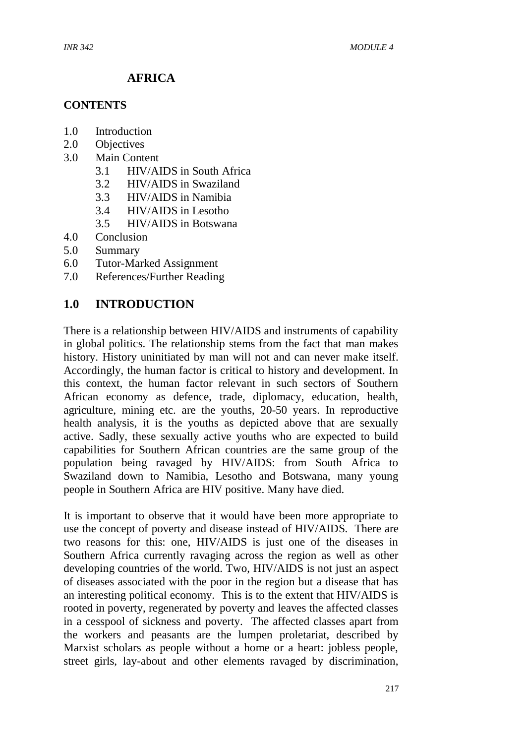# AFRICA

**CONTENTS**

1.0 Introduction
2.0 Objectives
3.0 Main Content
    3.1 HIV/AIDS in South Africa
    3.2 HIV/AIDS in Swaziland
    3.3 HIV/AIDS in Namibia
    3.4 HIV/AIDS in Lesotho
    3.5 HIV/AIDS in Botswana
4.0 Conclusion
5.0 Summary
6.0 Tutor-Marked Assignment
7.0 References/Further Reading

## 1.0 INTRODUCTION

There is a relationship between HIV/AIDS and instruments of capability in global politics. The relationship stems from the fact that man makes history. History uninitiated by man will not and can never make itself. Accordingly, the human factor is critical to history and development. In this context, the human factor relevant in such sectors of Southern African economy as defence, trade, diplomacy, education, health, agriculture, mining etc. are the youths, 20-50 years. In reproductive health analysis, it is the youths as depicted above that are sexually active. Sadly, these sexually active youths who are expected to build capabilities for Southern African countries are the same group of the population being ravaged by HIV/AIDS: from South Africa to Swaziland down to Namibia, Lesotho and Botswana, many young people in Southern Africa are HIV positive. Many have died.

It is important to observe that it would have been more appropriate to use the concept of poverty and disease instead of HIV/AIDS. There are two reasons for this: one, HIV/AIDS is just one of the diseases in Southern Africa currently ravaging across the region as well as other developing countries of the world. Two, HIV/AIDS is not just an aspect of diseases associated with the poor in the region but a disease that has an interesting political economy. This is to the extent that HIV/AIDS is rooted in poverty, regenerated by poverty and leaves the affected classes in a cesspool of sickness and poverty. The affected classes apart from the workers and peasants are the lumpen proletariat, described by Marxist scholars as people without a home or a heart: jobless people, street girls, lay-about and other elements ravaged by discrimination,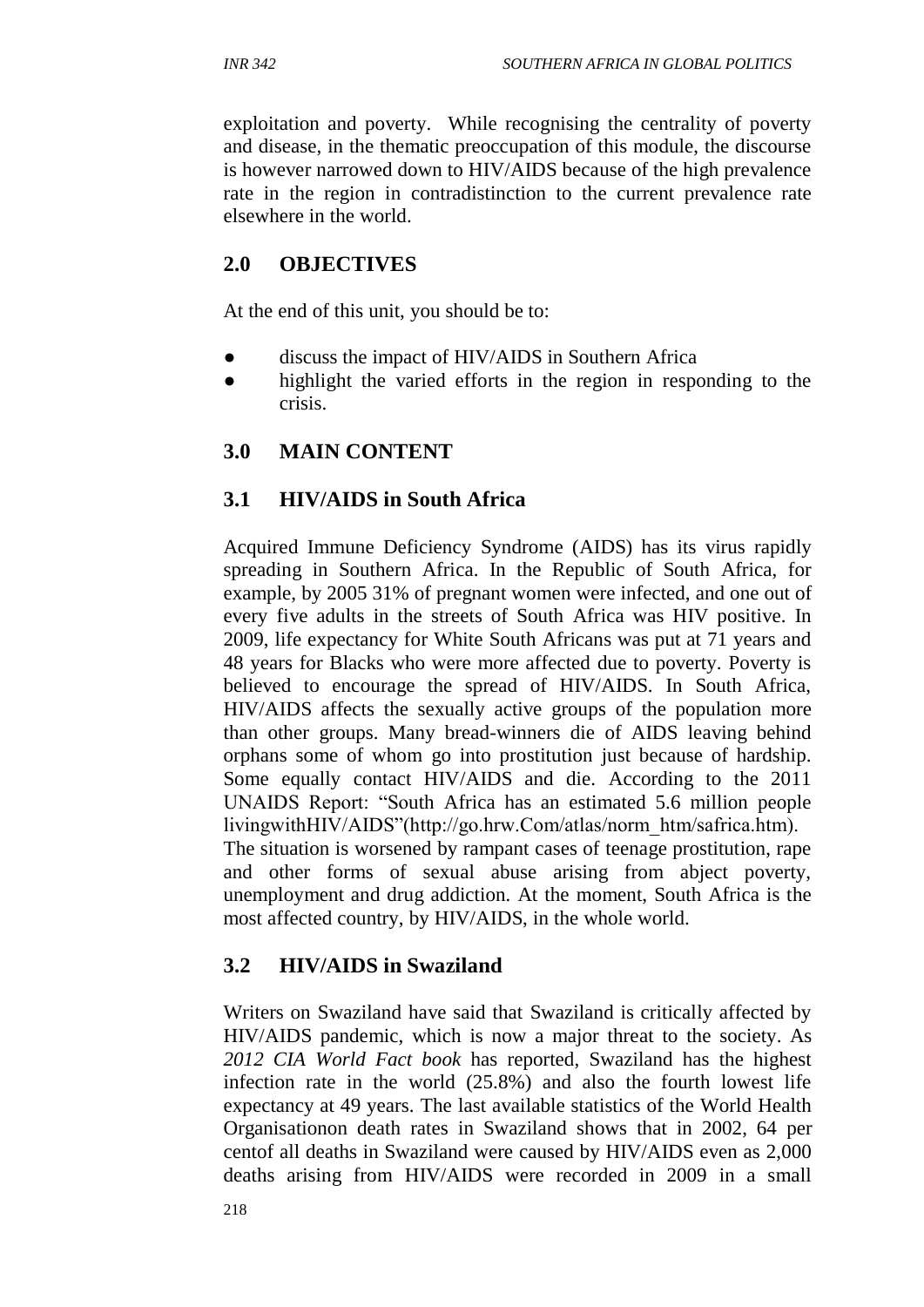exploitation and poverty. While recognising the centrality of poverty and disease, in the thematic preoccupation of this module, the discourse is however narrowed down to HIV/AIDS because of the high prevalence rate in the region in contradistinction to the current prevalence rate elsewhere in the world.

## 2.0 OBJECTIVES

At the end of this unit, you should be to:

- discuss the impact of HIV/AIDS in Southern Africa
- highlight the varied efforts in the region in responding to the crisis.

## 3.0 MAIN CONTENT

### 3.1 HIV/AIDS in South Africa

Acquired Immune Deficiency Syndrome (AIDS) has its virus rapidly spreading in Southern Africa. In the Republic of South Africa, for example, by 2005 31% of pregnant women were infected, and one out of every five adults in the streets of South Africa was HIV positive. In 2009, life expectancy for White South Africans was put at 71 years and 48 years for Blacks who were more affected due to poverty. Poverty is believed to encourage the spread of HIV/AIDS. In South Africa, HIV/AIDS affects the sexually active groups of the population more than other groups. Many bread-winners die of AIDS leaving behind orphans some of whom go into prostitution just because of hardship. Some equally contact HIV/AIDS and die. According to the 2011 UNAIDS Report: "South Africa has an estimated 5.6 million people livingwithHIV/AIDS"(http://go.hrw.Com/atlas/norm_htm/safrica.htm). The situation is worsened by rampant cases of teenage prostitution, rape and other forms of sexual abuse arising from abject poverty, unemployment and drug addiction. At the moment, South Africa is the most affected country, by HIV/AIDS, in the whole world.

### 3.2 HIV/AIDS in Swaziland

Writers on Swaziland have said that Swaziland is critically affected by HIV/AIDS pandemic, which is now a major threat to the society. As *2012 CIA World Fact book* has reported, Swaziland has the highest infection rate in the world (25.8%) and also the fourth lowest life expectancy at 49 years. The last available statistics of the World Health Organisationon death rates in Swaziland shows that in 2002, 64 per centof all deaths in Swaziland were caused by HIV/AIDS even as 2,000 deaths arising from HIV/AIDS were recorded in 2009 in a small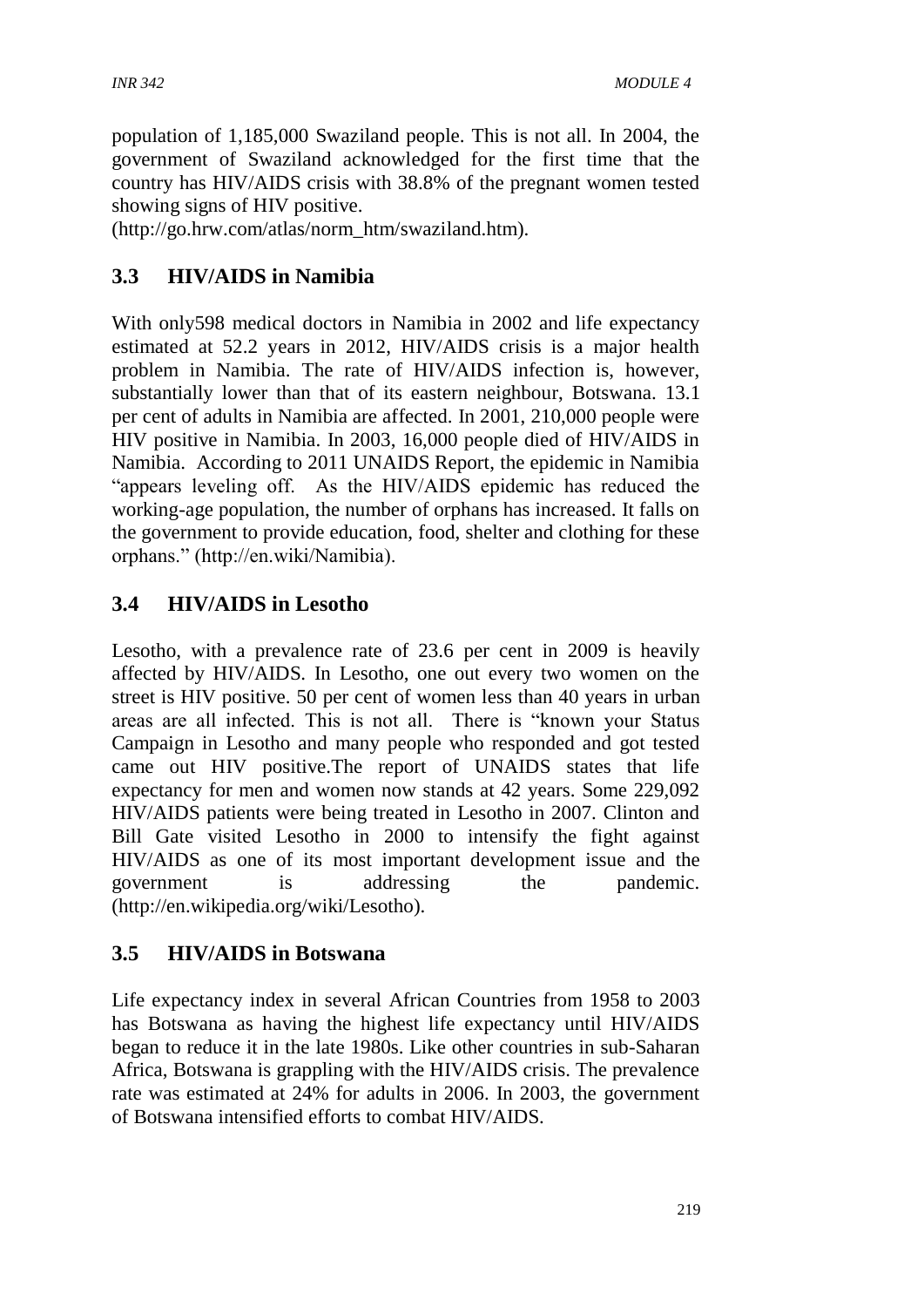population of 1,185,000 Swaziland people. This is not all. In 2004, the government of Swaziland acknowledged for the first time that the country has HIV/AIDS crisis with 38.8% of the pregnant women tested showing signs of HIV positive.
(http://go.hrw.com/atlas/norm_htm/swaziland.htm).

## 3.3 HIV/AIDS in Namibia

With only598 medical doctors in Namibia in 2002 and life expectancy estimated at 52.2 years in 2012, HIV/AIDS crisis is a major health problem in Namibia. The rate of HIV/AIDS infection is, however, substantially lower than that of its eastern neighbour, Botswana. 13.1 per cent of adults in Namibia are affected. In 2001, 210,000 people were HIV positive in Namibia. In 2003, 16,000 people died of HIV/AIDS in Namibia. According to 2011 UNAIDS Report, the epidemic in Namibia "appears leveling off. As the HIV/AIDS epidemic has reduced the working-age population, the number of orphans has increased. It falls on the government to provide education, food, shelter and clothing for these orphans." (http://en.wiki/Namibia).

## 3.4 HIV/AIDS in Lesotho

Lesotho, with a prevalence rate of 23.6 per cent in 2009 is heavily affected by HIV/AIDS. In Lesotho, one out every two women on the street is HIV positive. 50 per cent of women less than 40 years in urban areas are all infected. This is not all. There is "known your Status Campaign in Lesotho and many people who responded and got tested came out HIV positive.The report of UNAIDS states that life expectancy for men and women now stands at 42 years. Some 229,092 HIV/AIDS patients were being treated in Lesotho in 2007. Clinton and Bill Gate visited Lesotho in 2000 to intensify the fight against HIV/AIDS as one of its most important development issue and the government is addressing the pandemic. (http://en.wikipedia.org/wiki/Lesotho).

## 3.5 HIV/AIDS in Botswana

Life expectancy index in several African Countries from 1958 to 2003 has Botswana as having the highest life expectancy until HIV/AIDS began to reduce it in the late 1980s. Like other countries in sub-Saharan Africa, Botswana is grappling with the HIV/AIDS crisis. The prevalence rate was estimated at 24% for adults in 2006. In 2003, the government of Botswana intensified efforts to combat HIV/AIDS.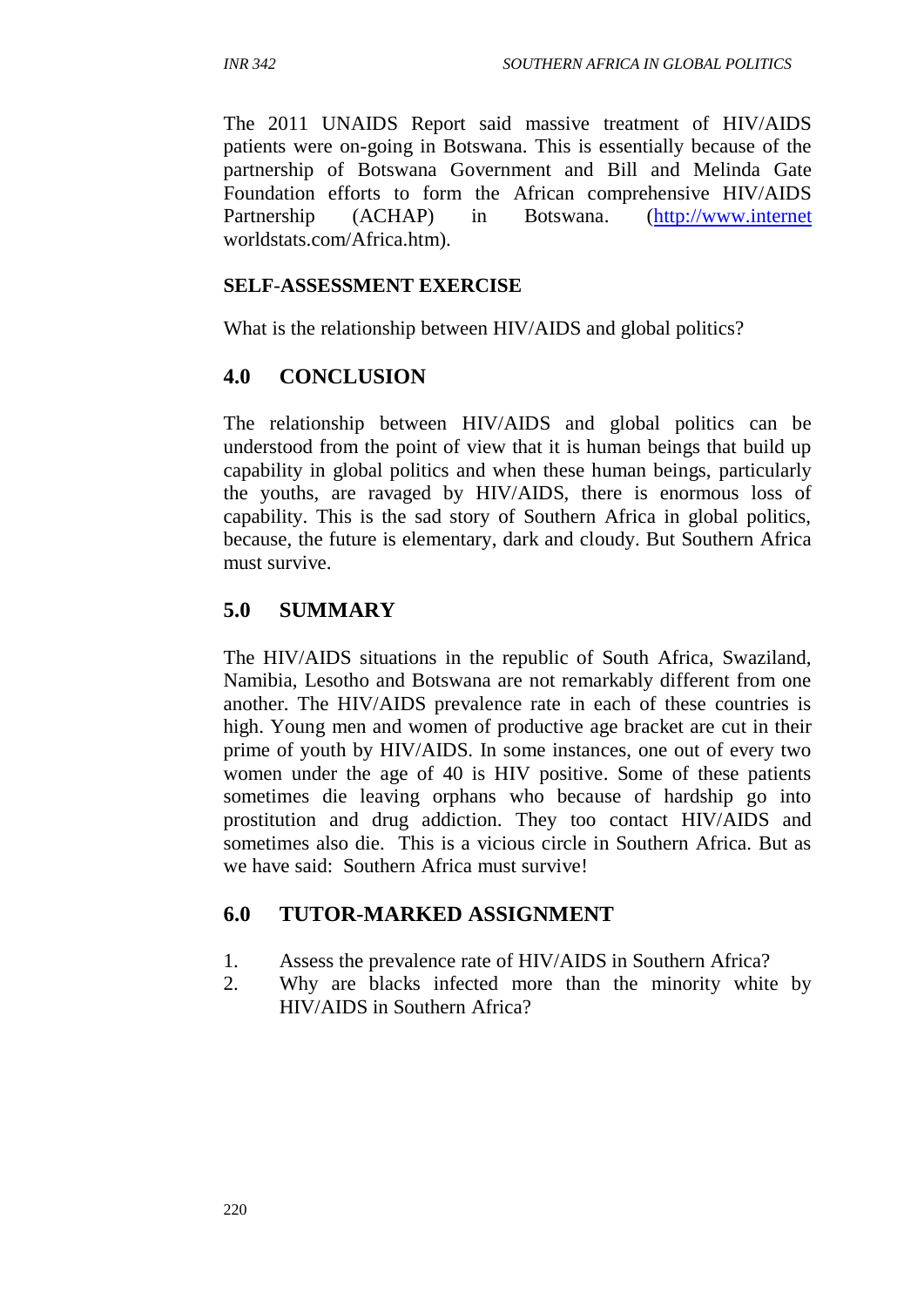The 2011 UNAIDS Report said massive treatment of HIV/AIDS patients were on-going in Botswana. This is essentially because of the partnership of Botswana Government and Bill and Melinda Gate Foundation efforts to form the African comprehensive HIV/AIDS Partnership (ACHAP) in Botswana. (http://www.internet worldstats.com/Africa.htm).

**SELF-ASSESSMENT EXERCISE**

What is the relationship between HIV/AIDS and global politics?

## 4.0 CONCLUSION

The relationship between HIV/AIDS and global politics can be understood from the point of view that it is human beings that build up capability in global politics and when these human beings, particularly the youths, are ravaged by HIV/AIDS, there is enormous loss of capability. This is the sad story of Southern Africa in global politics, because, the future is elementary, dark and cloudy. But Southern Africa must survive.

## 5.0 SUMMARY

The HIV/AIDS situations in the republic of South Africa, Swaziland, Namibia, Lesotho and Botswana are not remarkably different from one another. The HIV/AIDS prevalence rate in each of these countries is high. Young men and women of productive age bracket are cut in their prime of youth by HIV/AIDS. In some instances, one out of every two women under the age of 40 is HIV positive. Some of these patients sometimes die leaving orphans who because of hardship go into prostitution and drug addiction. They too contact HIV/AIDS and sometimes also die. This is a vicious circle in Southern Africa. But as we have said: Southern Africa must survive!

## 6.0 TUTOR-MARKED ASSIGNMENT

1. Assess the prevalence rate of HIV/AIDS in Southern Africa?
2. Why are blacks infected more than the minority white by HIV/AIDS in Southern Africa?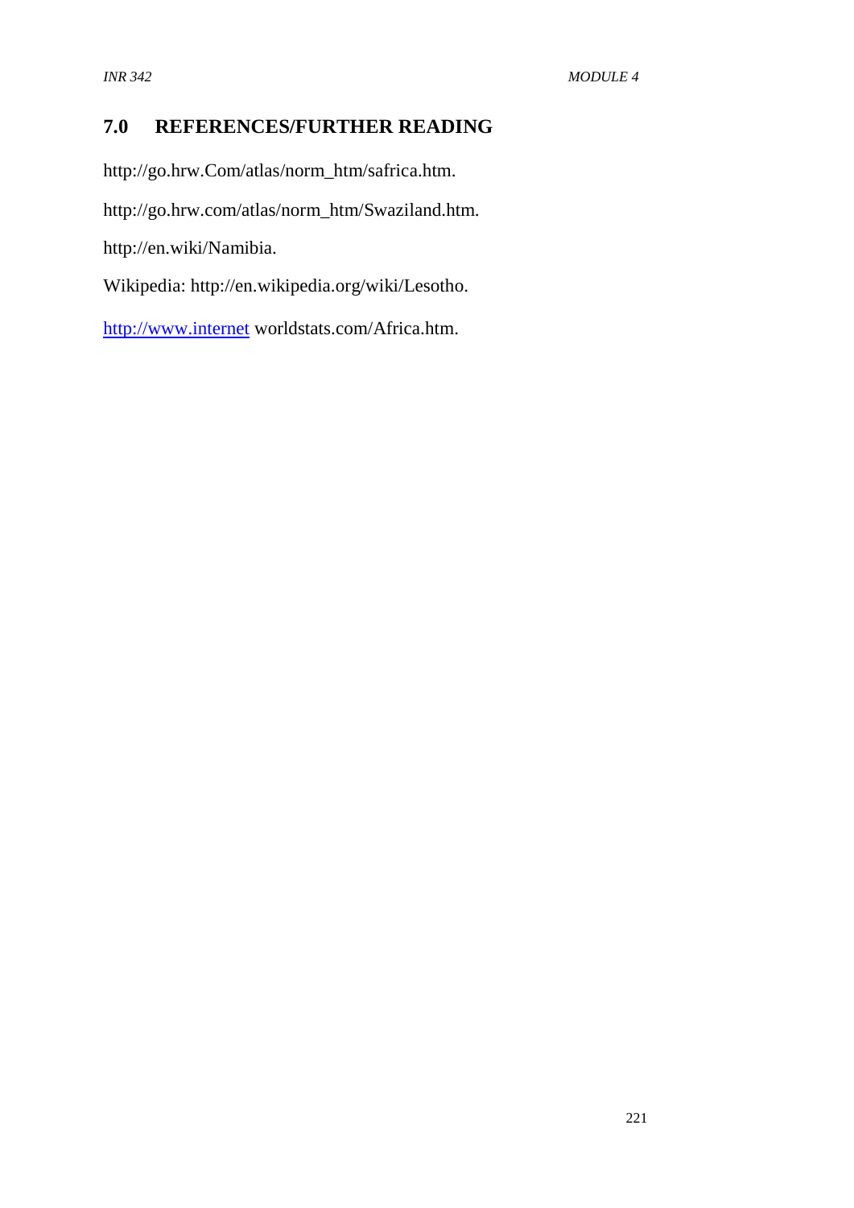## 7.0 REFERENCES/FURTHER READING

http://go.hrw.Com/atlas/norm_htm/safrica.htm.

http://go.hrw.com/atlas/norm_htm/Swaziland.htm.

http://en.wiki/Namibia.

Wikipedia: http://en.wikipedia.org/wiki/Lesotho.

http://www.internet worldstats.com/Africa.htm.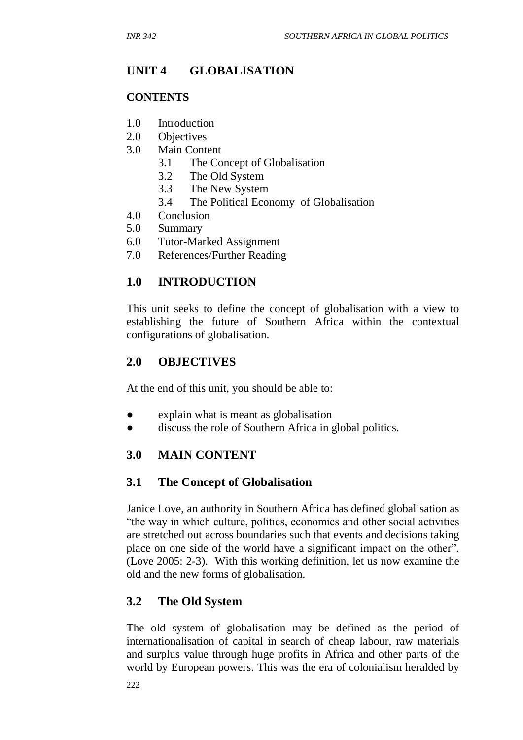# UNIT 4 GLOBALISATION

**CONTENTS**

1.0 Introduction
2.0 Objectives
3.0 Main Content
 3.1 The Concept of Globalisation
 3.2 The Old System
 3.3 The New System
 3.4 The Political Economy of Globalisation
4.0 Conclusion
5.0 Summary
6.0 Tutor-Marked Assignment
7.0 References/Further Reading

## 1.0 INTRODUCTION

This unit seeks to define the concept of globalisation with a view to establishing the future of Southern Africa within the contextual configurations of globalisation.

## 2.0 OBJECTIVES

At the end of this unit, you should be able to:

- explain what is meant as globalisation
- discuss the role of Southern Africa in global politics.

## 3.0 MAIN CONTENT

### 3.1 The Concept of Globalisation

Janice Love, an authority in Southern Africa has defined globalisation as "the way in which culture, politics, economics and other social activities are stretched out across boundaries such that events and decisions taking place on one side of the world have a significant impact on the other". (Love 2005: 2-3). With this working definition, let us now examine the old and the new forms of globalisation.

### 3.2 The Old System

The old system of globalisation may be defined as the period of internationalisation of capital in search of cheap labour, raw materials and surplus value through huge profits in Africa and other parts of the world by European powers. This was the era of colonialism heralded by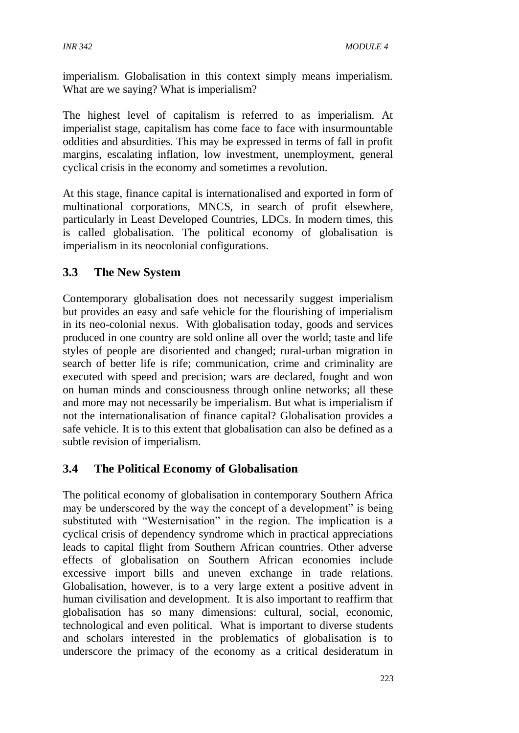imperialism. Globalisation in this context simply means imperialism. What are we saying? What is imperialism?

The highest level of capitalism is referred to as imperialism. At imperialist stage, capitalism has come face to face with insurmountable oddities and absurdities. This may be expressed in terms of fall in profit margins, escalating inflation, low investment, unemployment, general cyclical crisis in the economy and sometimes a revolution.

At this stage, finance capital is internationalised and exported in form of multinational corporations, MNCS, in search of profit elsewhere, particularly in Least Developed Countries, LDCs. In modern times, this is called globalisation. The political economy of globalisation is imperialism in its neocolonial configurations.

## 3.3 The New System

Contemporary globalisation does not necessarily suggest imperialism but provides an easy and safe vehicle for the flourishing of imperialism in its neo-colonial nexus. With globalisation today, goods and services produced in one country are sold online all over the world; taste and life styles of people are disoriented and changed; rural-urban migration in search of better life is rife; communication, crime and criminality are executed with speed and precision; wars are declared, fought and won on human minds and consciousness through online networks; all these and more may not necessarily be imperialism. But what is imperialism if not the internationalisation of finance capital? Globalisation provides a safe vehicle. It is to this extent that globalisation can also be defined as a subtle revision of imperialism.

## 3.4 The Political Economy of Globalisation

The political economy of globalisation in contemporary Southern Africa may be underscored by the way the concept of a development" is being substituted with "Westernisation" in the region. The implication is a cyclical crisis of dependency syndrome which in practical appreciations leads to capital flight from Southern African countries. Other adverse effects of globalisation on Southern African economies include excessive import bills and uneven exchange in trade relations. Globalisation, however, is to a very large extent a positive advent in human civilisation and development. It is also important to reaffirm that globalisation has so many dimensions: cultural, social, economic, technological and even political. What is important to diverse students and scholars interested in the problematics of globalisation is to underscore the primacy of the economy as a critical desideratum in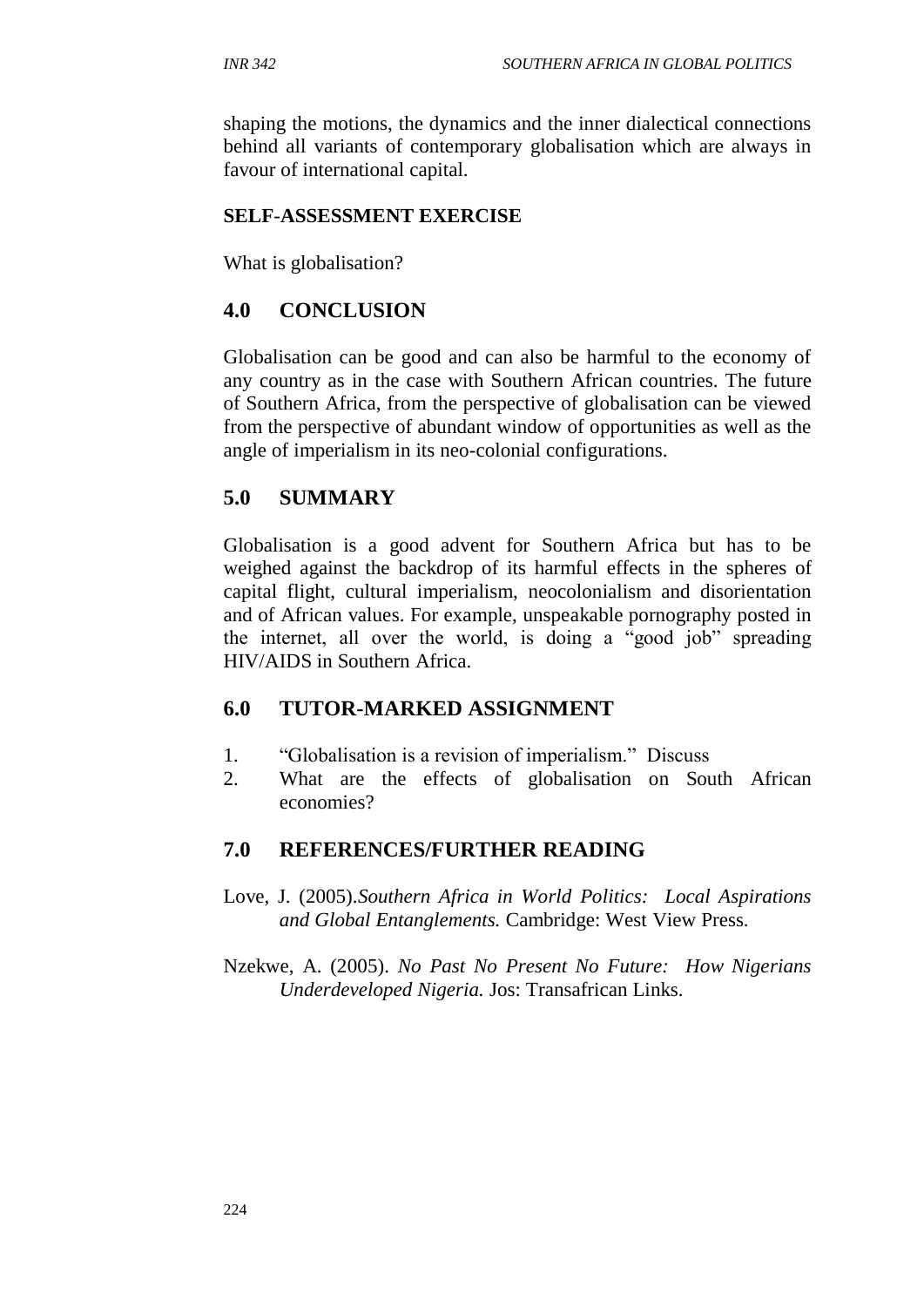shaping the motions, the dynamics and the inner dialectical connections behind all variants of contemporary globalisation which are always in favour of international capital.

**SELF-ASSESSMENT EXERCISE**

What is globalisation?

## 4.0 CONCLUSION

Globalisation can be good and can also be harmful to the economy of any country as in the case with Southern African countries. The future of Southern Africa, from the perspective of globalisation can be viewed from the perspective of abundant window of opportunities as well as the angle of imperialism in its neo-colonial configurations.

## 5.0 SUMMARY

Globalisation is a good advent for Southern Africa but has to be weighed against the backdrop of its harmful effects in the spheres of capital flight, cultural imperialism, neocolonialism and disorientation and of African values. For example, unspeakable pornography posted in the internet, all over the world, is doing a "good job" spreading HIV/AIDS in Southern Africa.

## 6.0 TUTOR-MARKED ASSIGNMENT

1. "Globalisation is a revision of imperialism." Discuss
2. What are the effects of globalisation on South African economies?

## 7.0 REFERENCES/FURTHER READING

Love, J. (2005).*Southern Africa in World Politics: Local Aspirations and Global Entanglements.* Cambridge: West View Press.

Nzekwe, A. (2005). *No Past No Present No Future: How Nigerians Underdeveloped Nigeria.* Jos: Transafrican Links.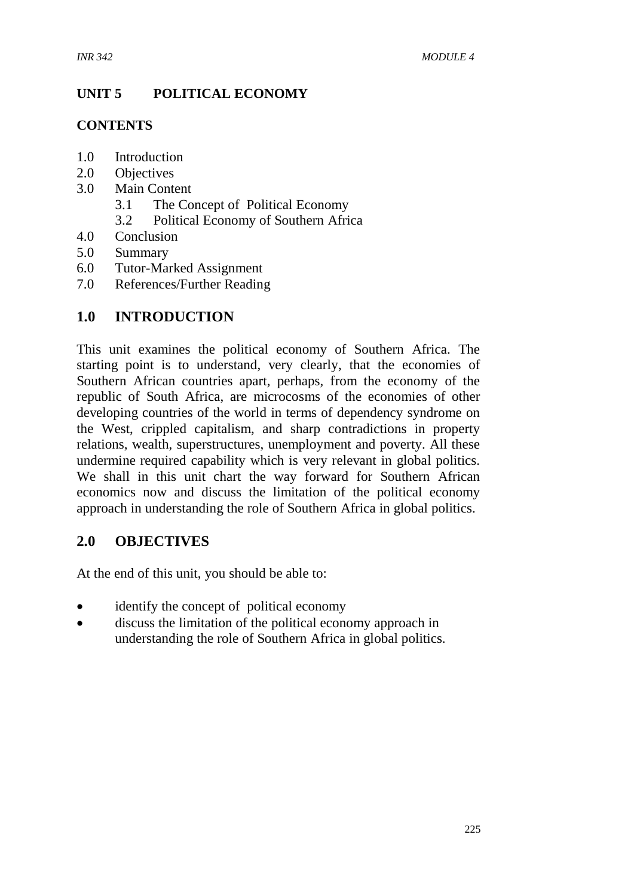## UNIT 5 POLITICAL ECONOMY

### CONTENTS

- 1.0 Introduction
- 2.0 Objectives
- 3.0 Main Content
    - 3.1 The Concept of Political Economy
    - 3.2 Political Economy of Southern Africa
- 4.0 Conclusion
- 5.0 Summary
- 6.0 Tutor-Marked Assignment
- 7.0 References/Further Reading

## 1.0 INTRODUCTION

This unit examines the political economy of Southern Africa. The starting point is to understand, very clearly, that the economies of Southern African countries apart, perhaps, from the economy of the republic of South Africa, are microcosms of the economies of other developing countries of the world in terms of dependency syndrome on the West, crippled capitalism, and sharp contradictions in property relations, wealth, superstructures, unemployment and poverty. All these undermine required capability which is very relevant in global politics. We shall in this unit chart the way forward for Southern African economics now and discuss the limitation of the political economy approach in understanding the role of Southern Africa in global politics.

## 2.0 OBJECTIVES

At the end of this unit, you should be able to:

- identify the concept of political economy
- discuss the limitation of the political economy approach in understanding the role of Southern Africa in global politics.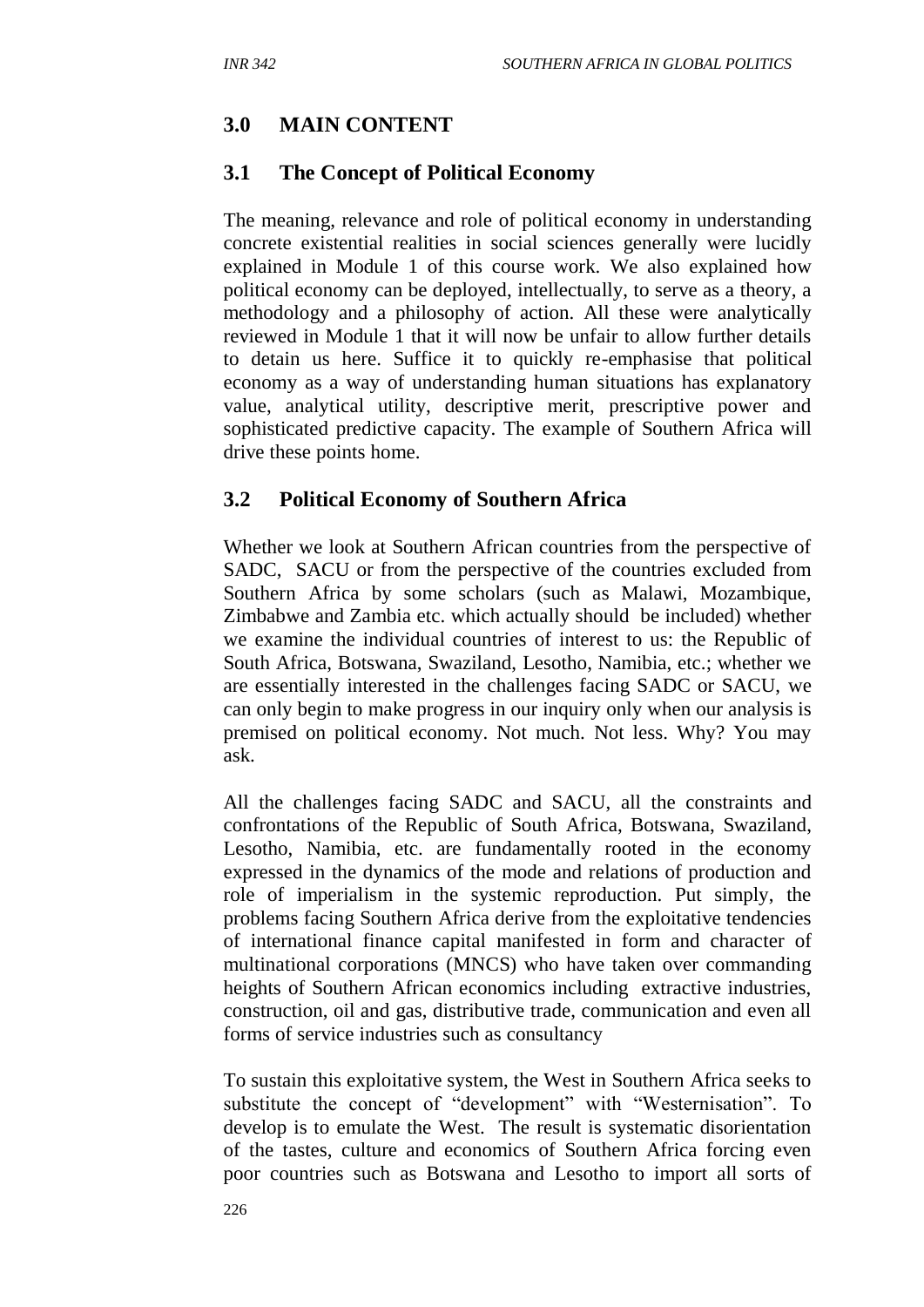## 3.0 MAIN CONTENT

### 3.1 The Concept of Political Economy

The meaning, relevance and role of political economy in understanding concrete existential realities in social sciences generally were lucidly explained in Module 1 of this course work. We also explained how political economy can be deployed, intellectually, to serve as a theory, a methodology and a philosophy of action. All these were analytically reviewed in Module 1 that it will now be unfair to allow further details to detain us here. Suffice it to quickly re-emphasise that political economy as a way of understanding human situations has explanatory value, analytical utility, descriptive merit, prescriptive power and sophisticated predictive capacity. The example of Southern Africa will drive these points home.

### 3.2 Political Economy of Southern Africa

Whether we look at Southern African countries from the perspective of SADC, SACU or from the perspective of the countries excluded from Southern Africa by some scholars (such as Malawi, Mozambique, Zimbabwe and Zambia etc. which actually should be included) whether we examine the individual countries of interest to us: the Republic of South Africa, Botswana, Swaziland, Lesotho, Namibia, etc.; whether we are essentially interested in the challenges facing SADC or SACU, we can only begin to make progress in our inquiry only when our analysis is premised on political economy. Not much. Not less. Why? You may ask.

All the challenges facing SADC and SACU, all the constraints and confrontations of the Republic of South Africa, Botswana, Swaziland, Lesotho, Namibia, etc. are fundamentally rooted in the economy expressed in the dynamics of the mode and relations of production and role of imperialism in the systemic reproduction. Put simply, the problems facing Southern Africa derive from the exploitative tendencies of international finance capital manifested in form and character of multinational corporations (MNCS) who have taken over commanding heights of Southern African economics including extractive industries, construction, oil and gas, distributive trade, communication and even all forms of service industries such as consultancy

To sustain this exploitative system, the West in Southern Africa seeks to substitute the concept of "development" with "Westernisation". To develop is to emulate the West. The result is systematic disorientation of the tastes, culture and economics of Southern Africa forcing even poor countries such as Botswana and Lesotho to import all sorts of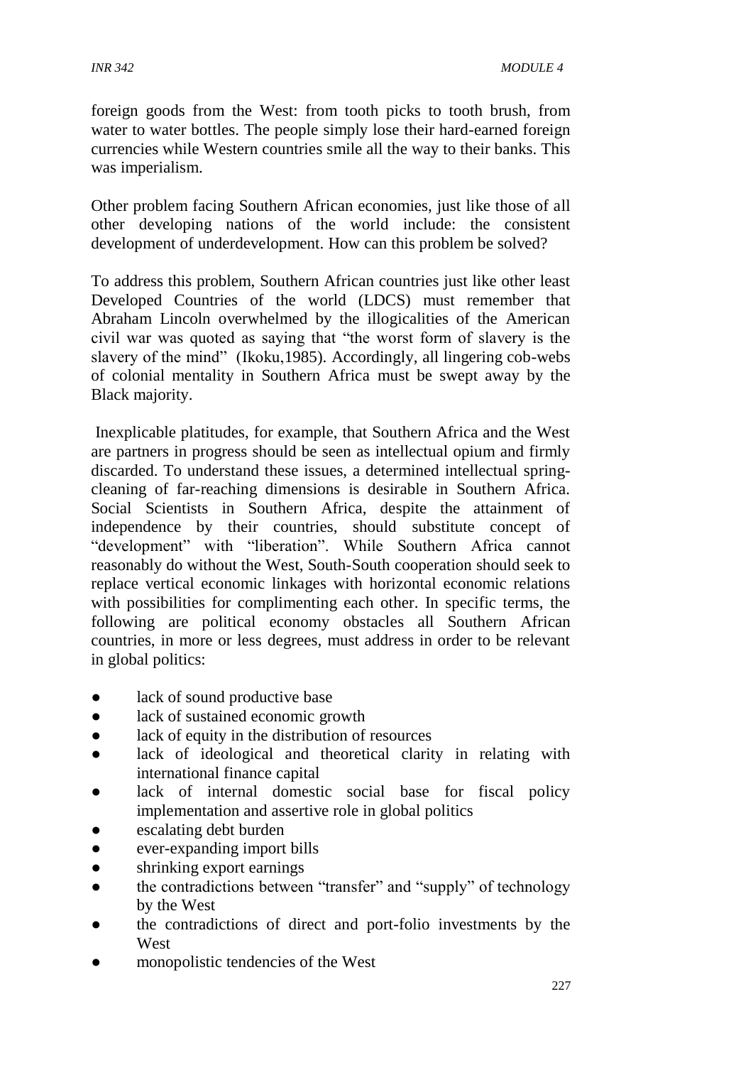foreign goods from the West: from tooth picks to tooth brush, from water to water bottles. The people simply lose their hard-earned foreign currencies while Western countries smile all the way to their banks. This was imperialism.

Other problem facing Southern African economies, just like those of all other developing nations of the world include: the consistent development of underdevelopment. How can this problem be solved?

To address this problem, Southern African countries just like other least Developed Countries of the world (LDCS) must remember that Abraham Lincoln overwhelmed by the illogicalities of the American civil war was quoted as saying that "the worst form of slavery is the slavery of the mind" (Ikoku,1985). Accordingly, all lingering cob-webs of colonial mentality in Southern Africa must be swept away by the Black majority.

Inexplicable platitudes, for example, that Southern Africa and the West are partners in progress should be seen as intellectual opium and firmly discarded. To understand these issues, a determined intellectual spring-cleaning of far-reaching dimensions is desirable in Southern Africa. Social Scientists in Southern Africa, despite the attainment of independence by their countries, should substitute concept of "development" with "liberation". While Southern Africa cannot reasonably do without the West, South-South cooperation should seek to replace vertical economic linkages with horizontal economic relations with possibilities for complimenting each other. In specific terms, the following are political economy obstacles all Southern African countries, in more or less degrees, must address in order to be relevant in global politics:

- lack of sound productive base
- lack of sustained economic growth
- lack of equity in the distribution of resources
- lack of ideological and theoretical clarity in relating with international finance capital
- lack of internal domestic social base for fiscal policy implementation and assertive role in global politics
- escalating debt burden
- ever-expanding import bills
- shrinking export earnings
- the contradictions between "transfer" and "supply" of technology by the West
- the contradictions of direct and port-folio investments by the West
- monopolistic tendencies of the West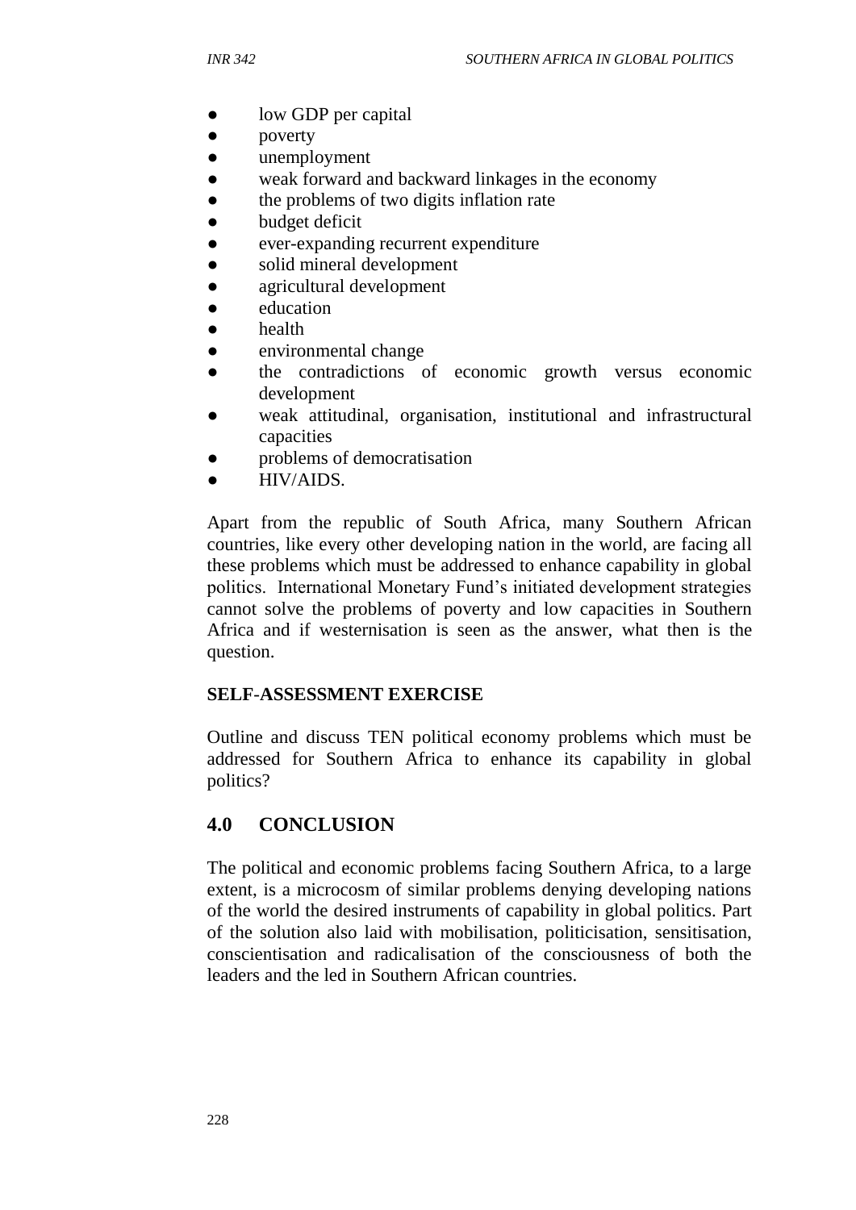- low GDP per capital
- poverty
- unemployment
- weak forward and backward linkages in the economy
- the problems of two digits inflation rate
- budget deficit
- ever-expanding recurrent expenditure
- solid mineral development
- agricultural development
- education
- health
- environmental change
- the contradictions of economic growth versus economic development
- weak attitudinal, organisation, institutional and infrastructural capacities
- problems of democratisation
- HIV/AIDS.

Apart from the republic of South Africa, many Southern African countries, like every other developing nation in the world, are facing all these problems which must be addressed to enhance capability in global politics. International Monetary Fund's initiated development strategies cannot solve the problems of poverty and low capacities in Southern Africa and if westernisation is seen as the answer, what then is the question.

**SELF-ASSESSMENT EXERCISE**

Outline and discuss TEN political economy problems which must be addressed for Southern Africa to enhance its capability in global politics?

## 4.0 CONCLUSION

The political and economic problems facing Southern Africa, to a large extent, is a microcosm of similar problems denying developing nations of the world the desired instruments of capability in global politics. Part of the solution also laid with mobilisation, politicisation, sensitisation, conscientisation and radicalisation of the consciousness of both the leaders and the led in Southern African countries.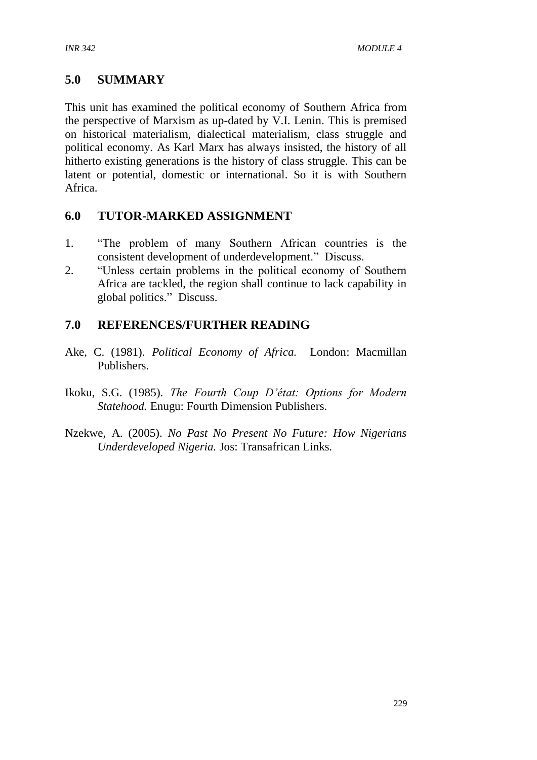## 5.0 SUMMARY

This unit has examined the political economy of Southern Africa from the perspective of Marxism as up-dated by V.I. Lenin. This is premised on historical materialism, dialectical materialism, class struggle and political economy. As Karl Marx has always insisted, the history of all hitherto existing generations is the history of class struggle. This can be latent or potential, domestic or international. So it is with Southern Africa.

## 6.0 TUTOR-MARKED ASSIGNMENT

1. "The problem of many Southern African countries is the consistent development of underdevelopment." Discuss.
2. "Unless certain problems in the political economy of Southern Africa are tackled, the region shall continue to lack capability in global politics." Discuss.

## 7.0 REFERENCES/FURTHER READING

Ake, C. (1981). *Political Economy of Africa.* London: Macmillan Publishers.

Ikoku, S.G. (1985). *The Fourth Coup D'état: Options for Modern Statehood.* Enugu: Fourth Dimension Publishers.

Nzekwe, A. (2005). *No Past No Present No Future: How Nigerians Underdeveloped Nigeria.* Jos: Transafrican Links.